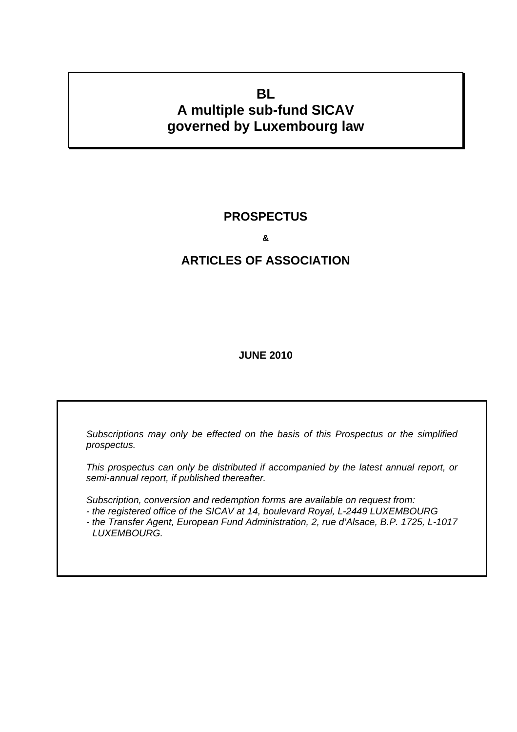# BL
# A multiple sub-fund SICAV governed by Luxembourg law

## PROSPECTUS

&

## ARTICLES OF ASSOCIATION

**JUNE 2010**

*Subscriptions may only be effected on the basis of this Prospectus or the simplified prospectus.*

*This prospectus can only be distributed if accompanied by the latest annual report, or semi-annual report, if published thereafter.*

*Subscription, conversion and redemption forms are available on request from:*
*- the registered office of the SICAV at 14, boulevard Royal, L-2449 LUXEMBOURG*
*- the Transfer Agent, European Fund Administration, 2, rue d'Alsace, B.P. 1725, L-1017 LUXEMBOURG.*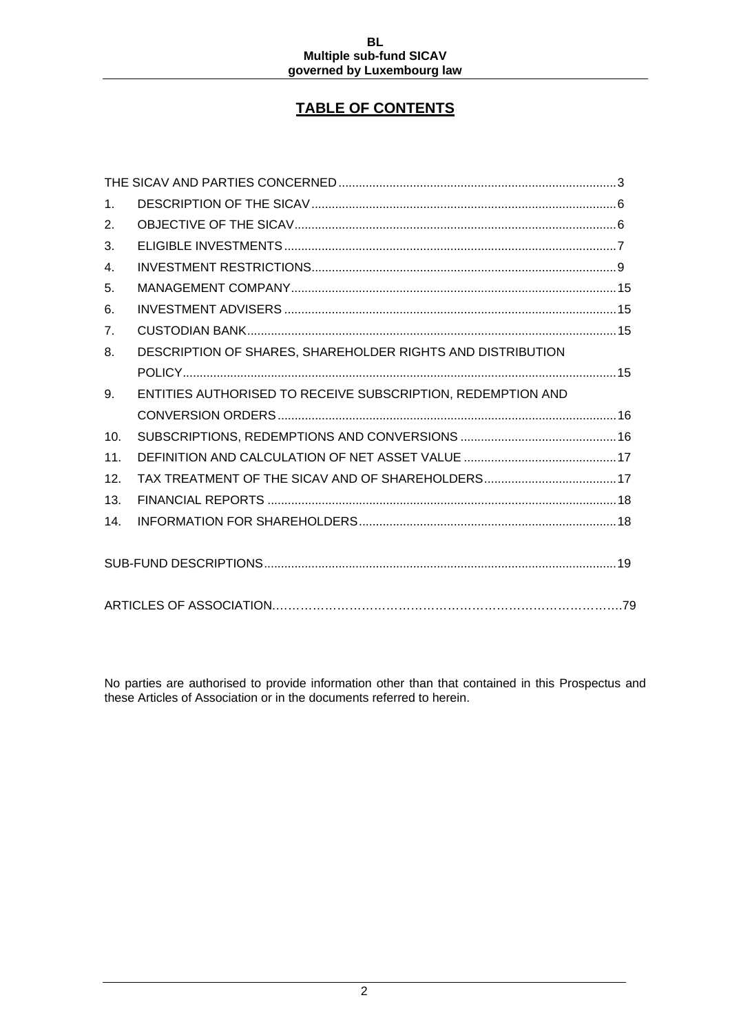# TABLE OF CONTENTS

THE SICAV AND PARTIES CONCERNED ..... 3

1. DESCRIPTION OF THE SICAV ..... 6
2. OBJECTIVE OF THE SICAV ..... 6
3. ELIGIBLE INVESTMENTS ..... 7
4. INVESTMENT RESTRICTIONS ..... 9
5. MANAGEMENT COMPANY ..... 15
6. INVESTMENT ADVISERS ..... 15
7. CUSTODIAN BANK ..... 15
8. DESCRIPTION OF SHARES, SHAREHOLDER RIGHTS AND DISTRIBUTION POLICY ..... 15
9. ENTITIES AUTHORISED TO RECEIVE SUBSCRIPTION, REDEMPTION AND CONVERSION ORDERS ..... 16
10. SUBSCRIPTIONS, REDEMPTIONS AND CONVERSIONS ..... 16
11. DEFINITION AND CALCULATION OF NET ASSET VALUE ..... 17
12. TAX TREATMENT OF THE SICAV AND OF SHAREHOLDERS ..... 17
13. FINANCIAL REPORTS ..... 18
14. INFORMATION FOR SHAREHOLDERS ..... 18

SUB-FUND DESCRIPTIONS ..... 19

ARTICLES OF ASSOCIATION ..... 79

No parties are authorised to provide information other than that contained in this Prospectus and these Articles of Association or in the documents referred to herein.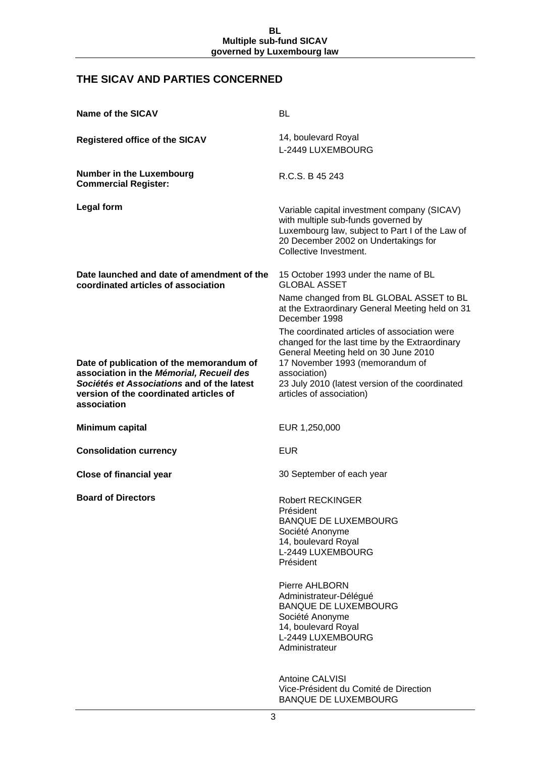## THE SICAV AND PARTIES CONCERNED

| | |
|---|---|
| **Name of the SICAV** | BL |
| **Registered office of the SICAV** | 14, boulevard Royal<br>L-2449 LUXEMBOURG |
| **Number in the Luxembourg Commercial Register:** | R.C.S. B 45 243 |
| **Legal form** | Variable capital investment company (SICAV) with multiple sub-funds governed by Luxembourg law, subject to Part I of the Law of 20 December 2002 on Undertakings for Collective Investment. |
| **Date launched and date of amendment of the coordinated articles of association** | 15 October 1993 under the name of BL GLOBAL ASSET<br>Name changed from BL GLOBAL ASSET to BL at the Extraordinary General Meeting held on 31 December 1998<br>The coordinated articles of association were changed for the last time by the Extraordinary General Meeting held on 30 June 2010 |
| **Date of publication of the memorandum of association in the *Mémorial, Recueil des Sociétés et Associations* and of the latest version of the coordinated articles of association** | 17 November 1993 (memorandum of association)<br>23 July 2010 (latest version of the coordinated articles of association) |
| **Minimum capital** | EUR 1,250,000 |
| **Consolidation currency** | EUR |
| **Close of financial year** | 30 September of each year |
| **Board of Directors** | Robert RECKINGER<br>Président<br>BANQUE DE LUXEMBOURG<br>Société Anonyme<br>14, boulevard Royal<br>L-2449 LUXEMBOURG<br>Président<br><br>Pierre AHLBORN<br>Administrateur-Délégué<br>BANQUE DE LUXEMBOURG<br>Société Anonyme<br>14, boulevard Royal<br>L-2449 LUXEMBOURG<br>Administrateur<br><br>Antoine CALVISI<br>Vice-Président du Comité de Direction<br>BANQUE DE LUXEMBOURG |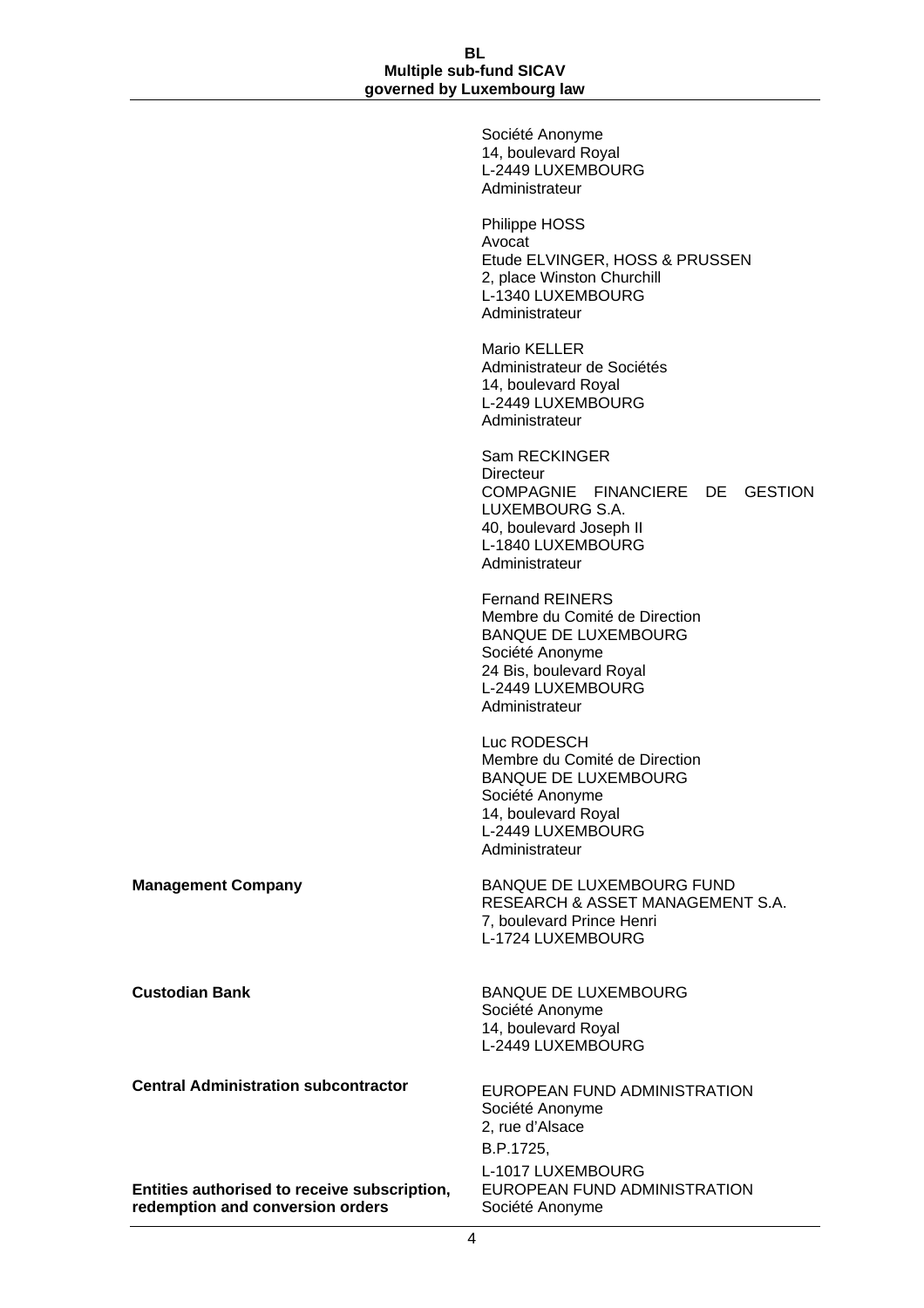Société Anonyme
14, boulevard Royal
L-2449 LUXEMBOURG
Administrateur

Philippe HOSS
Avocat
Etude ELVINGER, HOSS & PRUSSEN
2, place Winston Churchill
L-1340 LUXEMBOURG
Administrateur

Mario KELLER
Administrateur de Sociétés
14, boulevard Royal
L-2449 LUXEMBOURG
Administrateur

Sam RECKINGER
Directeur
COMPAGNIE FINANCIERE DE GESTION LUXEMBOURG S.A.
40, boulevard Joseph II
L-1840 LUXEMBOURG
Administrateur

Fernand REINERS
Membre du Comité de Direction
BANQUE DE LUXEMBOURG
Société Anonyme
24 Bis, boulevard Royal
L-2449 LUXEMBOURG
Administrateur

Luc RODESCH
Membre du Comité de Direction
BANQUE DE LUXEMBOURG
Société Anonyme
14, boulevard Royal
L-2449 LUXEMBOURG
Administrateur

**Management Company**

BANQUE DE LUXEMBOURG FUND RESEARCH & ASSET MANAGEMENT S.A.
7, boulevard Prince Henri
L-1724 LUXEMBOURG

**Custodian Bank**

BANQUE DE LUXEMBOURG
Société Anonyme
14, boulevard Royal
L-2449 LUXEMBOURG

**Central Administration subcontractor**

EUROPEAN FUND ADMINISTRATION
Société Anonyme
2, rue d'Alsace
B.P.1725,
L-1017 LUXEMBOURG

**Entities authorised to receive subscription, redemption and conversion orders**

EUROPEAN FUND ADMINISTRATION
Société Anonyme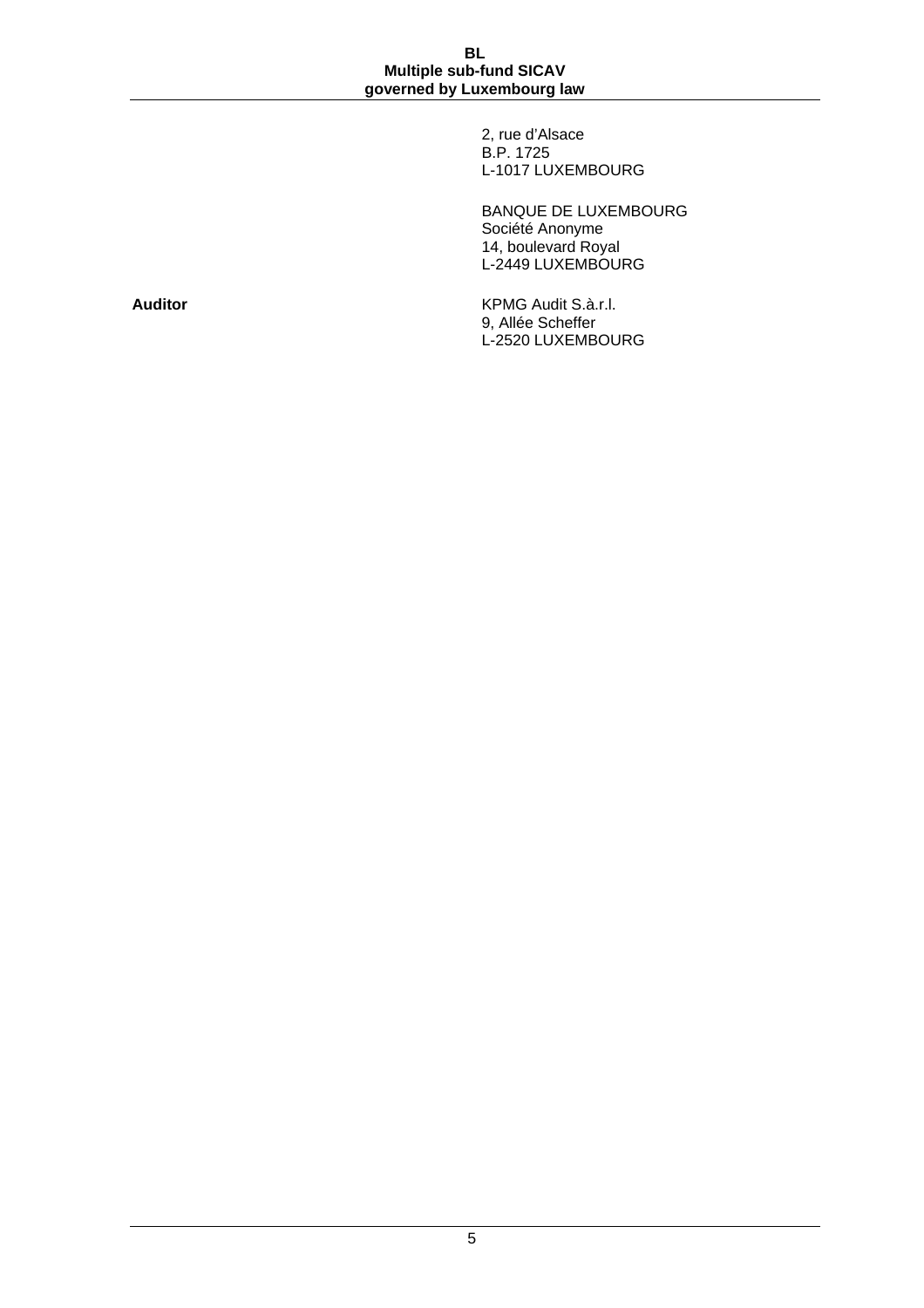2, rue d'Alsace
B.P. 1725
L-1017 LUXEMBOURG

BANQUE DE LUXEMBOURG
Société Anonyme
14, boulevard Royal
L-2449 LUXEMBOURG

**Auditor**

KPMG Audit S.à.r.l.
9, Allée Scheffer
L-2520 LUXEMBOURG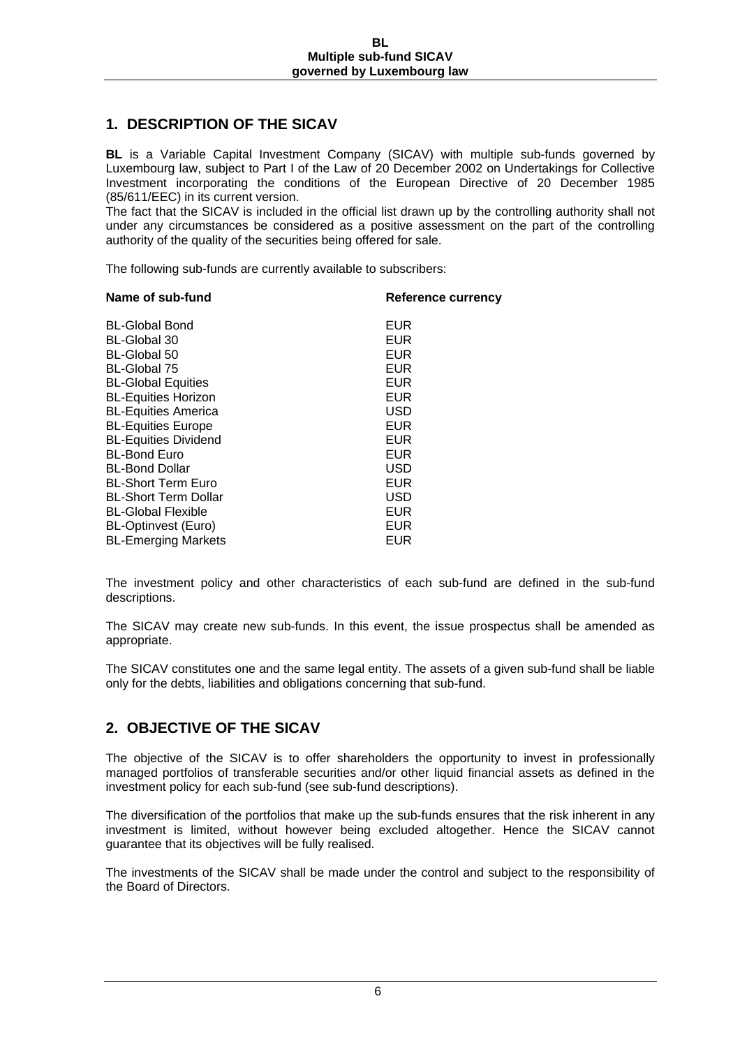## 1. DESCRIPTION OF THE SICAV

**BL** is a Variable Capital Investment Company (SICAV) with multiple sub-funds governed by Luxembourg law, subject to Part I of the Law of 20 December 2002 on Undertakings for Collective Investment incorporating the conditions of the European Directive of 20 December 1985 (85/611/EEC) in its current version.
The fact that the SICAV is included in the official list drawn up by the controlling authority shall not under any circumstances be considered as a positive assessment on the part of the controlling authority of the quality of the securities being offered for sale.

The following sub-funds are currently available to subscribers:

| Name of sub-fund | Reference currency |
|---|---|
| BL-Global Bond | EUR |
| BL-Global 30 | EUR |
| BL-Global 50 | EUR |
| BL-Global 75 | EUR |
| BL-Global Equities | EUR |
| BL-Equities Horizon | EUR |
| BL-Equities America | USD |
| BL-Equities Europe | EUR |
| BL-Equities Dividend | EUR |
| BL-Bond Euro | EUR |
| BL-Bond Dollar | USD |
| BL-Short Term Euro | EUR |
| BL-Short Term Dollar | USD |
| BL-Global Flexible | EUR |
| BL-Optinvest (Euro) | EUR |
| BL-Emerging Markets | EUR |

The investment policy and other characteristics of each sub-fund are defined in the sub-fund descriptions.

The SICAV may create new sub-funds. In this event, the issue prospectus shall be amended as appropriate.

The SICAV constitutes one and the same legal entity. The assets of a given sub-fund shall be liable only for the debts, liabilities and obligations concerning that sub-fund.

## 2. OBJECTIVE OF THE SICAV

The objective of the SICAV is to offer shareholders the opportunity to invest in professionally managed portfolios of transferable securities and/or other liquid financial assets as defined in the investment policy for each sub-fund (see sub-fund descriptions).

The diversification of the portfolios that make up the sub-funds ensures that the risk inherent in any investment is limited, without however being excluded altogether. Hence the SICAV cannot guarantee that its objectives will be fully realised.

The investments of the SICAV shall be made under the control and subject to the responsibility of the Board of Directors.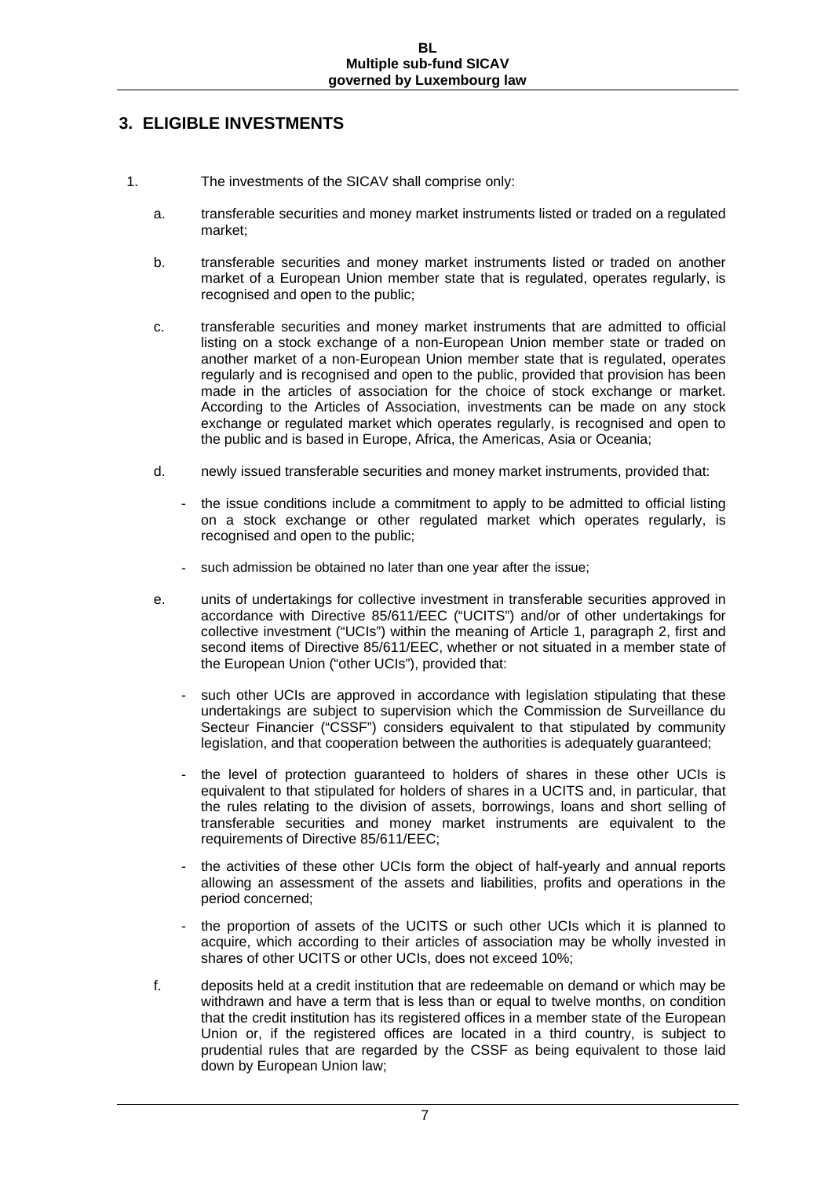## 3. ELIGIBLE INVESTMENTS

1. The investments of the SICAV shall comprise only:

   a. transferable securities and money market instruments listed or traded on a regulated market;

   b. transferable securities and money market instruments listed or traded on another market of a European Union member state that is regulated, operates regularly, is recognised and open to the public;

   c. transferable securities and money market instruments that are admitted to official listing on a stock exchange of a non-European Union member state or traded on another market of a non-European Union member state that is regulated, operates regularly and is recognised and open to the public, provided that provision has been made in the articles of association for the choice of stock exchange or market. According to the Articles of Association, investments can be made on any stock exchange or regulated market which operates regularly, is recognised and open to the public and is based in Europe, Africa, the Americas, Asia or Oceania;

   d. newly issued transferable securities and money market instruments, provided that:

      - the issue conditions include a commitment to apply to be admitted to official listing on a stock exchange or other regulated market which operates regularly, is recognised and open to the public;
      - such admission be obtained no later than one year after the issue;

   e. units of undertakings for collective investment in transferable securities approved in accordance with Directive 85/611/EEC ("UCITS") and/or of other undertakings for collective investment ("UCIs") within the meaning of Article 1, paragraph 2, first and second items of Directive 85/611/EEC, whether or not situated in a member state of the European Union ("other UCIs"), provided that:

      - such other UCIs are approved in accordance with legislation stipulating that these undertakings are subject to supervision which the Commission de Surveillance du Secteur Financier ("CSSF") considers equivalent to that stipulated by community legislation, and that cooperation between the authorities is adequately guaranteed;
      - the level of protection guaranteed to holders of shares in these other UCIs is equivalent to that stipulated for holders of shares in a UCITS and, in particular, that the rules relating to the division of assets, borrowings, loans and short selling of transferable securities and money market instruments are equivalent to the requirements of Directive 85/611/EEC;
      - the activities of these other UCIs form the object of half-yearly and annual reports allowing an assessment of the assets and liabilities, profits and operations in the period concerned;
      - the proportion of assets of the UCITS or such other UCIs which it is planned to acquire, which according to their articles of association may be wholly invested in shares of other UCITS or other UCIs, does not exceed 10%;

   f. deposits held at a credit institution that are redeemable on demand or which may be withdrawn and have a term that is less than or equal to twelve months, on condition that the credit institution has its registered offices in a member state of the European Union or, if the registered offices are located in a third country, is subject to prudential rules that are regarded by the CSSF as being equivalent to those laid down by European Union law;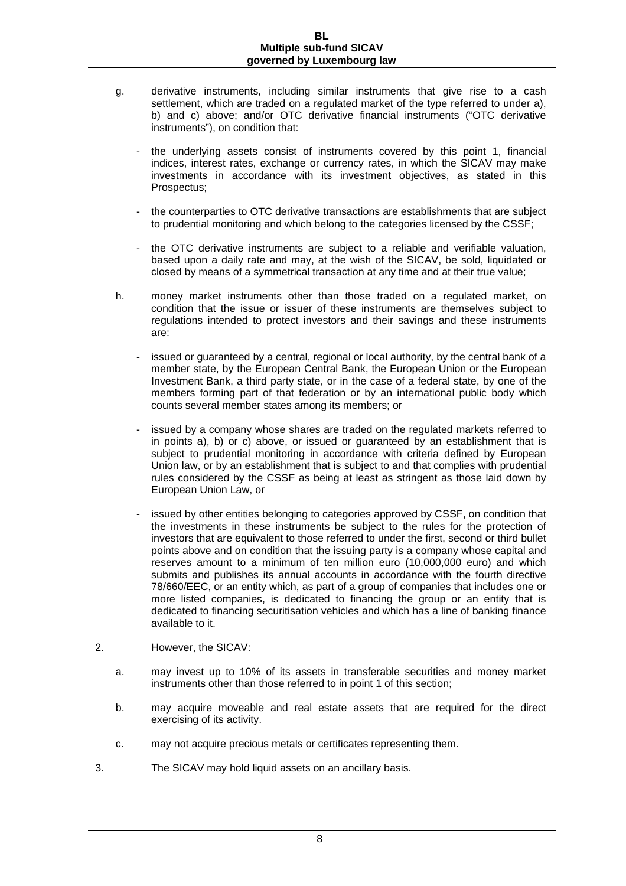g. derivative instruments, including similar instruments that give rise to a cash settlement, which are traded on a regulated market of the type referred to under a), b) and c) above; and/or OTC derivative financial instruments ("OTC derivative instruments"), on condition that:

   - the underlying assets consist of instruments covered by this point 1, financial indices, interest rates, exchange or currency rates, in which the SICAV may make investments in accordance with its investment objectives, as stated in this Prospectus;

   - the counterparties to OTC derivative transactions are establishments that are subject to prudential monitoring and which belong to the categories licensed by the CSSF;

   - the OTC derivative instruments are subject to a reliable and verifiable valuation, based upon a daily rate and may, at the wish of the SICAV, be sold, liquidated or closed by means of a symmetrical transaction at any time and at their true value;

h. money market instruments other than those traded on a regulated market, on condition that the issue or issuer of these instruments are themselves subject to regulations intended to protect investors and their savings and these instruments are:

   - issued or guaranteed by a central, regional or local authority, by the central bank of a member state, by the European Central Bank, the European Union or the European Investment Bank, a third party state, or in the case of a federal state, by one of the members forming part of that federation or by an international public body which counts several member states among its members; or

   - issued by a company whose shares are traded on the regulated markets referred to in points a), b) or c) above, or issued or guaranteed by an establishment that is subject to prudential monitoring in accordance with criteria defined by European Union law, or by an establishment that is subject to and that complies with prudential rules considered by the CSSF as being at least as stringent as those laid down by European Union Law, or

   - issued by other entities belonging to categories approved by CSSF, on condition that the investments in these instruments be subject to the rules for the protection of investors that are equivalent to those referred to under the first, second or third bullet points above and on condition that the issuing party is a company whose capital and reserves amount to a minimum of ten million euro (10,000,000 euro) and which submits and publishes its annual accounts in accordance with the fourth directive 78/660/EEC, or an entity which, as part of a group of companies that includes one or more listed companies, is dedicated to financing the group or an entity that is dedicated to financing securitisation vehicles and which has a line of banking finance available to it.

2. However, the SICAV:

   a. may invest up to 10% of its assets in transferable securities and money market instruments other than those referred to in point 1 of this section;

   b. may acquire moveable and real estate assets that are required for the direct exercising of its activity.

   c. may not acquire precious metals or certificates representing them.

3. The SICAV may hold liquid assets on an ancillary basis.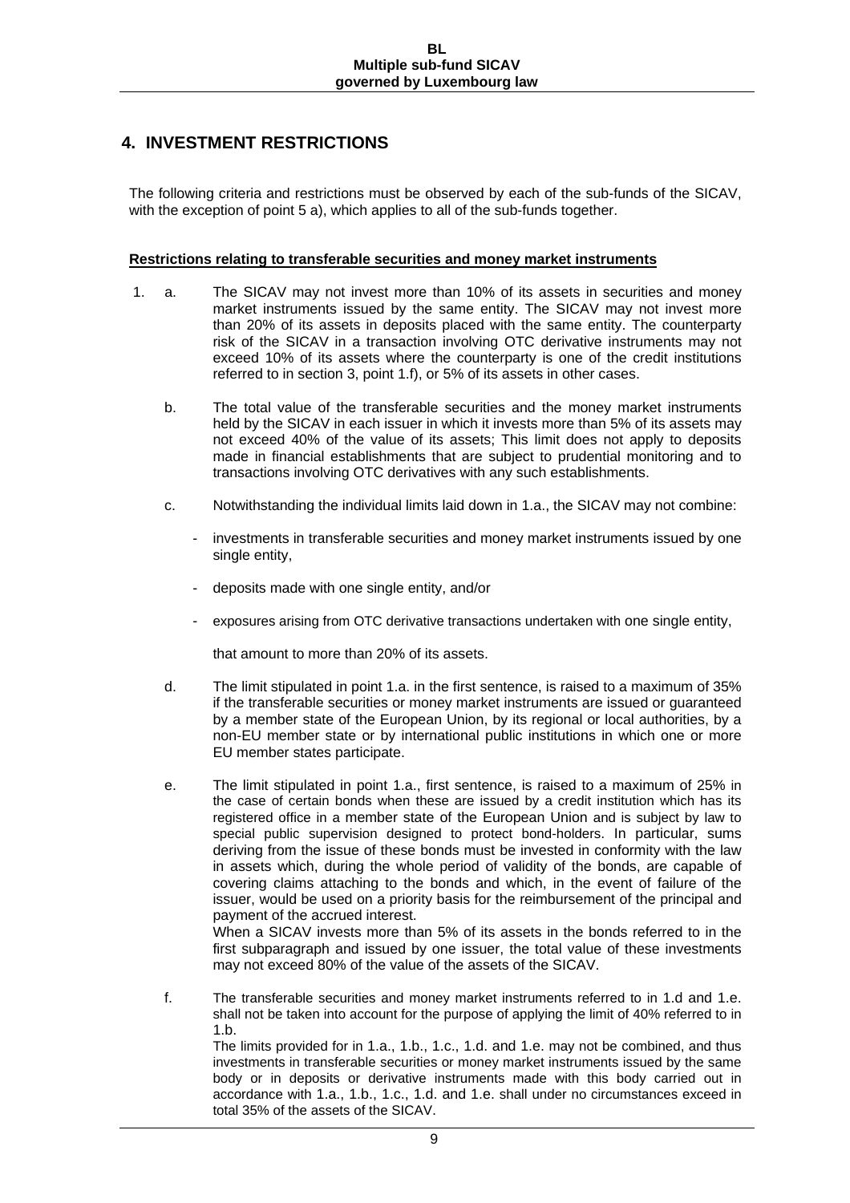## 4. INVESTMENT RESTRICTIONS

The following criteria and restrictions must be observed by each of the sub-funds of the SICAV, with the exception of point 5 a), which applies to all of the sub-funds together.

**Restrictions relating to transferable securities and money market instruments**

1. a. The SICAV may not invest more than 10% of its assets in securities and money market instruments issued by the same entity. The SICAV may not invest more than 20% of its assets in deposits placed with the same entity. The counterparty risk of the SICAV in a transaction involving OTC derivative instruments may not exceed 10% of its assets where the counterparty is one of the credit institutions referred to in section 3, point 1.f), or 5% of its assets in other cases.

   b. The total value of the transferable securities and the money market instruments held by the SICAV in each issuer in which it invests more than 5% of its assets may not exceed 40% of the value of its assets; This limit does not apply to deposits made in financial establishments that are subject to prudential monitoring and to transactions involving OTC derivatives with any such establishments.

   c. Notwithstanding the individual limits laid down in 1.a., the SICAV may not combine:

      - investments in transferable securities and money market instruments issued by one single entity,
      - deposits made with one single entity, and/or
      - exposures arising from OTC derivative transactions undertaken with one single entity,

      that amount to more than 20% of its assets.

   d. The limit stipulated in point 1.a. in the first sentence, is raised to a maximum of 35% if the transferable securities or money market instruments are issued or guaranteed by a member state of the European Union, by its regional or local authorities, by a non-EU member state or by international public institutions in which one or more EU member states participate.

   e. The limit stipulated in point 1.a., first sentence, is raised to a maximum of 25% in the case of certain bonds when these are issued by a credit institution which has its registered office in a member state of the European Union and is subject by law to special public supervision designed to protect bond-holders. In particular, sums deriving from the issue of these bonds must be invested in conformity with the law in assets which, during the whole period of validity of the bonds, are capable of covering claims attaching to the bonds and which, in the event of failure of the issuer, would be used on a priority basis for the reimbursement of the principal and payment of the accrued interest.
      When a SICAV invests more than 5% of its assets in the bonds referred to in the first subparagraph and issued by one issuer, the total value of these investments may not exceed 80% of the value of the assets of the SICAV.

   f. The transferable securities and money market instruments referred to in 1.d and 1.e. shall not be taken into account for the purpose of applying the limit of 40% referred to in 1.b.
      The limits provided for in 1.a., 1.b., 1.c., 1.d. and 1.e. may not be combined, and thus investments in transferable securities or money market instruments issued by the same body or in deposits or derivative instruments made with this body carried out in accordance with 1.a., 1.b., 1.c., 1.d. and 1.e. shall under no circumstances exceed in total 35% of the assets of the SICAV.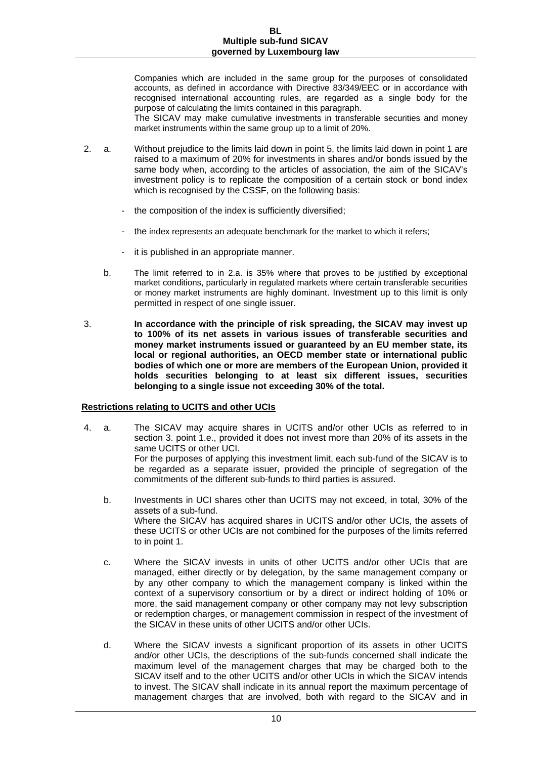Companies which are included in the same group for the purposes of consolidated accounts, as defined in accordance with Directive 83/349/EEC or in accordance with recognised international accounting rules, are regarded as a single body for the purpose of calculating the limits contained in this paragraph.

The SICAV may make cumulative investments in transferable securities and money market instruments within the same group up to a limit of 20%.

2. a. Without prejudice to the limits laid down in point 5, the limits laid down in point 1 are raised to a maximum of 20% for investments in shares and/or bonds issued by the same body when, according to the articles of association, the aim of the SICAV's investment policy is to replicate the composition of a certain stock or bond index which is recognised by the CSSF, on the following basis:

   - the composition of the index is sufficiently diversified;
   - the index represents an adequate benchmark for the market to which it refers;
   - it is published in an appropriate manner.

   b. The limit referred to in 2.a. is 35% where that proves to be justified by exceptional market conditions, particularly in regulated markets where certain transferable securities or money market instruments are highly dominant. Investment up to this limit is only permitted in respect of one single issuer.

3. **In accordance with the principle of risk spreading, the SICAV may invest up to 100% of its net assets in various issues of transferable securities and money market instruments issued or guaranteed by an EU member state, its local or regional authorities, an OECD member state or international public bodies of which one or more are members of the European Union, provided it holds securities belonging to at least six different issues, securities belonging to a single issue not exceeding 30% of the total.**

**Restrictions relating to UCITS and other UCIs**

4. a. The SICAV may acquire shares in UCITS and/or other UCIs as referred to in section 3. point 1.e., provided it does not invest more than 20% of its assets in the same UCITS or other UCI.

   For the purposes of applying this investment limit, each sub-fund of the SICAV is to be regarded as a separate issuer, provided the principle of segregation of the commitments of the different sub-funds to third parties is assured.

   b. Investments in UCI shares other than UCITS may not exceed, in total, 30% of the assets of a sub-fund.

   Where the SICAV has acquired shares in UCITS and/or other UCIs, the assets of these UCITS or other UCIs are not combined for the purposes of the limits referred to in point 1.

   c. Where the SICAV invests in units of other UCITS and/or other UCIs that are managed, either directly or by delegation, by the same management company or by any other company to which the management company is linked within the context of a supervisory consortium or by a direct or indirect holding of 10% or more, the said management company or other company may not levy subscription or redemption charges, or management commission in respect of the investment of the SICAV in these units of other UCITS and/or other UCIs.

   d. Where the SICAV invests a significant proportion of its assets in other UCITS and/or other UCIs, the descriptions of the sub-funds concerned shall indicate the maximum level of the management charges that may be charged both to the SICAV itself and to the other UCITS and/or other UCIs in which the SICAV intends to invest. The SICAV shall indicate in its annual report the maximum percentage of management charges that are involved, both with regard to the SICAV and in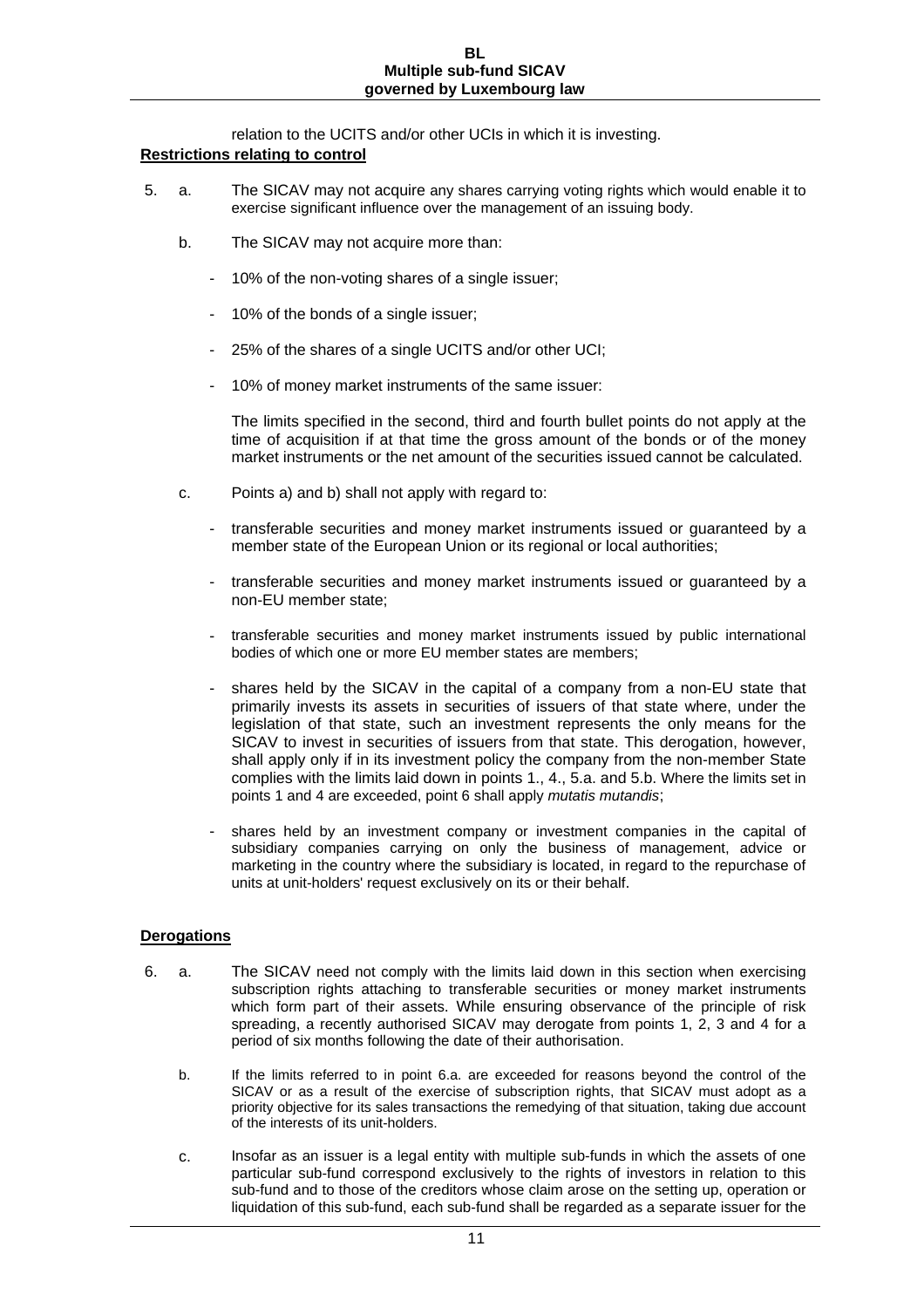relation to the UCITS and/or other UCIs in which it is investing.

**Restrictions relating to control**

5. a. The SICAV may not acquire any shares carrying voting rights which would enable it to exercise significant influence over the management of an issuing body.

   b. The SICAV may not acquire more than:

      - 10% of the non-voting shares of a single issuer;
      - 10% of the bonds of a single issuer;
      - 25% of the shares of a single UCITS and/or other UCI;
      - 10% of money market instruments of the same issuer:

      The limits specified in the second, third and fourth bullet points do not apply at the time of acquisition if at that time the gross amount of the bonds or of the money market instruments or the net amount of the securities issued cannot be calculated.

   c. Points a) and b) shall not apply with regard to:

      - transferable securities and money market instruments issued or guaranteed by a member state of the European Union or its regional or local authorities;
      - transferable securities and money market instruments issued or guaranteed by a non-EU member state;
      - transferable securities and money market instruments issued by public international bodies of which one or more EU member states are members;
      - shares held by the SICAV in the capital of a company from a non-EU state that primarily invests its assets in securities of issuers of that state where, under the legislation of that state, such an investment represents the only means for the SICAV to invest in securities of issuers from that state. This derogation, however, shall apply only if in its investment policy the company from the non-member State complies with the limits laid down in points 1., 4., 5.a. and 5.b. Where the limits set in points 1 and 4 are exceeded, point 6 shall apply *mutatis mutandis*;
      - shares held by an investment company or investment companies in the capital of subsidiary companies carrying on only the business of management, advice or marketing in the country where the subsidiary is located, in regard to the repurchase of units at unit-holders' request exclusively on its or their behalf.

**Derogations**

6. a. The SICAV need not comply with the limits laid down in this section when exercising subscription rights attaching to transferable securities or money market instruments which form part of their assets. While ensuring observance of the principle of risk spreading, a recently authorised SICAV may derogate from points 1, 2, 3 and 4 for a period of six months following the date of their authorisation.

   b. If the limits referred to in point 6.a. are exceeded for reasons beyond the control of the SICAV or as a result of the exercise of subscription rights, that SICAV must adopt as a priority objective for its sales transactions the remedying of that situation, taking due account of the interests of its unit-holders.

   c. Insofar as an issuer is a legal entity with multiple sub-funds in which the assets of one particular sub-fund correspond exclusively to the rights of investors in relation to this sub-fund and to those of the creditors whose claim arose on the setting up, operation or liquidation of this sub-fund, each sub-fund shall be regarded as a separate issuer for the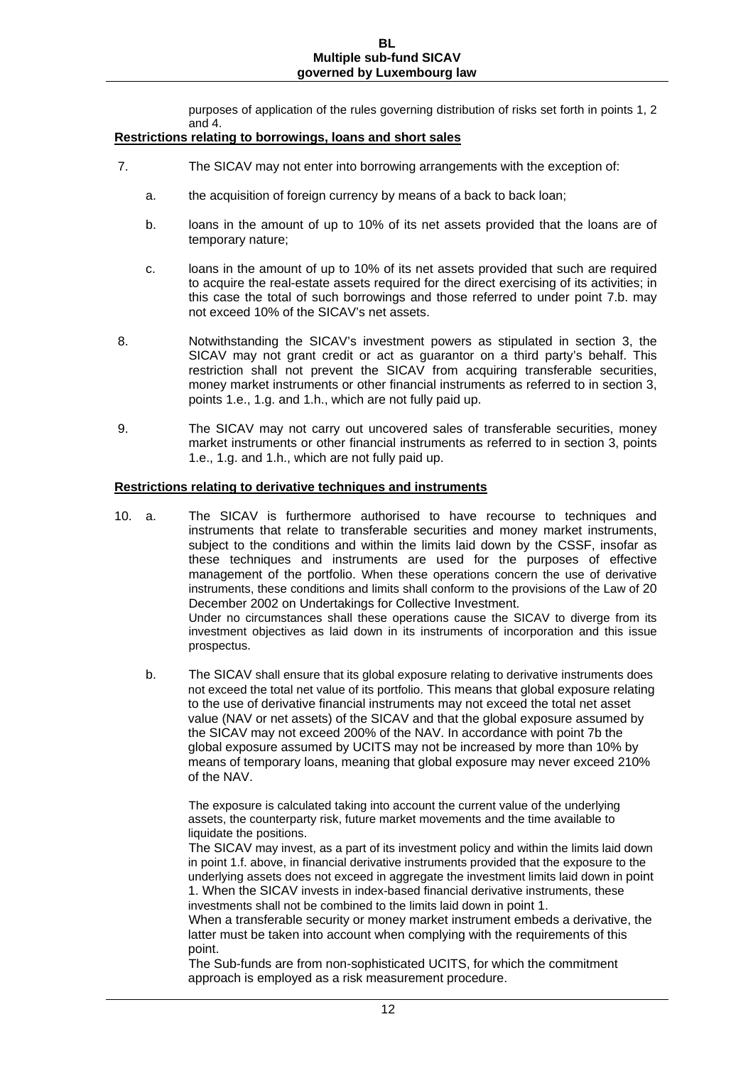purposes of application of the rules governing distribution of risks set forth in points 1, 2 and 4.

**Restrictions relating to borrowings, loans and short sales**

7. The SICAV may not enter into borrowing arrangements with the exception of:

   a. the acquisition of foreign currency by means of a back to back loan;

   b. loans in the amount of up to 10% of its net assets provided that the loans are of temporary nature;

   c. loans in the amount of up to 10% of its net assets provided that such are required to acquire the real-estate assets required for the direct exercising of its activities; in this case the total of such borrowings and those referred to under point 7.b. may not exceed 10% of the SICAV's net assets.

8. Notwithstanding the SICAV's investment powers as stipulated in section 3, the SICAV may not grant credit or act as guarantor on a third party's behalf. This restriction shall not prevent the SICAV from acquiring transferable securities, money market instruments or other financial instruments as referred to in section 3, points 1.e., 1.g. and 1.h., which are not fully paid up.

9. The SICAV may not carry out uncovered sales of transferable securities, money market instruments or other financial instruments as referred to in section 3, points 1.e., 1.g. and 1.h., which are not fully paid up.

**Restrictions relating to derivative techniques and instruments**

10. a. The SICAV is furthermore authorised to have recourse to techniques and instruments that relate to transferable securities and money market instruments, subject to the conditions and within the limits laid down by the CSSF, insofar as these techniques and instruments are used for the purposes of effective management of the portfolio. When these operations concern the use of derivative instruments, these conditions and limits shall conform to the provisions of the Law of 20 December 2002 on Undertakings for Collective Investment.
    Under no circumstances shall these operations cause the SICAV to diverge from its investment objectives as laid down in its instruments of incorporation and this issue prospectus.

    b. The SICAV shall ensure that its global exposure relating to derivative instruments does not exceed the total net value of its portfolio. This means that global exposure relating to the use of derivative financial instruments may not exceed the total net asset value (NAV or net assets) of the SICAV and that the global exposure assumed by the SICAV may not exceed 200% of the NAV. In accordance with point 7b the global exposure assumed by UCITS may not be increased by more than 10% by means of temporary loans, meaning that global exposure may never exceed 210% of the NAV.

    The exposure is calculated taking into account the current value of the underlying assets, the counterparty risk, future market movements and the time available to liquidate the positions.
    The SICAV may invest, as a part of its investment policy and within the limits laid down in point 1.f. above, in financial derivative instruments provided that the exposure to the underlying assets does not exceed in aggregate the investment limits laid down in point 1. When the SICAV invests in index-based financial derivative instruments, these investments shall not be combined to the limits laid down in point 1.
    When a transferable security or money market instrument embeds a derivative, the latter must be taken into account when complying with the requirements of this point.
    The Sub-funds are from non-sophisticated UCITS, for which the commitment approach is employed as a risk measurement procedure.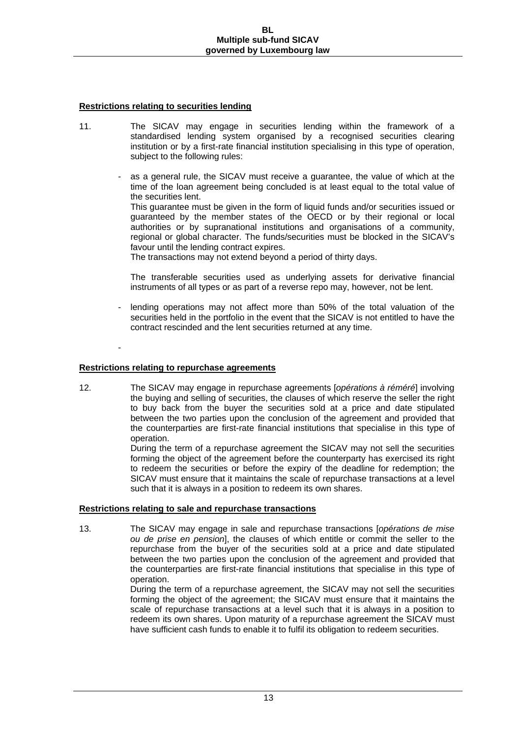**Restrictions relating to securities lending**

11. The SICAV may engage in securities lending within the framework of a standardised lending system organised by a recognised securities clearing institution or by a first-rate financial institution specialising in this type of operation, subject to the following rules:

    - as a general rule, the SICAV must receive a guarantee, the value of which at the time of the loan agreement being concluded is at least equal to the total value of the securities lent.
      This guarantee must be given in the form of liquid funds and/or securities issued or guaranteed by the member states of the OECD or by their regional or local authorities or by supranational institutions and organisations of a community, regional or global character. The funds/securities must be blocked in the SICAV's favour until the lending contract expires.
      The transactions may not extend beyond a period of thirty days.

      The transferable securities used as underlying assets for derivative financial instruments of all types or as part of a reverse repo may, however, not be lent.

    - lending operations may not affect more than 50% of the total valuation of the securities held in the portfolio in the event that the SICAV is not entitled to have the contract rescinded and the lent securities returned at any time.

    -

**Restrictions relating to repurchase agreements**

12. The SICAV may engage in repurchase agreements [*opérations à réméré*] involving the buying and selling of securities, the clauses of which reserve the seller the right to buy back from the buyer the securities sold at a price and date stipulated between the two parties upon the conclusion of the agreement and provided that the counterparties are first-rate financial institutions that specialise in this type of operation.
    During the term of a repurchase agreement the SICAV may not sell the securities forming the object of the agreement before the counterparty has exercised its right to redeem the securities or before the expiry of the deadline for redemption; the SICAV must ensure that it maintains the scale of repurchase transactions at a level such that it is always in a position to redeem its own shares.

**Restrictions relating to sale and repurchase transactions**

13. The SICAV may engage in sale and repurchase transactions [*opérations de mise ou de prise en pension*], the clauses of which entitle or commit the seller to the repurchase from the buyer of the securities sold at a price and date stipulated between the two parties upon the conclusion of the agreement and provided that the counterparties are first-rate financial institutions that specialise in this type of operation.
    During the term of a repurchase agreement, the SICAV may not sell the securities forming the object of the agreement; the SICAV must ensure that it maintains the scale of repurchase transactions at a level such that it is always in a position to redeem its own shares. Upon maturity of a repurchase agreement the SICAV must have sufficient cash funds to enable it to fulfil its obligation to redeem securities.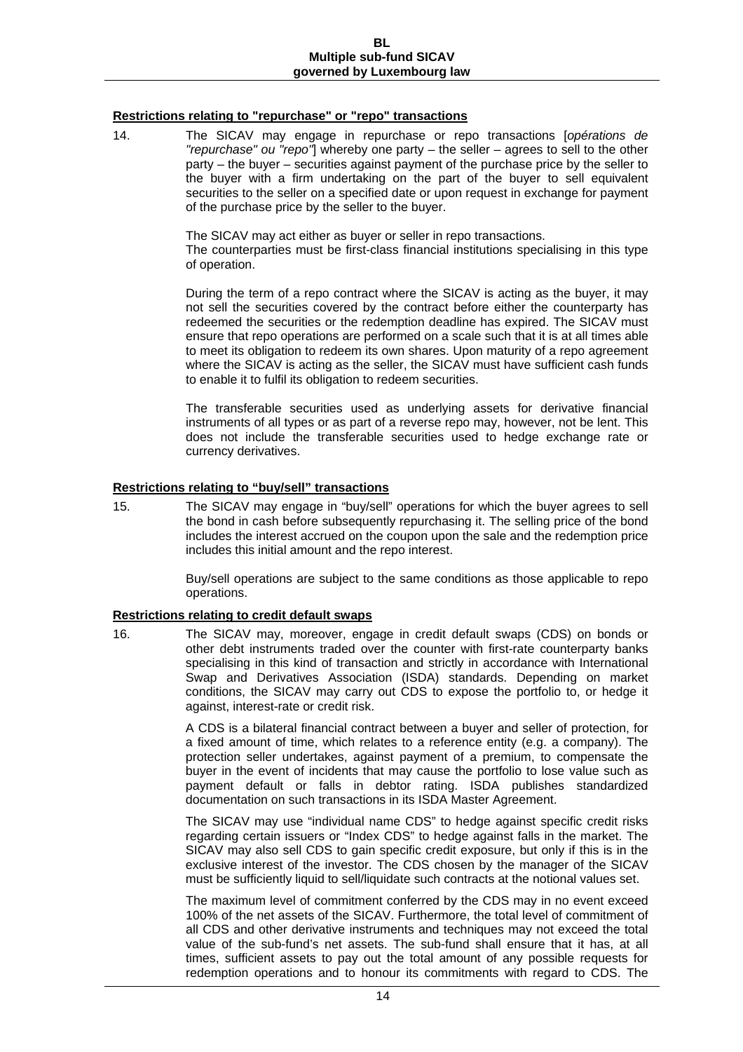**Restrictions relating to "repurchase" or "repo" transactions**

14. The SICAV may engage in repurchase or repo transactions [*opérations de "repurchase" ou "repo"*] whereby one party – the seller – agrees to sell to the other party – the buyer – securities against payment of the purchase price by the seller to the buyer with a firm undertaking on the part of the buyer to sell equivalent securities to the seller on a specified date or upon request in exchange for payment of the purchase price by the seller to the buyer.

 The SICAV may act either as buyer or seller in repo transactions.
 The counterparties must be first-class financial institutions specialising in this type of operation.

 During the term of a repo contract where the SICAV is acting as the buyer, it may not sell the securities covered by the contract before either the counterparty has redeemed the securities or the redemption deadline has expired. The SICAV must ensure that repo operations are performed on a scale such that it is at all times able to meet its obligation to redeem its own shares. Upon maturity of a repo agreement where the SICAV is acting as the seller, the SICAV must have sufficient cash funds to enable it to fulfil its obligation to redeem securities.

 The transferable securities used as underlying assets for derivative financial instruments of all types or as part of a reverse repo may, however, not be lent. This does not include the transferable securities used to hedge exchange rate or currency derivatives.

**Restrictions relating to "buy/sell" transactions**

15. The SICAV may engage in "buy/sell" operations for which the buyer agrees to sell the bond in cash before subsequently repurchasing it. The selling price of the bond includes the interest accrued on the coupon upon the sale and the redemption price includes this initial amount and the repo interest.

 Buy/sell operations are subject to the same conditions as those applicable to repo operations.

**Restrictions relating to credit default swaps**

16. The SICAV may, moreover, engage in credit default swaps (CDS) on bonds or other debt instruments traded over the counter with first-rate counterparty banks specialising in this kind of transaction and strictly in accordance with International Swap and Derivatives Association (ISDA) standards. Depending on market conditions, the SICAV may carry out CDS to expose the portfolio to, or hedge it against, interest-rate or credit risk.

 A CDS is a bilateral financial contract between a buyer and seller of protection, for a fixed amount of time, which relates to a reference entity (e.g. a company). The protection seller undertakes, against payment of a premium, to compensate the buyer in the event of incidents that may cause the portfolio to lose value such as payment default or falls in debtor rating. ISDA publishes standardized documentation on such transactions in its ISDA Master Agreement.

 The SICAV may use "individual name CDS" to hedge against specific credit risks regarding certain issuers or "Index CDS" to hedge against falls in the market. The SICAV may also sell CDS to gain specific credit exposure, but only if this is in the exclusive interest of the investor. The CDS chosen by the manager of the SICAV must be sufficiently liquid to sell/liquidate such contracts at the notional values set.

 The maximum level of commitment conferred by the CDS may in no event exceed 100% of the net assets of the SICAV. Furthermore, the total level of commitment of all CDS and other derivative instruments and techniques may not exceed the total value of the sub-fund's net assets. The sub-fund shall ensure that it has, at all times, sufficient assets to pay out the total amount of any possible requests for redemption operations and to honour its commitments with regard to CDS. The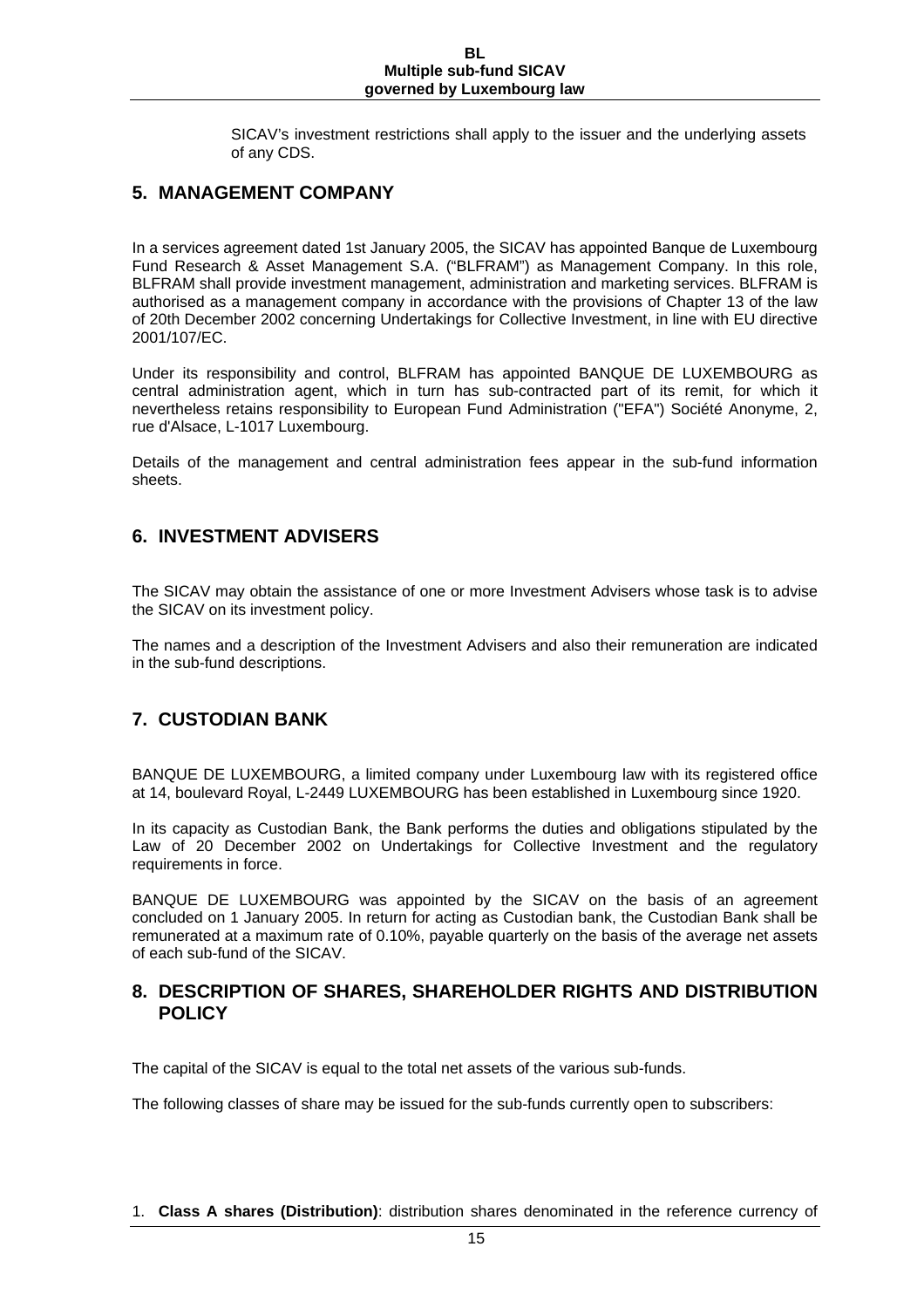SICAV's investment restrictions shall apply to the issuer and the underlying assets of any CDS.

## 5. MANAGEMENT COMPANY

In a services agreement dated 1st January 2005, the SICAV has appointed Banque de Luxembourg Fund Research & Asset Management S.A. ("BLFRAM") as Management Company. In this role, BLFRAM shall provide investment management, administration and marketing services. BLFRAM is authorised as a management company in accordance with the provisions of Chapter 13 of the law of 20th December 2002 concerning Undertakings for Collective Investment, in line with EU directive 2001/107/EC.

Under its responsibility and control, BLFRAM has appointed BANQUE DE LUXEMBOURG as central administration agent, which in turn has sub-contracted part of its remit, for which it nevertheless retains responsibility to European Fund Administration ("EFA") Société Anonyme, 2, rue d'Alsace, L-1017 Luxembourg.

Details of the management and central administration fees appear in the sub-fund information sheets.

## 6. INVESTMENT ADVISERS

The SICAV may obtain the assistance of one or more Investment Advisers whose task is to advise the SICAV on its investment policy.

The names and a description of the Investment Advisers and also their remuneration are indicated in the sub-fund descriptions.

## 7. CUSTODIAN BANK

BANQUE DE LUXEMBOURG, a limited company under Luxembourg law with its registered office at 14, boulevard Royal, L-2449 LUXEMBOURG has been established in Luxembourg since 1920.

In its capacity as Custodian Bank, the Bank performs the duties and obligations stipulated by the Law of 20 December 2002 on Undertakings for Collective Investment and the regulatory requirements in force.

BANQUE DE LUXEMBOURG was appointed by the SICAV on the basis of an agreement concluded on 1 January 2005. In return for acting as Custodian bank, the Custodian Bank shall be remunerated at a maximum rate of 0.10%, payable quarterly on the basis of the average net assets of each sub-fund of the SICAV.

## 8. DESCRIPTION OF SHARES, SHAREHOLDER RIGHTS AND DISTRIBUTION POLICY

The capital of the SICAV is equal to the total net assets of the various sub-funds.

The following classes of share may be issued for the sub-funds currently open to subscribers:

1. **Class A shares (Distribution)**: distribution shares denominated in the reference currency of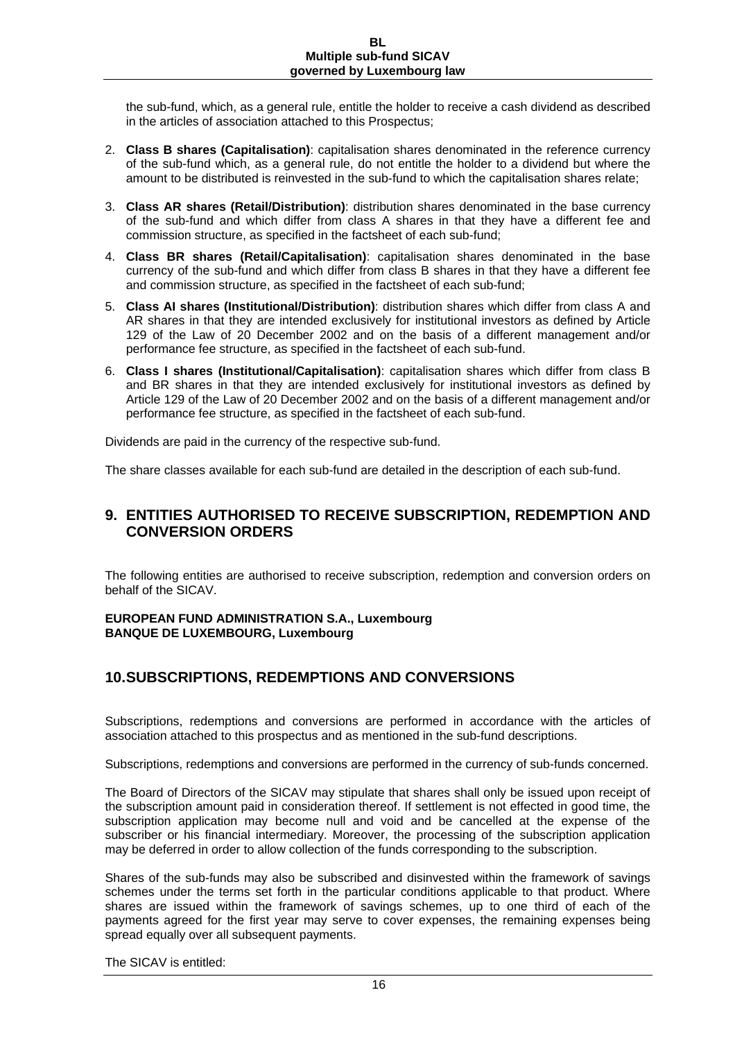the sub-fund, which, as a general rule, entitle the holder to receive a cash dividend as described in the articles of association attached to this Prospectus;

2. **Class B shares (Capitalisation)**: capitalisation shares denominated in the reference currency of the sub-fund which, as a general rule, do not entitle the holder to a dividend but where the amount to be distributed is reinvested in the sub-fund to which the capitalisation shares relate;
3. **Class AR shares (Retail/Distribution)**: distribution shares denominated in the base currency of the sub-fund and which differ from class A shares in that they have a different fee and commission structure, as specified in the factsheet of each sub-fund;
4. **Class BR shares (Retail/Capitalisation)**: capitalisation shares denominated in the base currency of the sub-fund and which differ from class B shares in that they have a different fee and commission structure, as specified in the factsheet of each sub-fund;
5. **Class AI shares (Institutional/Distribution)**: distribution shares which differ from class A and AR shares in that they are intended exclusively for institutional investors as defined by Article 129 of the Law of 20 December 2002 and on the basis of a different management and/or performance fee structure, as specified in the factsheet of each sub-fund.
6. **Class I shares (Institutional/Capitalisation)**: capitalisation shares which differ from class B and BR shares in that they are intended exclusively for institutional investors as defined by Article 129 of the Law of 20 December 2002 and on the basis of a different management and/or performance fee structure, as specified in the factsheet of each sub-fund.

Dividends are paid in the currency of the respective sub-fund.

The share classes available for each sub-fund are detailed in the description of each sub-fund.

## 9. ENTITIES AUTHORISED TO RECEIVE SUBSCRIPTION, REDEMPTION AND CONVERSION ORDERS

The following entities are authorised to receive subscription, redemption and conversion orders on behalf of the SICAV.

**EUROPEAN FUND ADMINISTRATION S.A., Luxembourg**
**BANQUE DE LUXEMBOURG, Luxembourg**

## 10.SUBSCRIPTIONS, REDEMPTIONS AND CONVERSIONS

Subscriptions, redemptions and conversions are performed in accordance with the articles of association attached to this prospectus and as mentioned in the sub-fund descriptions.

Subscriptions, redemptions and conversions are performed in the currency of sub-funds concerned.

The Board of Directors of the SICAV may stipulate that shares shall only be issued upon receipt of the subscription amount paid in consideration thereof. If settlement is not effected in good time, the subscription application may become null and void and be cancelled at the expense of the subscriber or his financial intermediary. Moreover, the processing of the subscription application may be deferred in order to allow collection of the funds corresponding to the subscription.

Shares of the sub-funds may also be subscribed and disinvested within the framework of savings schemes under the terms set forth in the particular conditions applicable to that product. Where shares are issued within the framework of savings schemes, up to one third of each of the payments agreed for the first year may serve to cover expenses, the remaining expenses being spread equally over all subsequent payments.

The SICAV is entitled: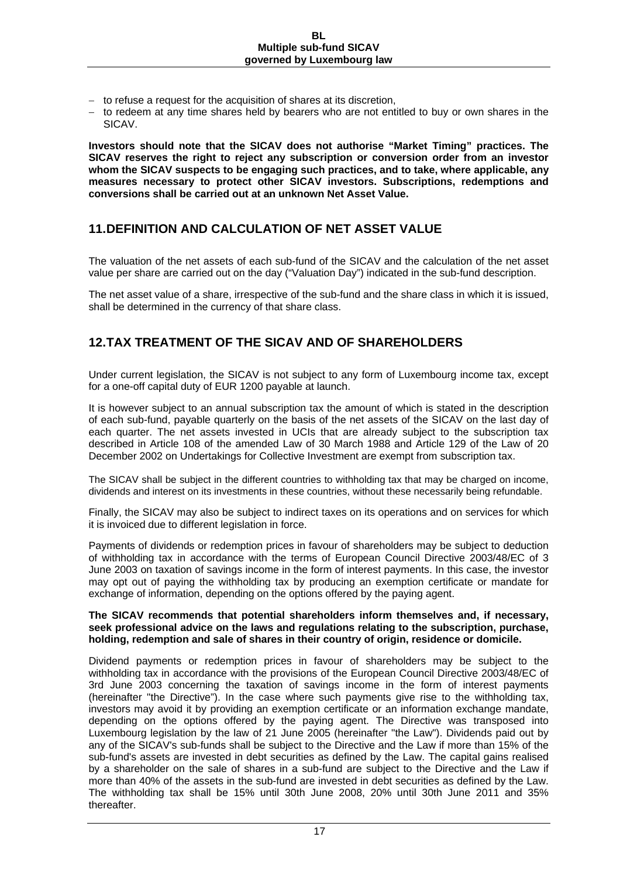- to refuse a request for the acquisition of shares at its discretion,
- to redeem at any time shares held by bearers who are not entitled to buy or own shares in the SICAV.

**Investors should note that the SICAV does not authorise "Market Timing" practices. The SICAV reserves the right to reject any subscription or conversion order from an investor whom the SICAV suspects to be engaging such practices, and to take, where applicable, any measures necessary to protect other SICAV investors. Subscriptions, redemptions and conversions shall be carried out at an unknown Net Asset Value.**

## 11. DEFINITION AND CALCULATION OF NET ASSET VALUE

The valuation of the net assets of each sub-fund of the SICAV and the calculation of the net asset value per share are carried out on the day ("Valuation Day") indicated in the sub-fund description.

The net asset value of a share, irrespective of the sub-fund and the share class in which it is issued, shall be determined in the currency of that share class.

## 12. TAX TREATMENT OF THE SICAV AND OF SHAREHOLDERS

Under current legislation, the SICAV is not subject to any form of Luxembourg income tax, except for a one-off capital duty of EUR 1200 payable at launch.

It is however subject to an annual subscription tax the amount of which is stated in the description of each sub-fund, payable quarterly on the basis of the net assets of the SICAV on the last day of each quarter. The net assets invested in UCIs that are already subject to the subscription tax described in Article 108 of the amended Law of 30 March 1988 and Article 129 of the Law of 20 December 2002 on Undertakings for Collective Investment are exempt from subscription tax.

The SICAV shall be subject in the different countries to withholding tax that may be charged on income, dividends and interest on its investments in these countries, without these necessarily being refundable.

Finally, the SICAV may also be subject to indirect taxes on its operations and on services for which it is invoiced due to different legislation in force.

Payments of dividends or redemption prices in favour of shareholders may be subject to deduction of withholding tax in accordance with the terms of European Council Directive 2003/48/EC of 3 June 2003 on taxation of savings income in the form of interest payments. In this case, the investor may opt out of paying the withholding tax by producing an exemption certificate or mandate for exchange of information, depending on the options offered by the paying agent.

**The SICAV recommends that potential shareholders inform themselves and, if necessary, seek professional advice on the laws and regulations relating to the subscription, purchase, holding, redemption and sale of shares in their country of origin, residence or domicile.**

Dividend payments or redemption prices in favour of shareholders may be subject to the withholding tax in accordance with the provisions of the European Council Directive 2003/48/EC of 3rd June 2003 concerning the taxation of savings income in the form of interest payments (hereinafter "the Directive"). In the case where such payments give rise to the withholding tax, investors may avoid it by providing an exemption certificate or an information exchange mandate, depending on the options offered by the paying agent. The Directive was transposed into Luxembourg legislation by the law of 21 June 2005 (hereinafter "the Law"). Dividends paid out by any of the SICAV's sub-funds shall be subject to the Directive and the Law if more than 15% of the sub-fund's assets are invested in debt securities as defined by the Law. The capital gains realised by a shareholder on the sale of shares in a sub-fund are subject to the Directive and the Law if more than 40% of the assets in the sub-fund are invested in debt securities as defined by the Law. The withholding tax shall be 15% until 30th June 2008, 20% until 30th June 2011 and 35% thereafter.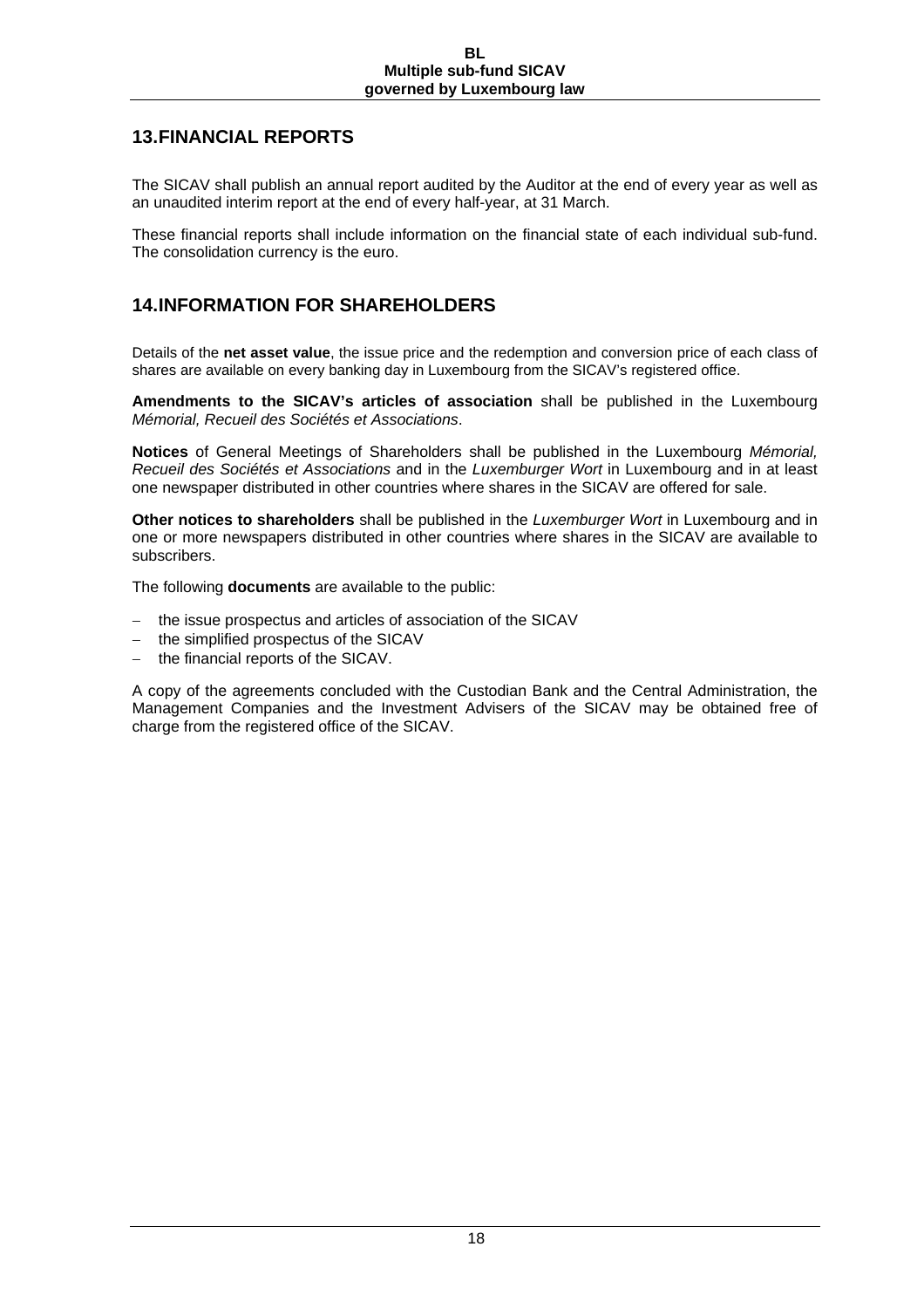## 13.FINANCIAL REPORTS

The SICAV shall publish an annual report audited by the Auditor at the end of every year as well as an unaudited interim report at the end of every half-year, at 31 March.

These financial reports shall include information on the financial state of each individual sub-fund. The consolidation currency is the euro.

## 14.INFORMATION FOR SHAREHOLDERS

Details of the **net asset value**, the issue price and the redemption and conversion price of each class of shares are available on every banking day in Luxembourg from the SICAV's registered office.

**Amendments to the SICAV's articles of association** shall be published in the Luxembourg *Mémorial, Recueil des Sociétés et Associations*.

**Notices** of General Meetings of Shareholders shall be published in the Luxembourg *Mémorial, Recueil des Sociétés et Associations* and in the *Luxemburger Wort* in Luxembourg and in at least one newspaper distributed in other countries where shares in the SICAV are offered for sale.

**Other notices to shareholders** shall be published in the *Luxemburger Wort* in Luxembourg and in one or more newspapers distributed in other countries where shares in the SICAV are available to subscribers.

The following **documents** are available to the public:

- the issue prospectus and articles of association of the SICAV
- the simplified prospectus of the SICAV
- the financial reports of the SICAV.

A copy of the agreements concluded with the Custodian Bank and the Central Administration, the Management Companies and the Investment Advisers of the SICAV may be obtained free of charge from the registered office of the SICAV.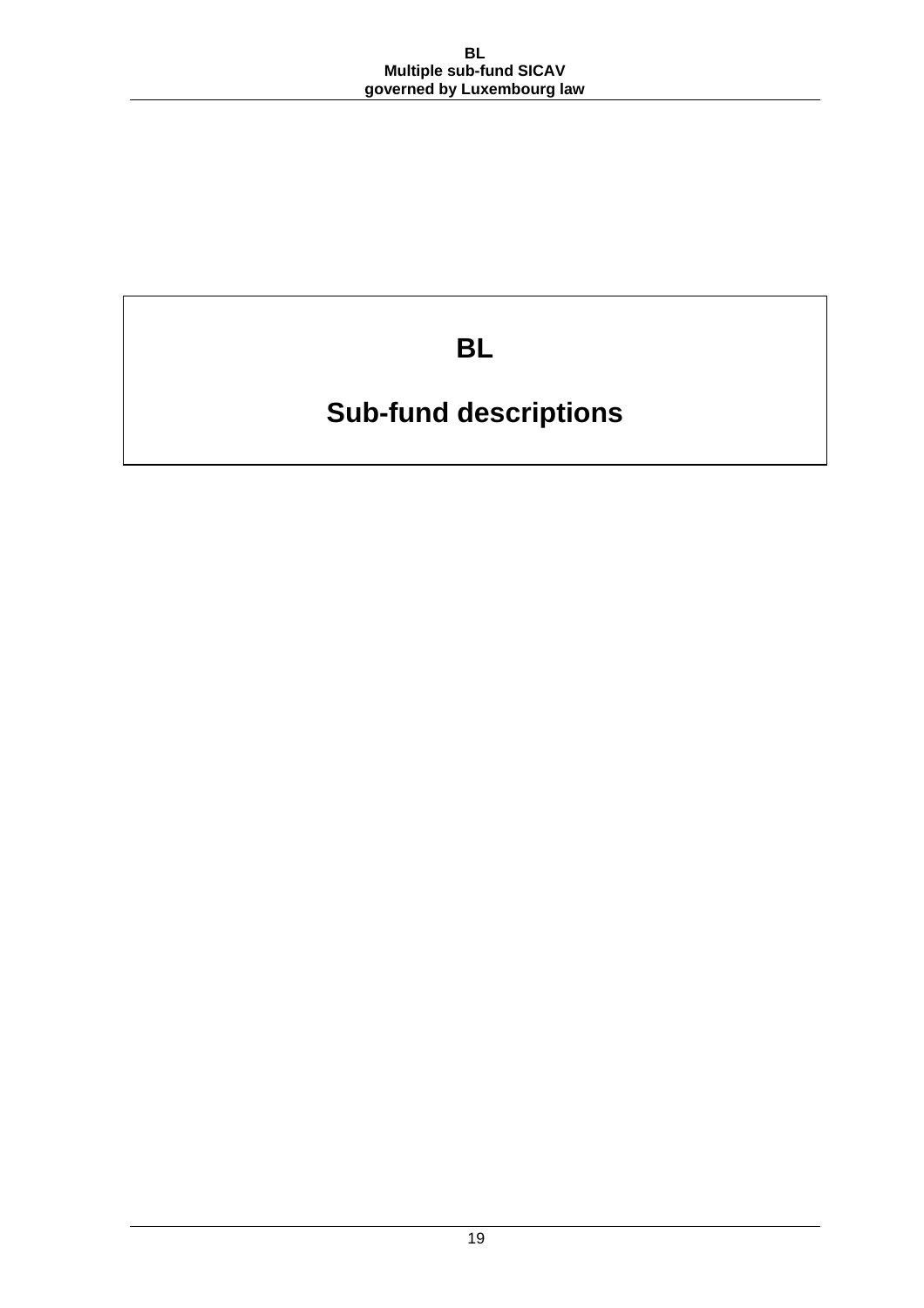# BL

# Sub-fund descriptions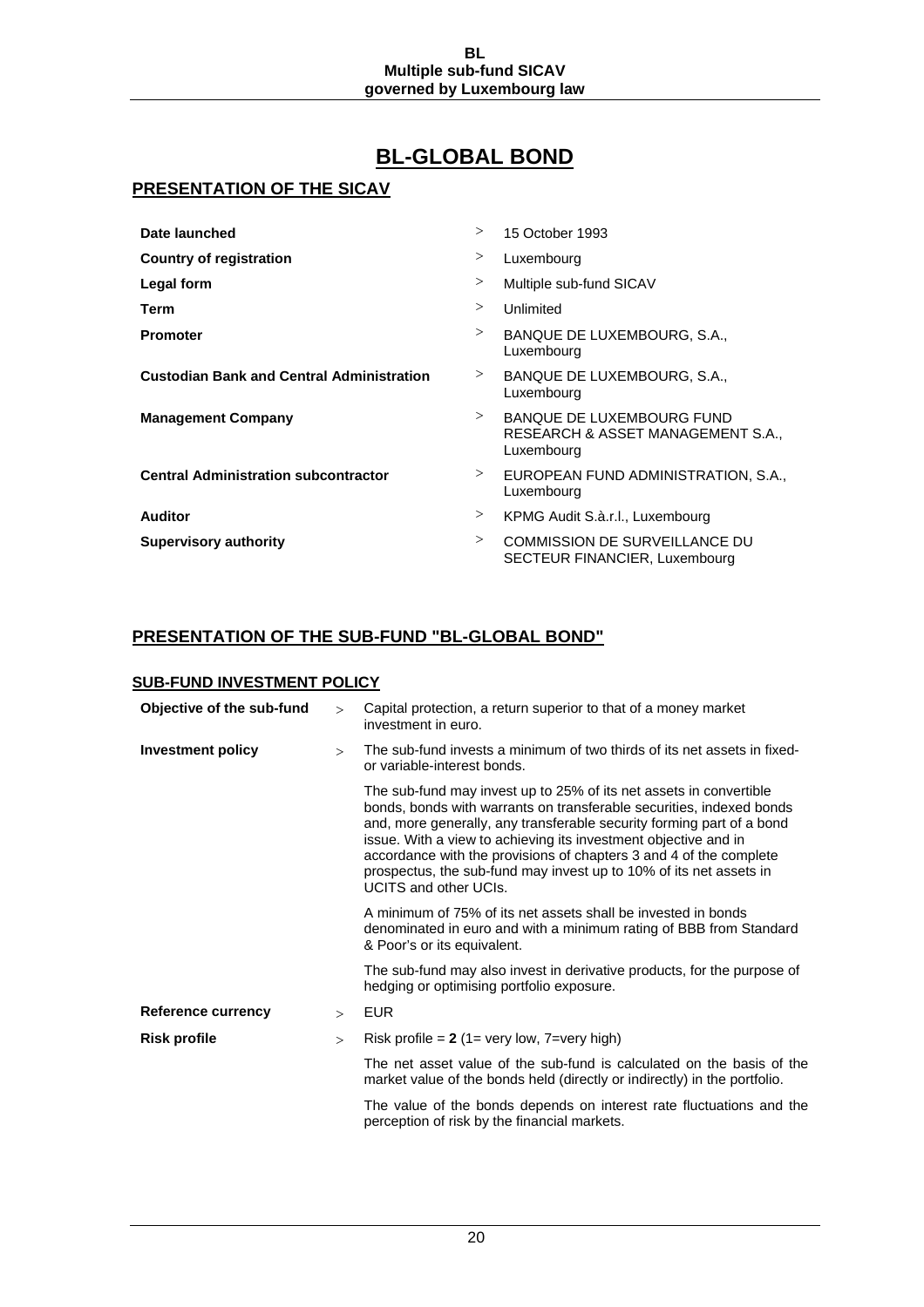# BL-GLOBAL BOND

## PRESENTATION OF THE SICAV

| | |
|---|---|
| **Date launched** | 15 October 1993 |
| **Country of registration** | Luxembourg |
| **Legal form** | Multiple sub-fund SICAV |
| **Term** | Unlimited |
| **Promoter** | BANQUE DE LUXEMBOURG, S.A., Luxembourg |
| **Custodian Bank and Central Administration** | BANQUE DE LUXEMBOURG, S.A., Luxembourg |
| **Management Company** | BANQUE DE LUXEMBOURG FUND RESEARCH & ASSET MANAGEMENT S.A., Luxembourg |
| **Central Administration subcontractor** | EUROPEAN FUND ADMINISTRATION, S.A., Luxembourg |
| **Auditor** | KPMG Audit S.à.r.l., Luxembourg |
| **Supervisory authority** | COMMISSION DE SURVEILLANCE DU SECTEUR FINANCIER, Luxembourg |

## PRESENTATION OF THE SUB-FUND "BL-GLOBAL BOND"

### SUB-FUND INVESTMENT POLICY

**Objective of the sub-fund**

Capital protection, a return superior to that of a money market investment in euro.

**Investment policy**

The sub-fund invests a minimum of two thirds of its net assets in fixed- or variable-interest bonds.

The sub-fund may invest up to 25% of its net assets in convertible bonds, bonds with warrants on transferable securities, indexed bonds and, more generally, any transferable security forming part of a bond issue. With a view to achieving its investment objective and in accordance with the provisions of chapters 3 and 4 of the complete prospectus, the sub-fund may invest up to 10% of its net assets in UCITS and other UCIs.

A minimum of 75% of its net assets shall be invested in bonds denominated in euro and with a minimum rating of BBB from Standard & Poor's or its equivalent.

The sub-fund may also invest in derivative products, for the purpose of hedging or optimising portfolio exposure.

**Reference currency**

EUR

**Risk profile**

Risk profile = **2** (1= very low, 7=very high)

The net asset value of the sub-fund is calculated on the basis of the market value of the bonds held (directly or indirectly) in the portfolio.

The value of the bonds depends on interest rate fluctuations and the perception of risk by the financial markets.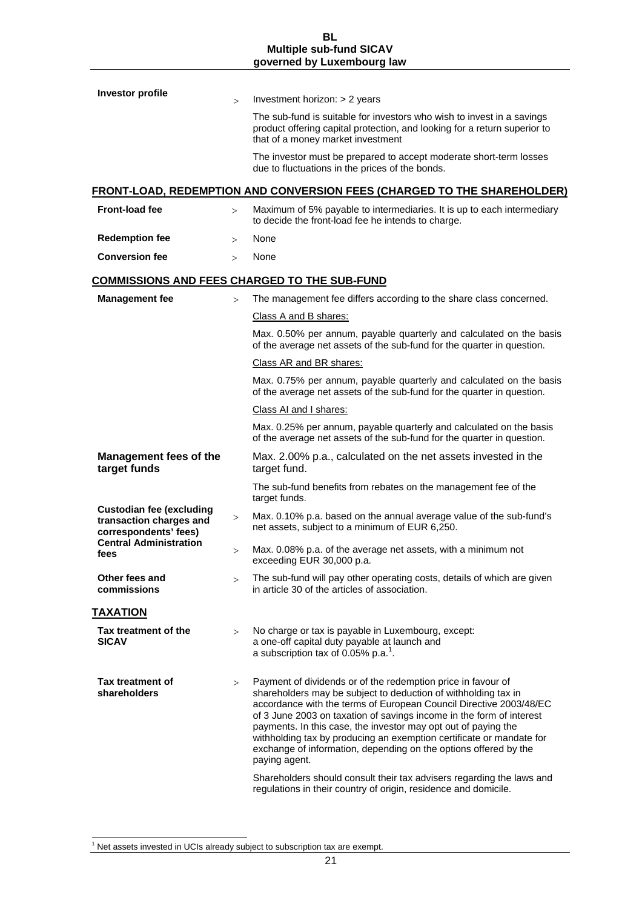**Investor profile**

> Investment horizon: > 2 years

The sub-fund is suitable for investors who wish to invest in a savings product offering capital protection, and looking for a return superior to that of a money market investment

The investor must be prepared to accept moderate short-term losses due to fluctuations in the prices of the bonds.

## FRONT-LOAD, REDEMPTION AND CONVERSION FEES (CHARGED TO THE SHAREHOLDER)

**Front-load fee** > Maximum of 5% payable to intermediaries. It is up to each intermediary to decide the front-load fee he intends to charge.

**Redemption fee** > None

**Conversion fee** > None

## COMMISSIONS AND FEES CHARGED TO THE SUB-FUND

**Management fee** > The management fee differs according to the share class concerned.

Class A and B shares:

Max. 0.50% per annum, payable quarterly and calculated on the basis of the average net assets of the sub-fund for the quarter in question.

Class AR and BR shares:

Max. 0.75% per annum, payable quarterly and calculated on the basis of the average net assets of the sub-fund for the quarter in question.

Class AI and I shares:

Max. 0.25% per annum, payable quarterly and calculated on the basis of the average net assets of the sub-fund for the quarter in question.

**Management fees of the target funds**

Max. 2.00% p.a., calculated on the net assets invested in the target fund.

The sub-fund benefits from rebates on the management fee of the target funds.

**Custodian fee (excluding transaction charges and correspondents' fees)** > Max. 0.10% p.a. based on the annual average value of the sub-fund's net assets, subject to a minimum of EUR 6,250.

**Central Administration fees** > Max. 0.08% p.a. of the average net assets, with a minimum not exceeding EUR 30,000 p.a.

**Other fees and commissions** > The sub-fund will pay other operating costs, details of which are given in article 30 of the articles of association.

## TAXATION

**Tax treatment of the SICAV** > No charge or tax is payable in Luxembourg, except:
a one-off capital duty payable at launch and
a subscription tax of 0.05% p.a.[1].

**Tax treatment of shareholders** > Payment of dividends or of the redemption price in favour of shareholders may be subject to deduction of withholding tax in accordance with the terms of European Council Directive 2003/48/EC of 3 June 2003 on taxation of savings income in the form of interest payments. In this case, the investor may opt out of paying the withholding tax by producing an exemption certificate or mandate for exchange of information, depending on the options offered by the paying agent.

Shareholders should consult their tax advisers regarding the laws and regulations in their country of origin, residence and domicile.

[1] Net assets invested in UCIs already subject to subscription tax are exempt.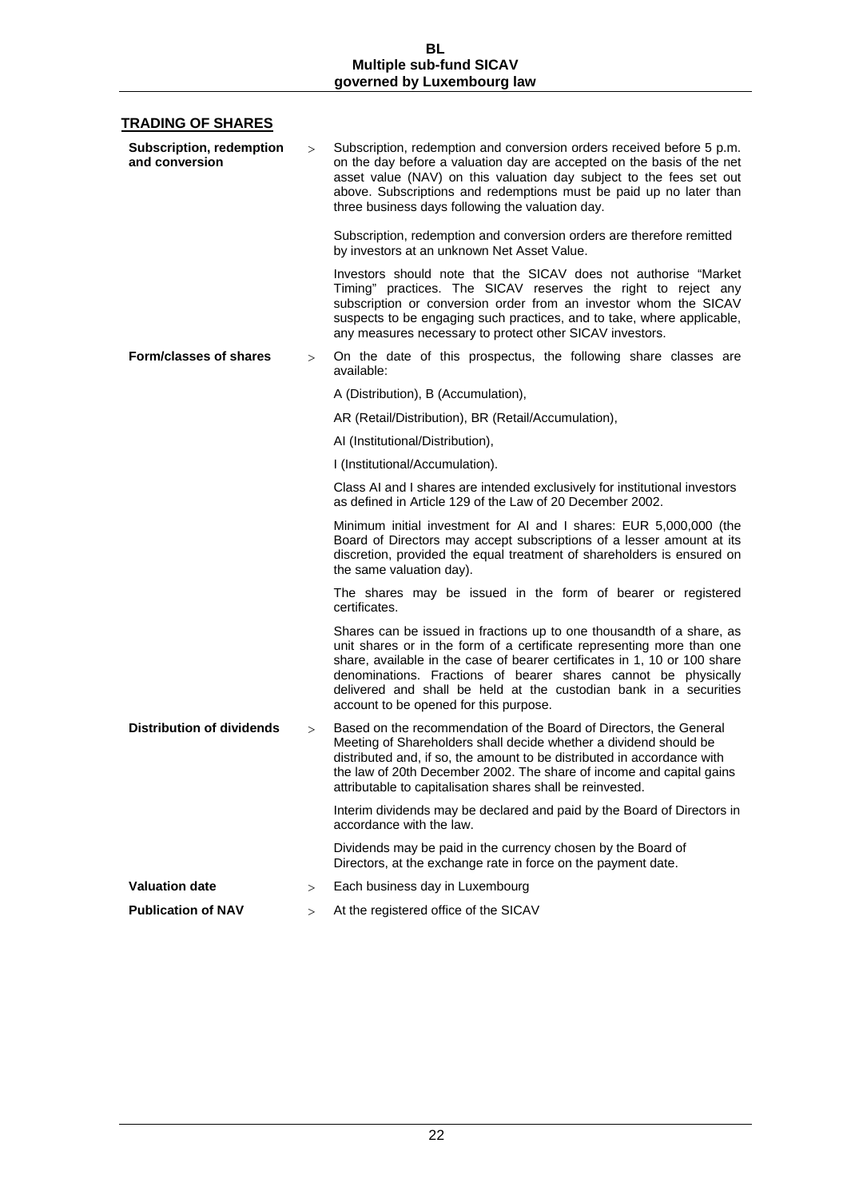## TRADING OF SHARES

**Subscription, redemption and conversion** >

Subscription, redemption and conversion orders received before 5 p.m. on the day before a valuation day are accepted on the basis of the net asset value (NAV) on this valuation day subject to the fees set out above. Subscriptions and redemptions must be paid up no later than three business days following the valuation day.

Subscription, redemption and conversion orders are therefore remitted by investors at an unknown Net Asset Value.

Investors should note that the SICAV does not authorise "Market Timing" practices. The SICAV reserves the right to reject any subscription or conversion order from an investor whom the SICAV suspects to be engaging such practices, and to take, where applicable, any measures necessary to protect other SICAV investors.

**Form/classes of shares** >

On the date of this prospectus, the following share classes are available:

A (Distribution), B (Accumulation),

AR (Retail/Distribution), BR (Retail/Accumulation),

AI (Institutional/Distribution),

I (Institutional/Accumulation).

Class AI and I shares are intended exclusively for institutional investors as defined in Article 129 of the Law of 20 December 2002.

Minimum initial investment for AI and I shares: EUR 5,000,000 (the Board of Directors may accept subscriptions of a lesser amount at its discretion, provided the equal treatment of shareholders is ensured on the same valuation day).

The shares may be issued in the form of bearer or registered certificates.

Shares can be issued in fractions up to one thousandth of a share, as unit shares or in the form of a certificate representing more than one share, available in the case of bearer certificates in 1, 10 or 100 share denominations. Fractions of bearer shares cannot be physically delivered and shall be held at the custodian bank in a securities account to be opened for this purpose.

**Distribution of dividends** >

Based on the recommendation of the Board of Directors, the General Meeting of Shareholders shall decide whether a dividend should be distributed and, if so, the amount to be distributed in accordance with the law of 20th December 2002. The share of income and capital gains attributable to capitalisation shares shall be reinvested.

Interim dividends may be declared and paid by the Board of Directors in accordance with the law.

Dividends may be paid in the currency chosen by the Board of Directors, at the exchange rate in force on the payment date.

**Valuation date** > Each business day in Luxembourg

**Publication of NAV** > At the registered office of the SICAV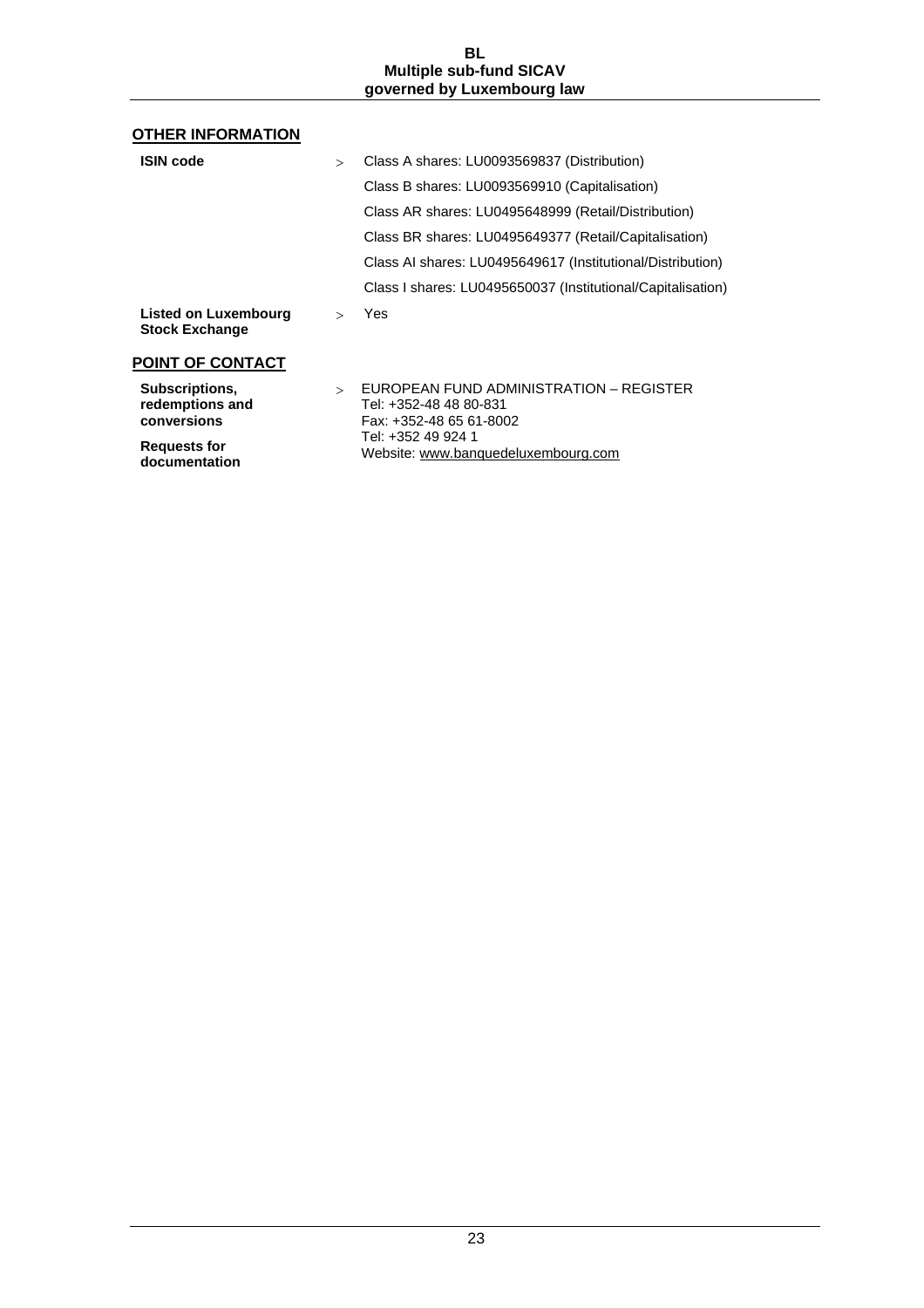## OTHER INFORMATION

| | | |
|---|---|---|
| **ISIN code** | > | Class A shares: LU0093569837 (Distribution) |
| | | Class B shares: LU0093569910 (Capitalisation) |
| | | Class AR shares: LU0495648999 (Retail/Distribution) |
| | | Class BR shares: LU0495649377 (Retail/Capitalisation) |
| | | Class AI shares: LU0495649617 (Institutional/Distribution) |
| | | Class I shares: LU0495650037 (Institutional/Capitalisation) |
| **Listed on Luxembourg Stock Exchange** | > | Yes |

## POINT OF CONTACT

| | | |
|---|---|---|
| **Subscriptions, redemptions and conversions** | > | EUROPEAN FUND ADMINISTRATION – REGISTER<br>Tel: +352-48 48 80-831<br>Fax: +352-48 65 61-8002 |
| **Requests for documentation** | | Tel: +352 49 924 1<br>Website: www.banquedeluxembourg.com |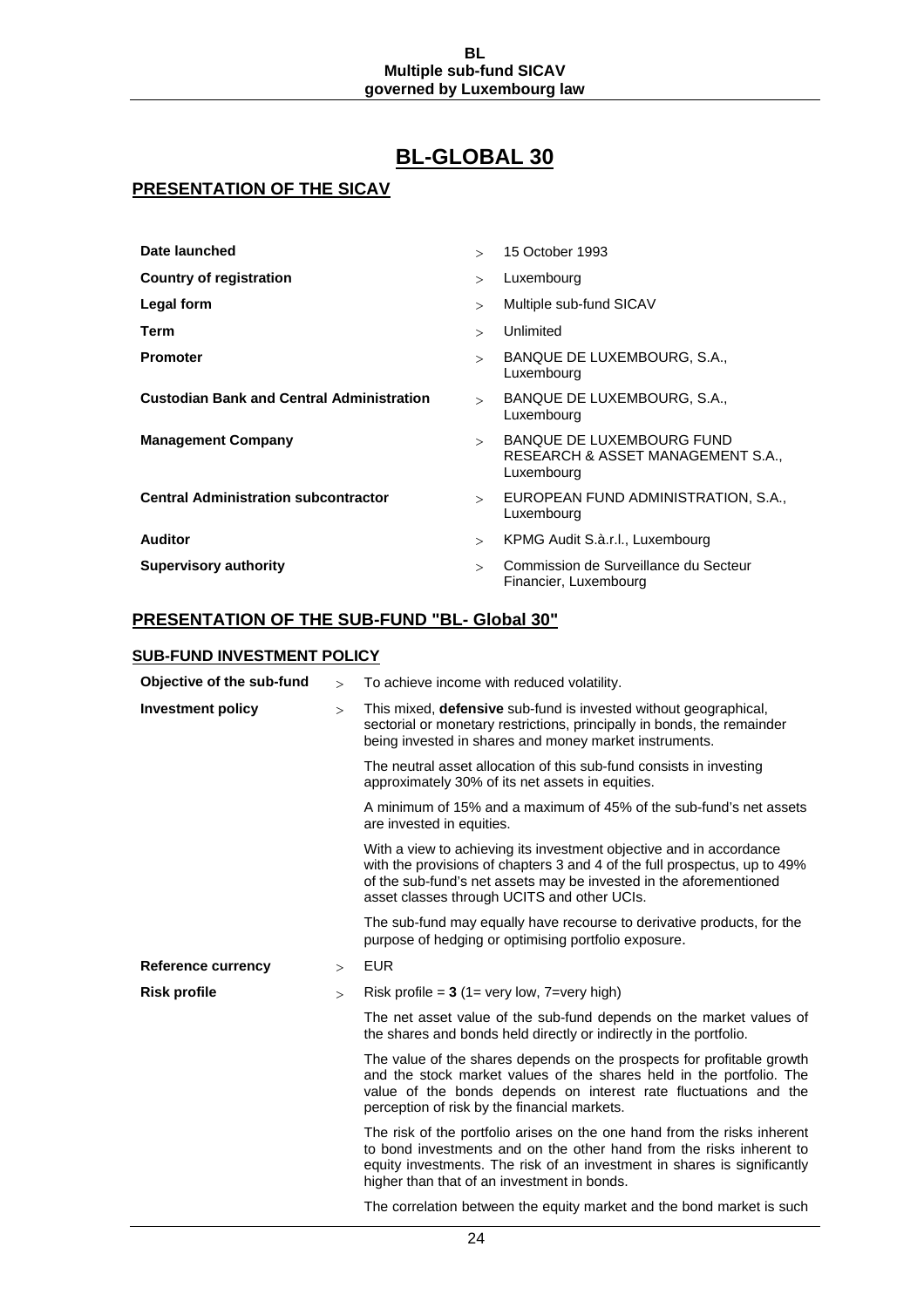# BL-GLOBAL 30

## PRESENTATION OF THE SICAV

| | |
|---|---|
| **Date launched** | 15 October 1993 |
| **Country of registration** | Luxembourg |
| **Legal form** | Multiple sub-fund SICAV |
| **Term** | Unlimited |
| **Promoter** | BANQUE DE LUXEMBOURG, S.A., Luxembourg |
| **Custodian Bank and Central Administration** | BANQUE DE LUXEMBOURG, S.A., Luxembourg |
| **Management Company** | BANQUE DE LUXEMBOURG FUND RESEARCH & ASSET MANAGEMENT S.A., Luxembourg |
| **Central Administration subcontractor** | EUROPEAN FUND ADMINISTRATION, S.A., Luxembourg |
| **Auditor** | KPMG Audit S.à.r.l., Luxembourg |
| **Supervisory authority** | Commission de Surveillance du Secteur Financier, Luxembourg |

## PRESENTATION OF THE SUB-FUND "BL- Global 30"

### SUB-FUND INVESTMENT POLICY

**Objective of the sub-fund**

To achieve income with reduced volatility.

**Investment policy**

This mixed, **defensive** sub-fund is invested without geographical, sectorial or monetary restrictions, principally in bonds, the remainder being invested in shares and money market instruments.

The neutral asset allocation of this sub-fund consists in investing approximately 30% of its net assets in equities.

A minimum of 15% and a maximum of 45% of the sub-fund's net assets are invested in equities.

With a view to achieving its investment objective and in accordance with the provisions of chapters 3 and 4 of the full prospectus, up to 49% of the sub-fund's net assets may be invested in the aforementioned asset classes through UCITS and other UCIs.

The sub-fund may equally have recourse to derivative products, for the purpose of hedging or optimising portfolio exposure.

**Reference currency**

EUR

**Risk profile**

Risk profile = **3** (1= very low, 7=very high)

The net asset value of the sub-fund depends on the market values of the shares and bonds held directly or indirectly in the portfolio.

The value of the shares depends on the prospects for profitable growth and the stock market values of the shares held in the portfolio. The value of the bonds depends on interest rate fluctuations and the perception of risk by the financial markets.

The risk of the portfolio arises on the one hand from the risks inherent to bond investments and on the other hand from the risks inherent to equity investments. The risk of an investment in shares is significantly higher than that of an investment in bonds.

The correlation between the equity market and the bond market is such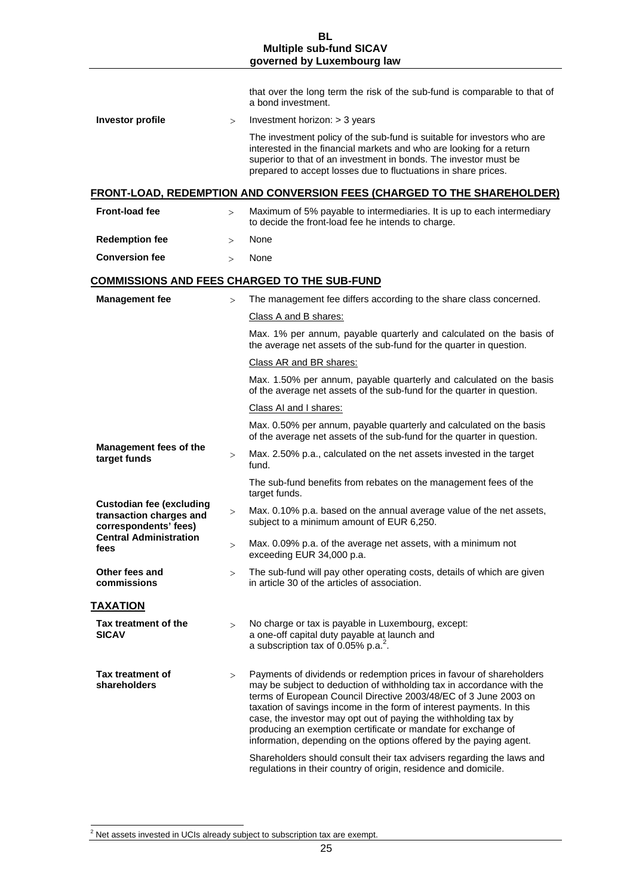that over the long term the risk of the sub-fund is comparable to that of a bond investment.

| | | |
|---|---|---|
| **Investor profile** | > | Investment horizon: > 3 years |
| | | The investment policy of the sub-fund is suitable for investors who are interested in the financial markets and who are looking for a return superior to that of an investment in bonds. The investor must be prepared to accept losses due to fluctuations in share prices. |

## FRONT-LOAD, REDEMPTION AND CONVERSION FEES (CHARGED TO THE SHAREHOLDER)

| | | |
|---|---|---|
| **Front-load fee** | > | Maximum of 5% payable to intermediaries. It is up to each intermediary to decide the front-load fee he intends to charge. |
| **Redemption fee** | > | None |
| **Conversion fee** | > | None |

## COMMISSIONS AND FEES CHARGED TO THE SUB-FUND

| | | |
|---|---|---|
| **Management fee** | > | The management fee differs according to the share class concerned. |
| | | Class A and B shares: |
| | | Max. 1% per annum, payable quarterly and calculated on the basis of the average net assets of the sub-fund for the quarter in question. |
| | | Class AR and BR shares: |
| | | Max. 1.50% per annum, payable quarterly and calculated on the basis of the average net assets of the sub-fund for the quarter in question. |
| | | Class AI and I shares: |
| | | Max. 0.50% per annum, payable quarterly and calculated on the basis of the average net assets of the sub-fund for the quarter in question. |
| **Management fees of the target funds** | > | Max. 2.50% p.a., calculated on the net assets invested in the target fund. |
| | | The sub-fund benefits from rebates on the management fees of the target funds. |
| **Custodian fee (excluding transaction charges and correspondents' fees)** | > | Max. 0.10% p.a. based on the annual average value of the net assets, subject to a minimum amount of EUR 6,250. |
| **Central Administration fees** | > | Max. 0.09% p.a. of the average net assets, with a minimum not exceeding EUR 34,000 p.a. |
| **Other fees and commissions** | > | The sub-fund will pay other operating costs, details of which are given in article 30 of the articles of association. |

## TAXATION

| | | |
|---|---|---|
| **Tax treatment of the SICAV** | > | No charge or tax is payable in Luxembourg, except:<br>a one-off capital duty payable at launch and<br>a subscription tax of 0.05% p.a.[2]. |
| **Tax treatment of shareholders** | > | Payments of dividends or redemption prices in favour of shareholders may be subject to deduction of withholding tax in accordance with the terms of European Council Directive 2003/48/EC of 3 June 2003 on taxation of savings income in the form of interest payments. In this case, the investor may opt out of paying the withholding tax by producing an exemption certificate or mandate for exchange of information, depending on the options offered by the paying agent. |
| | | Shareholders should consult their tax advisers regarding the laws and regulations in their country of origin, residence and domicile. |

[2] Net assets invested in UCIs already subject to subscription tax are exempt.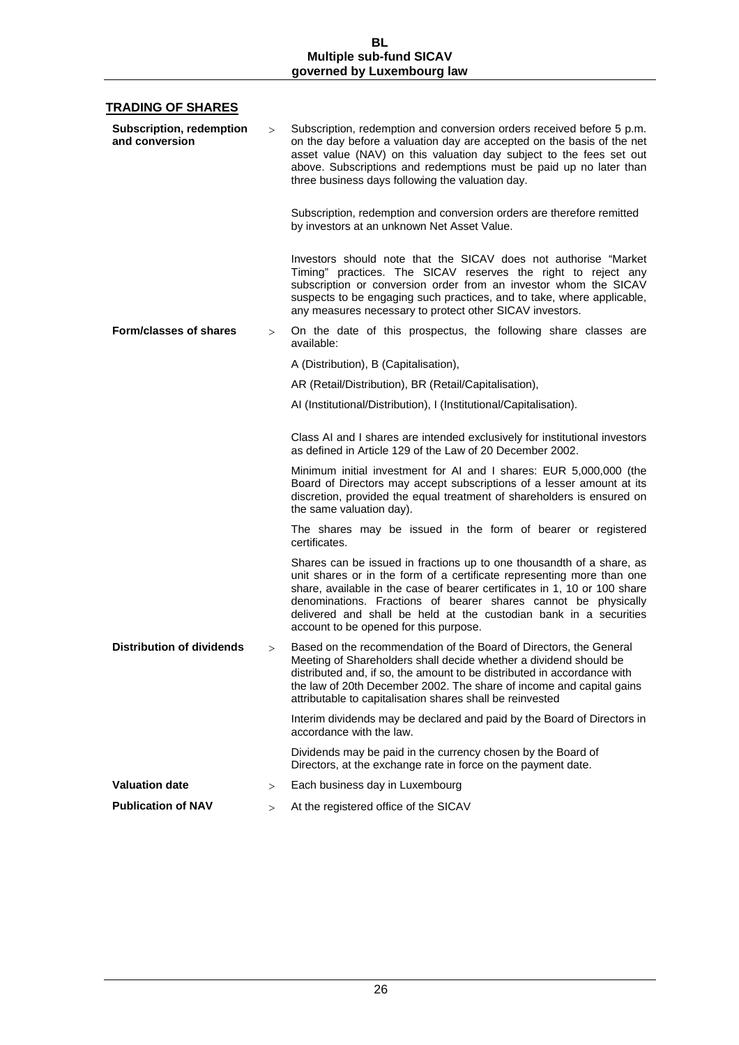## TRADING OF SHARES

**Subscription, redemption and conversion** > Subscription, redemption and conversion orders received before 5 p.m. on the day before a valuation day are accepted on the basis of the net asset value (NAV) on this valuation day subject to the fees set out above. Subscriptions and redemptions must be paid up no later than three business days following the valuation day.

Subscription, redemption and conversion orders are therefore remitted by investors at an unknown Net Asset Value.

Investors should note that the SICAV does not authorise "Market Timing" practices. The SICAV reserves the right to reject any subscription or conversion order from an investor whom the SICAV suspects to be engaging such practices, and to take, where applicable, any measures necessary to protect other SICAV investors.

**Form/classes of shares** > On the date of this prospectus, the following share classes are available:

A (Distribution), B (Capitalisation),

AR (Retail/Distribution), BR (Retail/Capitalisation),

AI (Institutional/Distribution), I (Institutional/Capitalisation).

Class AI and I shares are intended exclusively for institutional investors as defined in Article 129 of the Law of 20 December 2002.

Minimum initial investment for AI and I shares: EUR 5,000,000 (the Board of Directors may accept subscriptions of a lesser amount at its discretion, provided the equal treatment of shareholders is ensured on the same valuation day).

The shares may be issued in the form of bearer or registered certificates.

Shares can be issued in fractions up to one thousandth of a share, as unit shares or in the form of a certificate representing more than one share, available in the case of bearer certificates in 1, 10 or 100 share denominations. Fractions of bearer shares cannot be physically delivered and shall be held at the custodian bank in a securities account to be opened for this purpose.

**Distribution of dividends** > Based on the recommendation of the Board of Directors, the General Meeting of Shareholders shall decide whether a dividend should be distributed and, if so, the amount to be distributed in accordance with the law of 20th December 2002. The share of income and capital gains attributable to capitalisation shares shall be reinvested

Interim dividends may be declared and paid by the Board of Directors in accordance with the law.

Dividends may be paid in the currency chosen by the Board of Directors, at the exchange rate in force on the payment date.

**Valuation date** > Each business day in Luxembourg

**Publication of NAV** > At the registered office of the SICAV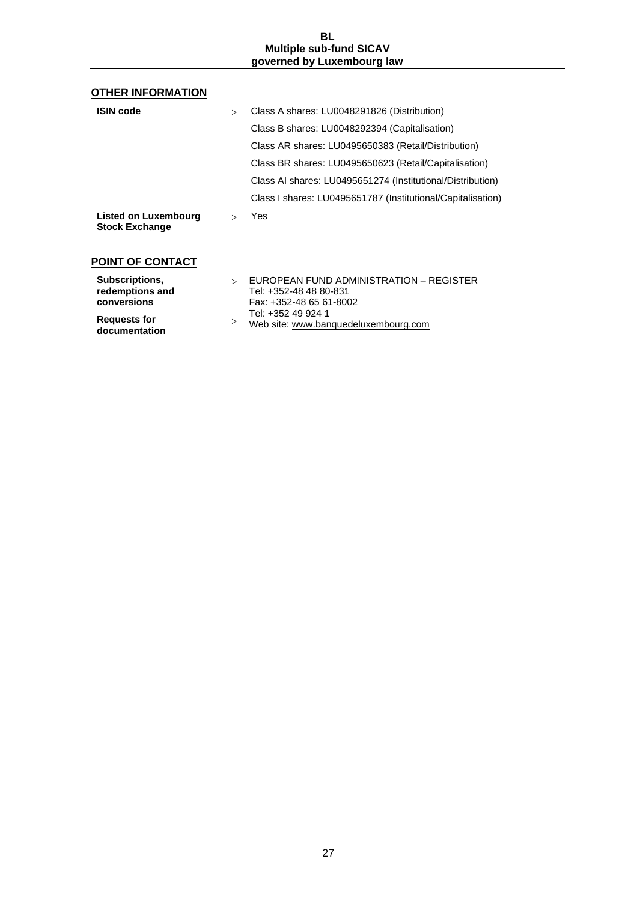## OTHER INFORMATION

| | | |
|---|---|---|
| **ISIN code** | > | Class A shares: LU0048291826 (Distribution) |
| | | Class B shares: LU0048292394 (Capitalisation) |
| | | Class AR shares: LU0495650383 (Retail/Distribution) |
| | | Class BR shares: LU0495650623 (Retail/Capitalisation) |
| | | Class AI shares: LU0495651274 (Institutional/Distribution) |
| | | Class I shares: LU0495651787 (Institutional/Capitalisation) |
| **Listed on Luxembourg Stock Exchange** | > | Yes |

## POINT OF CONTACT

| | | |
|---|---|---|
| **Subscriptions, redemptions and conversions** | > | EUROPEAN FUND ADMINISTRATION – REGISTER<br>Tel: +352-48 48 80-831<br>Fax: +352-48 65 61-8002 |
| **Requests for documentation** | > | Tel: +352 49 924 1<br>Web site: www.banquedeluxembourg.com |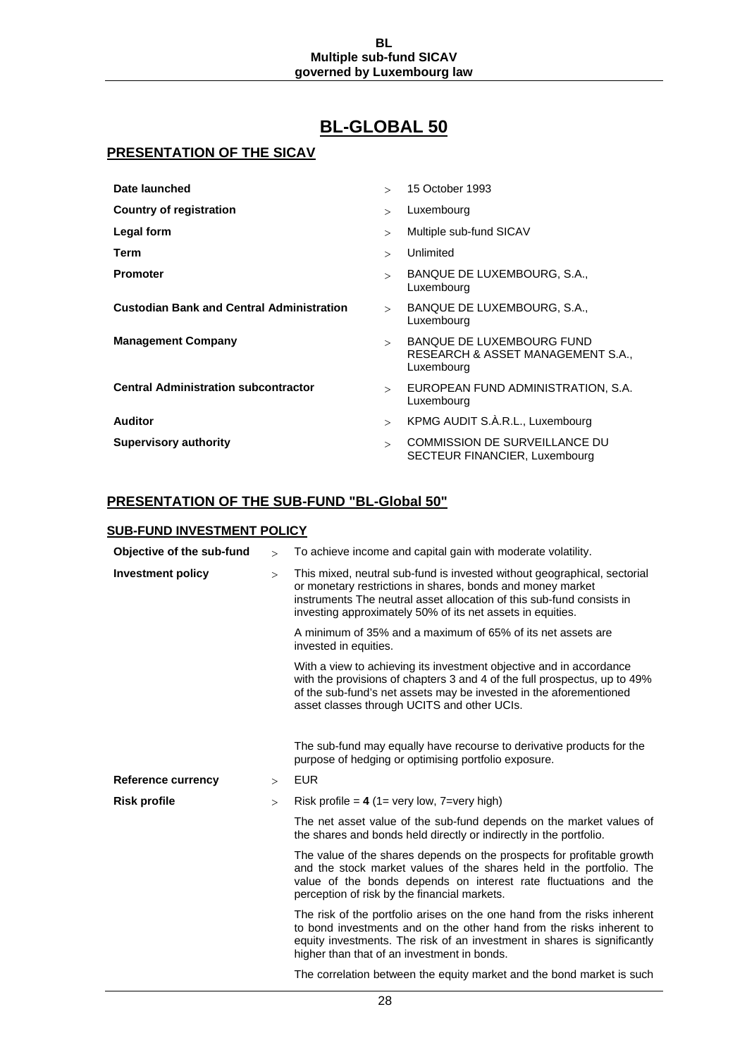# BL-GLOBAL 50

## PRESENTATION OF THE SICAV

| | |
|---|---|
| **Date launched** | 15 October 1993 |
| **Country of registration** | Luxembourg |
| **Legal form** | Multiple sub-fund SICAV |
| **Term** | Unlimited |
| **Promoter** | BANQUE DE LUXEMBOURG, S.A., Luxembourg |
| **Custodian Bank and Central Administration** | BANQUE DE LUXEMBOURG, S.A., Luxembourg |
| **Management Company** | BANQUE DE LUXEMBOURG FUND RESEARCH & ASSET MANAGEMENT S.A., Luxembourg |
| **Central Administration subcontractor** | EUROPEAN FUND ADMINISTRATION, S.A. Luxembourg |
| **Auditor** | KPMG AUDIT S.À.R.L., Luxembourg |
| **Supervisory authority** | COMMISSION DE SURVEILLANCE DU SECTEUR FINANCIER, Luxembourg |

## PRESENTATION OF THE SUB-FUND "BL-Global 50"

### SUB-FUND INVESTMENT POLICY

**Objective of the sub-fund** > To achieve income and capital gain with moderate volatility.

**Investment policy** > This mixed, neutral sub-fund is invested without geographical, sectorial or monetary restrictions in shares, bonds and money market instruments The neutral asset allocation of this sub-fund consists in investing approximately 50% of its net assets in equities.

A minimum of 35% and a maximum of 65% of its net assets are invested in equities.

With a view to achieving its investment objective and in accordance with the provisions of chapters 3 and 4 of the full prospectus, up to 49% of the sub-fund's net assets may be invested in the aforementioned asset classes through UCITS and other UCIs.

The sub-fund may equally have recourse to derivative products for the purpose of hedging or optimising portfolio exposure.

**Reference currency** > EUR

**Risk profile** > Risk profile = **4** (1= very low, 7=very high)

The net asset value of the sub-fund depends on the market values of the shares and bonds held directly or indirectly in the portfolio.

The value of the shares depends on the prospects for profitable growth and the stock market values of the shares held in the portfolio. The value of the bonds depends on interest rate fluctuations and the perception of risk by the financial markets.

The risk of the portfolio arises on the one hand from the risks inherent to bond investments and on the other hand from the risks inherent to equity investments. The risk of an investment in shares is significantly higher than that of an investment in bonds.

The correlation between the equity market and the bond market is such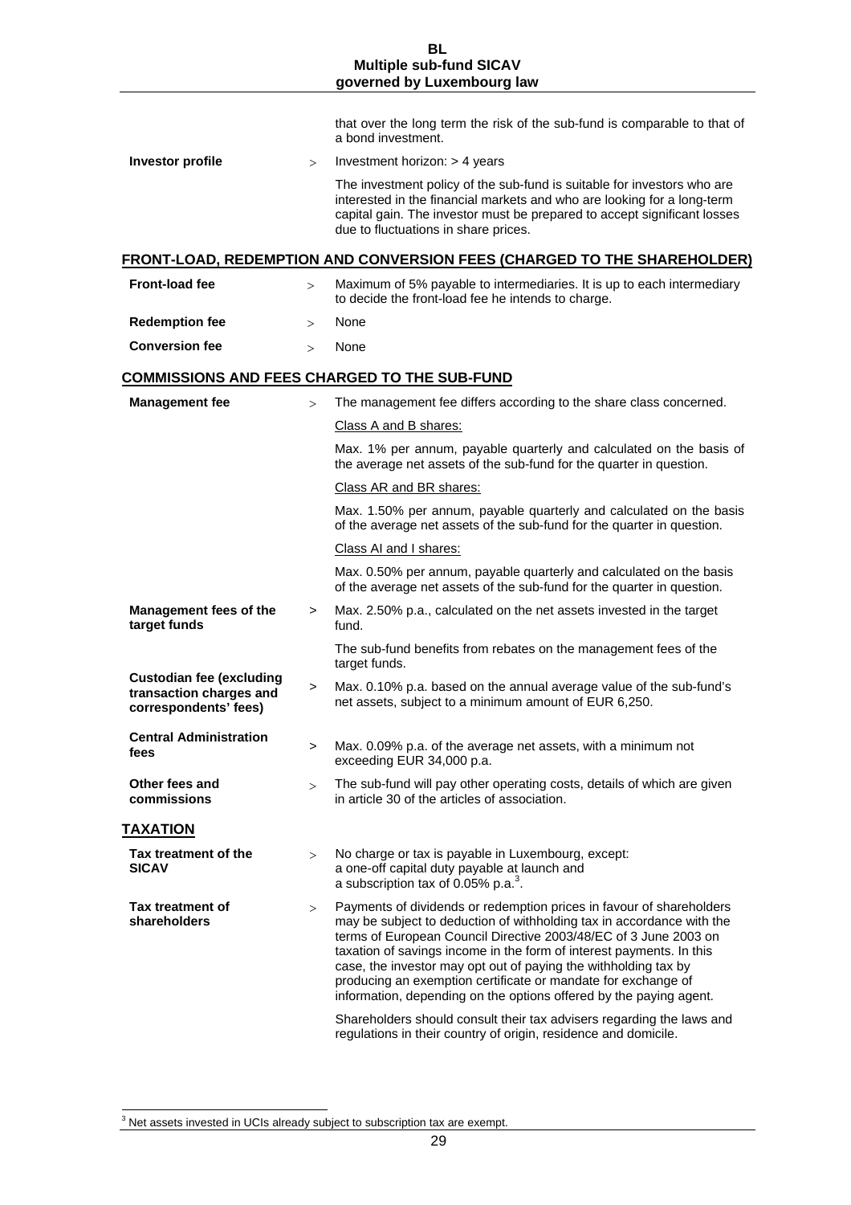that over the long term the risk of the sub-fund is comparable to that of a bond investment.

| | | |
|---|---|---|
| **Investor profile** | > | Investment horizon: > 4 years<br><br>The investment policy of the sub-fund is suitable for investors who are interested in the financial markets and who are looking for a long-term capital gain. The investor must be prepared to accept significant losses due to fluctuations in share prices. |

## FRONT-LOAD, REDEMPTION AND CONVERSION FEES (CHARGED TO THE SHAREHOLDER)

| | | |
|---|---|---|
| **Front-load fee** | > | Maximum of 5% payable to intermediaries. It is up to each intermediary to decide the front-load fee he intends to charge. |
| **Redemption fee** | > | None |
| **Conversion fee** | > | None |

## COMMISSIONS AND FEES CHARGED TO THE SUB-FUND

| | | |
|---|---|---|
| **Management fee** | > | The management fee differs according to the share class concerned.<br><br>Class A and B shares:<br><br>Max. 1% per annum, payable quarterly and calculated on the basis of the average net assets of the sub-fund for the quarter in question.<br><br>Class AR and BR shares:<br><br>Max. 1.50% per annum, payable quarterly and calculated on the basis of the average net assets of the sub-fund for the quarter in question.<br><br>Class AI and I shares:<br><br>Max. 0.50% per annum, payable quarterly and calculated on the basis of the average net assets of the sub-fund for the quarter in question. |
| **Management fees of the target funds** | > | Max. 2.50% p.a., calculated on the net assets invested in the target fund.<br><br>The sub-fund benefits from rebates on the management fees of the target funds. |
| **Custodian fee (excluding transaction charges and correspondents' fees)** | > | Max. 0.10% p.a. based on the annual average value of the sub-fund's net assets, subject to a minimum amount of EUR 6,250. |
| **Central Administration fees** | > | Max. 0.09% p.a. of the average net assets, with a minimum not exceeding EUR 34,000 p.a. |
| **Other fees and commissions** | > | The sub-fund will pay other operating costs, details of which are given in article 30 of the articles of association. |

## TAXATION

| | | |
|---|---|---|
| **Tax treatment of the SICAV** | > | No charge or tax is payable in Luxembourg, except:<br>a one-off capital duty payable at launch and<br>a subscription tax of 0.05% p.a.[3]. |
| **Tax treatment of shareholders** | > | Payments of dividends or redemption prices in favour of shareholders may be subject to deduction of withholding tax in accordance with the terms of European Council Directive 2003/48/EC of 3 June 2003 on taxation of savings income in the form of interest payments. In this case, the investor may opt out of paying the withholding tax by producing an exemption certificate or mandate for exchange of information, depending on the options offered by the paying agent.<br><br>Shareholders should consult their tax advisers regarding the laws and regulations in their country of origin, residence and domicile. |

[3] Net assets invested in UCIs already subject to subscription tax are exempt.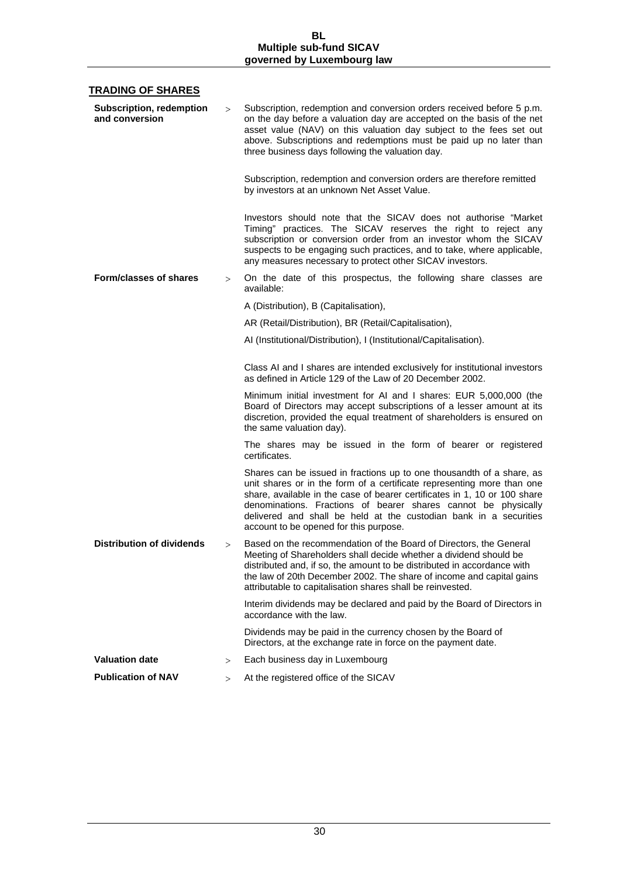## TRADING OF SHARES

**Subscription, redemption and conversion** > Subscription, redemption and conversion orders received before 5 p.m. on the day before a valuation day are accepted on the basis of the net asset value (NAV) on this valuation day subject to the fees set out above. Subscriptions and redemptions must be paid up no later than three business days following the valuation day.

Subscription, redemption and conversion orders are therefore remitted by investors at an unknown Net Asset Value.

Investors should note that the SICAV does not authorise "Market Timing" practices. The SICAV reserves the right to reject any subscription or conversion order from an investor whom the SICAV suspects to be engaging such practices, and to take, where applicable, any measures necessary to protect other SICAV investors.

**Form/classes of shares** > On the date of this prospectus, the following share classes are available:

A (Distribution), B (Capitalisation),

AR (Retail/Distribution), BR (Retail/Capitalisation),

AI (Institutional/Distribution), I (Institutional/Capitalisation).

Class AI and I shares are intended exclusively for institutional investors as defined in Article 129 of the Law of 20 December 2002.

Minimum initial investment for AI and I shares: EUR 5,000,000 (the Board of Directors may accept subscriptions of a lesser amount at its discretion, provided the equal treatment of shareholders is ensured on the same valuation day).

The shares may be issued in the form of bearer or registered certificates.

Shares can be issued in fractions up to one thousandth of a share, as unit shares or in the form of a certificate representing more than one share, available in the case of bearer certificates in 1, 10 or 100 share denominations. Fractions of bearer shares cannot be physically delivered and shall be held at the custodian bank in a securities account to be opened for this purpose.

**Distribution of dividends** > Based on the recommendation of the Board of Directors, the General Meeting of Shareholders shall decide whether a dividend should be distributed and, if so, the amount to be distributed in accordance with the law of 20th December 2002. The share of income and capital gains attributable to capitalisation shares shall be reinvested.

Interim dividends may be declared and paid by the Board of Directors in accordance with the law.

Dividends may be paid in the currency chosen by the Board of Directors, at the exchange rate in force on the payment date.

**Valuation date** > Each business day in Luxembourg

**Publication of NAV** > At the registered office of the SICAV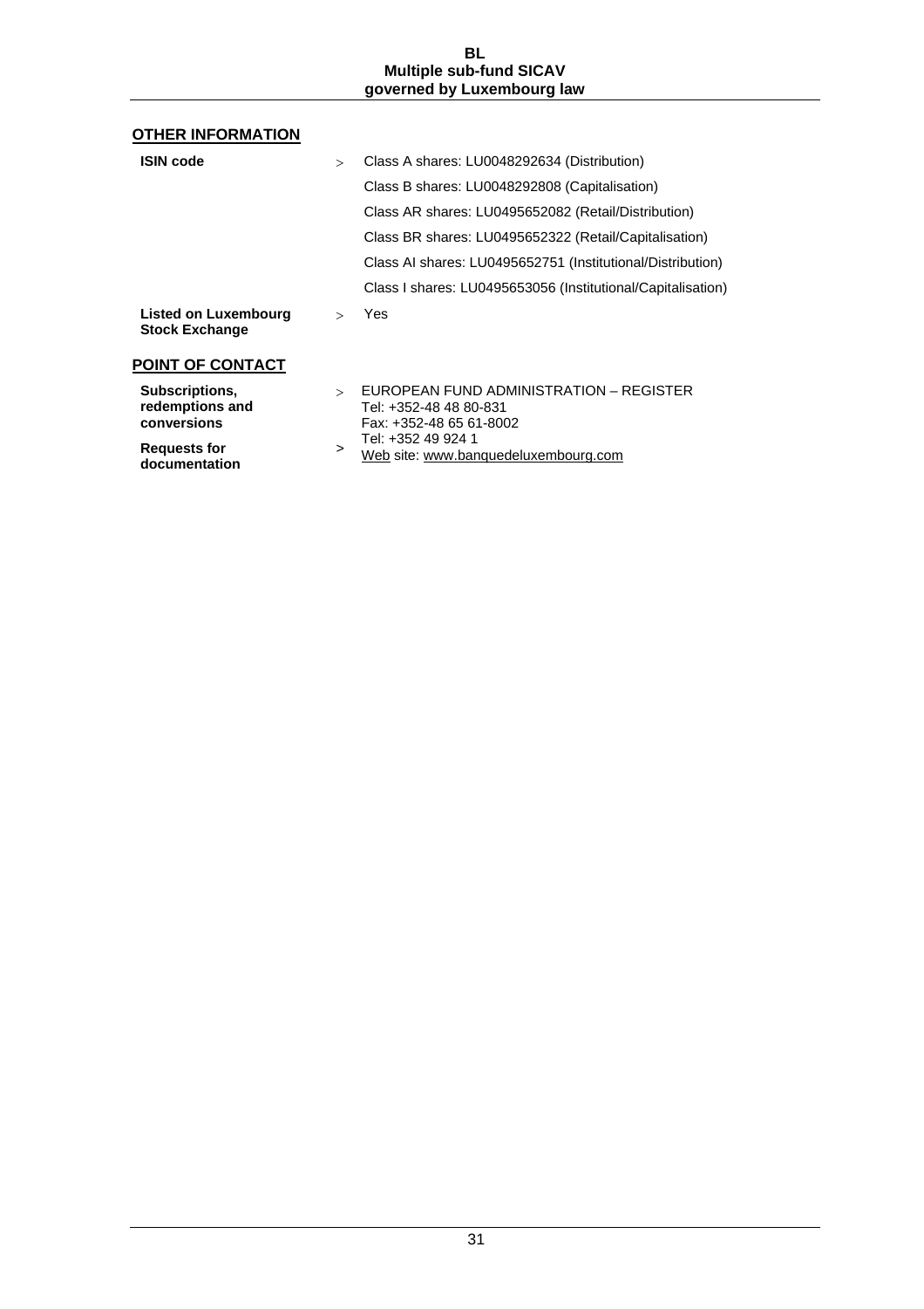## OTHER INFORMATION

| | | |
|---|---|---|
| **ISIN code** | > | Class A shares: LU0048292634 (Distribution) |
| | | Class B shares: LU0048292808 (Capitalisation) |
| | | Class AR shares: LU0495652082 (Retail/Distribution) |
| | | Class BR shares: LU0495652322 (Retail/Capitalisation) |
| | | Class AI shares: LU0495652751 (Institutional/Distribution) |
| | | Class I shares: LU0495653056 (Institutional/Capitalisation) |
| **Listed on Luxembourg Stock Exchange** | > | Yes |

## POINT OF CONTACT

| | | |
|---|---|---|
| **Subscriptions, redemptions and conversions** | > | EUROPEAN FUND ADMINISTRATION – REGISTER<br>Tel: +352-48 48 80-831<br>Fax: +352-48 65 61-8002 |
| **Requests for documentation** | > | Tel: +352 49 924 1<br>Web site: www.banquedeluxembourg.com |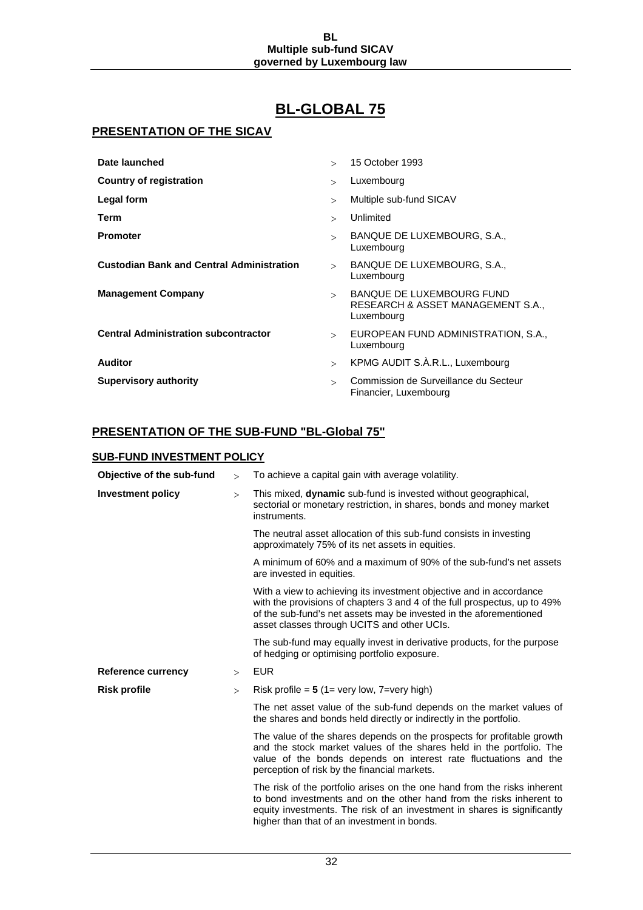# BL-GLOBAL 75

## PRESENTATION OF THE SICAV

| | |
|---|---|
| **Date launched** | 15 October 1993 |
| **Country of registration** | Luxembourg |
| **Legal form** | Multiple sub-fund SICAV |
| **Term** | Unlimited |
| **Promoter** | BANQUE DE LUXEMBOURG, S.A., Luxembourg |
| **Custodian Bank and Central Administration** | BANQUE DE LUXEMBOURG, S.A., Luxembourg |
| **Management Company** | BANQUE DE LUXEMBOURG FUND RESEARCH & ASSET MANAGEMENT S.A., Luxembourg |
| **Central Administration subcontractor** | EUROPEAN FUND ADMINISTRATION, S.A., Luxembourg |
| **Auditor** | KPMG AUDIT S.À.R.L., Luxembourg |
| **Supervisory authority** | Commission de Surveillance du Secteur Financier, Luxembourg |

## PRESENTATION OF THE SUB-FUND "BL-Global 75"

### SUB-FUND INVESTMENT POLICY

**Objective of the sub-fund** > To achieve a capital gain with average volatility.

**Investment policy** > This mixed, **dynamic** sub-fund is invested without geographical, sectorial or monetary restriction, in shares, bonds and money market instruments.

The neutral asset allocation of this sub-fund consists in investing approximately 75% of its net assets in equities.

A minimum of 60% and a maximum of 90% of the sub-fund's net assets are invested in equities.

With a view to achieving its investment objective and in accordance with the provisions of chapters 3 and 4 of the full prospectus, up to 49% of the sub-fund's net assets may be invested in the aforementioned asset classes through UCITS and other UCIs.

The sub-fund may equally invest in derivative products, for the purpose of hedging or optimising portfolio exposure.

**Reference currency** > EUR

**Risk profile** > Risk profile = **5** (1= very low, 7=very high)

The net asset value of the sub-fund depends on the market values of the shares and bonds held directly or indirectly in the portfolio.

The value of the shares depends on the prospects for profitable growth and the stock market values of the shares held in the portfolio. The value of the bonds depends on interest rate fluctuations and the perception of risk by the financial markets.

The risk of the portfolio arises on the one hand from the risks inherent to bond investments and on the other hand from the risks inherent to equity investments. The risk of an investment in shares is significantly higher than that of an investment in bonds.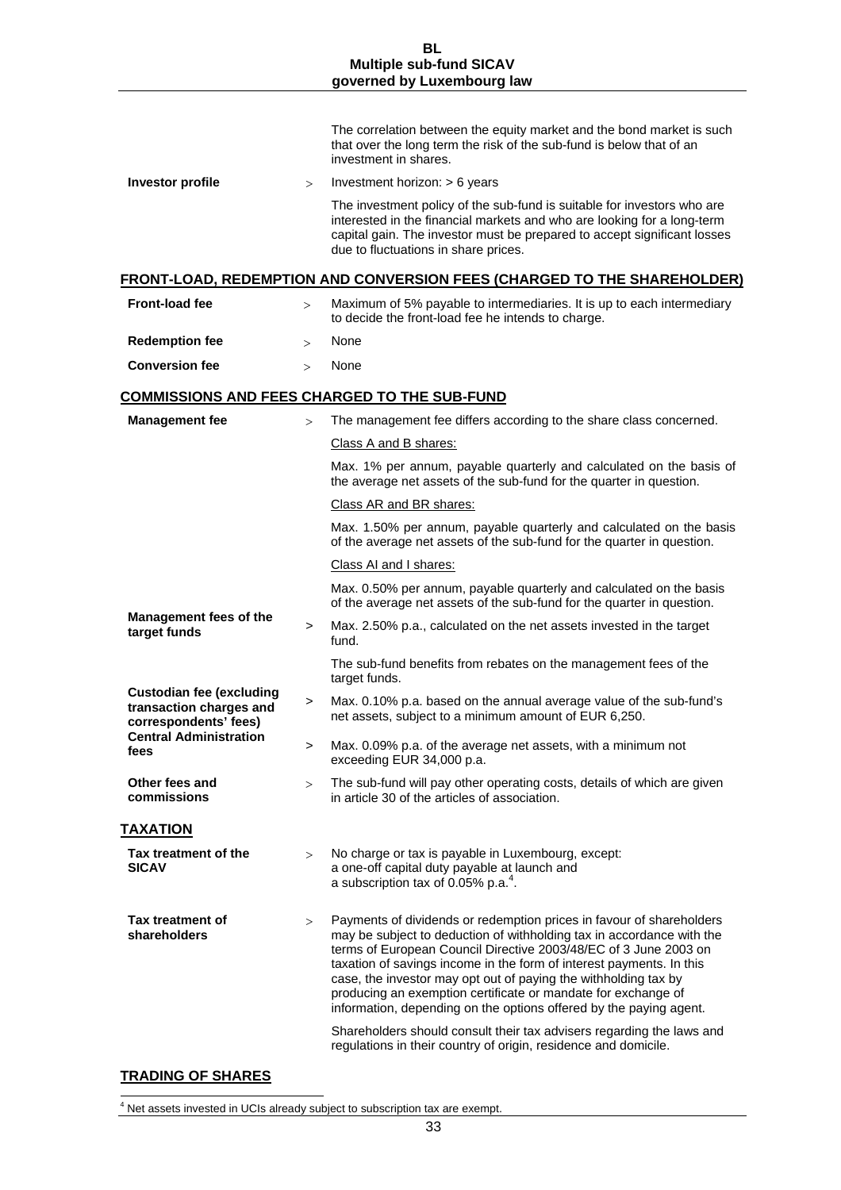The correlation between the equity market and the bond market is such that over the long term the risk of the sub-fund is below that of an investment in shares.

| | |
|---|---|
| **Investor profile** | Investment horizon: > 6 years<br><br>The investment policy of the sub-fund is suitable for investors who are interested in the financial markets and who are looking for a long-term capital gain. The investor must be prepared to accept significant losses due to fluctuations in share prices. |

## FRONT-LOAD, REDEMPTION AND CONVERSION FEES (CHARGED TO THE SHAREHOLDER)

| | |
|---|---|
| **Front-load fee** | Maximum of 5% payable to intermediaries. It is up to each intermediary to decide the front-load fee he intends to charge. |
| **Redemption fee** | None |
| **Conversion fee** | None |

## COMMISSIONS AND FEES CHARGED TO THE SUB-FUND

| | |
|---|---|
| **Management fee** | The management fee differs according to the share class concerned.<br><br>Class A and B shares:<br><br>Max. 1% per annum, payable quarterly and calculated on the basis of the average net assets of the sub-fund for the quarter in question.<br><br>Class AR and BR shares:<br><br>Max. 1.50% per annum, payable quarterly and calculated on the basis of the average net assets of the sub-fund for the quarter in question.<br><br>Class AI and I shares:<br><br>Max. 0.50% per annum, payable quarterly and calculated on the basis of the average net assets of the sub-fund for the quarter in question. |
| **Management fees of the target funds** | Max. 2.50% p.a., calculated on the net assets invested in the target fund.<br><br>The sub-fund benefits from rebates on the management fees of the target funds. |
| **Custodian fee (excluding transaction charges and correspondents' fees)** | Max. 0.10% p.a. based on the annual average value of the sub-fund's net assets, subject to a minimum amount of EUR 6,250. |
| **Central Administration fees** | Max. 0.09% p.a. of the average net assets, with a minimum not exceeding EUR 34,000 p.a. |
| **Other fees and commissions** | The sub-fund will pay other operating costs, details of which are given in article 30 of the articles of association. |

## TAXATION

| | |
|---|---|
| **Tax treatment of the SICAV** | No charge or tax is payable in Luxembourg, except:<br>a one-off capital duty payable at launch and<br>a subscription tax of 0.05% p.a.[4]. |
| **Tax treatment of shareholders** | Payments of dividends or redemption prices in favour of shareholders may be subject to deduction of withholding tax in accordance with the terms of European Council Directive 2003/48/EC of 3 June 2003 on taxation of savings income in the form of interest payments. In this case, the investor may opt out of paying the withholding tax by producing an exemption certificate or mandate for exchange of information, depending on the options offered by the paying agent.<br><br>Shareholders should consult their tax advisers regarding the laws and regulations in their country of origin, residence and domicile. |

## TRADING OF SHARES

[4] Net assets invested in UCIs already subject to subscription tax are exempt.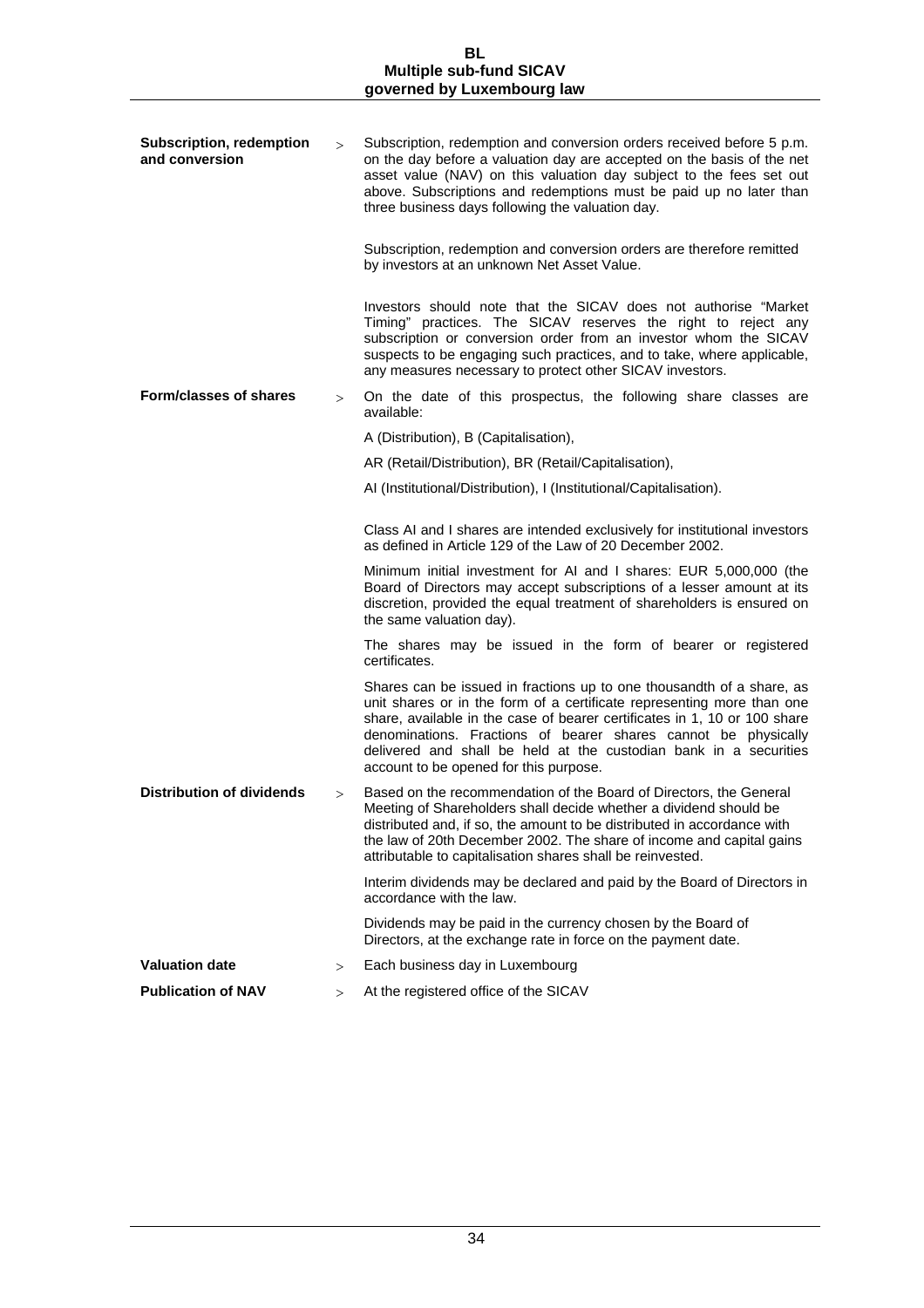**Subscription, redemption and conversion** > Subscription, redemption and conversion orders received before 5 p.m. on the day before a valuation day are accepted on the basis of the net asset value (NAV) on this valuation day subject to the fees set out above. Subscriptions and redemptions must be paid up no later than three business days following the valuation day.

Subscription, redemption and conversion orders are therefore remitted by investors at an unknown Net Asset Value.

Investors should note that the SICAV does not authorise "Market Timing" practices. The SICAV reserves the right to reject any subscription or conversion order from an investor whom the SICAV suspects to be engaging such practices, and to take, where applicable, any measures necessary to protect other SICAV investors.

**Form/classes of shares** > On the date of this prospectus, the following share classes are available:

A (Distribution), B (Capitalisation),

AR (Retail/Distribution), BR (Retail/Capitalisation),

AI (Institutional/Distribution), I (Institutional/Capitalisation).

Class AI and I shares are intended exclusively for institutional investors as defined in Article 129 of the Law of 20 December 2002.

Minimum initial investment for AI and I shares: EUR 5,000,000 (the Board of Directors may accept subscriptions of a lesser amount at its discretion, provided the equal treatment of shareholders is ensured on the same valuation day).

The shares may be issued in the form of bearer or registered certificates.

Shares can be issued in fractions up to one thousandth of a share, as unit shares or in the form of a certificate representing more than one share, available in the case of bearer certificates in 1, 10 or 100 share denominations. Fractions of bearer shares cannot be physically delivered and shall be held at the custodian bank in a securities account to be opened for this purpose.

**Distribution of dividends** > Based on the recommendation of the Board of Directors, the General Meeting of Shareholders shall decide whether a dividend should be distributed and, if so, the amount to be distributed in accordance with the law of 20th December 2002. The share of income and capital gains attributable to capitalisation shares shall be reinvested.

Interim dividends may be declared and paid by the Board of Directors in accordance with the law.

Dividends may be paid in the currency chosen by the Board of Directors, at the exchange rate in force on the payment date.

**Valuation date** > Each business day in Luxembourg

**Publication of NAV** > At the registered office of the SICAV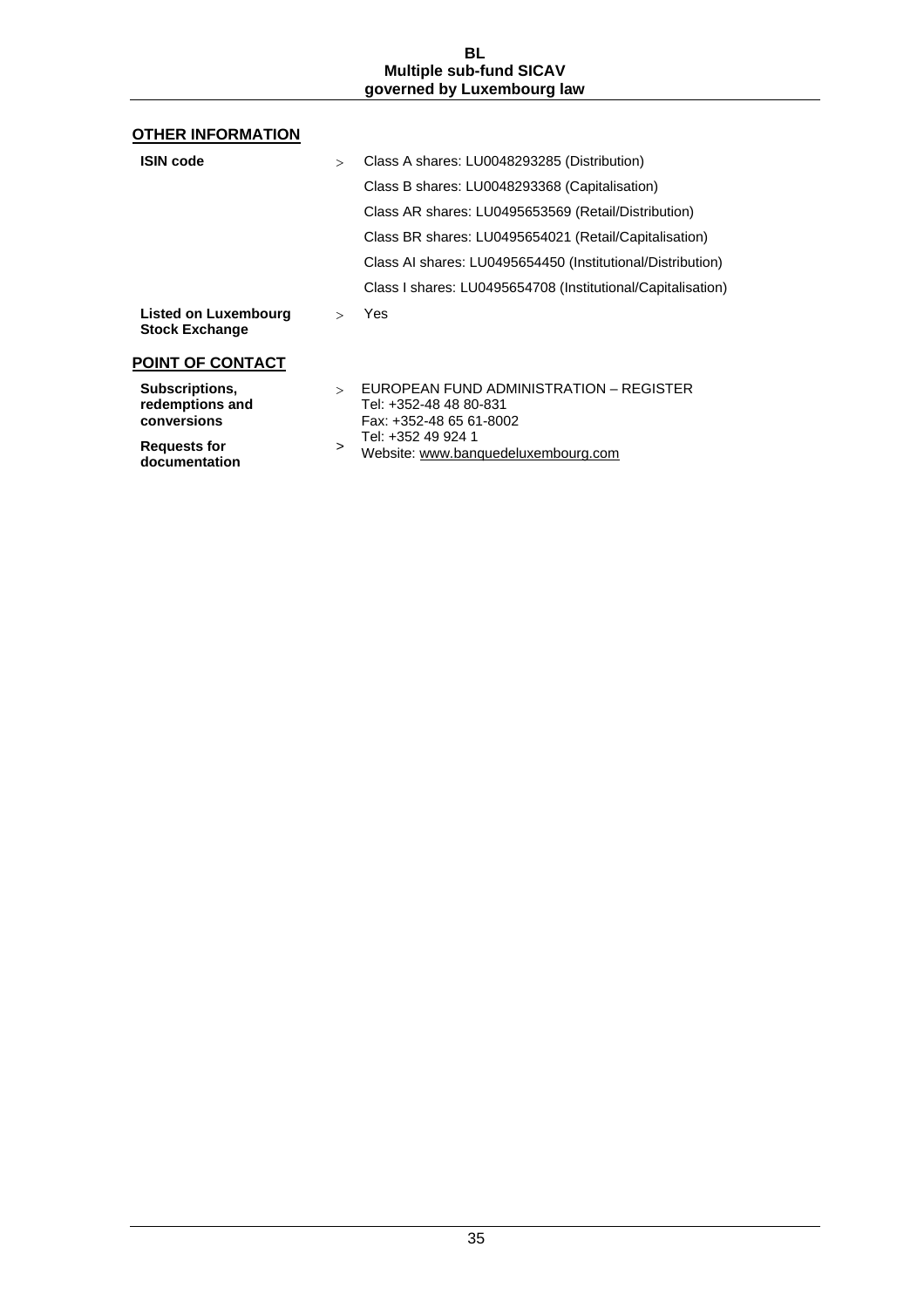## OTHER INFORMATION

| | | |
|---|---|---|
| **ISIN code** | > | Class A shares: LU0048293285 (Distribution) |
| | | Class B shares: LU0048293368 (Capitalisation) |
| | | Class AR shares: LU0495653569 (Retail/Distribution) |
| | | Class BR shares: LU0495654021 (Retail/Capitalisation) |
| | | Class AI shares: LU0495654450 (Institutional/Distribution) |
| | | Class I shares: LU0495654708 (Institutional/Capitalisation) |
| **Listed on Luxembourg Stock Exchange** | > | Yes |

## POINT OF CONTACT

| | | |
|---|---|---|
| **Subscriptions, redemptions and conversions** | > | EUROPEAN FUND ADMINISTRATION – REGISTER<br>Tel: +352-48 48 80-831<br>Fax: +352-48 65 61-8002 |
| **Requests for documentation** | > | Tel: +352 49 924 1<br>Website: www.banquedeluxembourg.com |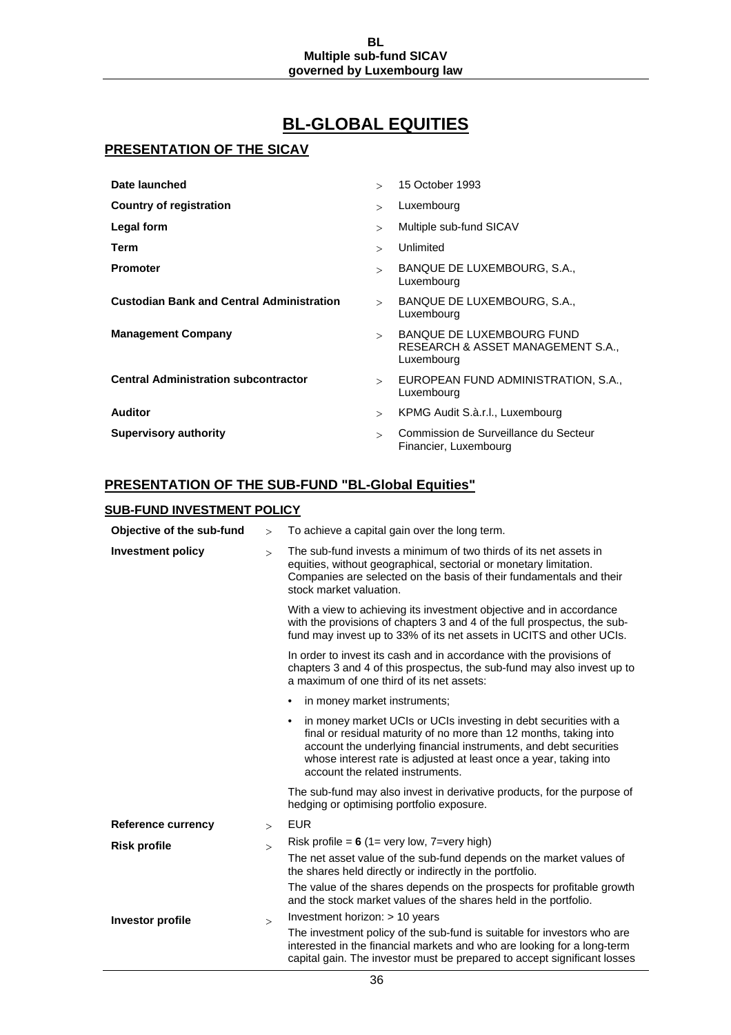# BL-GLOBAL EQUITIES

## PRESENTATION OF THE SICAV

| | |
|---|---|
| **Date launched** | 15 October 1993 |
| **Country of registration** | Luxembourg |
| **Legal form** | Multiple sub-fund SICAV |
| **Term** | Unlimited |
| **Promoter** | BANQUE DE LUXEMBOURG, S.A., Luxembourg |
| **Custodian Bank and Central Administration** | BANQUE DE LUXEMBOURG, S.A., Luxembourg |
| **Management Company** | BANQUE DE LUXEMBOURG FUND RESEARCH & ASSET MANAGEMENT S.A., Luxembourg |
| **Central Administration subcontractor** | EUROPEAN FUND ADMINISTRATION, S.A., Luxembourg |
| **Auditor** | KPMG Audit S.à.r.l., Luxembourg |
| **Supervisory authority** | Commission de Surveillance du Secteur Financier, Luxembourg |

## PRESENTATION OF THE SUB-FUND "BL-Global Equities"

### SUB-FUND INVESTMENT POLICY

**Objective of the sub-fund** > To achieve a capital gain over the long term.

**Investment policy** > The sub-fund invests a minimum of two thirds of its net assets in equities, without geographical, sectorial or monetary limitation. Companies are selected on the basis of their fundamentals and their stock market valuation.

With a view to achieving its investment objective and in accordance with the provisions of chapters 3 and 4 of the full prospectus, the sub-fund may invest up to 33% of its net assets in UCITS and other UCIs.

In order to invest its cash and in accordance with the provisions of chapters 3 and 4 of this prospectus, the sub-fund may also invest up to a maximum of one third of its net assets:

- in money market instruments;
- in money market UCIs or UCIs investing in debt securities with a final or residual maturity of no more than 12 months, taking into account the underlying financial instruments, and debt securities whose interest rate is adjusted at least once a year, taking into account the related instruments.

The sub-fund may also invest in derivative products, for the purpose of hedging or optimising portfolio exposure.

**Reference currency** > EUR

**Risk profile** > Risk profile = **6** (1= very low, 7=very high)

The net asset value of the sub-fund depends on the market values of the shares held directly or indirectly in the portfolio.

The value of the shares depends on the prospects for profitable growth and the stock market values of the shares held in the portfolio.

**Investor profile** > Investment horizon: > 10 years

The investment policy of the sub-fund is suitable for investors who are interested in the financial markets and who are looking for a long-term capital gain. The investor must be prepared to accept significant losses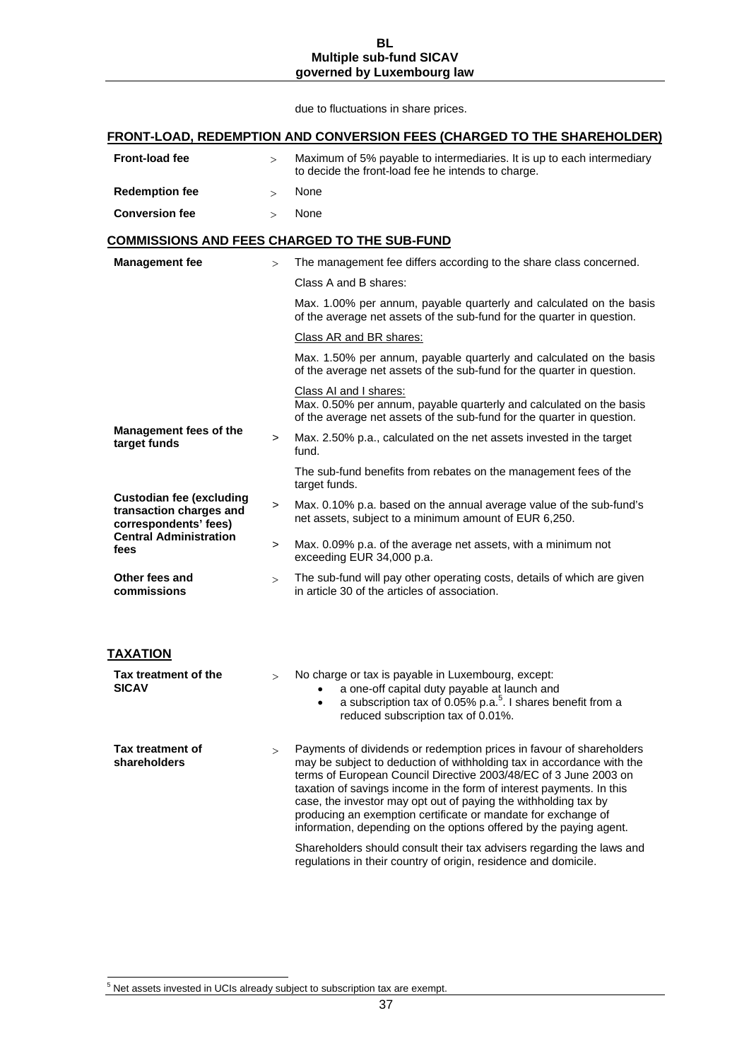due to fluctuations in share prices.

## FRONT-LOAD, REDEMPTION AND CONVERSION FEES (CHARGED TO THE SHAREHOLDER)

| | | |
|---|---|---|
| **Front-load fee** | > | Maximum of 5% payable to intermediaries. It is up to each intermediary to decide the front-load fee he intends to charge. |
| **Redemption fee** | > | None |
| **Conversion fee** | > | None |

## COMMISSIONS AND FEES CHARGED TO THE SUB-FUND

| | | |
|---|---|---|
| **Management fee** | > | The management fee differs according to the share class concerned.<br><br>Class A and B shares:<br><br>Max. 1.00% per annum, payable quarterly and calculated on the basis of the average net assets of the sub-fund for the quarter in question.<br><br>Class AR and BR shares:<br><br>Max. 1.50% per annum, payable quarterly and calculated on the basis of the average net assets of the sub-fund for the quarter in question.<br><br>Class AI and I shares:<br>Max. 0.50% per annum, payable quarterly and calculated on the basis of the average net assets of the sub-fund for the quarter in question. |
| **Management fees of the target funds** | > | Max. 2.50% p.a., calculated on the net assets invested in the target fund.<br><br>The sub-fund benefits from rebates on the management fees of the target funds. |
| **Custodian fee (excluding transaction charges and correspondents' fees)** | > | Max. 0.10% p.a. based on the annual average value of the sub-fund's net assets, subject to a minimum amount of EUR 6,250. |
| **Central Administration fees** | > | Max. 0.09% p.a. of the average net assets, with a minimum not exceeding EUR 34,000 p.a. |
| **Other fees and commissions** | > | The sub-fund will pay other operating costs, details of which are given in article 30 of the articles of association. |

## TAXATION

| | | |
|---|---|---|
| **Tax treatment of the SICAV** | > | No charge or tax is payable in Luxembourg, except:<br>• a one-off capital duty payable at launch and<br>• a subscription tax of 0.05% p.a.[5]. I shares benefit from a reduced subscription tax of 0.01%. |
| **Tax treatment of shareholders** | > | Payments of dividends or redemption prices in favour of shareholders may be subject to deduction of withholding tax in accordance with the terms of European Council Directive 2003/48/EC of 3 June 2003 on taxation of savings income in the form of interest payments. In this case, the investor may opt out of paying the withholding tax by producing an exemption certificate or mandate for exchange of information, depending on the options offered by the paying agent.<br><br>Shareholders should consult their tax advisers regarding the laws and regulations in their country of origin, residence and domicile. |

[5] Net assets invested in UCIs already subject to subscription tax are exempt.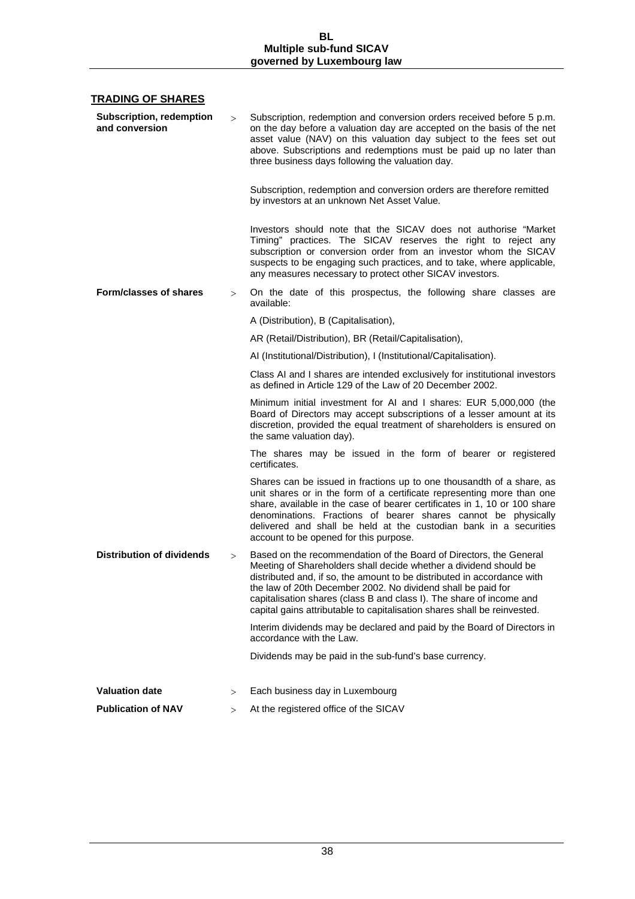## TRADING OF SHARES

**Subscription, redemption and conversion** > Subscription, redemption and conversion orders received before 5 p.m. on the day before a valuation day are accepted on the basis of the net asset value (NAV) on this valuation day subject to the fees set out above. Subscriptions and redemptions must be paid up no later than three business days following the valuation day.

Subscription, redemption and conversion orders are therefore remitted by investors at an unknown Net Asset Value.

Investors should note that the SICAV does not authorise "Market Timing" practices. The SICAV reserves the right to reject any subscription or conversion order from an investor whom the SICAV suspects to be engaging such practices, and to take, where applicable, any measures necessary to protect other SICAV investors.

**Form/classes of shares** > On the date of this prospectus, the following share classes are available:

A (Distribution), B (Capitalisation),

AR (Retail/Distribution), BR (Retail/Capitalisation),

AI (Institutional/Distribution), I (Institutional/Capitalisation).

Class AI and I shares are intended exclusively for institutional investors as defined in Article 129 of the Law of 20 December 2002.

Minimum initial investment for AI and I shares: EUR 5,000,000 (the Board of Directors may accept subscriptions of a lesser amount at its discretion, provided the equal treatment of shareholders is ensured on the same valuation day).

The shares may be issued in the form of bearer or registered certificates.

Shares can be issued in fractions up to one thousandth of a share, as unit shares or in the form of a certificate representing more than one share, available in the case of bearer certificates in 1, 10 or 100 share denominations. Fractions of bearer shares cannot be physically delivered and shall be held at the custodian bank in a securities account to be opened for this purpose.

**Distribution of dividends** > Based on the recommendation of the Board of Directors, the General Meeting of Shareholders shall decide whether a dividend should be distributed and, if so, the amount to be distributed in accordance with the law of 20th December 2002. No dividend shall be paid for capitalisation shares (class B and class I). The share of income and capital gains attributable to capitalisation shares shall be reinvested.

Interim dividends may be declared and paid by the Board of Directors in accordance with the Law.

Dividends may be paid in the sub-fund's base currency.

**Valuation date** > Each business day in Luxembourg

**Publication of NAV** > At the registered office of the SICAV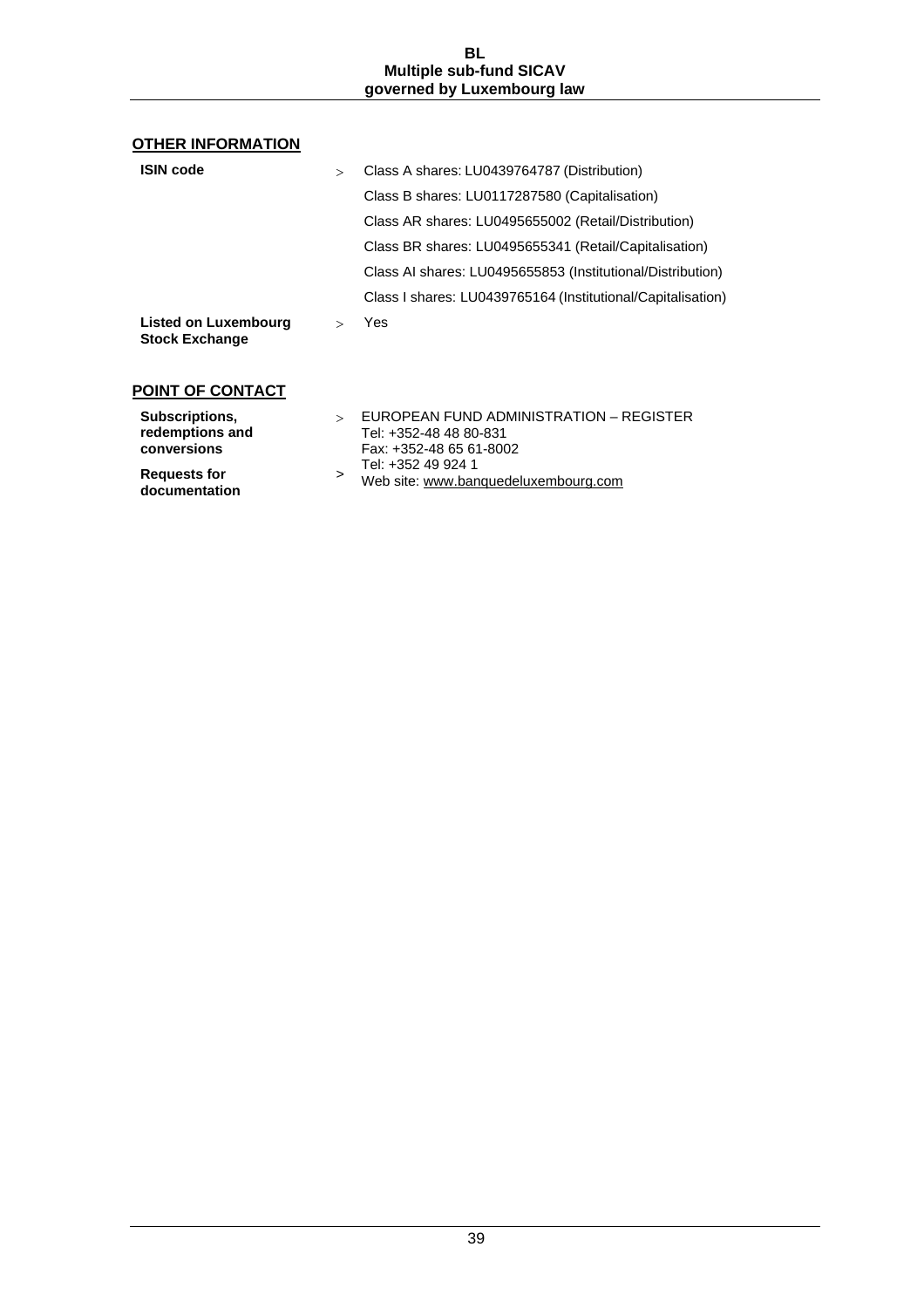## OTHER INFORMATION

| | | |
|---|---|---|
| **ISIN code** | > | Class A shares: LU0439764787 (Distribution) |
| | | Class B shares: LU0117287580 (Capitalisation) |
| | | Class AR shares: LU0495655002 (Retail/Distribution) |
| | | Class BR shares: LU0495655341 (Retail/Capitalisation) |
| | | Class AI shares: LU0495655853 (Institutional/Distribution) |
| | | Class I shares: LU0439765164 (Institutional/Capitalisation) |
| **Listed on Luxembourg Stock Exchange** | > | Yes |

## POINT OF CONTACT

| | | |
|---|---|---|
| **Subscriptions, redemptions and conversions** | > | EUROPEAN FUND ADMINISTRATION – REGISTER<br>Tel: +352-48 48 80-831<br>Fax: +352-48 65 61-8002 |
| **Requests for documentation** | > | Tel: +352 49 924 1<br>Web site: www.banquedeluxembourg.com |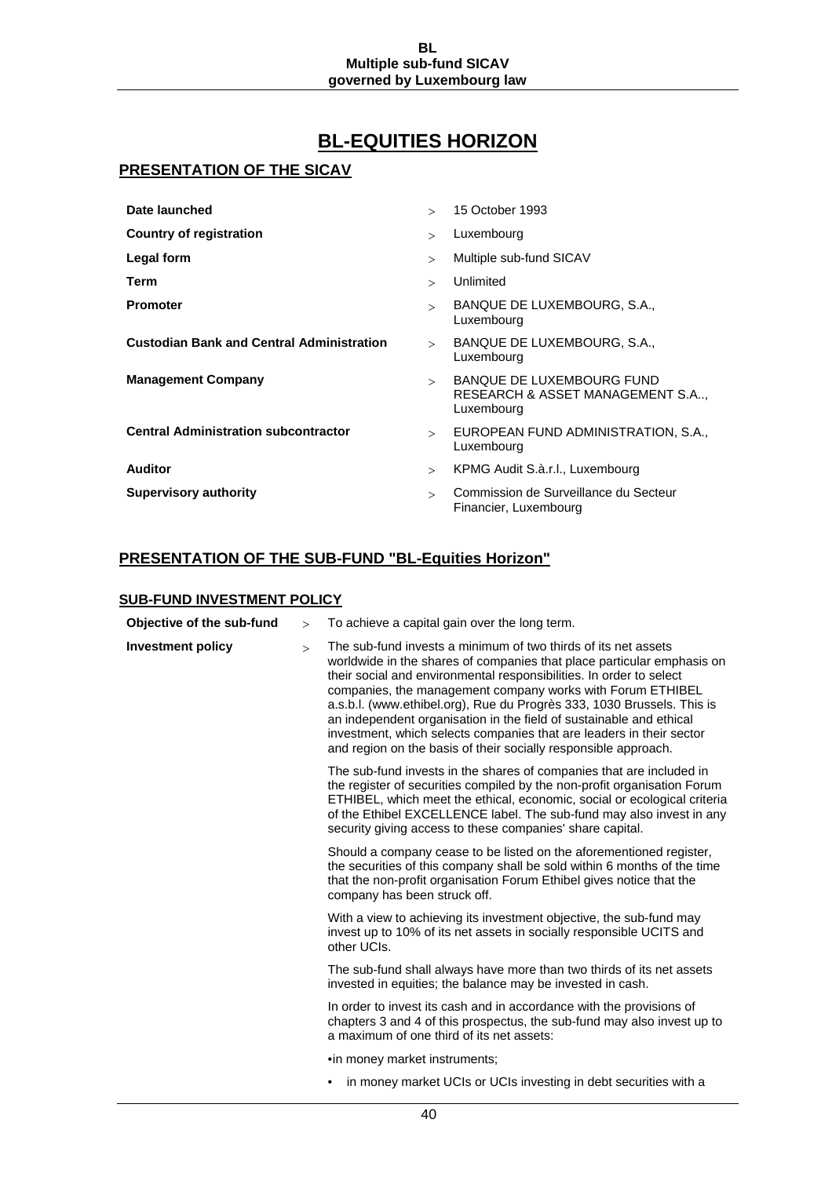# BL-EQUITIES HORIZON

## PRESENTATION OF THE SICAV

| | |
|---|---|
| **Date launched** | 15 October 1993 |
| **Country of registration** | Luxembourg |
| **Legal form** | Multiple sub-fund SICAV |
| **Term** | Unlimited |
| **Promoter** | BANQUE DE LUXEMBOURG, S.A., Luxembourg |
| **Custodian Bank and Central Administration** | BANQUE DE LUXEMBOURG, S.A., Luxembourg |
| **Management Company** | BANQUE DE LUXEMBOURG FUND RESEARCH & ASSET MANAGEMENT S.A.., Luxembourg |
| **Central Administration subcontractor** | EUROPEAN FUND ADMINISTRATION, S.A., Luxembourg |
| **Auditor** | KPMG Audit S.à.r.l., Luxembourg |
| **Supervisory authority** | Commission de Surveillance du Secteur Financier, Luxembourg |

## PRESENTATION OF THE SUB-FUND "BL-Equities Horizon"

### SUB-FUND INVESTMENT POLICY

**Objective of the sub-fund** > To achieve a capital gain over the long term.

**Investment policy** > The sub-fund invests a minimum of two thirds of its net assets worldwide in the shares of companies that place particular emphasis on their social and environmental responsibilities. In order to select companies, the management company works with Forum ETHIBEL a.s.b.l. (www.ethibel.org), Rue du Progrès 333, 1030 Brussels. This is an independent organisation in the field of sustainable and ethical investment, which selects companies that are leaders in their sector and region on the basis of their socially responsible approach.

The sub-fund invests in the shares of companies that are included in the register of securities compiled by the non-profit organisation Forum ETHIBEL, which meet the ethical, economic, social or ecological criteria of the Ethibel EXCELLENCE label. The sub-fund may also invest in any security giving access to these companies' share capital.

Should a company cease to be listed on the aforementioned register, the securities of this company shall be sold within 6 months of the time that the non-profit organisation Forum Ethibel gives notice that the company has been struck off.

With a view to achieving its investment objective, the sub-fund may invest up to 10% of its net assets in socially responsible UCITS and other UCIs.

The sub-fund shall always have more than two thirds of its net assets invested in equities; the balance may be invested in cash.

In order to invest its cash and in accordance with the provisions of chapters 3 and 4 of this prospectus, the sub-fund may also invest up to a maximum of one third of its net assets:

- in money market instruments;
- in money market UCIs or UCIs investing in debt securities with a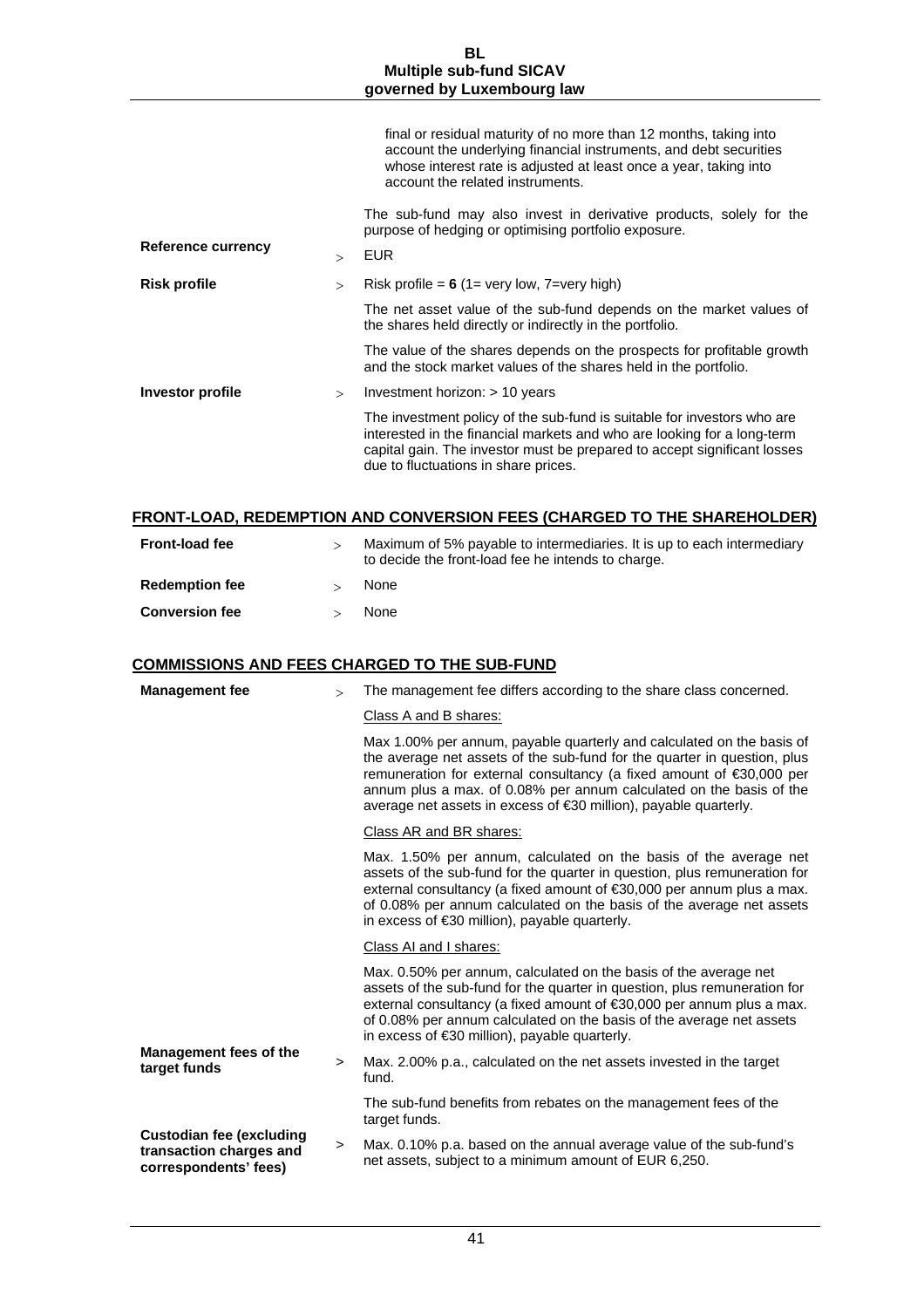final or residual maturity of no more than 12 months, taking into account the underlying financial instruments, and debt securities whose interest rate is adjusted at least once a year, taking into account the related instruments.

The sub-fund may also invest in derivative products, solely for the purpose of hedging or optimising portfolio exposure.

| | | |
|---|---|---|
| **Reference currency** | > | EUR |
| **Risk profile** | > | Risk profile = **6** (1= very low, 7=very high)<br><br>The net asset value of the sub-fund depends on the market values of the shares held directly or indirectly in the portfolio.<br><br>The value of the shares depends on the prospects for profitable growth and the stock market values of the shares held in the portfolio. |
| **Investor profile** | > | Investment horizon: > 10 years<br><br>The investment policy of the sub-fund is suitable for investors who are interested in the financial markets and who are looking for a long-term capital gain. The investor must be prepared to accept significant losses due to fluctuations in share prices. |

## FRONT-LOAD, REDEMPTION AND CONVERSION FEES (CHARGED TO THE SHAREHOLDER)

| | | |
|---|---|---|
| **Front-load fee** | > | Maximum of 5% payable to intermediaries. It is up to each intermediary to decide the front-load fee he intends to charge. |
| **Redemption fee** | > | None |
| **Conversion fee** | > | None |

## COMMISSIONS AND FEES CHARGED TO THE SUB-FUND

| | | |
|---|---|---|
| **Management fee** | > | The management fee differs according to the share class concerned.<br><br>Class A and B shares:<br><br>Max 1.00% per annum, payable quarterly and calculated on the basis of the average net assets of the sub-fund for the quarter in question, plus remuneration for external consultancy (a fixed amount of €30,000 per annum plus a max. of 0.08% per annum calculated on the basis of the average net assets in excess of €30 million), payable quarterly.<br><br>Class AR and BR shares:<br><br>Max. 1.50% per annum, calculated on the basis of the average net assets of the sub-fund for the quarter in question, plus remuneration for external consultancy (a fixed amount of €30,000 per annum plus a max. of 0.08% per annum calculated on the basis of the average net assets in excess of €30 million), payable quarterly.<br><br>Class AI and I shares:<br><br>Max. 0.50% per annum, calculated on the basis of the average net assets of the sub-fund for the quarter in question, plus remuneration for external consultancy (a fixed amount of €30,000 per annum plus a max. of 0.08% per annum calculated on the basis of the average net assets in excess of €30 million), payable quarterly. |
| **Management fees of the target funds** | > | Max. 2.00% p.a., calculated on the net assets invested in the target fund.<br><br>The sub-fund benefits from rebates on the management fees of the target funds. |
| **Custodian fee (excluding transaction charges and correspondents' fees)** | > | Max. 0.10% p.a. based on the annual average value of the sub-fund's net assets, subject to a minimum amount of EUR 6,250. |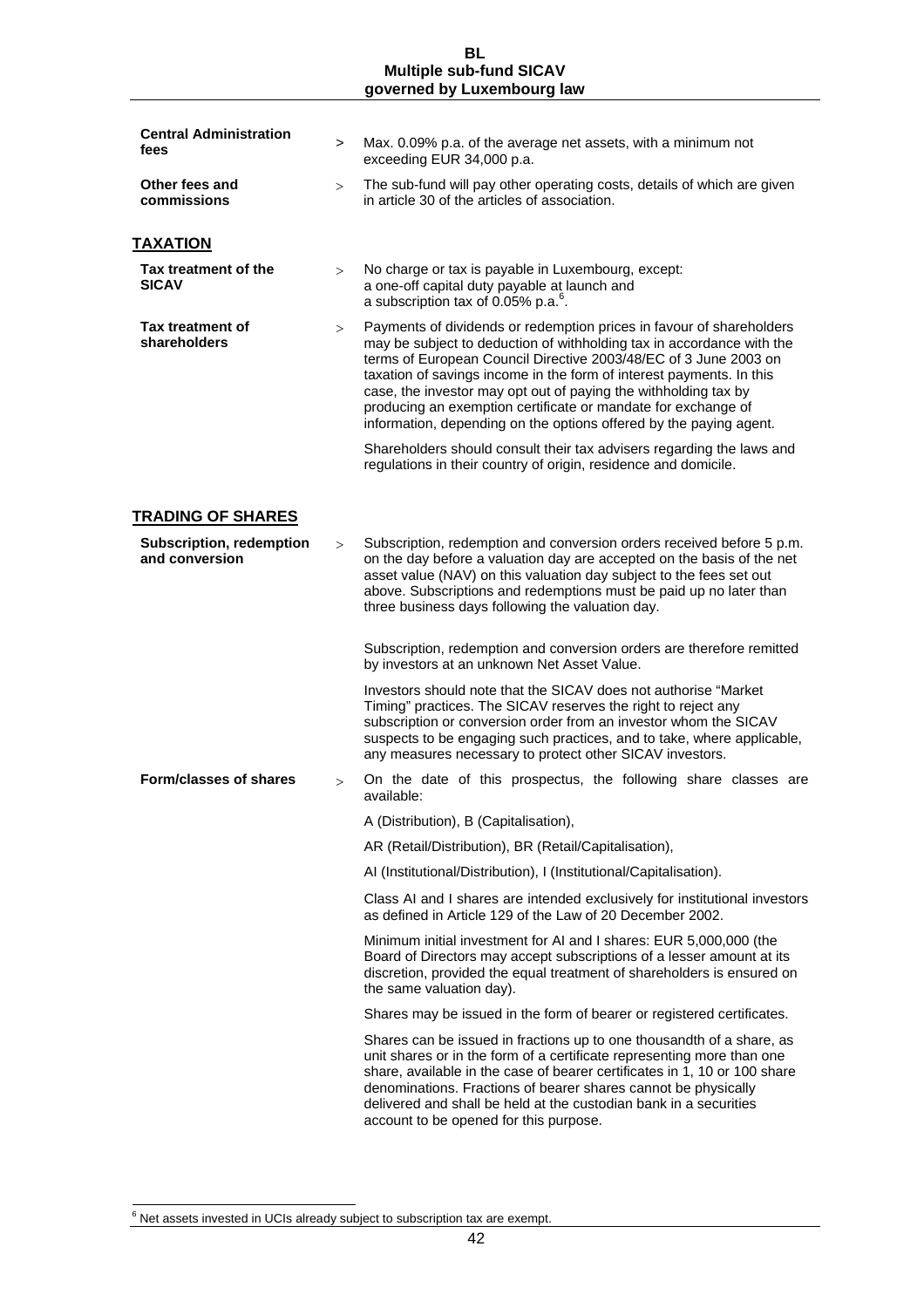**Central Administration fees** > Max. 0.09% p.a. of the average net assets, with a minimum not exceeding EUR 34,000 p.a.

**Other fees and commissions** > The sub-fund will pay other operating costs, details of which are given in article 30 of the articles of association.

## TAXATION

**Tax treatment of the SICAV** > No charge or tax is payable in Luxembourg, except:
a one-off capital duty payable at launch and
a subscription tax of 0.05% p.a.[6].

**Tax treatment of shareholders** > Payments of dividends or redemption prices in favour of shareholders may be subject to deduction of withholding tax in accordance with the terms of European Council Directive 2003/48/EC of 3 June 2003 on taxation of savings income in the form of interest payments. In this case, the investor may opt out of paying the withholding tax by producing an exemption certificate or mandate for exchange of information, depending on the options offered by the paying agent.

Shareholders should consult their tax advisers regarding the laws and regulations in their country of origin, residence and domicile.

## TRADING OF SHARES

**Subscription, redemption and conversion** > Subscription, redemption and conversion orders received before 5 p.m. on the day before a valuation day are accepted on the basis of the net asset value (NAV) on this valuation day subject to the fees set out above. Subscriptions and redemptions must be paid up no later than three business days following the valuation day.

Subscription, redemption and conversion orders are therefore remitted by investors at an unknown Net Asset Value.

Investors should note that the SICAV does not authorise "Market Timing" practices. The SICAV reserves the right to reject any subscription or conversion order from an investor whom the SICAV suspects to be engaging such practices, and to take, where applicable, any measures necessary to protect other SICAV investors.

**Form/classes of shares** > On the date of this prospectus, the following share classes are available:

A (Distribution), B (Capitalisation),

AR (Retail/Distribution), BR (Retail/Capitalisation),

AI (Institutional/Distribution), I (Institutional/Capitalisation).

Class AI and I shares are intended exclusively for institutional investors as defined in Article 129 of the Law of 20 December 2002.

Minimum initial investment for AI and I shares: EUR 5,000,000 (the Board of Directors may accept subscriptions of a lesser amount at its discretion, provided the equal treatment of shareholders is ensured on the same valuation day).

Shares may be issued in the form of bearer or registered certificates.

Shares can be issued in fractions up to one thousandth of a share, as unit shares or in the form of a certificate representing more than one share, available in the case of bearer certificates in 1, 10 or 100 share denominations. Fractions of bearer shares cannot be physically delivered and shall be held at the custodian bank in a securities account to be opened for this purpose.

[6] Net assets invested in UCIs already subject to subscription tax are exempt.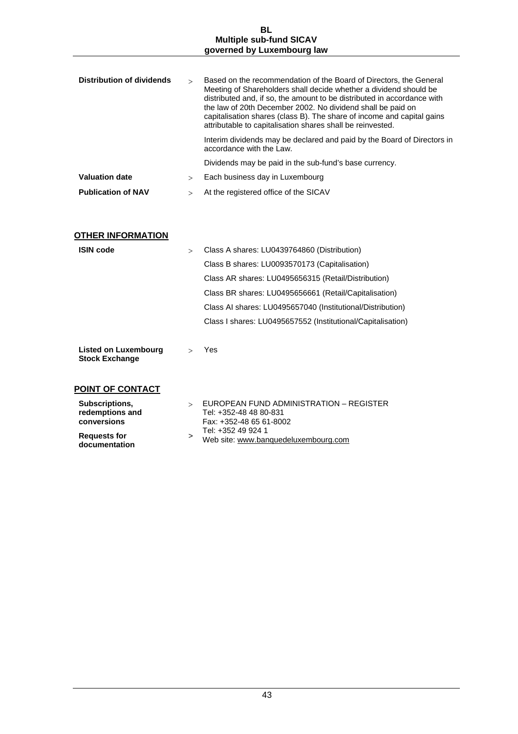| | | |
|---|---|---|
| **Distribution of dividends** | > | Based on the recommendation of the Board of Directors, the General Meeting of Shareholders shall decide whether a dividend should be distributed and, if so, the amount to be distributed in accordance with the law of 20th December 2002. No dividend shall be paid on capitalisation shares (class B). The share of income and capital gains attributable to capitalisation shares shall be reinvested.<br><br>Interim dividends may be declared and paid by the Board of Directors in accordance with the Law.<br><br>Dividends may be paid in the sub-fund's base currency. |
| **Valuation date** | > | Each business day in Luxembourg |
| **Publication of NAV** | > | At the registered office of the SICAV |

## OTHER INFORMATION

| | | |
|---|---|---|
| **ISIN code** | > | Class A shares: LU0439764860 (Distribution)<br>Class B shares: LU0093570173 (Capitalisation)<br>Class AR shares: LU0495656315 (Retail/Distribution)<br>Class BR shares: LU0495656661 (Retail/Capitalisation)<br>Class AI shares: LU0495657040 (Institutional/Distribution)<br>Class I shares: LU0495657552 (Institutional/Capitalisation) |
| **Listed on Luxembourg Stock Exchange** | > | Yes |

## POINT OF CONTACT

| | | |
|---|---|---|
| **Subscriptions, redemptions and conversions** | > | EUROPEAN FUND ADMINISTRATION – REGISTER<br>Tel: +352-48 48 80-831<br>Fax: +352-48 65 61-8002 |
| **Requests for documentation** | > | Tel: +352 49 924 1<br>Web site: www.banquedeluxembourg.com |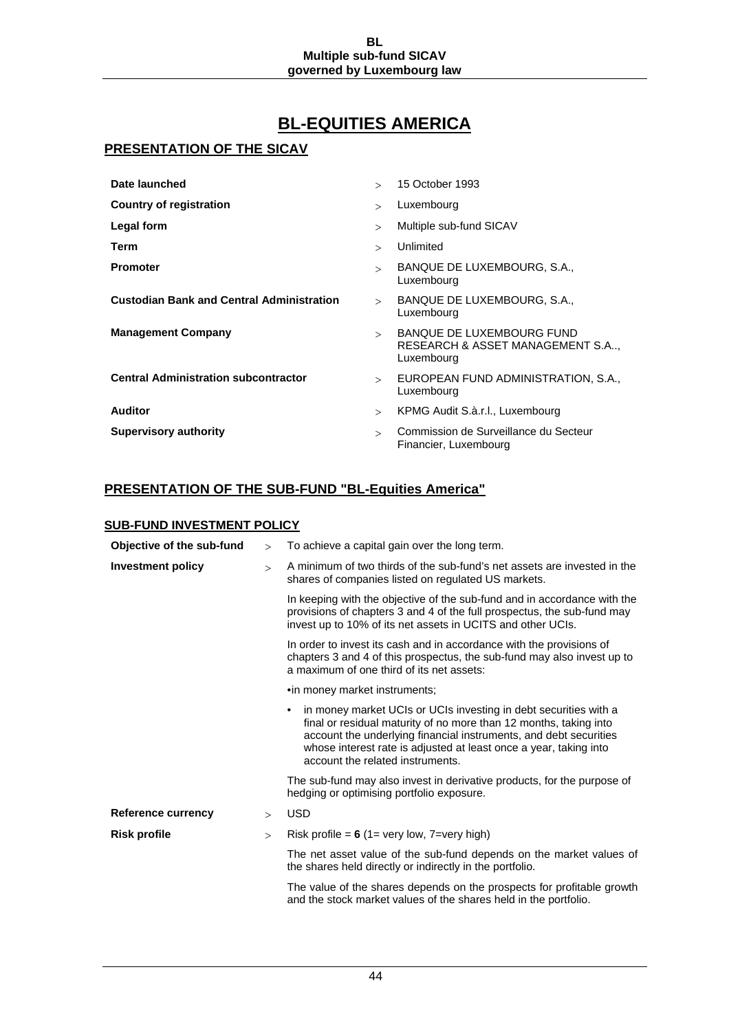# BL-EQUITIES AMERICA

## PRESENTATION OF THE SICAV

| | | |
|---|---|---|
| **Date launched** | > | 15 October 1993 |
| **Country of registration** | > | Luxembourg |
| **Legal form** | > | Multiple sub-fund SICAV |
| **Term** | > | Unlimited |
| **Promoter** | > | BANQUE DE LUXEMBOURG, S.A., Luxembourg |
| **Custodian Bank and Central Administration** | > | BANQUE DE LUXEMBOURG, S.A., Luxembourg |
| **Management Company** | > | BANQUE DE LUXEMBOURG FUND RESEARCH & ASSET MANAGEMENT S.A.., Luxembourg |
| **Central Administration subcontractor** | > | EUROPEAN FUND ADMINISTRATION, S.A., Luxembourg |
| **Auditor** | > | KPMG Audit S.à.r.l., Luxembourg |
| **Supervisory authority** | > | Commission de Surveillance du Secteur Financier, Luxembourg |

## PRESENTATION OF THE SUB-FUND "BL-Equities America"

### SUB-FUND INVESTMENT POLICY

**Objective of the sub-fund** > To achieve a capital gain over the long term.

**Investment policy** > A minimum of two thirds of the sub-fund's net assets are invested in the shares of companies listed on regulated US markets.

In keeping with the objective of the sub-fund and in accordance with the provisions of chapters 3 and 4 of the full prospectus, the sub-fund may invest up to 10% of its net assets in UCITS and other UCIs.

In order to invest its cash and in accordance with the provisions of chapters 3 and 4 of this prospectus, the sub-fund may also invest up to a maximum of one third of its net assets:

- in money market instruments;
- in money market UCIs or UCIs investing in debt securities with a final or residual maturity of no more than 12 months, taking into account the underlying financial instruments, and debt securities whose interest rate is adjusted at least once a year, taking into account the related instruments.

The sub-fund may also invest in derivative products, for the purpose of hedging or optimising portfolio exposure.

**Reference currency** > USD

**Risk profile** > Risk profile = **6** (1= very low, 7=very high)

The net asset value of the sub-fund depends on the market values of the shares held directly or indirectly in the portfolio.

The value of the shares depends on the prospects for profitable growth and the stock market values of the shares held in the portfolio.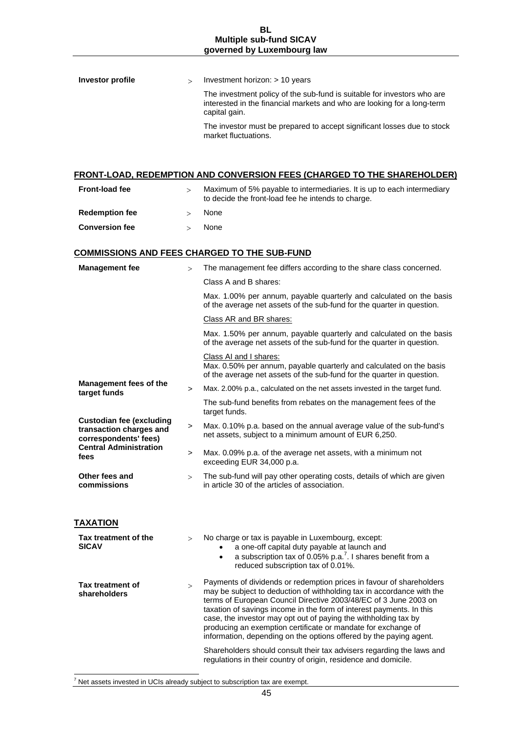| | |
|---|---|
| **Investor profile** | > Investment horizon: > 10 years<br><br>The investment policy of the sub-fund is suitable for investors who are interested in the financial markets and who are looking for a long-term capital gain.<br><br>The investor must be prepared to accept significant losses due to stock market fluctuations. |

## FRONT-LOAD, REDEMPTION AND CONVERSION FEES (CHARGED TO THE SHAREHOLDER)

| | |
|---|---|
| **Front-load fee** | > Maximum of 5% payable to intermediaries. It is up to each intermediary to decide the front-load fee he intends to charge. |
| **Redemption fee** | > None |
| **Conversion fee** | > None |

## COMMISSIONS AND FEES CHARGED TO THE SUB-FUND

| | |
|---|---|
| **Management fee** | > The management fee differs according to the share class concerned.<br><br>Class A and B shares:<br><br>Max. 1.00% per annum, payable quarterly and calculated on the basis of the average net assets of the sub-fund for the quarter in question.<br><br>Class AR and BR shares:<br><br>Max. 1.50% per annum, payable quarterly and calculated on the basis of the average net assets of the sub-fund for the quarter in question.<br><br>Class AI and I shares:<br>Max. 0.50% per annum, payable quarterly and calculated on the basis of the average net assets of the sub-fund for the quarter in question. |
| **Management fees of the target funds** | > Max. 2.00% p.a., calculated on the net assets invested in the target fund.<br><br>The sub-fund benefits from rebates on the management fees of the target funds. |
| **Custodian fee (excluding transaction charges and correspondents' fees)** | > Max. 0.10% p.a. based on the annual average value of the sub-fund's net assets, subject to a minimum amount of EUR 6,250. |
| **Central Administration fees** | > Max. 0.09% p.a. of the average net assets, with a minimum not exceeding EUR 34,000 p.a. |
| **Other fees and commissions** | > The sub-fund will pay other operating costs, details of which are given in article 30 of the articles of association. |

## TAXATION

| | |
|---|---|
| **Tax treatment of the SICAV** | > No charge or tax is payable in Luxembourg, except:<br>• a one-off capital duty payable at launch and<br>• a subscription tax of 0.05% p.a.[7]. I shares benefit from a reduced subscription tax of 0.01%. |
| **Tax treatment of shareholders** | > Payments of dividends or redemption prices in favour of shareholders may be subject to deduction of withholding tax in accordance with the terms of European Council Directive 2003/48/EC of 3 June 2003 on taxation of savings income in the form of interest payments. In this case, the investor may opt out of paying the withholding tax by producing an exemption certificate or mandate for exchange of information, depending on the options offered by the paying agent.<br><br>Shareholders should consult their tax advisers regarding the laws and regulations in their country of origin, residence and domicile. |

[7] Net assets invested in UCIs already subject to subscription tax are exempt.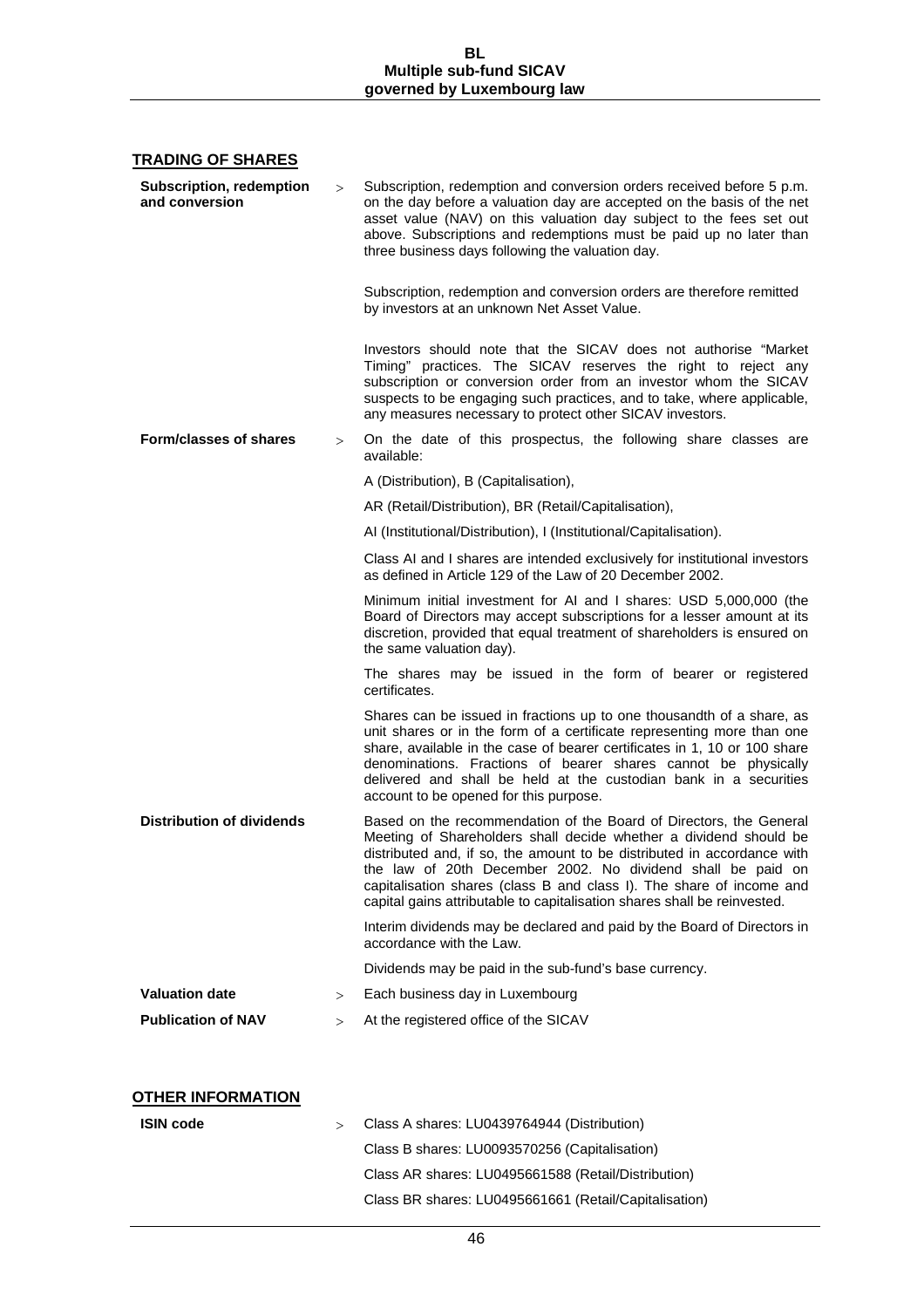## TRADING OF SHARES

**Subscription, redemption and conversion** > Subscription, redemption and conversion orders received before 5 p.m. on the day before a valuation day are accepted on the basis of the net asset value (NAV) on this valuation day subject to the fees set out above. Subscriptions and redemptions must be paid up no later than three business days following the valuation day.

Subscription, redemption and conversion orders are therefore remitted by investors at an unknown Net Asset Value.

Investors should note that the SICAV does not authorise "Market Timing" practices. The SICAV reserves the right to reject any subscription or conversion order from an investor whom the SICAV suspects to be engaging such practices, and to take, where applicable, any measures necessary to protect other SICAV investors.

**Form/classes of shares** > On the date of this prospectus, the following share classes are available:

A (Distribution), B (Capitalisation),

AR (Retail/Distribution), BR (Retail/Capitalisation),

AI (Institutional/Distribution), I (Institutional/Capitalisation).

Class AI and I shares are intended exclusively for institutional investors as defined in Article 129 of the Law of 20 December 2002.

Minimum initial investment for AI and I shares: USD 5,000,000 (the Board of Directors may accept subscriptions for a lesser amount at its discretion, provided that equal treatment of shareholders is ensured on the same valuation day).

The shares may be issued in the form of bearer or registered certificates.

Shares can be issued in fractions up to one thousandth of a share, as unit shares or in the form of a certificate representing more than one share, available in the case of bearer certificates in 1, 10 or 100 share denominations. Fractions of bearer shares cannot be physically delivered and shall be held at the custodian bank in a securities account to be opened for this purpose.

**Distribution of dividends** Based on the recommendation of the Board of Directors, the General Meeting of Shareholders shall decide whether a dividend should be distributed and, if so, the amount to be distributed in accordance with the law of 20th December 2002. No dividend shall be paid on capitalisation shares (class B and class I). The share of income and capital gains attributable to capitalisation shares shall be reinvested.

Interim dividends may be declared and paid by the Board of Directors in accordance with the Law.

Dividends may be paid in the sub-fund's base currency.

**Valuation date** > Each business day in Luxembourg

**Publication of NAV** > At the registered office of the SICAV

## OTHER INFORMATION

**ISIN code** > Class A shares: LU0439764944 (Distribution)

Class B shares: LU0093570256 (Capitalisation)

Class AR shares: LU0495661588 (Retail/Distribution)

Class BR shares: LU0495661661 (Retail/Capitalisation)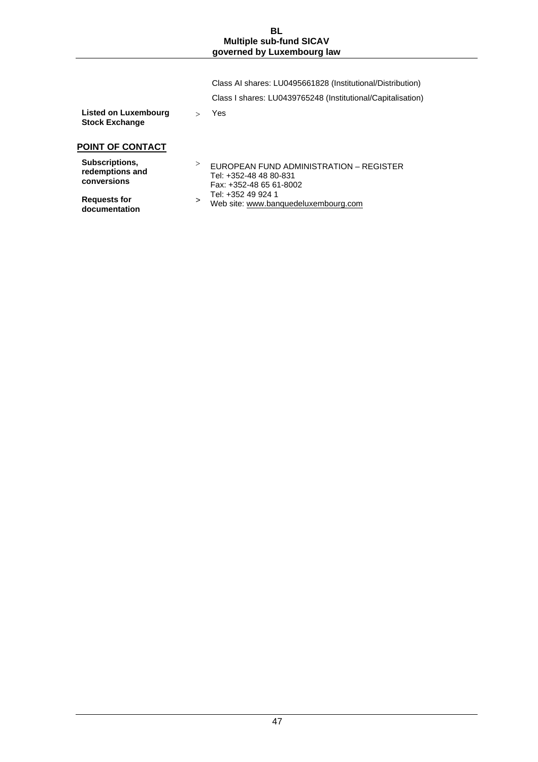Class AI shares: LU0495661828 (Institutional/Distribution)

Class I shares: LU0439765248 (Institutional/Capitalisation)

| | | |
|---|---|---|
| **Listed on Luxembourg Stock Exchange** | > | Yes |

## POINT OF CONTACT

| | | |
|---|---|---|
| **Subscriptions, redemptions and conversions** | > | EUROPEAN FUND ADMINISTRATION – REGISTER<br>Tel: +352-48 48 80-831<br>Fax: +352-48 65 61-8002 |
| **Requests for documentation** | > | Tel: +352 49 924 1<br>Web site: www.banquedeluxembourg.com |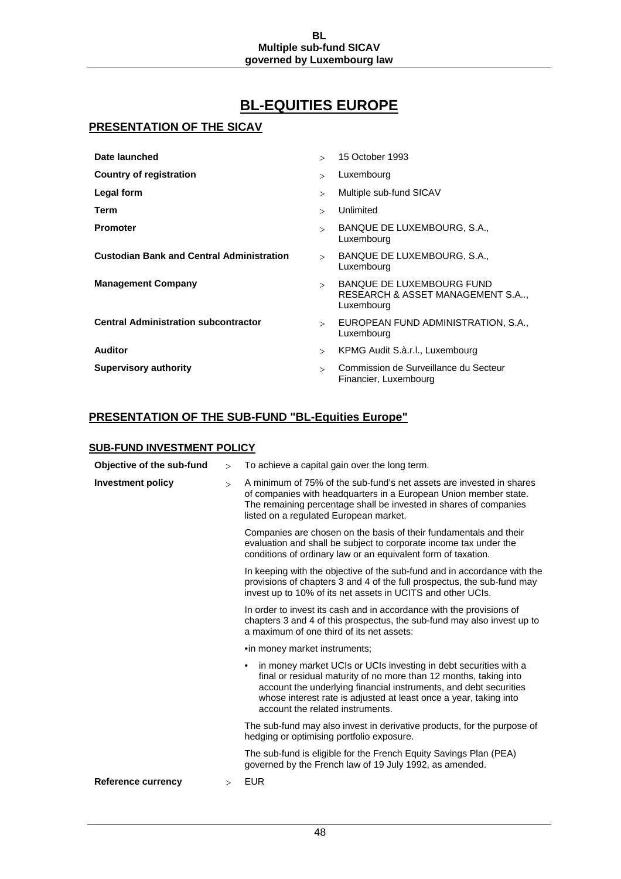# BL-EQUITIES EUROPE

## PRESENTATION OF THE SICAV

| | |
|---|---|
| **Date launched** | 15 October 1993 |
| **Country of registration** | Luxembourg |
| **Legal form** | Multiple sub-fund SICAV |
| **Term** | Unlimited |
| **Promoter** | BANQUE DE LUXEMBOURG, S.A., Luxembourg |
| **Custodian Bank and Central Administration** | BANQUE DE LUXEMBOURG, S.A., Luxembourg |
| **Management Company** | BANQUE DE LUXEMBOURG FUND RESEARCH & ASSET MANAGEMENT S.A.., Luxembourg |
| **Central Administration subcontractor** | EUROPEAN FUND ADMINISTRATION, S.A., Luxembourg |
| **Auditor** | KPMG Audit S.à.r.l., Luxembourg |
| **Supervisory authority** | Commission de Surveillance du Secteur Financier, Luxembourg |

## PRESENTATION OF THE SUB-FUND "BL-Equities Europe"

### SUB-FUND INVESTMENT POLICY

**Objective of the sub-fund** > To achieve a capital gain over the long term.

**Investment policy** > A minimum of 75% of the sub-fund's net assets are invested in shares of companies with headquarters in a European Union member state. The remaining percentage shall be invested in shares of companies listed on a regulated European market.

Companies are chosen on the basis of their fundamentals and their evaluation and shall be subject to corporate income tax under the conditions of ordinary law or an equivalent form of taxation.

In keeping with the objective of the sub-fund and in accordance with the provisions of chapters 3 and 4 of the full prospectus, the sub-fund may invest up to 10% of its net assets in UCITS and other UCIs.

In order to invest its cash and in accordance with the provisions of chapters 3 and 4 of this prospectus, the sub-fund may also invest up to a maximum of one third of its net assets:

- in money market instruments;
- in money market UCIs or UCIs investing in debt securities with a final or residual maturity of no more than 12 months, taking into account the underlying financial instruments, and debt securities whose interest rate is adjusted at least once a year, taking into account the related instruments.

The sub-fund may also invest in derivative products, for the purpose of hedging or optimising portfolio exposure.

The sub-fund is eligible for the French Equity Savings Plan (PEA) governed by the French law of 19 July 1992, as amended.

**Reference currency** > EUR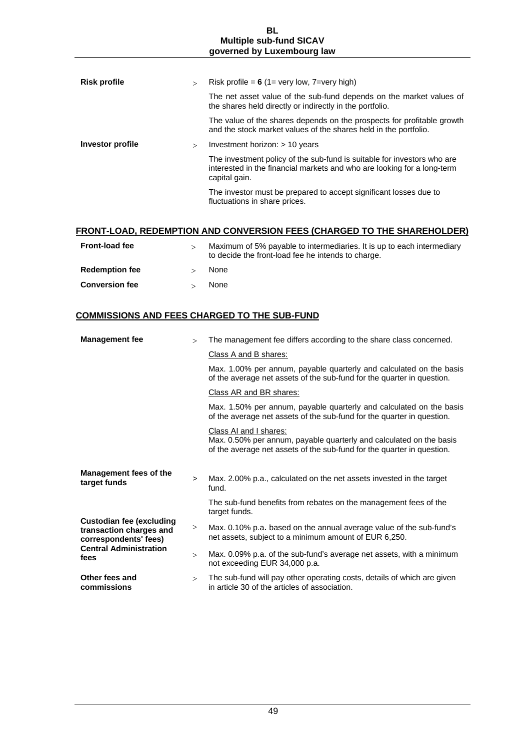| | | |
|---|---|---|
| **Risk profile** | > | Risk profile = **6** (1= very low, 7=very high) |
| | | The net asset value of the sub-fund depends on the market values of the shares held directly or indirectly in the portfolio. |
| | | The value of the shares depends on the prospects for profitable growth and the stock market values of the shares held in the portfolio. |
| **Investor profile** | > | Investment horizon: > 10 years |
| | | The investment policy of the sub-fund is suitable for investors who are interested in the financial markets and who are looking for a long-term capital gain. |
| | | The investor must be prepared to accept significant losses due to fluctuations in share prices. |

## FRONT-LOAD, REDEMPTION AND CONVERSION FEES (CHARGED TO THE SHAREHOLDER)

| | | |
|---|---|---|
| **Front-load fee** | > | Maximum of 5% payable to intermediaries. It is up to each intermediary to decide the front-load fee he intends to charge. |
| **Redemption fee** | > | None |
| **Conversion fee** | > | None |

## COMMISSIONS AND FEES CHARGED TO THE SUB-FUND

| | | |
|---|---|---|
| **Management fee** | > | The management fee differs according to the share class concerned. |
| | | Class A and B shares: |
| | | Max. 1.00% per annum, payable quarterly and calculated on the basis of the average net assets of the sub-fund for the quarter in question. |
| | | Class AR and BR shares: |
| | | Max. 1.50% per annum, payable quarterly and calculated on the basis of the average net assets of the sub-fund for the quarter in question. |
| | | Class AI and I shares: Max. 0.50% per annum, payable quarterly and calculated on the basis of the average net assets of the sub-fund for the quarter in question. |
| **Management fees of the target funds** | > | Max. 2.00% p.a., calculated on the net assets invested in the target fund. |
| | | The sub-fund benefits from rebates on the management fees of the target funds. |
| **Custodian fee (excluding transaction charges and correspondents' fees)** | > | Max. 0.10% p.a. based on the annual average value of the sub-fund's net assets, subject to a minimum amount of EUR 6,250. |
| **Central Administration fees** | > | Max. 0.09% p.a. of the sub-fund's average net assets, with a minimum not exceeding EUR 34,000 p.a. |
| **Other fees and commissions** | > | The sub-fund will pay other operating costs, details of which are given in article 30 of the articles of association. |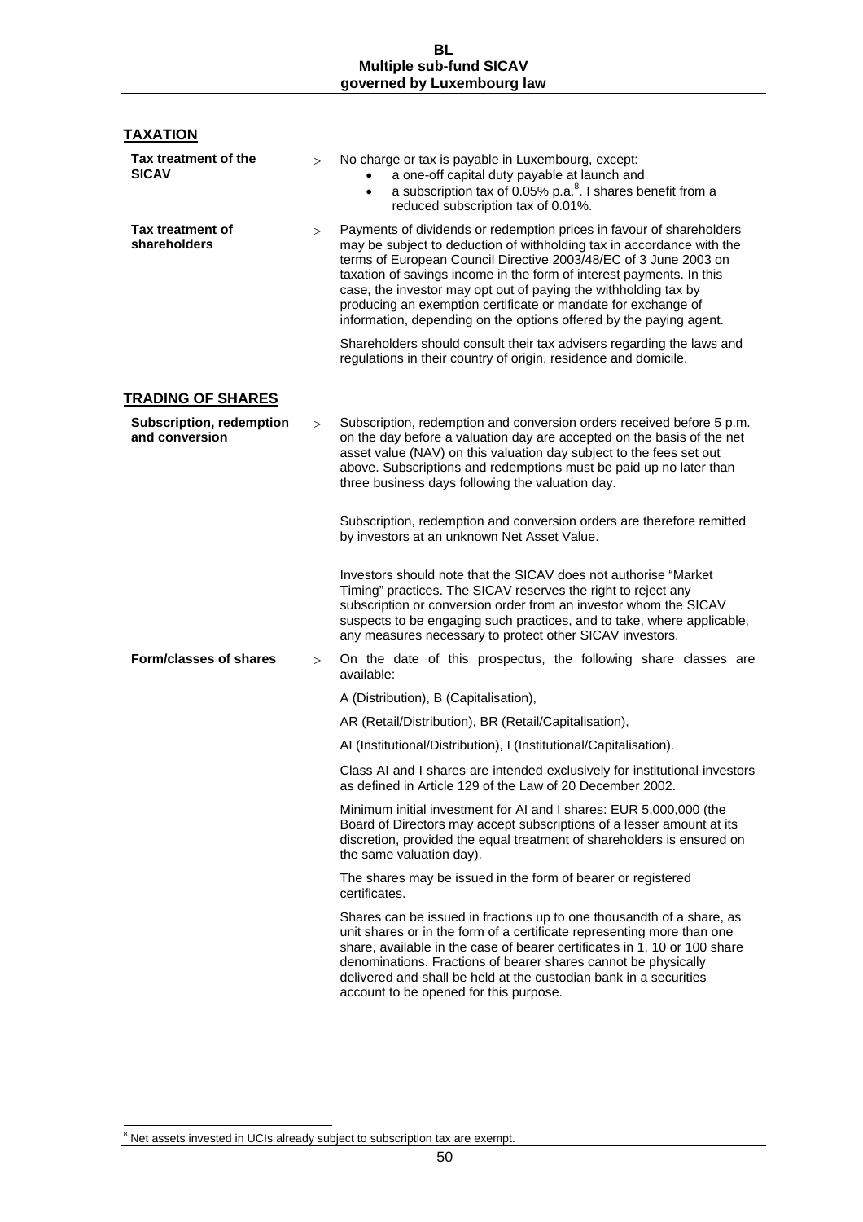## TAXATION

**Tax treatment of the SICAV**

> No charge or tax is payable in Luxembourg, except:
- a one-off capital duty payable at launch and
- a subscription tax of 0.05% p.a.[8]. I shares benefit from a reduced subscription tax of 0.01%.

**Tax treatment of shareholders**

> Payments of dividends or redemption prices in favour of shareholders may be subject to deduction of withholding tax in accordance with the terms of European Council Directive 2003/48/EC of 3 June 2003 on taxation of savings income in the form of interest payments. In this case, the investor may opt out of paying the withholding tax by producing an exemption certificate or mandate for exchange of information, depending on the options offered by the paying agent.

Shareholders should consult their tax advisers regarding the laws and regulations in their country of origin, residence and domicile.

## TRADING OF SHARES

**Subscription, redemption and conversion**

> Subscription, redemption and conversion orders received before 5 p.m. on the day before a valuation day are accepted on the basis of the net asset value (NAV) on this valuation day subject to the fees set out above. Subscriptions and redemptions must be paid up no later than three business days following the valuation day.

Subscription, redemption and conversion orders are therefore remitted by investors at an unknown Net Asset Value.

Investors should note that the SICAV does not authorise "Market Timing" practices. The SICAV reserves the right to reject any subscription or conversion order from an investor whom the SICAV suspects to be engaging such practices, and to take, where applicable, any measures necessary to protect other SICAV investors.

**Form/classes of shares**

> On the date of this prospectus, the following share classes are available:

A (Distribution), B (Capitalisation),

AR (Retail/Distribution), BR (Retail/Capitalisation),

AI (Institutional/Distribution), I (Institutional/Capitalisation).

Class AI and I shares are intended exclusively for institutional investors as defined in Article 129 of the Law of 20 December 2002.

Minimum initial investment for AI and I shares: EUR 5,000,000 (the Board of Directors may accept subscriptions of a lesser amount at its discretion, provided the equal treatment of shareholders is ensured on the same valuation day).

The shares may be issued in the form of bearer or registered certificates.

Shares can be issued in fractions up to one thousandth of a share, as unit shares or in the form of a certificate representing more than one share, available in the case of bearer certificates in 1, 10 or 100 share denominations. Fractions of bearer shares cannot be physically delivered and shall be held at the custodian bank in a securities account to be opened for this purpose.

[8] Net assets invested in UCIs already subject to subscription tax are exempt.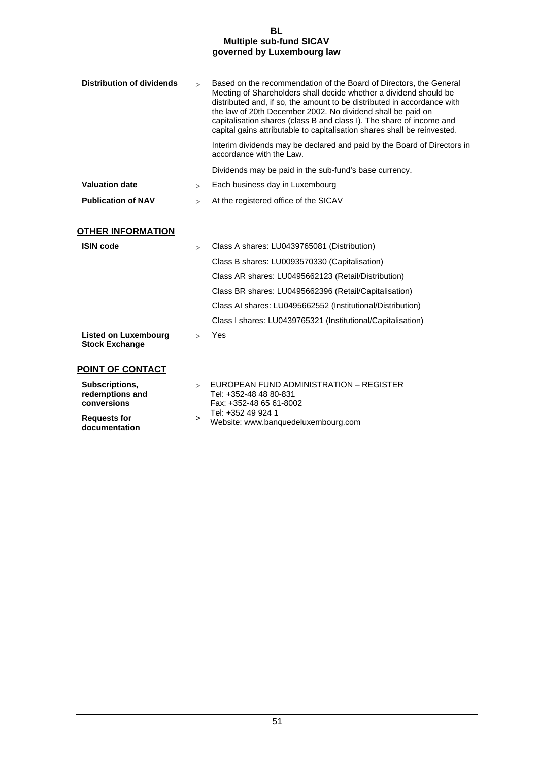| | | |
|---|---|---|
| **Distribution of dividends** | > | Based on the recommendation of the Board of Directors, the General Meeting of Shareholders shall decide whether a dividend should be distributed and, if so, the amount to be distributed in accordance with the law of 20th December 2002. No dividend shall be paid on capitalisation shares (class B and class I). The share of income and capital gains attributable to capitalisation shares shall be reinvested.<br><br>Interim dividends may be declared and paid by the Board of Directors in accordance with the Law.<br><br>Dividends may be paid in the sub-fund's base currency. |
| **Valuation date** | > | Each business day in Luxembourg |
| **Publication of NAV** | > | At the registered office of the SICAV |

## OTHER INFORMATION

| | | |
|---|---|---|
| **ISIN code** | > | Class A shares: LU0439765081 (Distribution)<br>Class B shares: LU0093570330 (Capitalisation)<br>Class AR shares: LU0495662123 (Retail/Distribution)<br>Class BR shares: LU0495662396 (Retail/Capitalisation)<br>Class AI shares: LU0495662552 (Institutional/Distribution)<br>Class I shares: LU0439765321 (Institutional/Capitalisation) |
| **Listed on Luxembourg Stock Exchange** | > | Yes |

## POINT OF CONTACT

| | | |
|---|---|---|
| **Subscriptions, redemptions and conversions** | > | EUROPEAN FUND ADMINISTRATION – REGISTER<br>Tel: +352-48 48 80-831<br>Fax: +352-48 65 61-8002 |
| **Requests for documentation** | > | Tel: +352 49 924 1<br>Website: www.banquedeluxembourg.com |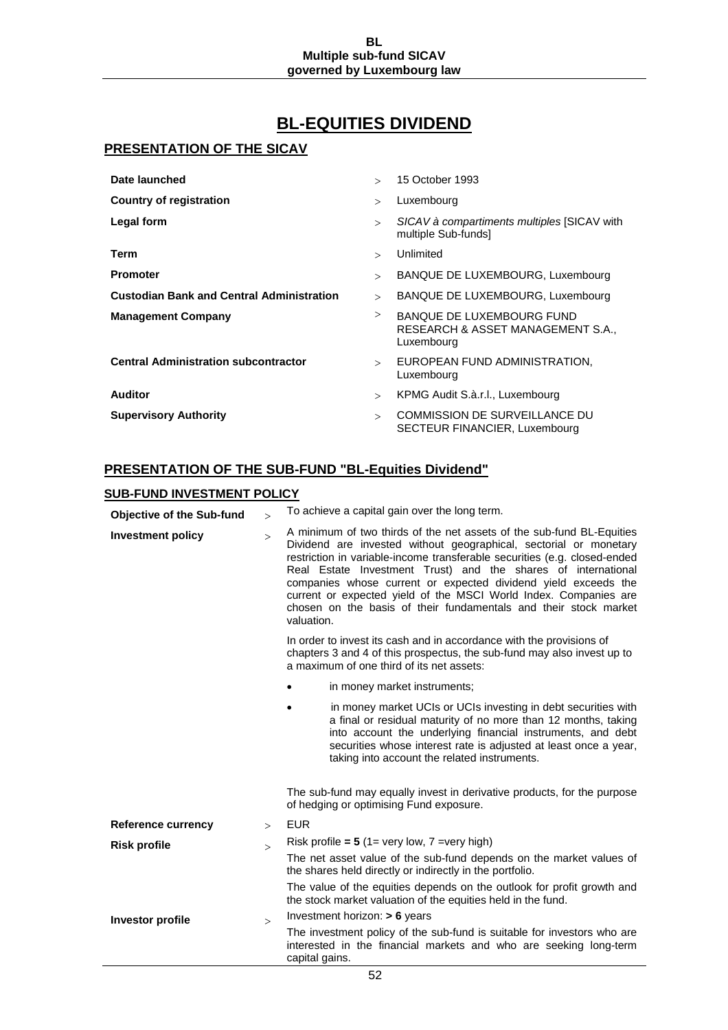# BL-EQUITIES DIVIDEND

## PRESENTATION OF THE SICAV

| | |
|---|---|
| **Date launched** | 15 October 1993 |
| **Country of registration** | Luxembourg |
| **Legal form** | *SICAV à compartiments multiples* [SICAV with multiple Sub-funds] |
| **Term** | Unlimited |
| **Promoter** | BANQUE DE LUXEMBOURG, Luxembourg |
| **Custodian Bank and Central Administration** | BANQUE DE LUXEMBOURG, Luxembourg |
| **Management Company** | BANQUE DE LUXEMBOURG FUND RESEARCH & ASSET MANAGEMENT S.A., Luxembourg |
| **Central Administration subcontractor** | EUROPEAN FUND ADMINISTRATION, Luxembourg |
| **Auditor** | KPMG Audit S.à.r.l., Luxembourg |
| **Supervisory Authority** | COMMISSION DE SURVEILLANCE DU SECTEUR FINANCIER, Luxembourg |

## PRESENTATION OF THE SUB-FUND "BL-Equities Dividend"

### SUB-FUND INVESTMENT POLICY

**Objective of the Sub-fund** > To achieve a capital gain over the long term.

**Investment policy** > A minimum of two thirds of the net assets of the sub-fund BL-Equities Dividend are invested without geographical, sectorial or monetary restriction in variable-income transferable securities (e.g. closed-ended Real Estate Investment Trust) and the shares of international companies whose current or expected dividend yield exceeds the current or expected yield of the MSCI World Index. Companies are chosen on the basis of their fundamentals and their stock market valuation.

In order to invest its cash and in accordance with the provisions of chapters 3 and 4 of this prospectus, the sub-fund may also invest up to a maximum of one third of its net assets:

- in money market instruments;
- in money market UCIs or UCIs investing in debt securities with a final or residual maturity of no more than 12 months, taking into account the underlying financial instruments, and debt securities whose interest rate is adjusted at least once a year, taking into account the related instruments.

The sub-fund may equally invest in derivative products, for the purpose of hedging or optimising Fund exposure.

**Reference currency** > EUR

**Risk profile** > Risk profile **= 5** (1= very low, 7 =very high)

The net asset value of the sub-fund depends on the market values of the shares held directly or indirectly in the portfolio.

The value of the equities depends on the outlook for profit growth and the stock market valuation of the equities held in the fund.

**Investor profile** > Investment horizon: **> 6** years

The investment policy of the sub-fund is suitable for investors who are interested in the financial markets and who are seeking long-term capital gains.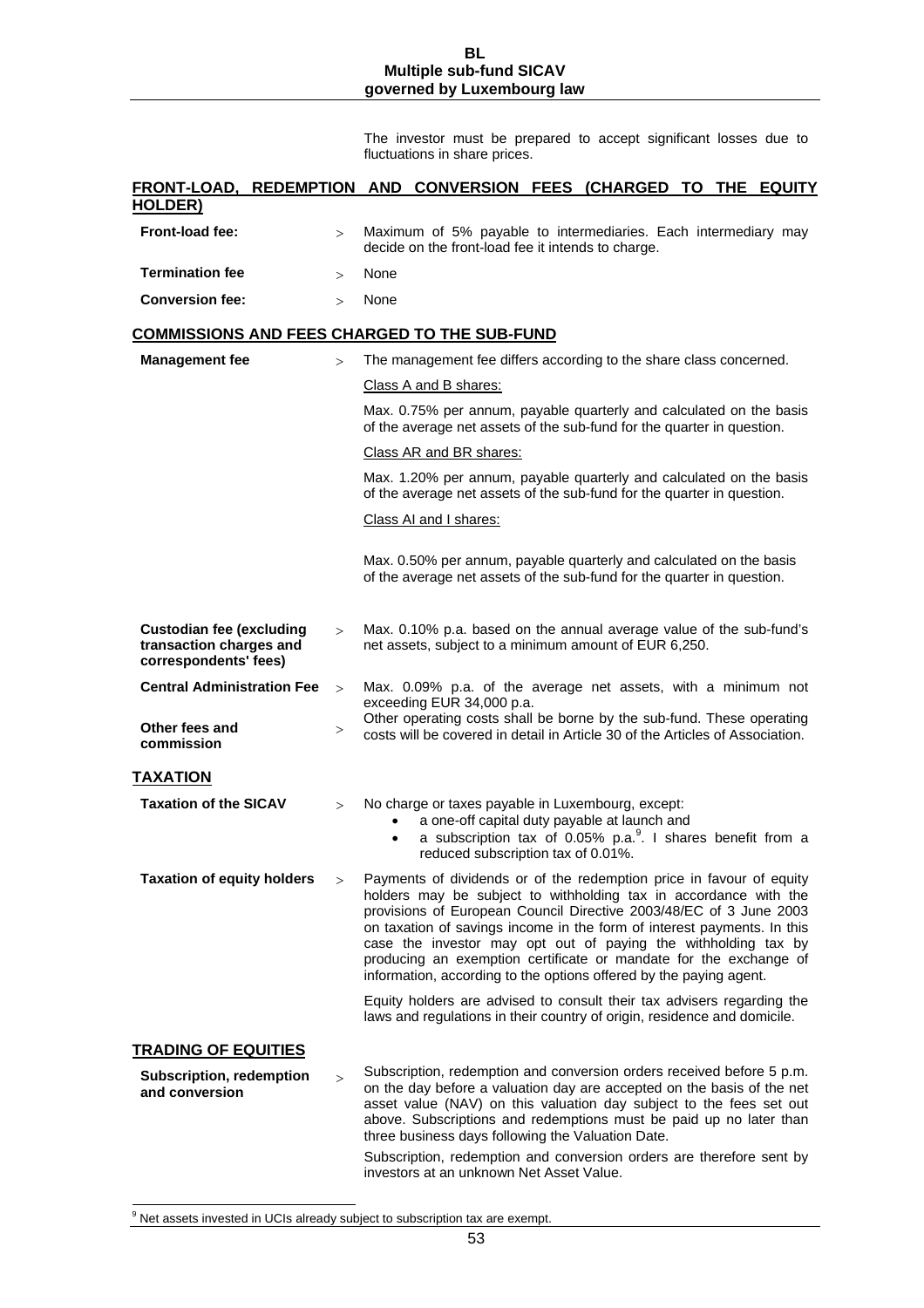The investor must be prepared to accept significant losses due to fluctuations in share prices.

## FRONT-LOAD, REDEMPTION AND CONVERSION FEES (CHARGED TO THE EQUITY HOLDER)

| | |
|---|---|
| **Front-load fee:** | Maximum of 5% payable to intermediaries. Each intermediary may decide on the front-load fee it intends to charge. |
| **Termination fee** | None |
| **Conversion fee:** | None |

## COMMISSIONS AND FEES CHARGED TO THE SUB-FUND

| | |
|---|---|
| **Management fee** | The management fee differs according to the share class concerned.<br><br>Class A and B shares:<br><br>Max. 0.75% per annum, payable quarterly and calculated on the basis of the average net assets of the sub-fund for the quarter in question.<br><br>Class AR and BR shares:<br><br>Max. 1.20% per annum, payable quarterly and calculated on the basis of the average net assets of the sub-fund for the quarter in question.<br><br>Class AI and I shares:<br><br>Max. 0.50% per annum, payable quarterly and calculated on the basis of the average net assets of the sub-fund for the quarter in question. |
| **Custodian fee (excluding transaction charges and correspondents' fees)** | Max. 0.10% p.a. based on the annual average value of the sub-fund's net assets, subject to a minimum amount of EUR 6,250. |
| **Central Administration Fee** | Max. 0.09% p.a. of the average net assets, with a minimum not exceeding EUR 34,000 p.a. |
| **Other fees and commission** | Other operating costs shall be borne by the sub-fund. These operating costs will be covered in detail in Article 30 of the Articles of Association. |

## TAXATION

| | |
|---|---|
| **Taxation of the SICAV** | No charge or taxes payable in Luxembourg, except:<br>• a one-off capital duty payable at launch and<br>• a subscription tax of 0.05% p.a.[9]. I shares benefit from a reduced subscription tax of 0.01%. |
| **Taxation of equity holders** | Payments of dividends or of the redemption price in favour of equity holders may be subject to withholding tax in accordance with the provisions of European Council Directive 2003/48/EC of 3 June 2003 on taxation of savings income in the form of interest payments. In this case the investor may opt out of paying the withholding tax by producing an exemption certificate or mandate for the exchange of information, according to the options offered by the paying agent.<br><br>Equity holders are advised to consult their tax advisers regarding the laws and regulations in their country of origin, residence and domicile. |

## TRADING OF EQUITIES

| | |
|---|---|
| **Subscription, redemption and conversion** | Subscription, redemption and conversion orders received before 5 p.m. on the day before a valuation day are accepted on the basis of the net asset value (NAV) on this valuation day subject to the fees set out above. Subscriptions and redemptions must be paid up no later than three business days following the Valuation Date.<br><br>Subscription, redemption and conversion orders are therefore sent by investors at an unknown Net Asset Value. |

[9] Net assets invested in UCIs already subject to subscription tax are exempt.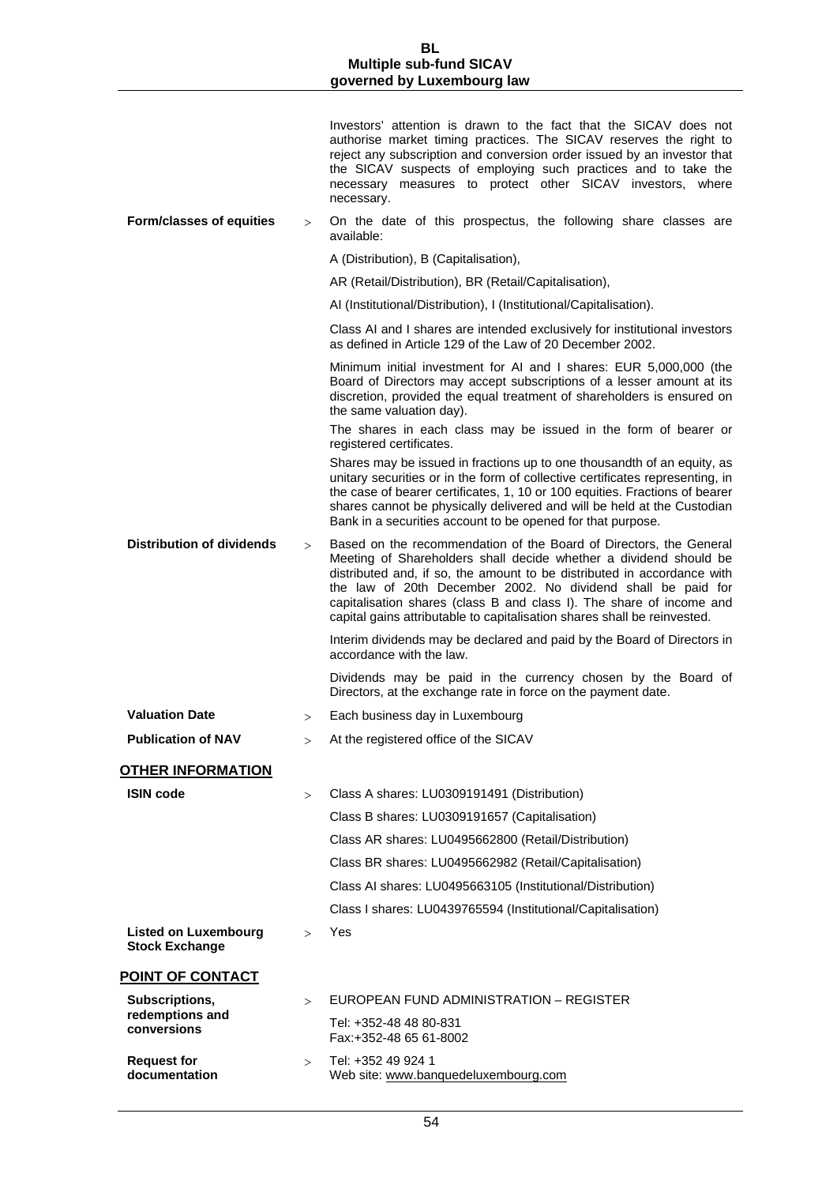Investors' attention is drawn to the fact that the SICAV does not authorise market timing practices. The SICAV reserves the right to reject any subscription and conversion order issued by an investor that the SICAV suspects of employing such practices and to take the necessary measures to protect other SICAV investors, where necessary.

**Form/classes of equities** > On the date of this prospectus, the following share classes are available:

A (Distribution), B (Capitalisation),

AR (Retail/Distribution), BR (Retail/Capitalisation),

AI (Institutional/Distribution), I (Institutional/Capitalisation).

Class AI and I shares are intended exclusively for institutional investors as defined in Article 129 of the Law of 20 December 2002.

Minimum initial investment for AI and I shares: EUR 5,000,000 (the Board of Directors may accept subscriptions of a lesser amount at its discretion, provided the equal treatment of shareholders is ensured on the same valuation day).

The shares in each class may be issued in the form of bearer or registered certificates.

Shares may be issued in fractions up to one thousandth of an equity, as unitary securities or in the form of collective certificates representing, in the case of bearer certificates, 1, 10 or 100 equities. Fractions of bearer shares cannot be physically delivered and will be held at the Custodian Bank in a securities account to be opened for that purpose.

**Distribution of dividends** > Based on the recommendation of the Board of Directors, the General Meeting of Shareholders shall decide whether a dividend should be distributed and, if so, the amount to be distributed in accordance with the law of 20th December 2002. No dividend shall be paid for capitalisation shares (class B and class I). The share of income and capital gains attributable to capitalisation shares shall be reinvested.

Interim dividends may be declared and paid by the Board of Directors in accordance with the law.

Dividends may be paid in the currency chosen by the Board of Directors, at the exchange rate in force on the payment date.

**Valuation Date** > Each business day in Luxembourg

**Publication of NAV** > At the registered office of the SICAV

## OTHER INFORMATION

**ISIN code** > Class A shares: LU0309191491 (Distribution)

Class B shares: LU0309191657 (Capitalisation)

Class AR shares: LU0495662800 (Retail/Distribution)

Class BR shares: LU0495662982 (Retail/Capitalisation)

Class AI shares: LU0495663105 (Institutional/Distribution)

Class I shares: LU0439765594 (Institutional/Capitalisation)

**Listed on Luxembourg Stock Exchange** > Yes

## POINT OF CONTACT

**Subscriptions, redemptions and conversions** > EUROPEAN FUND ADMINISTRATION – REGISTER

Tel: +352-48 48 80-831
Fax:+352-48 65 61-8002

**Request for documentation** > Tel: +352 49 924 1
Web site: www.banquedeluxembourg.com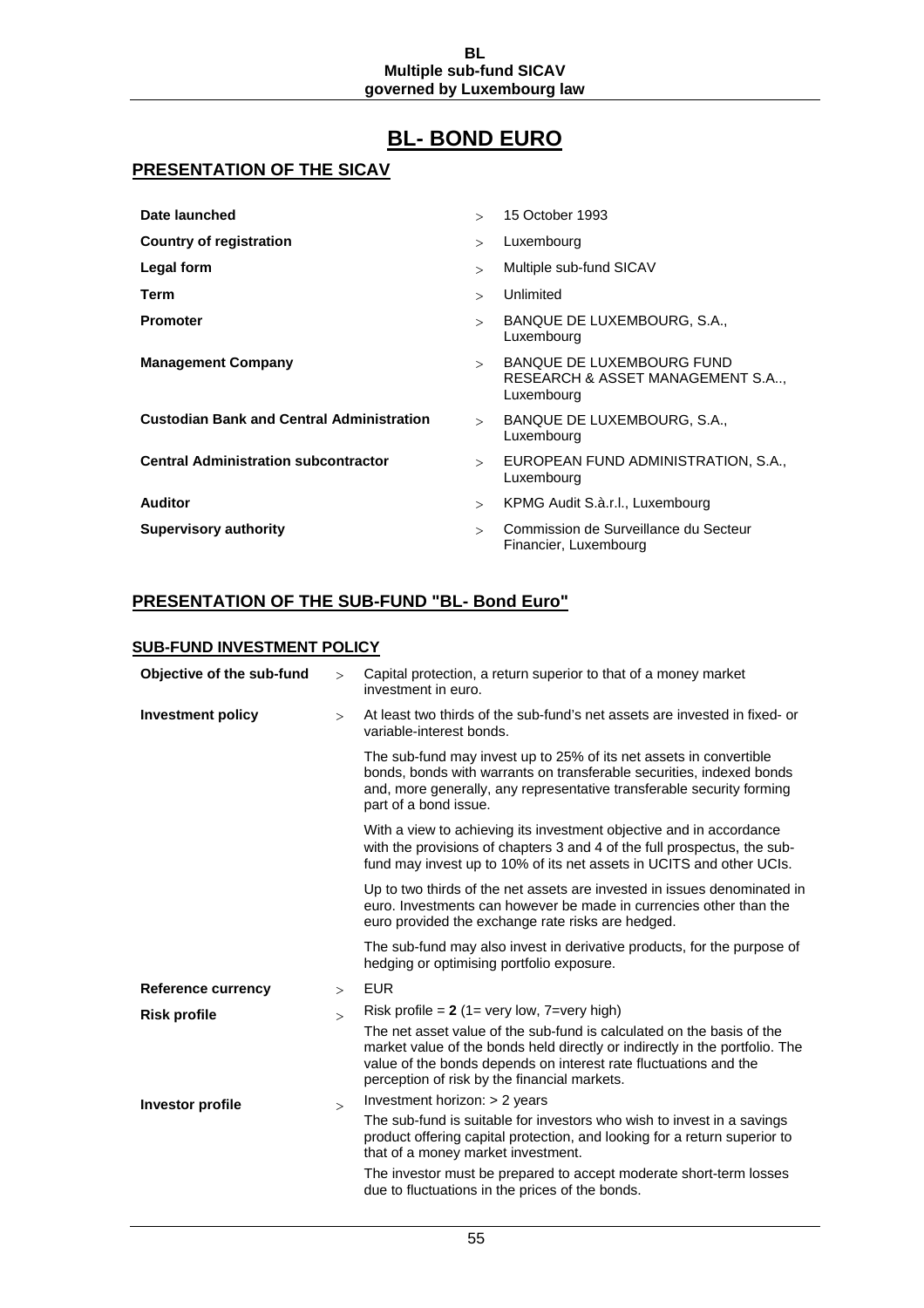# BL- BOND EURO

## PRESENTATION OF THE SICAV

| | | |
|---|---|---|
| **Date launched** | > | 15 October 1993 |
| **Country of registration** | > | Luxembourg |
| **Legal form** | > | Multiple sub-fund SICAV |
| **Term** | > | Unlimited |
| **Promoter** | > | BANQUE DE LUXEMBOURG, S.A., Luxembourg |
| **Management Company** | > | BANQUE DE LUXEMBOURG FUND RESEARCH & ASSET MANAGEMENT S.A.., Luxembourg |
| **Custodian Bank and Central Administration** | > | BANQUE DE LUXEMBOURG, S.A., Luxembourg |
| **Central Administration subcontractor** | > | EUROPEAN FUND ADMINISTRATION, S.A., Luxembourg |
| **Auditor** | > | KPMG Audit S.à.r.l., Luxembourg |
| **Supervisory authority** | > | Commission de Surveillance du Secteur Financier, Luxembourg |

## PRESENTATION OF THE SUB-FUND "BL- Bond Euro"

### SUB-FUND INVESTMENT POLICY

**Objective of the sub-fund** > Capital protection, a return superior to that of a money market investment in euro.

**Investment policy** > At least two thirds of the sub-fund's net assets are invested in fixed- or variable-interest bonds.

The sub-fund may invest up to 25% of its net assets in convertible bonds, bonds with warrants on transferable securities, indexed bonds and, more generally, any representative transferable security forming part of a bond issue.

With a view to achieving its investment objective and in accordance with the provisions of chapters 3 and 4 of the full prospectus, the sub-fund may invest up to 10% of its net assets in UCITS and other UCIs.

Up to two thirds of the net assets are invested in issues denominated in euro. Investments can however be made in currencies other than the euro provided the exchange rate risks are hedged.

The sub-fund may also invest in derivative products, for the purpose of hedging or optimising portfolio exposure.

**Reference currency** > EUR

**Risk profile** > Risk profile = **2** (1= very low, 7=very high)

The net asset value of the sub-fund is calculated on the basis of the market value of the bonds held directly or indirectly in the portfolio. The value of the bonds depends on interest rate fluctuations and the perception of risk by the financial markets.

**Investor profile** > Investment horizon: > 2 years

The sub-fund is suitable for investors who wish to invest in a savings product offering capital protection, and looking for a return superior to that of a money market investment.

The investor must be prepared to accept moderate short-term losses due to fluctuations in the prices of the bonds.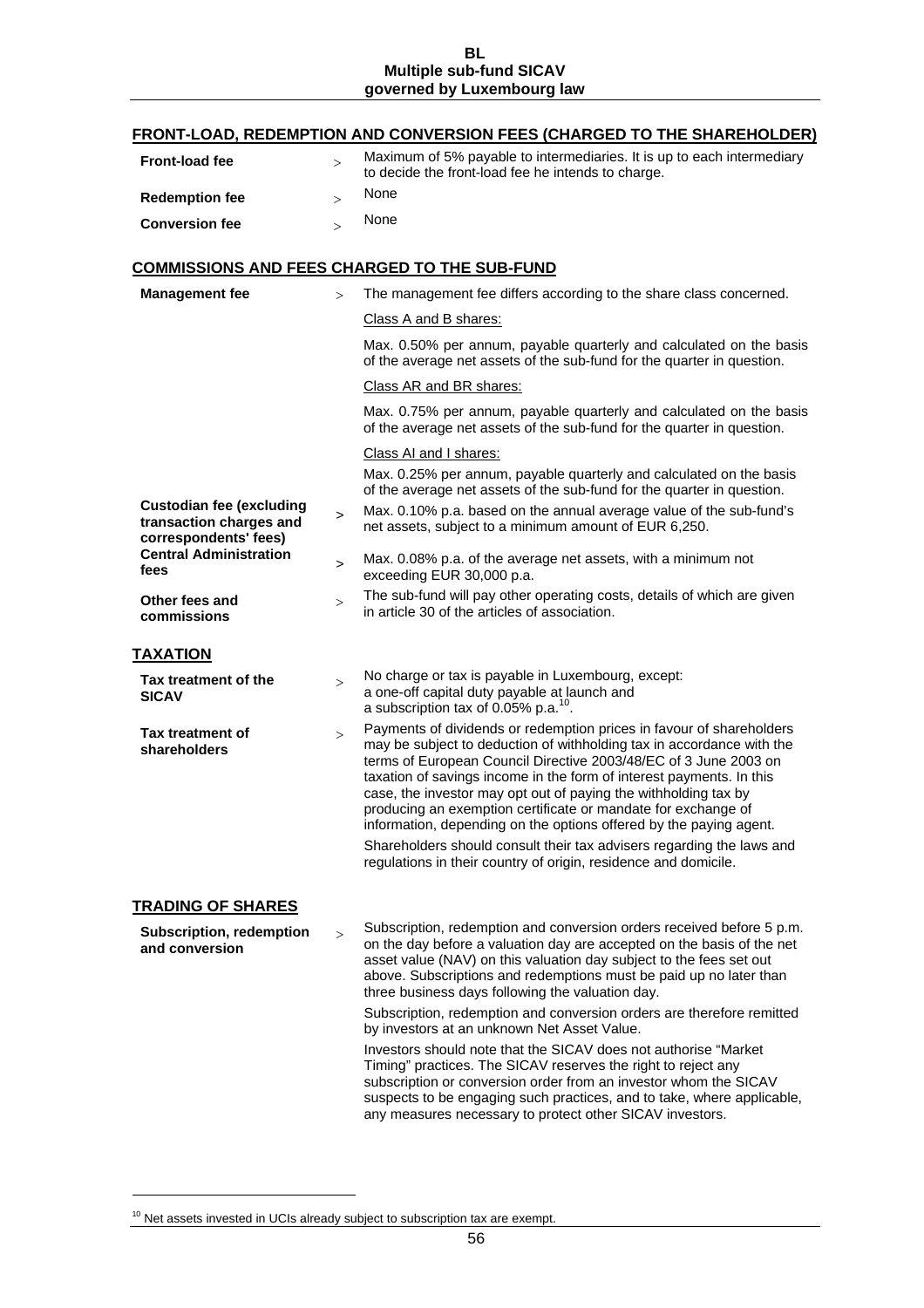## FRONT-LOAD, REDEMPTION AND CONVERSION FEES (CHARGED TO THE SHAREHOLDER)

| | | |
|---|---|---|
| **Front-load fee** | > | Maximum of 5% payable to intermediaries. It is up to each intermediary to decide the front-load fee he intends to charge. |
| **Redemption fee** | > | None |
| **Conversion fee** | > | None |

## COMMISSIONS AND FEES CHARGED TO THE SUB-FUND

**Management fee** > The management fee differs according to the share class concerned.

Class A and B shares:

Max. 0.50% per annum, payable quarterly and calculated on the basis of the average net assets of the sub-fund for the quarter in question.

Class AR and BR shares:

Max. 0.75% per annum, payable quarterly and calculated on the basis of the average net assets of the sub-fund for the quarter in question.

Class AI and I shares:

Max. 0.25% per annum, payable quarterly and calculated on the basis of the average net assets of the sub-fund for the quarter in question.

**Custodian fee (excluding transaction charges and correspondents' fees)** > Max. 0.10% p.a. based on the annual average value of the sub-fund's net assets, subject to a minimum amount of EUR 6,250.

**Central Administration fees** > Max. 0.08% p.a. of the average net assets, with a minimum not exceeding EUR 30,000 p.a.

**Other fees and commissions** > The sub-fund will pay other operating costs, details of which are given in article 30 of the articles of association.

## TAXATION

**Tax treatment of the SICAV** > No charge or tax is payable in Luxembourg, except:
a one-off capital duty payable at launch and
a subscription tax of 0.05% p.a.[10].

**Tax treatment of shareholders** > Payments of dividends or redemption prices in favour of shareholders may be subject to deduction of withholding tax in accordance with the terms of European Council Directive 2003/48/EC of 3 June 2003 on taxation of savings income in the form of interest payments. In this case, the investor may opt out of paying the withholding tax by producing an exemption certificate or mandate for exchange of information, depending on the options offered by the paying agent.

Shareholders should consult their tax advisers regarding the laws and regulations in their country of origin, residence and domicile.

## TRADING OF SHARES

**Subscription, redemption and conversion** > Subscription, redemption and conversion orders received before 5 p.m. on the day before a valuation day are accepted on the basis of the net asset value (NAV) on this valuation day subject to the fees set out above. Subscriptions and redemptions must be paid up no later than three business days following the valuation day.

Subscription, redemption and conversion orders are therefore remitted by investors at an unknown Net Asset Value.

Investors should note that the SICAV does not authorise "Market Timing" practices. The SICAV reserves the right to reject any subscription or conversion order from an investor whom the SICAV suspects to be engaging such practices, and to take, where applicable, any measures necessary to protect other SICAV investors.

---

[10] Net assets invested in UCIs already subject to subscription tax are exempt.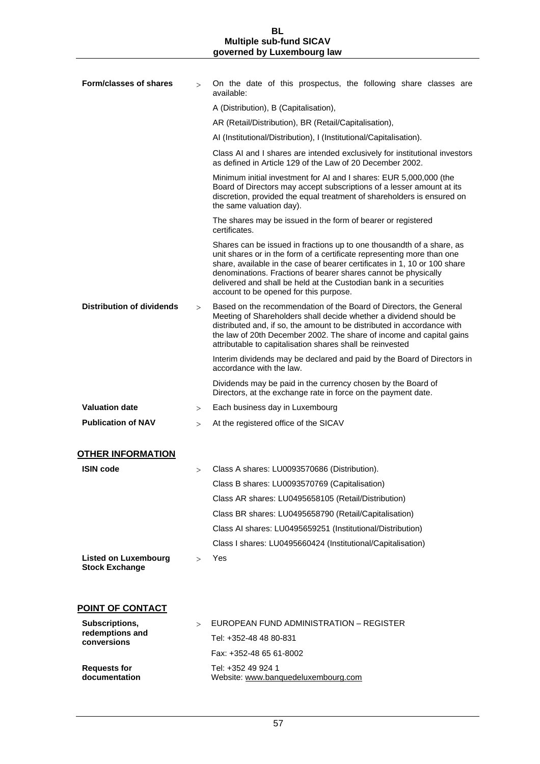| | | |
|---|---|---|
| **Form/classes of shares** | > | On the date of this prospectus, the following share classes are available: |
| | | A (Distribution), B (Capitalisation), |
| | | AR (Retail/Distribution), BR (Retail/Capitalisation), |
| | | AI (Institutional/Distribution), I (Institutional/Capitalisation). |
| | | Class AI and I shares are intended exclusively for institutional investors as defined in Article 129 of the Law of 20 December 2002. |
| | | Minimum initial investment for AI and I shares: EUR 5,000,000 (the Board of Directors may accept subscriptions of a lesser amount at its discretion, provided the equal treatment of shareholders is ensured on the same valuation day). |
| | | The shares may be issued in the form of bearer or registered certificates. |
| | | Shares can be issued in fractions up to one thousandth of a share, as unit shares or in the form of a certificate representing more than one share, available in the case of bearer certificates in 1, 10 or 100 share denominations. Fractions of bearer shares cannot be physically delivered and shall be held at the Custodian bank in a securities account to be opened for this purpose. |
| **Distribution of dividends** | > | Based on the recommendation of the Board of Directors, the General Meeting of Shareholders shall decide whether a dividend should be distributed and, if so, the amount to be distributed in accordance with the law of 20th December 2002. The share of income and capital gains attributable to capitalisation shares shall be reinvested |
| | | Interim dividends may be declared and paid by the Board of Directors in accordance with the law. |
| | | Dividends may be paid in the currency chosen by the Board of Directors, at the exchange rate in force on the payment date. |
| **Valuation date** | > | Each business day in Luxembourg |
| **Publication of NAV** | > | At the registered office of the SICAV |

## OTHER INFORMATION

| | | |
|---|---|---|
| **ISIN code** | > | Class A shares: LU0093570686 (Distribution). |
| | | Class B shares: LU0093570769 (Capitalisation) |
| | | Class AR shares: LU0495658105 (Retail/Distribution) |
| | | Class BR shares: LU0495658790 (Retail/Capitalisation) |
| | | Class AI shares: LU0495659251 (Institutional/Distribution) |
| | | Class I shares: LU0495660424 (Institutional/Capitalisation) |
| **Listed on Luxembourg Stock Exchange** | > | Yes |

## POINT OF CONTACT

| | | |
|---|---|---|
| **Subscriptions, redemptions and conversions** | > | EUROPEAN FUND ADMINISTRATION – REGISTER |
| | | Tel: +352-48 48 80-831 |
| | | Fax: +352-48 65 61-8002 |
| **Requests for documentation** | | Tel: +352 49 924 1<br>Website: www.banquedeluxembourg.com |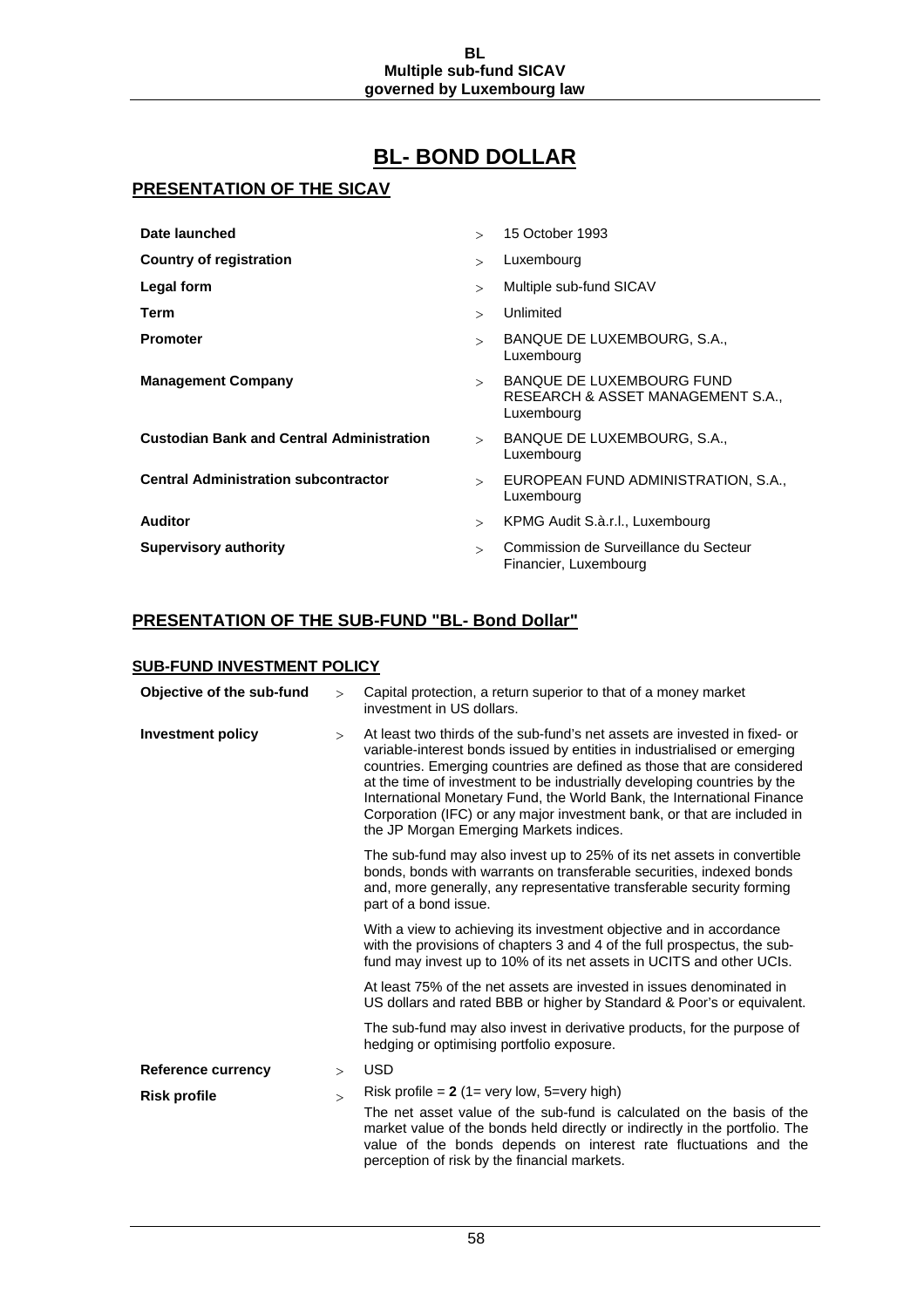# BL- BOND DOLLAR

## PRESENTATION OF THE SICAV

| | |
|---|---|
| **Date launched** | 15 October 1993 |
| **Country of registration** | Luxembourg |
| **Legal form** | Multiple sub-fund SICAV |
| **Term** | Unlimited |
| **Promoter** | BANQUE DE LUXEMBOURG, S.A., Luxembourg |
| **Management Company** | BANQUE DE LUXEMBOURG FUND RESEARCH & ASSET MANAGEMENT S.A., Luxembourg |
| **Custodian Bank and Central Administration** | BANQUE DE LUXEMBOURG, S.A., Luxembourg |
| **Central Administration subcontractor** | EUROPEAN FUND ADMINISTRATION, S.A., Luxembourg |
| **Auditor** | KPMG Audit S.à.r.l., Luxembourg |
| **Supervisory authority** | Commission de Surveillance du Secteur Financier, Luxembourg |

## PRESENTATION OF THE SUB-FUND "BL- Bond Dollar"

### SUB-FUND INVESTMENT POLICY

**Objective of the sub-fund** > Capital protection, a return superior to that of a money market investment in US dollars.

**Investment policy** > At least two thirds of the sub-fund's net assets are invested in fixed- or variable-interest bonds issued by entities in industrialised or emerging countries. Emerging countries are defined as those that are considered at the time of investment to be industrially developing countries by the International Monetary Fund, the World Bank, the International Finance Corporation (IFC) or any major investment bank, or that are included in the JP Morgan Emerging Markets indices.

The sub-fund may also invest up to 25% of its net assets in convertible bonds, bonds with warrants on transferable securities, indexed bonds and, more generally, any representative transferable security forming part of a bond issue.

With a view to achieving its investment objective and in accordance with the provisions of chapters 3 and 4 of the full prospectus, the sub-fund may invest up to 10% of its net assets in UCITS and other UCIs.

At least 75% of the net assets are invested in issues denominated in US dollars and rated BBB or higher by Standard & Poor's or equivalent.

The sub-fund may also invest in derivative products, for the purpose of hedging or optimising portfolio exposure.

**Reference currency** > USD

**Risk profile** > Risk profile = **2** (1= very low, 5=very high)

The net asset value of the sub-fund is calculated on the basis of the market value of the bonds held directly or indirectly in the portfolio. The value of the bonds depends on interest rate fluctuations and the perception of risk by the financial markets.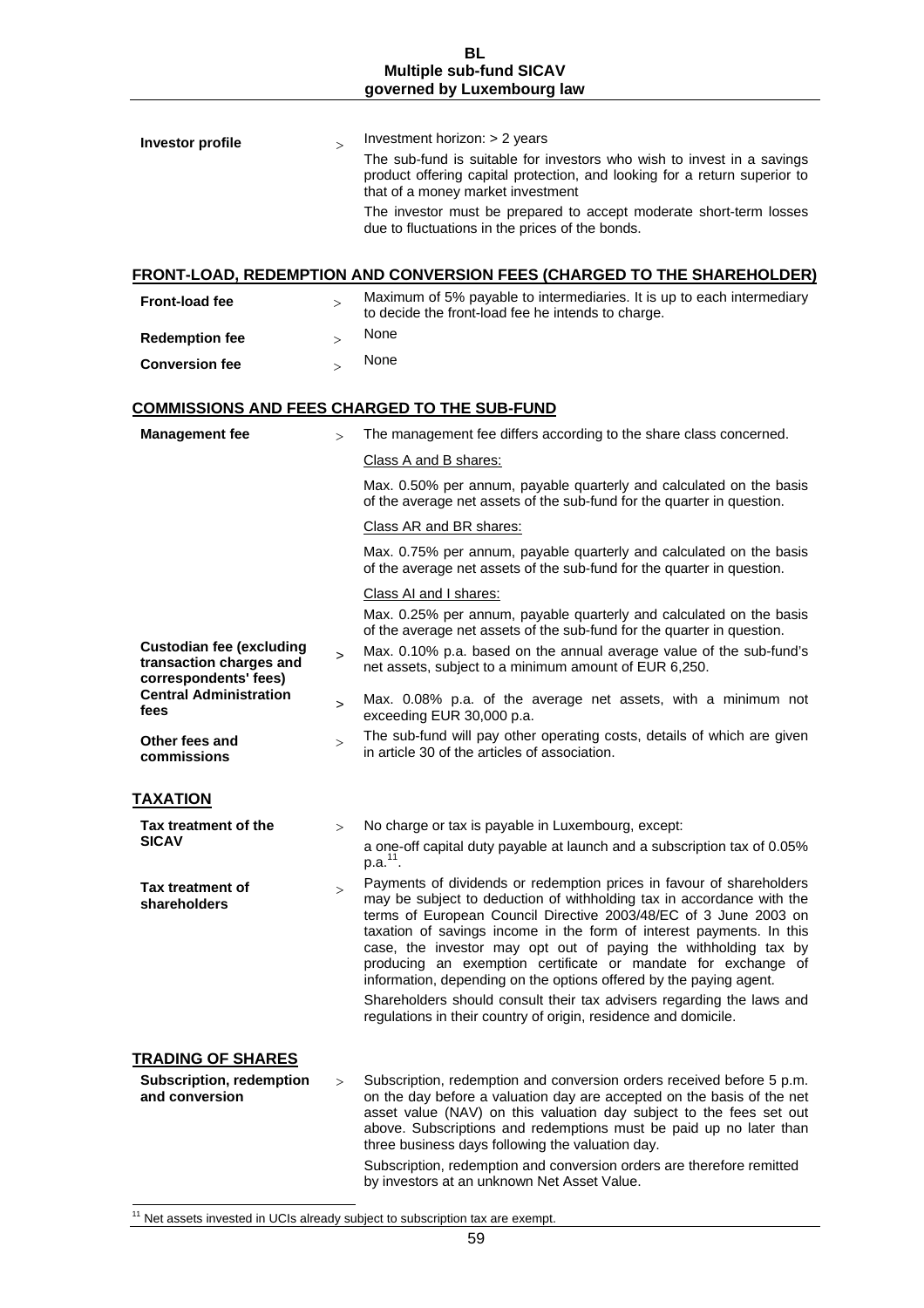| | | |
|---|---|---|
| **Investor profile** | > | Investment horizon: > 2 years<br>The sub-fund is suitable for investors who wish to invest in a savings product offering capital protection, and looking for a return superior to that of a money market investment<br>The investor must be prepared to accept moderate short-term losses due to fluctuations in the prices of the bonds. |

## FRONT-LOAD, REDEMPTION AND CONVERSION FEES (CHARGED TO THE SHAREHOLDER)

| | | |
|---|---|---|
| **Front-load fee** | > | Maximum of 5% payable to intermediaries. It is up to each intermediary to decide the front-load fee he intends to charge. |
| **Redemption fee** | > | None |
| **Conversion fee** | > | None |

## COMMISSIONS AND FEES CHARGED TO THE SUB-FUND

| | | |
|---|---|---|
| **Management fee** | > | The management fee differs according to the share class concerned.<br>Class A and B shares:<br>Max. 0.50% per annum, payable quarterly and calculated on the basis of the average net assets of the sub-fund for the quarter in question.<br>Class AR and BR shares:<br>Max. 0.75% per annum, payable quarterly and calculated on the basis of the average net assets of the sub-fund for the quarter in question.<br>Class AI and I shares:<br>Max. 0.25% per annum, payable quarterly and calculated on the basis of the average net assets of the sub-fund for the quarter in question. |
| **Custodian fee (excluding transaction charges and correspondents' fees)** | > | Max. 0.10% p.a. based on the annual average value of the sub-fund's net assets, subject to a minimum amount of EUR 6,250. |
| **Central Administration fees** | > | Max. 0.08% p.a. of the average net assets, with a minimum not exceeding EUR 30,000 p.a. |
| **Other fees and commissions** | > | The sub-fund will pay other operating costs, details of which are given in article 30 of the articles of association. |

## TAXATION

| | | |
|---|---|---|
| **Tax treatment of the SICAV** | > | No charge or tax is payable in Luxembourg, except:<br>a one-off capital duty payable at launch and a subscription tax of 0.05% p.a.[11]. |
| **Tax treatment of shareholders** | > | Payments of dividends or redemption prices in favour of shareholders may be subject to deduction of withholding tax in accordance with the terms of European Council Directive 2003/48/EC of 3 June 2003 on taxation of savings income in the form of interest payments. In this case, the investor may opt out of paying the withholding tax by producing an exemption certificate or mandate for exchange of information, depending on the options offered by the paying agent.<br>Shareholders should consult their tax advisers regarding the laws and regulations in their country of origin, residence and domicile. |

## TRADING OF SHARES

| | | |
|---|---|---|
| **Subscription, redemption and conversion** | > | Subscription, redemption and conversion orders received before 5 p.m. on the day before a valuation day are accepted on the basis of the net asset value (NAV) on this valuation day subject to the fees set out above. Subscriptions and redemptions must be paid up no later than three business days following the valuation day.<br>Subscription, redemption and conversion orders are therefore remitted by investors at an unknown Net Asset Value. |

[11] Net assets invested in UCIs already subject to subscription tax are exempt.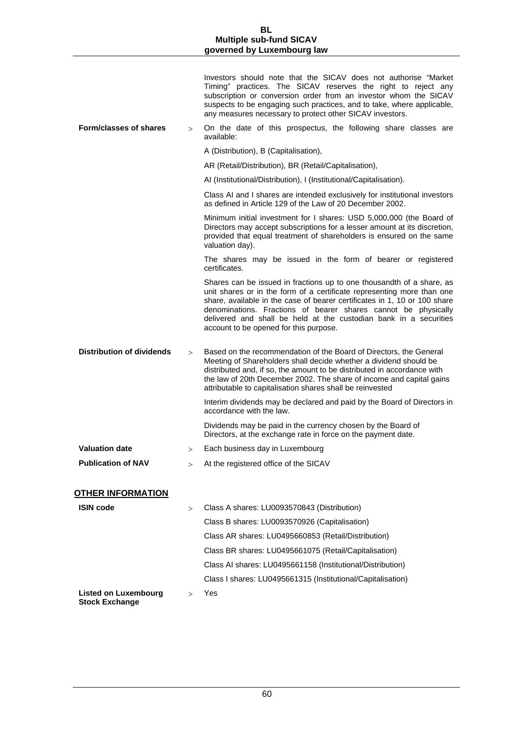Investors should note that the SICAV does not authorise "Market Timing" practices. The SICAV reserves the right to reject any subscription or conversion order from an investor whom the SICAV suspects to be engaging such practices, and to take, where applicable, any measures necessary to protect other SICAV investors.

**Form/classes of shares** > On the date of this prospectus, the following share classes are available:

A (Distribution), B (Capitalisation),

AR (Retail/Distribution), BR (Retail/Capitalisation),

AI (Institutional/Distribution), I (Institutional/Capitalisation).

Class AI and I shares are intended exclusively for institutional investors as defined in Article 129 of the Law of 20 December 2002.

Minimum initial investment for I shares: USD 5,000,000 (the Board of Directors may accept subscriptions for a lesser amount at its discretion, provided that equal treatment of shareholders is ensured on the same valuation day).

The shares may be issued in the form of bearer or registered certificates.

Shares can be issued in fractions up to one thousandth of a share, as unit shares or in the form of a certificate representing more than one share, available in the case of bearer certificates in 1, 10 or 100 share denominations. Fractions of bearer shares cannot be physically delivered and shall be held at the custodian bank in a securities account to be opened for this purpose.

**Distribution of dividends** > Based on the recommendation of the Board of Directors, the General Meeting of Shareholders shall decide whether a dividend should be distributed and, if so, the amount to be distributed in accordance with the law of 20th December 2002. The share of income and capital gains attributable to capitalisation shares shall be reinvested

Interim dividends may be declared and paid by the Board of Directors in accordance with the law.

Dividends may be paid in the currency chosen by the Board of Directors, at the exchange rate in force on the payment date.

**Valuation date** > Each business day in Luxembourg

**Publication of NAV** > At the registered office of the SICAV

## OTHER INFORMATION

**ISIN code** > Class A shares: LU0093570843 (Distribution)

Class B shares: LU0093570926 (Capitalisation)

Class AR shares: LU0495660853 (Retail/Distribution)

Class BR shares: LU0495661075 (Retail/Capitalisation)

Class AI shares: LU0495661158 (Institutional/Distribution)

Class I shares: LU0495661315 (Institutional/Capitalisation)

**Listed on Luxembourg Stock Exchange** > Yes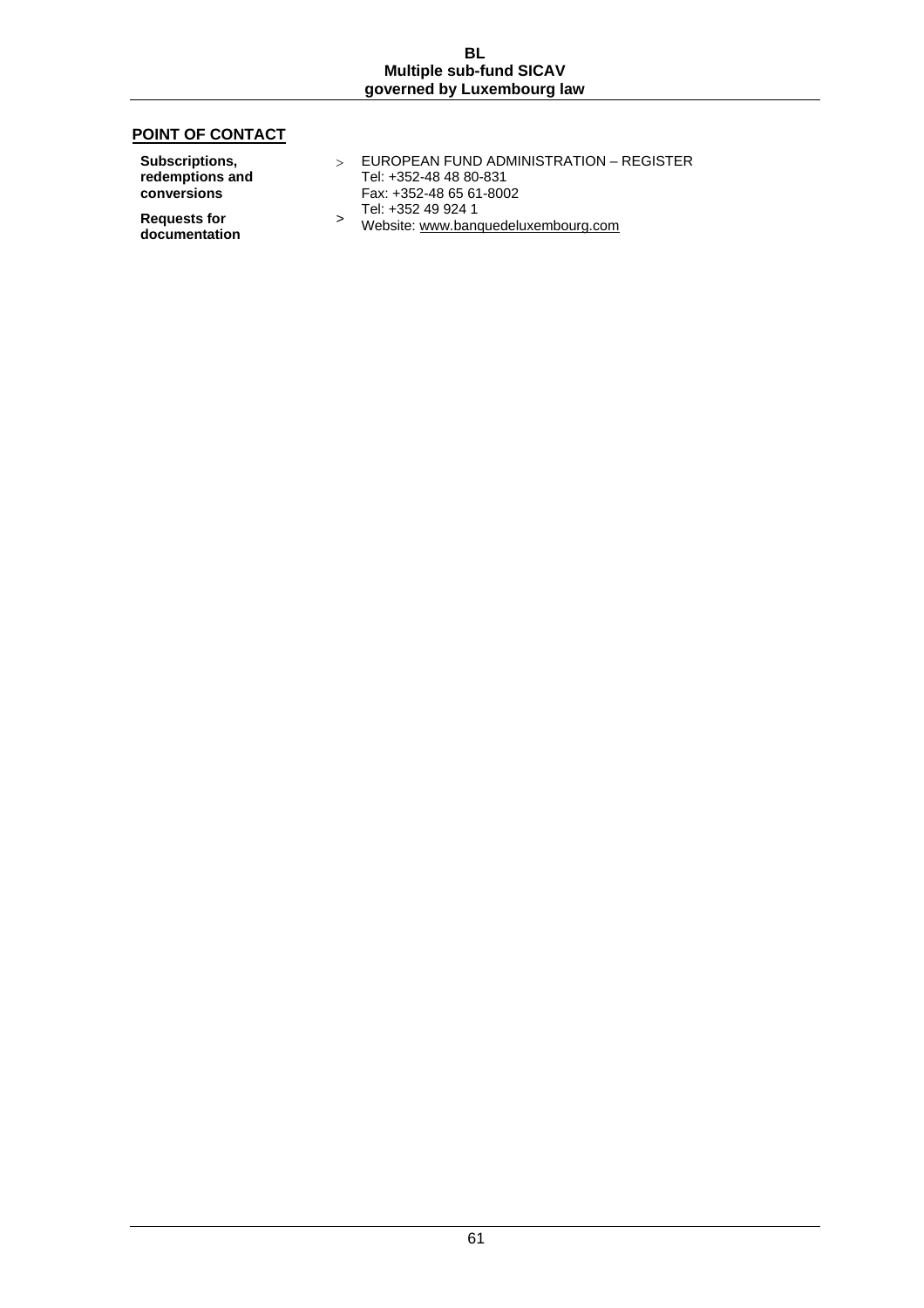## POINT OF CONTACT

| | | |
|---|---|---|
| **Subscriptions, redemptions and conversions** | > | EUROPEAN FUND ADMINISTRATION – REGISTER<br>Tel: +352-48 48 80-831<br>Fax: +352-48 65 61-8002 |
| **Requests for documentation** | > | Tel: +352 49 924 1<br>Website: www.banquedeluxembourg.com |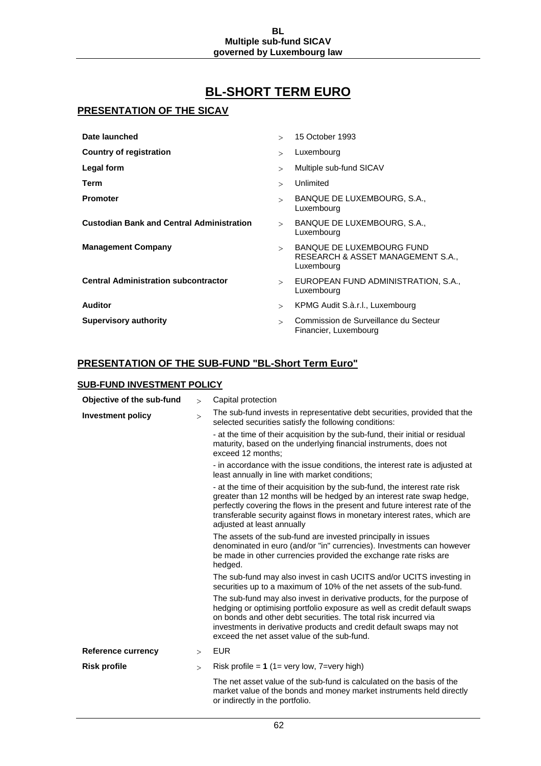# BL-SHORT TERM EURO

## PRESENTATION OF THE SICAV

| | | |
|---|---|---|
| **Date launched** | > | 15 October 1993 |
| **Country of registration** | > | Luxembourg |
| **Legal form** | > | Multiple sub-fund SICAV |
| **Term** | > | Unlimited |
| **Promoter** | > | BANQUE DE LUXEMBOURG, S.A., Luxembourg |
| **Custodian Bank and Central Administration** | > | BANQUE DE LUXEMBOURG, S.A., Luxembourg |
| **Management Company** | > | BANQUE DE LUXEMBOURG FUND RESEARCH & ASSET MANAGEMENT S.A., Luxembourg |
| **Central Administration subcontractor** | > | EUROPEAN FUND ADMINISTRATION, S.A., Luxembourg |
| **Auditor** | > | KPMG Audit S.à.r.l., Luxembourg |
| **Supervisory authority** | > | Commission de Surveillance du Secteur Financier, Luxembourg |

## PRESENTATION OF THE SUB-FUND "BL-Short Term Euro"

### SUB-FUND INVESTMENT POLICY

**Objective of the sub-fund** > Capital protection

**Investment policy** > The sub-fund invests in representative debt securities, provided that the selected securities satisfy the following conditions:

- at the time of their acquisition by the sub-fund, their initial or residual maturity, based on the underlying financial instruments, does not exceed 12 months;
- in accordance with the issue conditions, the interest rate is adjusted at least annually in line with market conditions;
- at the time of their acquisition by the sub-fund, the interest rate risk greater than 12 months will be hedged by an interest rate swap hedge, perfectly covering the flows in the present and future interest rate of the transferable security against flows in monetary interest rates, which are adjusted at least annually

The assets of the sub-fund are invested principally in issues denominated in euro (and/or "in" currencies). Investments can however be made in other currencies provided the exchange rate risks are hedged.

The sub-fund may also invest in cash UCITS and/or UCITS investing in securities up to a maximum of 10% of the net assets of the sub-fund.

The sub-fund may also invest in derivative products, for the purpose of hedging or optimising portfolio exposure as well as credit default swaps on bonds and other debt securities. The total risk incurred via investments in derivative products and credit default swaps may not exceed the net asset value of the sub-fund.

**Reference currency** > EUR

**Risk profile** > Risk profile = **1** (1= very low, 7=very high)

The net asset value of the sub-fund is calculated on the basis of the market value of the bonds and money market instruments held directly or indirectly in the portfolio.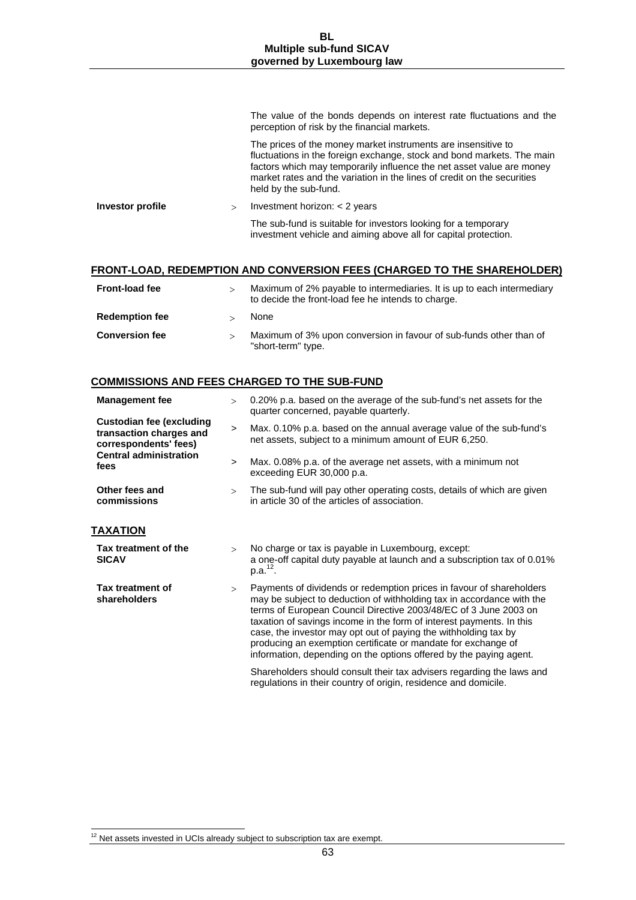The value of the bonds depends on interest rate fluctuations and the perception of risk by the financial markets.

The prices of the money market instruments are insensitive to fluctuations in the foreign exchange, stock and bond markets. The main factors which may temporarily influence the net asset value are money market rates and the variation in the lines of credit on the securities held by the sub-fund.

| | | |
|---|---|---|
| **Investor profile** | > | Investment horizon: < 2 years<br><br>The sub-fund is suitable for investors looking for a temporary investment vehicle and aiming above all for capital protection. |

## FRONT-LOAD, REDEMPTION AND CONVERSION FEES (CHARGED TO THE SHAREHOLDER)

| | | |
|---|---|---|
| **Front-load fee** | > | Maximum of 2% payable to intermediaries. It is up to each intermediary to decide the front-load fee he intends to charge. |
| **Redemption fee** | > | None |
| **Conversion fee** | > | Maximum of 3% upon conversion in favour of sub-funds other than of "short-term" type. |

## COMMISSIONS AND FEES CHARGED TO THE SUB-FUND

| | | |
|---|---|---|
| **Management fee** | > | 0.20% p.a. based on the average of the sub-fund's net assets for the quarter concerned, payable quarterly. |
| **Custodian fee (excluding transaction charges and correspondents' fees)** | > | Max. 0.10% p.a. based on the annual average value of the sub-fund's net assets, subject to a minimum amount of EUR 6,250. |
| **Central administration fees** | > | Max. 0.08% p.a. of the average net assets, with a minimum not exceeding EUR 30,000 p.a. |
| **Other fees and commissions** | > | The sub-fund will pay other operating costs, details of which are given in article 30 of the articles of association. |

## TAXATION

| | | |
|---|---|---|
| **Tax treatment of the SICAV** | > | No charge or tax is payable in Luxembourg, except:<br>a one-off capital duty payable at launch and a subscription tax of 0.01% p.a.[12]. |
| **Tax treatment of shareholders** | > | Payments of dividends or redemption prices in favour of shareholders may be subject to deduction of withholding tax in accordance with the terms of European Council Directive 2003/48/EC of 3 June 2003 on taxation of savings income in the form of interest payments. In this case, the investor may opt out of paying the withholding tax by producing an exemption certificate or mandate for exchange of information, depending on the options offered by the paying agent.<br><br>Shareholders should consult their tax advisers regarding the laws and regulations in their country of origin, residence and domicile. |

[12] Net assets invested in UCIs already subject to subscription tax are exempt.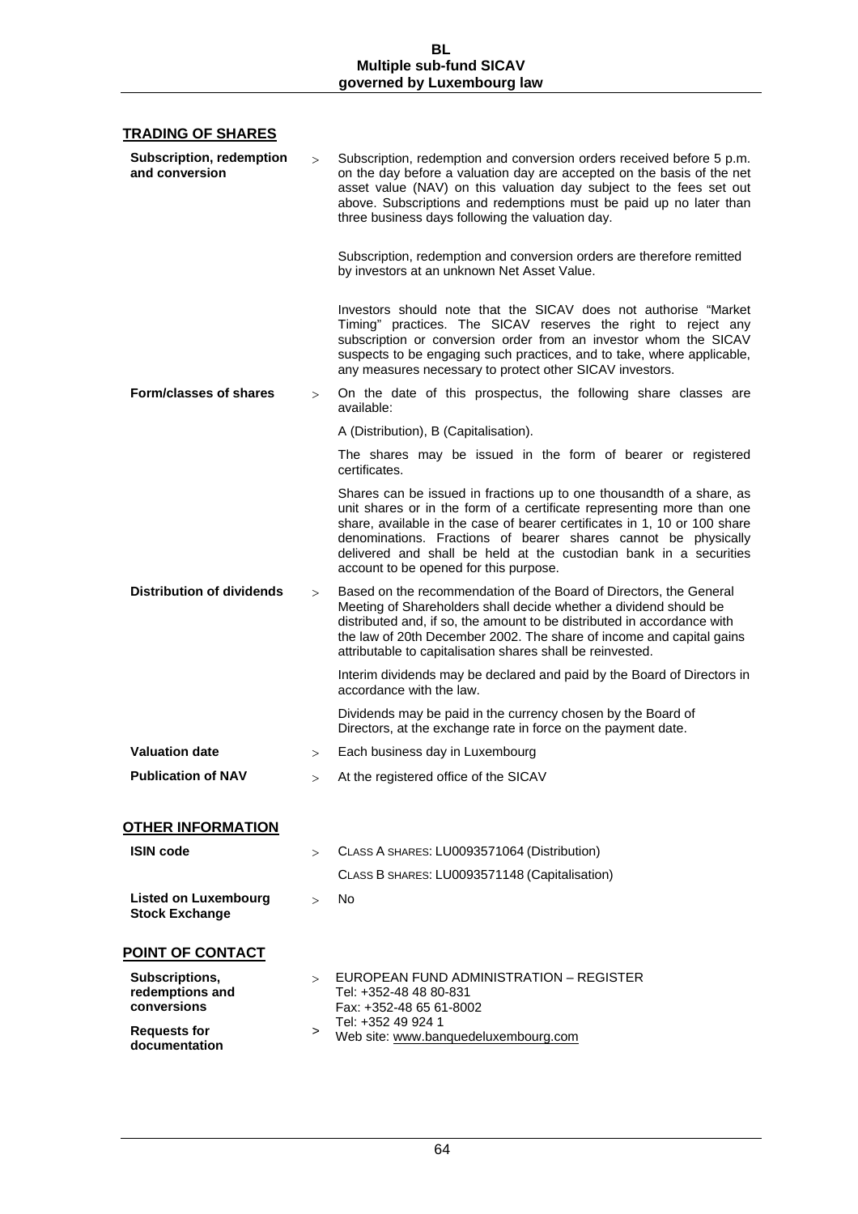## TRADING OF SHARES

| | |
|---|---|
| **Subscription, redemption and conversion** | Subscription, redemption and conversion orders received before 5 p.m. on the day before a valuation day are accepted on the basis of the net asset value (NAV) on this valuation day subject to the fees set out above. Subscriptions and redemptions must be paid up no later than three business days following the valuation day.<br><br>Subscription, redemption and conversion orders are therefore remitted by investors at an unknown Net Asset Value.<br><br>Investors should note that the SICAV does not authorise "Market Timing" practices. The SICAV reserves the right to reject any subscription or conversion order from an investor whom the SICAV suspects to be engaging such practices, and to take, where applicable, any measures necessary to protect other SICAV investors. |
| **Form/classes of shares** | On the date of this prospectus, the following share classes are available:<br><br>A (Distribution), B (Capitalisation).<br><br>The shares may be issued in the form of bearer or registered certificates.<br><br>Shares can be issued in fractions up to one thousandth of a share, as unit shares or in the form of a certificate representing more than one share, available in the case of bearer certificates in 1, 10 or 100 share denominations. Fractions of bearer shares cannot be physically delivered and shall be held at the custodian bank in a securities account to be opened for this purpose. |
| **Distribution of dividends** | Based on the recommendation of the Board of Directors, the General Meeting of Shareholders shall decide whether a dividend should be distributed and, if so, the amount to be distributed in accordance with the law of 20th December 2002. The share of income and capital gains attributable to capitalisation shares shall be reinvested.<br><br>Interim dividends may be declared and paid by the Board of Directors in accordance with the law.<br><br>Dividends may be paid in the currency chosen by the Board of Directors, at the exchange rate in force on the payment date. |
| **Valuation date** | Each business day in Luxembourg |
| **Publication of NAV** | At the registered office of the SICAV |

## OTHER INFORMATION

| | |
|---|---|
| **ISIN code** | CLASS A SHARES: LU0093571064 (Distribution)<br>CLASS B SHARES: LU0093571148 (Capitalisation) |
| **Listed on Luxembourg Stock Exchange** | No |

## POINT OF CONTACT

| | |
|---|---|
| **Subscriptions, redemptions and conversions** | EUROPEAN FUND ADMINISTRATION – REGISTER<br>Tel: +352-48 48 80-831<br>Fax: +352-48 65 61-8002 |
| **Requests for documentation** | Tel: +352 49 924 1<br>Web site: www.banquedeluxembourg.com |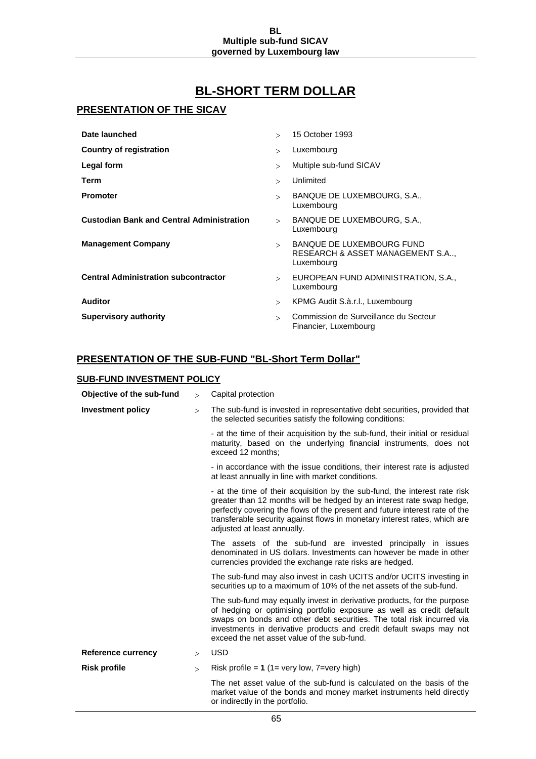# BL-SHORT TERM DOLLAR

## PRESENTATION OF THE SICAV

| | |
|---|---|
| **Date launched** | 15 October 1993 |
| **Country of registration** | Luxembourg |
| **Legal form** | Multiple sub-fund SICAV |
| **Term** | Unlimited |
| **Promoter** | BANQUE DE LUXEMBOURG, S.A., Luxembourg |
| **Custodian Bank and Central Administration** | BANQUE DE LUXEMBOURG, S.A., Luxembourg |
| **Management Company** | BANQUE DE LUXEMBOURG FUND RESEARCH & ASSET MANAGEMENT S.A.., Luxembourg |
| **Central Administration subcontractor** | EUROPEAN FUND ADMINISTRATION, S.A., Luxembourg |
| **Auditor** | KPMG Audit S.à.r.l., Luxembourg |
| **Supervisory authority** | Commission de Surveillance du Secteur Financier, Luxembourg |

## PRESENTATION OF THE SUB-FUND "BL-Short Term Dollar"

### SUB-FUND INVESTMENT POLICY

**Objective of the sub-fund** > Capital protection

**Investment policy** > The sub-fund is invested in representative debt securities, provided that the selected securities satisfy the following conditions:

- at the time of their acquisition by the sub-fund, their initial or residual maturity, based on the underlying financial instruments, does not exceed 12 months;

- in accordance with the issue conditions, their interest rate is adjusted at least annually in line with market conditions.

- at the time of their acquisition by the sub-fund, the interest rate risk greater than 12 months will be hedged by an interest rate swap hedge, perfectly covering the flows of the present and future interest rate of the transferable security against flows in monetary interest rates, which are adjusted at least annually.

The assets of the sub-fund are invested principally in issues denominated in US dollars. Investments can however be made in other currencies provided the exchange rate risks are hedged.

The sub-fund may also invest in cash UCITS and/or UCITS investing in securities up to a maximum of 10% of the net assets of the sub-fund.

The sub-fund may equally invest in derivative products, for the purpose of hedging or optimising portfolio exposure as well as credit default swaps on bonds and other debt securities. The total risk incurred via investments in derivative products and credit default swaps may not exceed the net asset value of the sub-fund.

**Reference currency** > USD

**Risk profile** > Risk profile = **1** (1= very low, 7=very high)

The net asset value of the sub-fund is calculated on the basis of the market value of the bonds and money market instruments held directly or indirectly in the portfolio.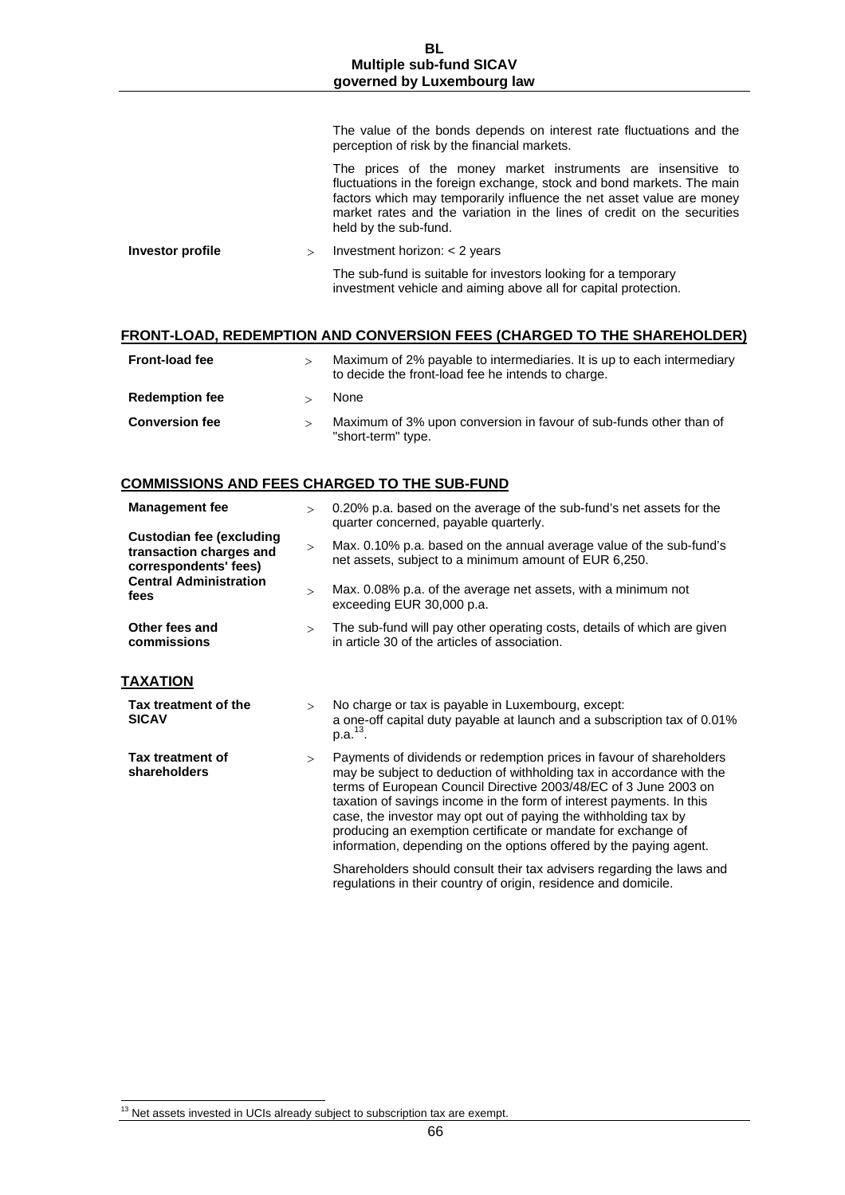The value of the bonds depends on interest rate fluctuations and the perception of risk by the financial markets.

The prices of the money market instruments are insensitive to fluctuations in the foreign exchange, stock and bond markets. The main factors which may temporarily influence the net asset value are money market rates and the variation in the lines of credit on the securities held by the sub-fund.

| | | |
|---|---|---|
| **Investor profile** | > | Investment horizon: < 2 years<br><br>The sub-fund is suitable for investors looking for a temporary investment vehicle and aiming above all for capital protection. |

## FRONT-LOAD, REDEMPTION AND CONVERSION FEES (CHARGED TO THE SHAREHOLDER)

| | | |
|---|---|---|
| **Front-load fee** | > | Maximum of 2% payable to intermediaries. It is up to each intermediary to decide the front-load fee he intends to charge. |
| **Redemption fee** | > | None |
| **Conversion fee** | > | Maximum of 3% upon conversion in favour of sub-funds other than of "short-term" type. |

## COMMISSIONS AND FEES CHARGED TO THE SUB-FUND

| | | |
|---|---|---|
| **Management fee** | > | 0.20% p.a. based on the average of the sub-fund's net assets for the quarter concerned, payable quarterly. |
| **Custodian fee (excluding transaction charges and correspondents' fees)** | > | Max. 0.10% p.a. based on the annual average value of the sub-fund's net assets, subject to a minimum amount of EUR 6,250. |
| **Central Administration fees** | > | Max. 0.08% p.a. of the average net assets, with a minimum not exceeding EUR 30,000 p.a. |
| **Other fees and commissions** | > | The sub-fund will pay other operating costs, details of which are given in article 30 of the articles of association. |

## TAXATION

| | | |
|---|---|---|
| **Tax treatment of the SICAV** | > | No charge or tax is payable in Luxembourg, except:<br>a one-off capital duty payable at launch and a subscription tax of 0.01% p.a.[13]. |
| **Tax treatment of shareholders** | > | Payments of dividends or redemption prices in favour of shareholders may be subject to deduction of withholding tax in accordance with the terms of European Council Directive 2003/48/EC of 3 June 2003 on taxation of savings income in the form of interest payments. In this case, the investor may opt out of paying the withholding tax by producing an exemption certificate or mandate for exchange of information, depending on the options offered by the paying agent.<br><br>Shareholders should consult their tax advisers regarding the laws and regulations in their country of origin, residence and domicile. |

[13] Net assets invested in UCIs already subject to subscription tax are exempt.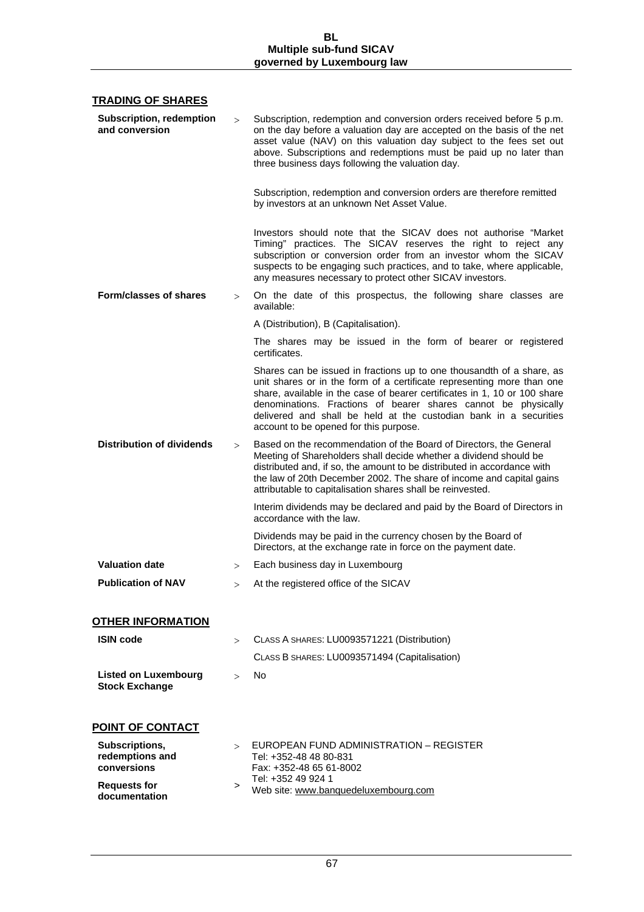## TRADING OF SHARES

**Subscription, redemption and conversion** > Subscription, redemption and conversion orders received before 5 p.m. on the day before a valuation day are accepted on the basis of the net asset value (NAV) on this valuation day subject to the fees set out above. Subscriptions and redemptions must be paid up no later than three business days following the valuation day.

Subscription, redemption and conversion orders are therefore remitted by investors at an unknown Net Asset Value.

Investors should note that the SICAV does not authorise "Market Timing" practices. The SICAV reserves the right to reject any subscription or conversion order from an investor whom the SICAV suspects to be engaging such practices, and to take, where applicable, any measures necessary to protect other SICAV investors.

**Form/classes of shares** > On the date of this prospectus, the following share classes are available:

A (Distribution), B (Capitalisation).

The shares may be issued in the form of bearer or registered certificates.

Shares can be issued in fractions up to one thousandth of a share, as unit shares or in the form of a certificate representing more than one share, available in the case of bearer certificates in 1, 10 or 100 share denominations. Fractions of bearer shares cannot be physically delivered and shall be held at the custodian bank in a securities account to be opened for this purpose.

**Distribution of dividends** > Based on the recommendation of the Board of Directors, the General Meeting of Shareholders shall decide whether a dividend should be distributed and, if so, the amount to be distributed in accordance with the law of 20th December 2002. The share of income and capital gains attributable to capitalisation shares shall be reinvested.

Interim dividends may be declared and paid by the Board of Directors in accordance with the law.

Dividends may be paid in the currency chosen by the Board of Directors, at the exchange rate in force on the payment date.

**Valuation date** > Each business day in Luxembourg

**Publication of NAV** > At the registered office of the SICAV

## OTHER INFORMATION

**ISIN code** > CLASS A SHARES: LU0093571221 (Distribution)

CLASS B SHARES: LU0093571494 (Capitalisation)

**Listed on Luxembourg Stock Exchange** > No

## POINT OF CONTACT

**Subscriptions, redemptions and conversions** > EUROPEAN FUND ADMINISTRATION – REGISTER
Tel: +352-48 48 80-831
Fax: +352-48 65 61-8002

**Requests for documentation** > Tel: +352 49 924 1
Web site: www.banquedeluxembourg.com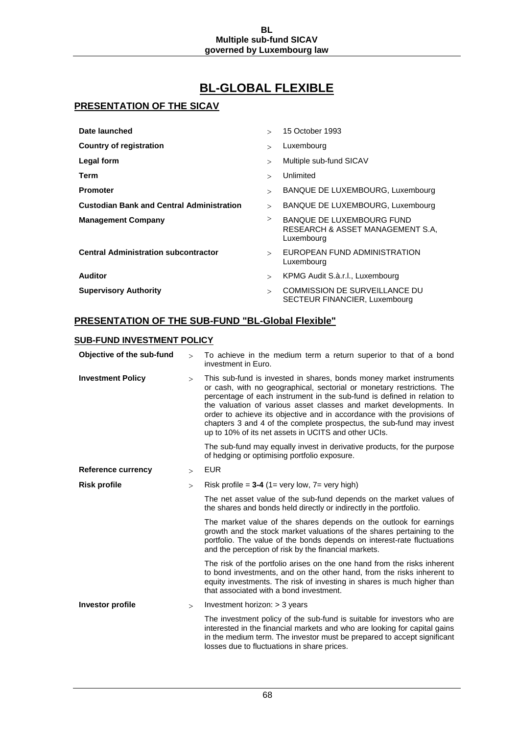# BL-GLOBAL FLEXIBLE

## PRESENTATION OF THE SICAV

| | | |
|---|---|---|
| **Date launched** | > | 15 October 1993 |
| **Country of registration** | > | Luxembourg |
| **Legal form** | > | Multiple sub-fund SICAV |
| **Term** | > | Unlimited |
| **Promoter** | > | BANQUE DE LUXEMBOURG, Luxembourg |
| **Custodian Bank and Central Administration** | > | BANQUE DE LUXEMBOURG, Luxembourg |
| **Management Company** | > | BANQUE DE LUXEMBOURG FUND RESEARCH & ASSET MANAGEMENT S.A, Luxembourg |
| **Central Administration subcontractor** | > | EUROPEAN FUND ADMINISTRATION Luxembourg |
| **Auditor** | > | KPMG Audit S.à.r.l., Luxembourg |
| **Supervisory Authority** | > | COMMISSION DE SURVEILLANCE DU SECTEUR FINANCIER, Luxembourg |

## PRESENTATION OF THE SUB-FUND "BL-Global Flexible"

### SUB-FUND INVESTMENT POLICY

| | | |
|---|---|---|
| **Objective of the sub-fund** | > | To achieve in the medium term a return superior to that of a bond investment in Euro. |
| **Investment Policy** | > | This sub-fund is invested in shares, bonds money market instruments or cash, with no geographical, sectorial or monetary restrictions. The percentage of each instrument in the sub-fund is defined in relation to the valuation of various asset classes and market developments. In order to achieve its objective and in accordance with the provisions of chapters 3 and 4 of the complete prospectus, the sub-fund may invest up to 10% of its net assets in UCITS and other UCIs.<br><br>The sub-fund may equally invest in derivative products, for the purpose of hedging or optimising portfolio exposure. |
| **Reference currency** | > | EUR |
| **Risk profile** | > | Risk profile = **3-4** (1= very low, 7= very high)<br><br>The net asset value of the sub-fund depends on the market values of the shares and bonds held directly or indirectly in the portfolio.<br><br>The market value of the shares depends on the outlook for earnings growth and the stock market valuations of the shares pertaining to the portfolio. The value of the bonds depends on interest-rate fluctuations and the perception of risk by the financial markets.<br><br>The risk of the portfolio arises on the one hand from the risks inherent to bond investments, and on the other hand, from the risks inherent to equity investments. The risk of investing in shares is much higher than that associated with a bond investment. |
| **Investor profile** | > | Investment horizon: > 3 years<br><br>The investment policy of the sub-fund is suitable for investors who are interested in the financial markets and who are looking for capital gains in the medium term. The investor must be prepared to accept significant losses due to fluctuations in share prices. |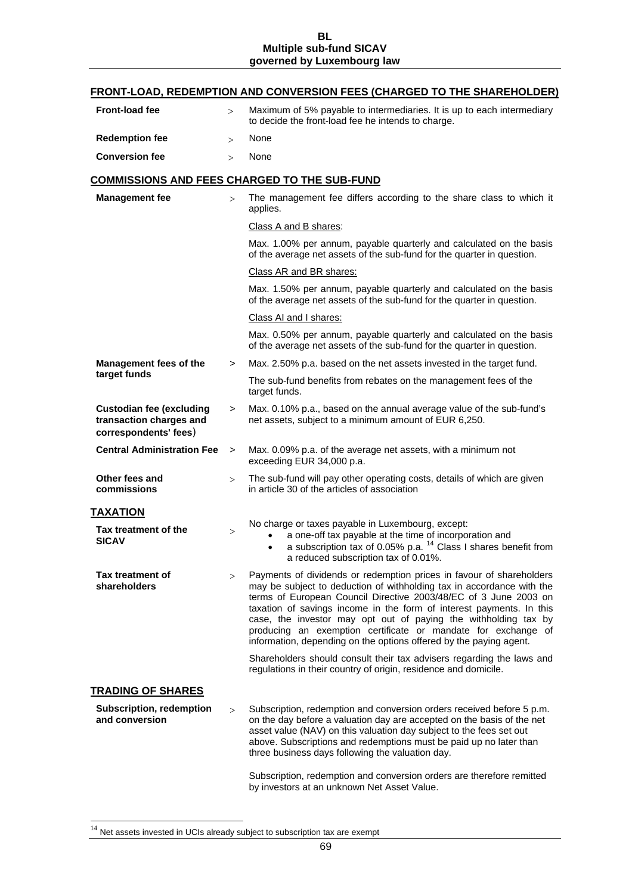## FRONT-LOAD, REDEMPTION AND CONVERSION FEES (CHARGED TO THE SHAREHOLDER)

| | | |
|---|---|---|
| **Front-load fee** | > | Maximum of 5% payable to intermediaries. It is up to each intermediary to decide the front-load fee he intends to charge. |
| **Redemption fee** | > | None |
| **Conversion fee** | > | None |

## COMMISSIONS AND FEES CHARGED TO THE SUB-FUND

| | | |
|---|---|---|
| **Management fee** | > | The management fee differs according to the share class to which it applies.<br><br>Class A and B shares:<br><br>Max. 1.00% per annum, payable quarterly and calculated on the basis of the average net assets of the sub-fund for the quarter in question.<br><br>Class AR and BR shares:<br><br>Max. 1.50% per annum, payable quarterly and calculated on the basis of the average net assets of the sub-fund for the quarter in question.<br><br>Class AI and I shares:<br><br>Max. 0.50% per annum, payable quarterly and calculated on the basis of the average net assets of the sub-fund for the quarter in question. |
| **Management fees of the target funds** | > | Max. 2.50% p.a. based on the net assets invested in the target fund.<br><br>The sub-fund benefits from rebates on the management fees of the target funds. |
| **Custodian fee (excluding transaction charges and correspondents' fees)** | > | Max. 0.10% p.a., based on the annual average value of the sub-fund's net assets, subject to a minimum amount of EUR 6,250. |
| **Central Administration Fee** | > | Max. 0.09% p.a. of the average net assets, with a minimum not exceeding EUR 34,000 p.a. |
| **Other fees and commissions** | > | The sub-fund will pay other operating costs, details of which are given in article 30 of the articles of association |

## TAXATION

| | | |
|---|---|---|
| **Tax treatment of the SICAV** | > | No charge or taxes payable in Luxembourg, except:<br>• a one-off tax payable at the time of incorporation and<br>• a subscription tax of 0.05% p.a. [14] Class I shares benefit from a reduced subscription tax of 0.01%. |
| **Tax treatment of shareholders** | > | Payments of dividends or redemption prices in favour of shareholders may be subject to deduction of withholding tax in accordance with the terms of European Council Directive 2003/48/EC of 3 June 2003 on taxation of savings income in the form of interest payments. In this case, the investor may opt out of paying the withholding tax by producing an exemption certificate or mandate for exchange of information, depending on the options offered by the paying agent.<br><br>Shareholders should consult their tax advisers regarding the laws and regulations in their country of origin, residence and domicile. |

## TRADING OF SHARES

| | | |
|---|---|---|
| **Subscription, redemption and conversion** | > | Subscription, redemption and conversion orders received before 5 p.m. on the day before a valuation day are accepted on the basis of the net asset value (NAV) on this valuation day subject to the fees set out above. Subscriptions and redemptions must be paid up no later than three business days following the valuation day.<br><br>Subscription, redemption and conversion orders are therefore remitted by investors at an unknown Net Asset Value. |

[14] Net assets invested in UCIs already subject to subscription tax are exempt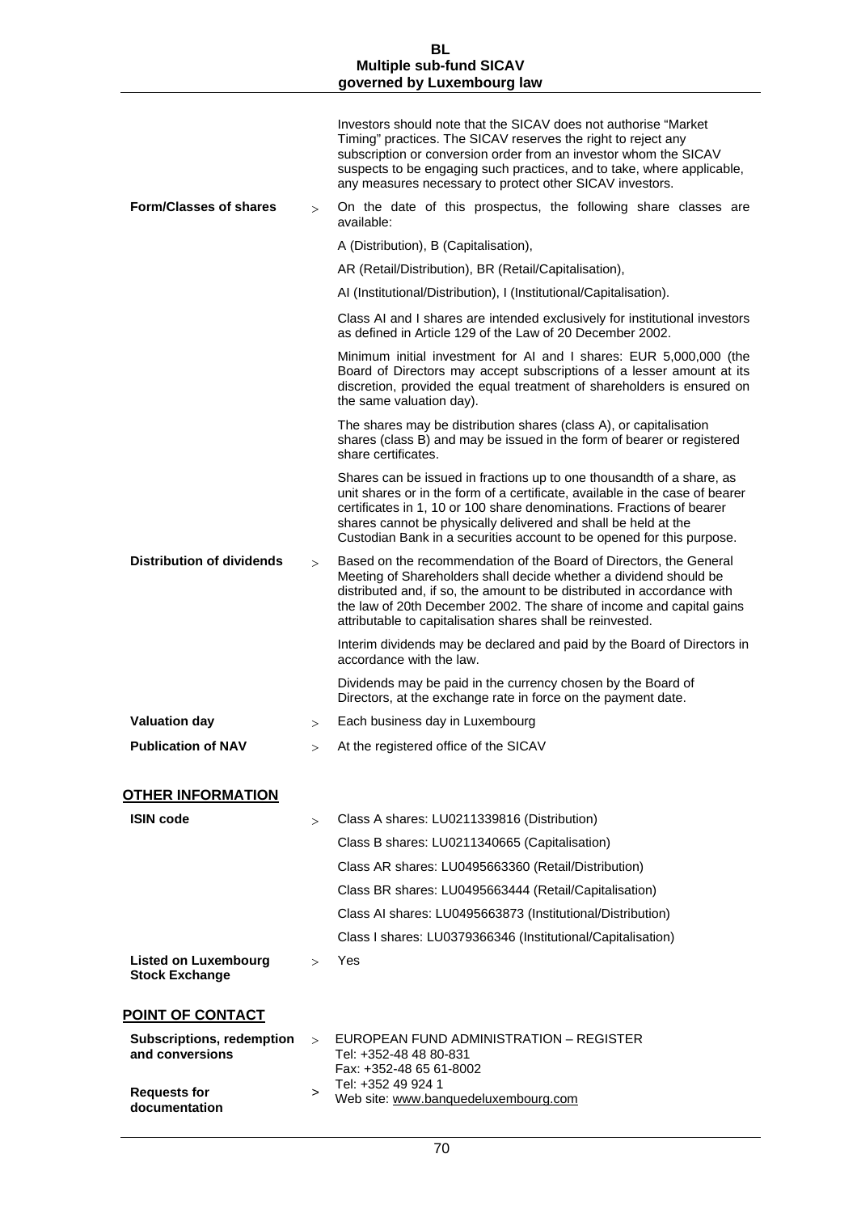Investors should note that the SICAV does not authorise "Market Timing" practices. The SICAV reserves the right to reject any subscription or conversion order from an investor whom the SICAV suspects to be engaging such practices, and to take, where applicable, any measures necessary to protect other SICAV investors.

**Form/Classes of shares** > On the date of this prospectus, the following share classes are available:

A (Distribution), B (Capitalisation),

AR (Retail/Distribution), BR (Retail/Capitalisation),

AI (Institutional/Distribution), I (Institutional/Capitalisation).

Class AI and I shares are intended exclusively for institutional investors as defined in Article 129 of the Law of 20 December 2002.

Minimum initial investment for AI and I shares: EUR 5,000,000 (the Board of Directors may accept subscriptions of a lesser amount at its discretion, provided the equal treatment of shareholders is ensured on the same valuation day).

The shares may be distribution shares (class A), or capitalisation shares (class B) and may be issued in the form of bearer or registered share certificates.

Shares can be issued in fractions up to one thousandth of a share, as unit shares or in the form of a certificate, available in the case of bearer certificates in 1, 10 or 100 share denominations. Fractions of bearer shares cannot be physically delivered and shall be held at the Custodian Bank in a securities account to be opened for this purpose.

**Distribution of dividends** > Based on the recommendation of the Board of Directors, the General Meeting of Shareholders shall decide whether a dividend should be distributed and, if so, the amount to be distributed in accordance with the law of 20th December 2002. The share of income and capital gains attributable to capitalisation shares shall be reinvested.

Interim dividends may be declared and paid by the Board of Directors in accordance with the law.

Dividends may be paid in the currency chosen by the Board of Directors, at the exchange rate in force on the payment date.

**Valuation day** > Each business day in Luxembourg

**Publication of NAV** > At the registered office of the SICAV

## OTHER INFORMATION

**ISIN code** > Class A shares: LU0211339816 (Distribution)

Class B shares: LU0211340665 (Capitalisation)

Class AR shares: LU0495663360 (Retail/Distribution)

Class BR shares: LU0495663444 (Retail/Capitalisation)

Class AI shares: LU0495663873 (Institutional/Distribution)

Class I shares: LU0379366346 (Institutional/Capitalisation)

**Listed on Luxembourg Stock Exchange** > Yes

## POINT OF CONTACT

**Subscriptions, redemption and conversions** > EUROPEAN FUND ADMINISTRATION – REGISTER
Tel: +352-48 48 80-831
Fax: +352-48 65 61-8002

**Requests for documentation** > Tel: +352 49 924 1
Web site: www.banquedeluxembourg.com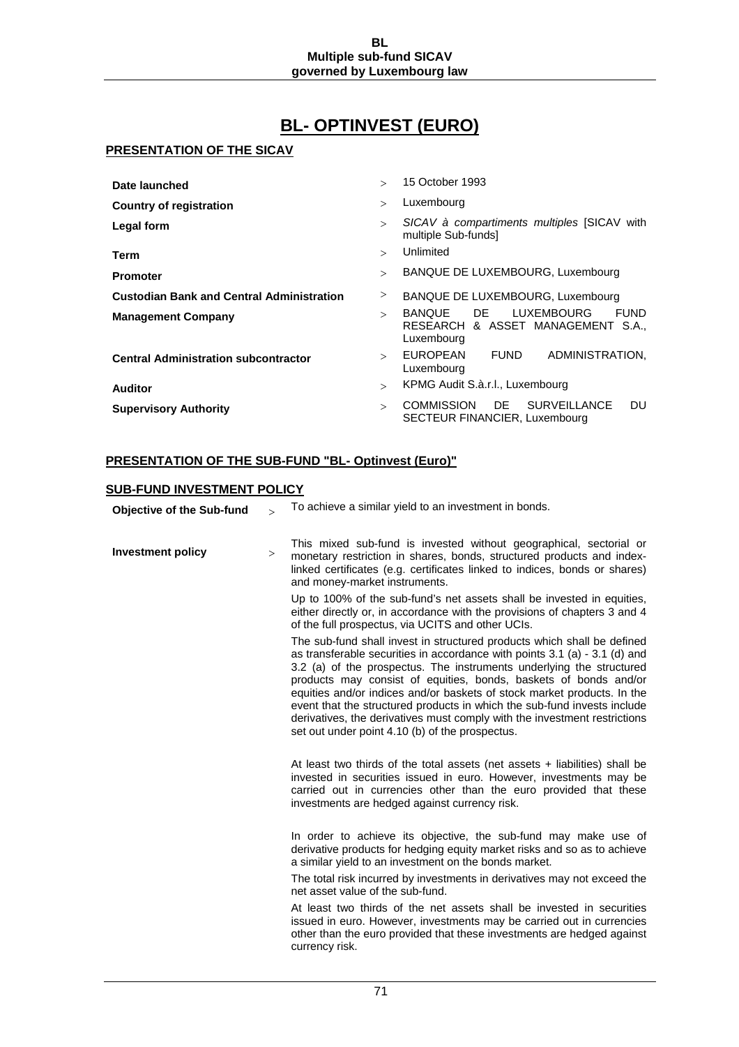# BL- OPTINVEST (EURO)

## PRESENTATION OF THE SICAV

| | |
|---|---|
| **Date launched** | 15 October 1993 |
| **Country of registration** | Luxembourg |
| **Legal form** | *SICAV à compartiments multiples* [SICAV with multiple Sub-funds] |
| **Term** | Unlimited |
| **Promoter** | BANQUE DE LUXEMBOURG, Luxembourg |
| **Custodian Bank and Central Administration** | BANQUE DE LUXEMBOURG, Luxembourg |
| **Management Company** | BANQUE DE LUXEMBOURG FUND RESEARCH & ASSET MANAGEMENT S.A., Luxembourg |
| **Central Administration subcontractor** | EUROPEAN FUND ADMINISTRATION, Luxembourg |
| **Auditor** | KPMG Audit S.à.r.l., Luxembourg |
| **Supervisory Authority** | COMMISSION DE SURVEILLANCE DU SECTEUR FINANCIER, Luxembourg |

## PRESENTATION OF THE SUB-FUND "BL- Optinvest (Euro)"

## SUB-FUND INVESTMENT POLICY

**Objective of the Sub-fund**

To achieve a similar yield to an investment in bonds.

**Investment policy**

This mixed sub-fund is invested without geographical, sectorial or monetary restriction in shares, bonds, structured products and index-linked certificates (e.g. certificates linked to indices, bonds or shares) and money-market instruments.

Up to 100% of the sub-fund's net assets shall be invested in equities, either directly or, in accordance with the provisions of chapters 3 and 4 of the full prospectus, via UCITS and other UCIs.

The sub-fund shall invest in structured products which shall be defined as transferable securities in accordance with points 3.1 (a) - 3.1 (d) and 3.2 (a) of the prospectus. The instruments underlying the structured products may consist of equities, bonds, baskets of bonds and/or equities and/or indices and/or baskets of stock market products. In the event that the structured products in which the sub-fund invests include derivatives, the derivatives must comply with the investment restrictions set out under point 4.10 (b) of the prospectus.

At least two thirds of the total assets (net assets + liabilities) shall be invested in securities issued in euro. However, investments may be carried out in currencies other than the euro provided that these investments are hedged against currency risk.

In order to achieve its objective, the sub-fund may make use of derivative products for hedging equity market risks and so as to achieve a similar yield to an investment on the bonds market.

The total risk incurred by investments in derivatives may not exceed the net asset value of the sub-fund.

At least two thirds of the net assets shall be invested in securities issued in euro. However, investments may be carried out in currencies other than the euro provided that these investments are hedged against currency risk.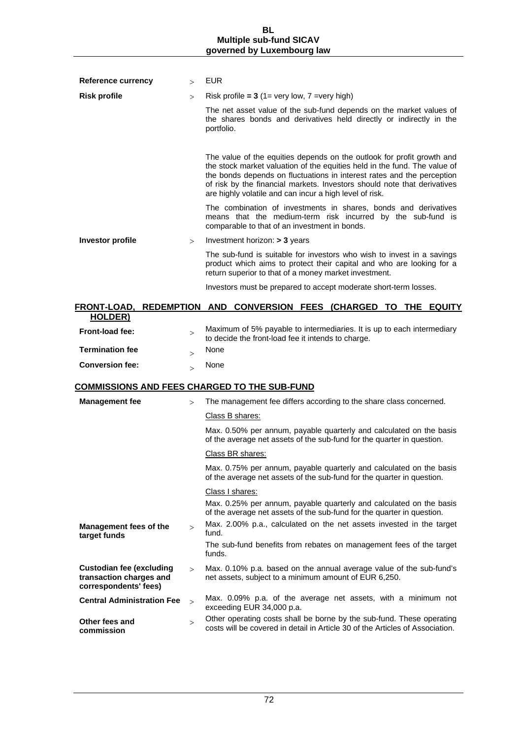| | | |
|---|---|---|
| **Reference currency** | > | EUR |
| **Risk profile** | > | Risk profile **= 3** (1= very low, 7 =very high) |
| | | The net asset value of the sub-fund depends on the market values of the shares bonds and derivatives held directly or indirectly in the portfolio. |
| | | The value of the equities depends on the outlook for profit growth and the stock market valuation of the equities held in the fund. The value of the bonds depends on fluctuations in interest rates and the perception of risk by the financial markets. Investors should note that derivatives are highly volatile and can incur a high level of risk. |
| | | The combination of investments in shares, bonds and derivatives means that the medium-term risk incurred by the sub-fund is comparable to that of an investment in bonds. |
| **Investor profile** | > | Investment horizon: **> 3** years |
| | | The sub-fund is suitable for investors who wish to invest in a savings product which aims to protect their capital and who are looking for a return superior to that of a money market investment. |
| | | Investors must be prepared to accept moderate short-term losses. |

## FRONT-LOAD, REDEMPTION AND CONVERSION FEES (CHARGED TO THE EQUITY HOLDER)

| | | |
|---|---|---|
| **Front-load fee:** | > | Maximum of 5% payable to intermediaries. It is up to each intermediary to decide the front-load fee it intends to charge. |
| **Termination fee** | > | None |
| **Conversion fee:** | > | None |

## COMMISSIONS AND FEES CHARGED TO THE SUB-FUND

| | | |
|---|---|---|
| **Management fee** | > | The management fee differs according to the share class concerned. |
| | | Class B shares: |
| | | Max. 0.50% per annum, payable quarterly and calculated on the basis of the average net assets of the sub-fund for the quarter in question. |
| | | Class BR shares: |
| | | Max. 0.75% per annum, payable quarterly and calculated on the basis of the average net assets of the sub-fund for the quarter in question. |
| | | Class I shares: |
| | | Max. 0.25% per annum, payable quarterly and calculated on the basis of the average net assets of the sub-fund for the quarter in question. |
| **Management fees of the target funds** | > | Max. 2.00% p.a., calculated on the net assets invested in the target fund. |
| | | The sub-fund benefits from rebates on management fees of the target funds. |
| **Custodian fee (excluding transaction charges and correspondents' fees)** | > | Max. 0.10% p.a. based on the annual average value of the sub-fund's net assets, subject to a minimum amount of EUR 6,250. |
| **Central Administration Fee** | > | Max. 0.09% p.a. of the average net assets, with a minimum not exceeding EUR 34,000 p.a. |
| **Other fees and commission** | > | Other operating costs shall be borne by the sub-fund. These operating costs will be covered in detail in Article 30 of the Articles of Association. |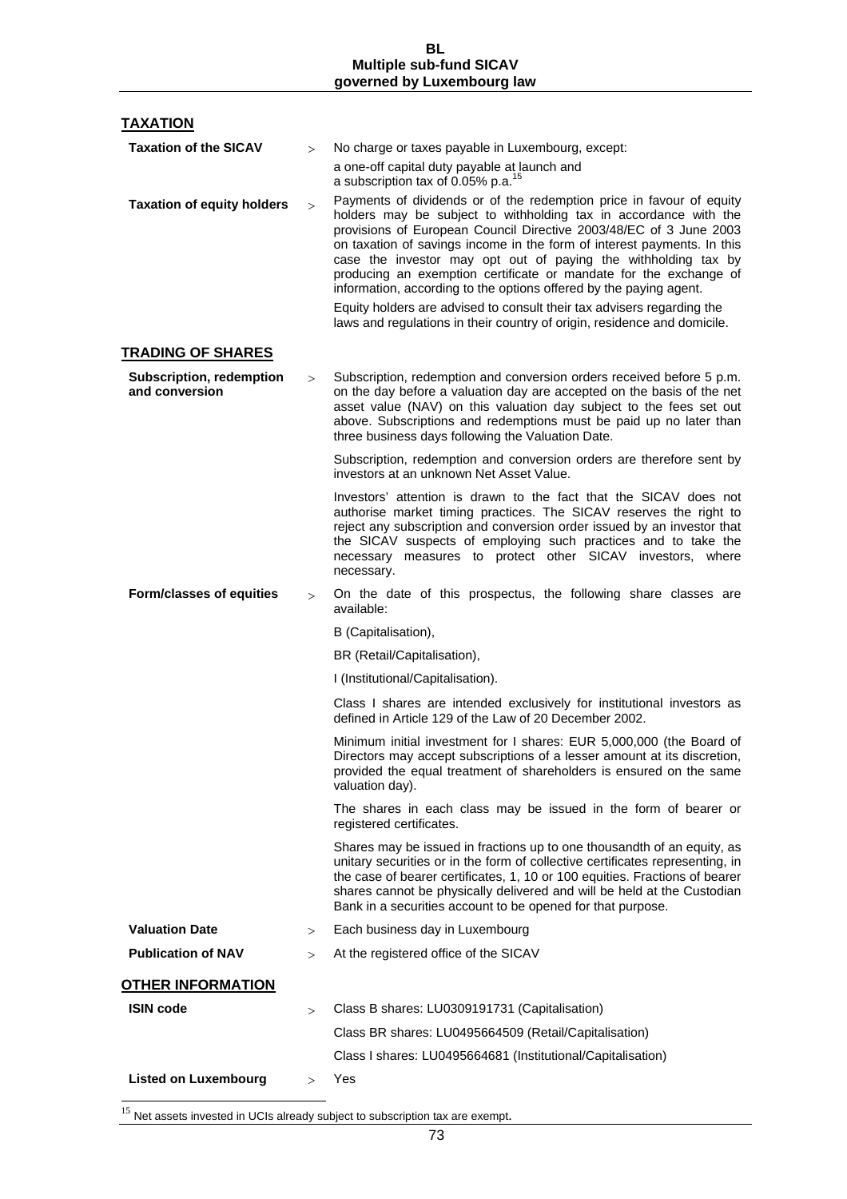## TAXATION

**Taxation of the SICAV** > No charge or taxes payable in Luxembourg, except:

a one-off capital duty payable at launch and
a subscription tax of 0.05% p.a.[15]

**Taxation of equity holders** > Payments of dividends or of the redemption price in favour of equity holders may be subject to withholding tax in accordance with the provisions of European Council Directive 2003/48/EC of 3 June 2003 on taxation of savings income in the form of interest payments. In this case the investor may opt out of paying the withholding tax by producing an exemption certificate or mandate for the exchange of information, according to the options offered by the paying agent.

Equity holders are advised to consult their tax advisers regarding the laws and regulations in their country of origin, residence and domicile.

## TRADING OF SHARES

**Subscription, redemption and conversion** > Subscription, redemption and conversion orders received before 5 p.m. on the day before a valuation day are accepted on the basis of the net asset value (NAV) on this valuation day subject to the fees set out above. Subscriptions and redemptions must be paid up no later than three business days following the Valuation Date.

Subscription, redemption and conversion orders are therefore sent by investors at an unknown Net Asset Value.

Investors' attention is drawn to the fact that the SICAV does not authorise market timing practices. The SICAV reserves the right to reject any subscription and conversion order issued by an investor that the SICAV suspects of employing such practices and to take the necessary measures to protect other SICAV investors, where necessary.

**Form/classes of equities** > On the date of this prospectus, the following share classes are available:

B (Capitalisation),

BR (Retail/Capitalisation),

I (Institutional/Capitalisation).

Class I shares are intended exclusively for institutional investors as defined in Article 129 of the Law of 20 December 2002.

Minimum initial investment for I shares: EUR 5,000,000 (the Board of Directors may accept subscriptions of a lesser amount at its discretion, provided the equal treatment of shareholders is ensured on the same valuation day).

The shares in each class may be issued in the form of bearer or registered certificates.

Shares may be issued in fractions up to one thousandth of an equity, as unitary securities or in the form of collective certificates representing, in the case of bearer certificates, 1, 10 or 100 equities. Fractions of bearer shares cannot be physically delivered and will be held at the Custodian Bank in a securities account to be opened for that purpose.

**Valuation Date** > Each business day in Luxembourg

**Publication of NAV** > At the registered office of the SICAV

## OTHER INFORMATION

**ISIN code** > Class B shares: LU0309191731 (Capitalisation)

Class BR shares: LU0495664509 (Retail/Capitalisation)

Class I shares: LU0495664681 (Institutional/Capitalisation)

**Listed on Luxembourg** > Yes

---

[15] Net assets invested in UCIs already subject to subscription tax are exempt.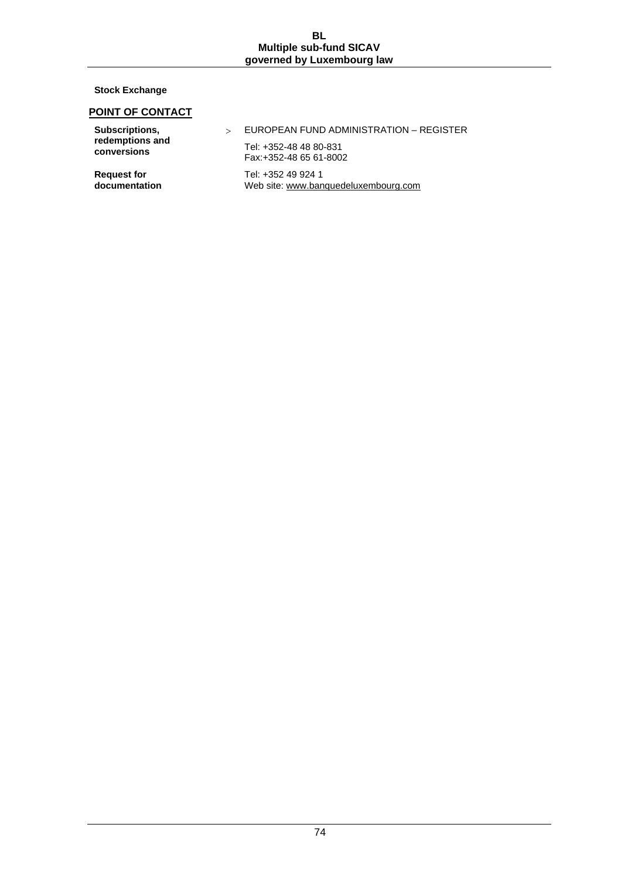**Stock Exchange**

## POINT OF CONTACT

| | |
|---|---|
| **Subscriptions, redemptions and conversions** | > EUROPEAN FUND ADMINISTRATION – REGISTER<br><br>Tel: +352-48 48 80-831<br>Fax:+352-48 65 61-8002 |
| **Request for documentation** | Tel: +352 49 924 1<br>Web site: www.banquedeluxembourg.com |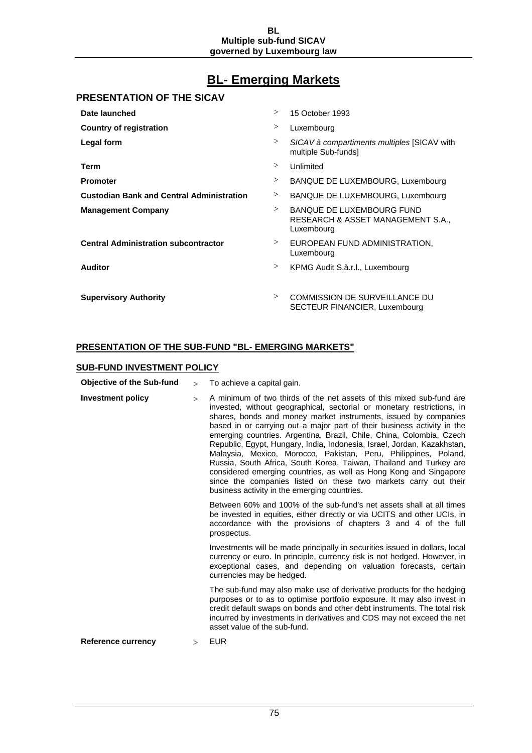# BL- Emerging Markets

## PRESENTATION OF THE SICAV

| | |
|---|---|
| **Date launched** | 15 October 1993 |
| **Country of registration** | Luxembourg |
| **Legal form** | *SICAV à compartiments multiples* [SICAV with multiple Sub-funds] |
| **Term** | Unlimited |
| **Promoter** | BANQUE DE LUXEMBOURG, Luxembourg |
| **Custodian Bank and Central Administration** | BANQUE DE LUXEMBOURG, Luxembourg |
| **Management Company** | BANQUE DE LUXEMBOURG FUND RESEARCH & ASSET MANAGEMENT S.A., Luxembourg |
| **Central Administration subcontractor** | EUROPEAN FUND ADMINISTRATION, Luxembourg |
| **Auditor** | KPMG Audit S.à.r.l., Luxembourg |
| **Supervisory Authority** | COMMISSION DE SURVEILLANCE DU SECTEUR FINANCIER, Luxembourg |

## PRESENTATION OF THE SUB-FUND "BL- EMERGING MARKETS"

### SUB-FUND INVESTMENT POLICY

**Objective of the Sub-fund** > To achieve a capital gain.

**Investment policy** > A minimum of two thirds of the net assets of this mixed sub-fund are invested, without geographical, sectorial or monetary restrictions, in shares, bonds and money market instruments, issued by companies based in or carrying out a major part of their business activity in the emerging countries. Argentina, Brazil, Chile, China, Colombia, Czech Republic, Egypt, Hungary, India, Indonesia, Israel, Jordan, Kazakhstan, Malaysia, Mexico, Morocco, Pakistan, Peru, Philippines, Poland, Russia, South Africa, South Korea, Taiwan, Thailand and Turkey are considered emerging countries, as well as Hong Kong and Singapore since the companies listed on these two markets carry out their business activity in the emerging countries.

Between 60% and 100% of the sub-fund's net assets shall at all times be invested in equities, either directly or via UCITS and other UCIs, in accordance with the provisions of chapters 3 and 4 of the full prospectus.

Investments will be made principally in securities issued in dollars, local currency or euro. In principle, currency risk is not hedged. However, in exceptional cases, and depending on valuation forecasts, certain currencies may be hedged.

The sub-fund may also make use of derivative products for the hedging purposes or to as to optimise portfolio exposure. It may also invest in credit default swaps on bonds and other debt instruments. The total risk incurred by investments in derivatives and CDS may not exceed the net asset value of the sub-fund.

**Reference currency** > EUR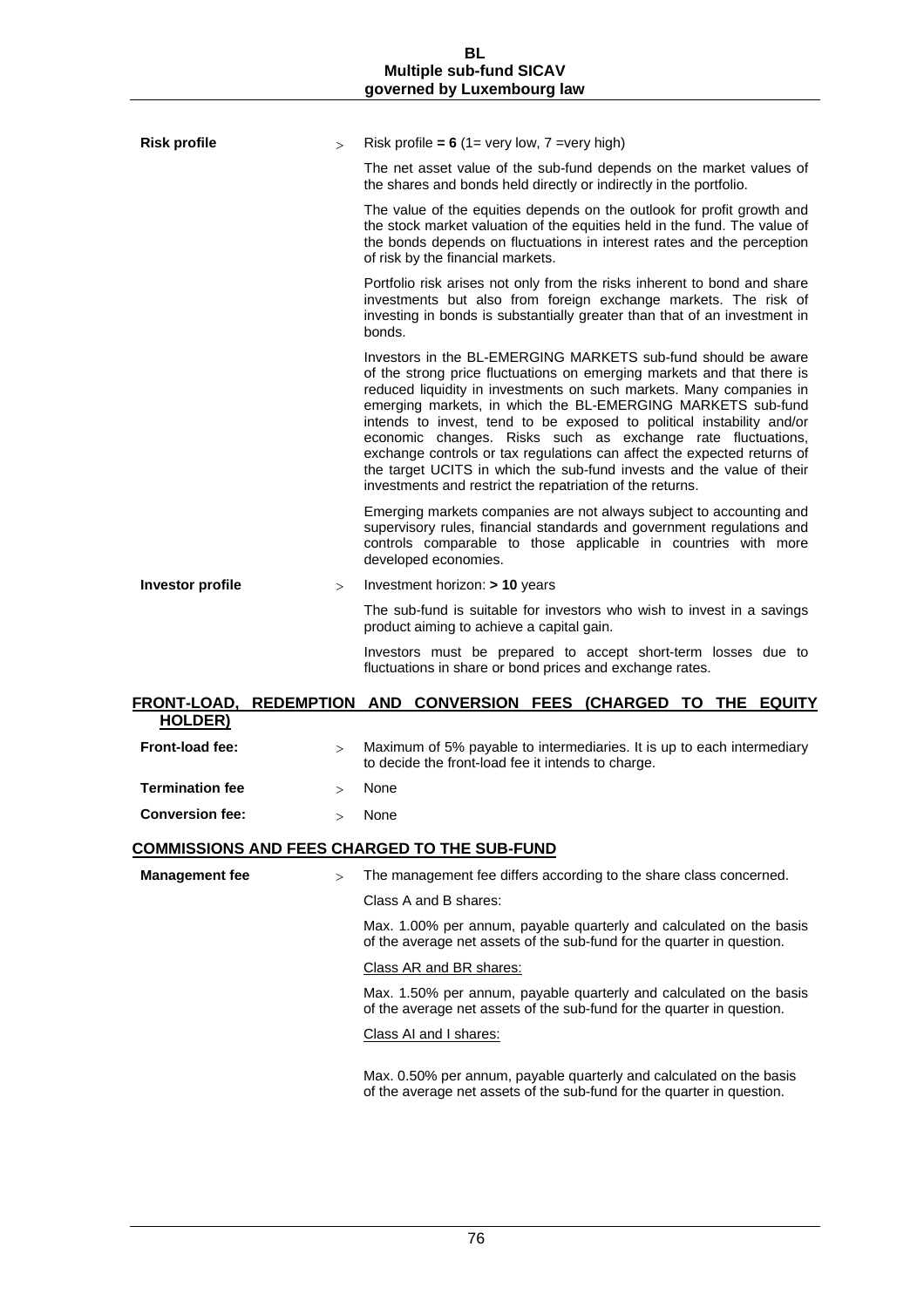**Risk profile** > Risk profile **= 6** (1= very low, 7 =very high)

The net asset value of the sub-fund depends on the market values of the shares and bonds held directly or indirectly in the portfolio.

The value of the equities depends on the outlook for profit growth and the stock market valuation of the equities held in the fund. The value of the bonds depends on fluctuations in interest rates and the perception of risk by the financial markets.

Portfolio risk arises not only from the risks inherent to bond and share investments but also from foreign exchange markets. The risk of investing in bonds is substantially greater than that of an investment in bonds.

Investors in the BL-EMERGING MARKETS sub-fund should be aware of the strong price fluctuations on emerging markets and that there is reduced liquidity in investments on such markets. Many companies in emerging markets, in which the BL-EMERGING MARKETS sub-fund intends to invest, tend to be exposed to political instability and/or economic changes. Risks such as exchange rate fluctuations, exchange controls or tax regulations can affect the expected returns of the target UCITS in which the sub-fund invests and the value of their investments and restrict the repatriation of the returns.

Emerging markets companies are not always subject to accounting and supervisory rules, financial standards and government regulations and controls comparable to those applicable in countries with more developed economies.

**Investor profile** > Investment horizon: **> 10** years

The sub-fund is suitable for investors who wish to invest in a savings product aiming to achieve a capital gain.

Investors must be prepared to accept short-term losses due to fluctuations in share or bond prices and exchange rates.

## FRONT-LOAD, REDEMPTION AND CONVERSION FEES (CHARGED TO THE EQUITY HOLDER)

**Front-load fee:** > Maximum of 5% payable to intermediaries. It is up to each intermediary to decide the front-load fee it intends to charge.

**Termination fee** > None

**Conversion fee:** > None

## COMMISSIONS AND FEES CHARGED TO THE SUB-FUND

**Management fee** > The management fee differs according to the share class concerned.

Class A and B shares:

Max. 1.00% per annum, payable quarterly and calculated on the basis of the average net assets of the sub-fund for the quarter in question.

Class AR and BR shares:

Max. 1.50% per annum, payable quarterly and calculated on the basis of the average net assets of the sub-fund for the quarter in question.

Class AI and I shares:

Max. 0.50% per annum, payable quarterly and calculated on the basis of the average net assets of the sub-fund for the quarter in question.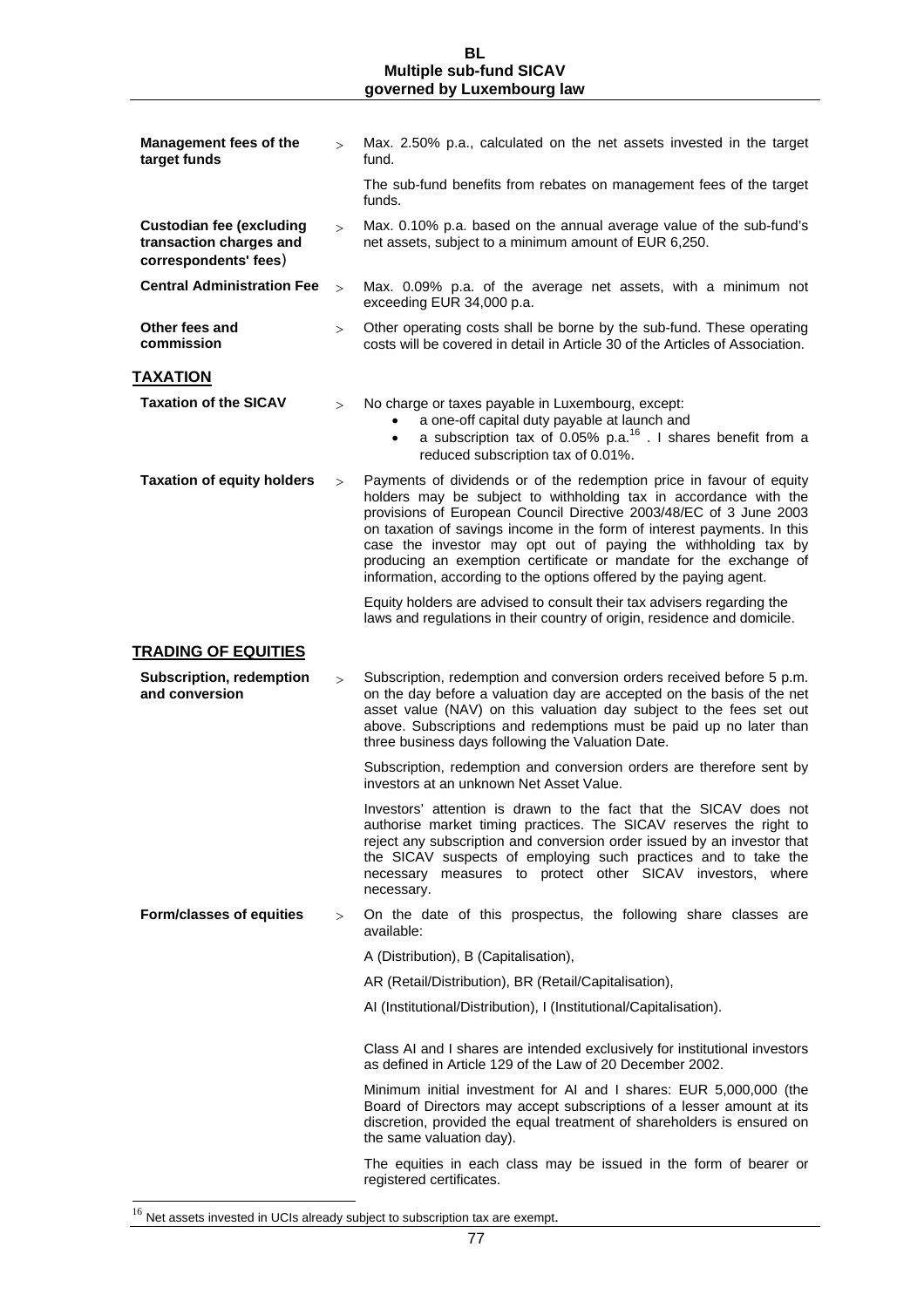**Management fees of the target funds** > Max. 2.50% p.a., calculated on the net assets invested in the target fund.

The sub-fund benefits from rebates on management fees of the target funds.

**Custodian fee (excluding transaction charges and correspondents' fees)** > Max. 0.10% p.a. based on the annual average value of the sub-fund's net assets, subject to a minimum amount of EUR 6,250.

**Central Administration Fee** > Max. 0.09% p.a. of the average net assets, with a minimum not exceeding EUR 34,000 p.a.

**Other fees and commission** > Other operating costs shall be borne by the sub-fund. These operating costs will be covered in detail in Article 30 of the Articles of Association.

## TAXATION

**Taxation of the SICAV** > No charge or taxes payable in Luxembourg, except:

- a one-off capital duty payable at launch and
- a subscription tax of 0.05% p.a.[16] . I shares benefit from a reduced subscription tax of 0.01%.

**Taxation of equity holders** > Payments of dividends or of the redemption price in favour of equity holders may be subject to withholding tax in accordance with the provisions of European Council Directive 2003/48/EC of 3 June 2003 on taxation of savings income in the form of interest payments. In this case the investor may opt out of paying the withholding tax by producing an exemption certificate or mandate for the exchange of information, according to the options offered by the paying agent.

Equity holders are advised to consult their tax advisers regarding the laws and regulations in their country of origin, residence and domicile.

## TRADING OF EQUITIES

**Subscription, redemption and conversion** > Subscription, redemption and conversion orders received before 5 p.m. on the day before a valuation day are accepted on the basis of the net asset value (NAV) on this valuation day subject to the fees set out above. Subscriptions and redemptions must be paid up no later than three business days following the Valuation Date.

Subscription, redemption and conversion orders are therefore sent by investors at an unknown Net Asset Value.

Investors' attention is drawn to the fact that the SICAV does not authorise market timing practices. The SICAV reserves the right to reject any subscription and conversion order issued by an investor that the SICAV suspects of employing such practices and to take the necessary measures to protect other SICAV investors, where necessary.

**Form/classes of equities** > On the date of this prospectus, the following share classes are available:

A (Distribution), B (Capitalisation),

AR (Retail/Distribution), BR (Retail/Capitalisation),

AI (Institutional/Distribution), I (Institutional/Capitalisation).

Class AI and I shares are intended exclusively for institutional investors as defined in Article 129 of the Law of 20 December 2002.

Minimum initial investment for AI and I shares: EUR 5,000,000 (the Board of Directors may accept subscriptions of a lesser amount at its discretion, provided the equal treatment of shareholders is ensured on the same valuation day).

The equities in each class may be issued in the form of bearer or registered certificates.

[16] Net assets invested in UCIs already subject to subscription tax are exempt.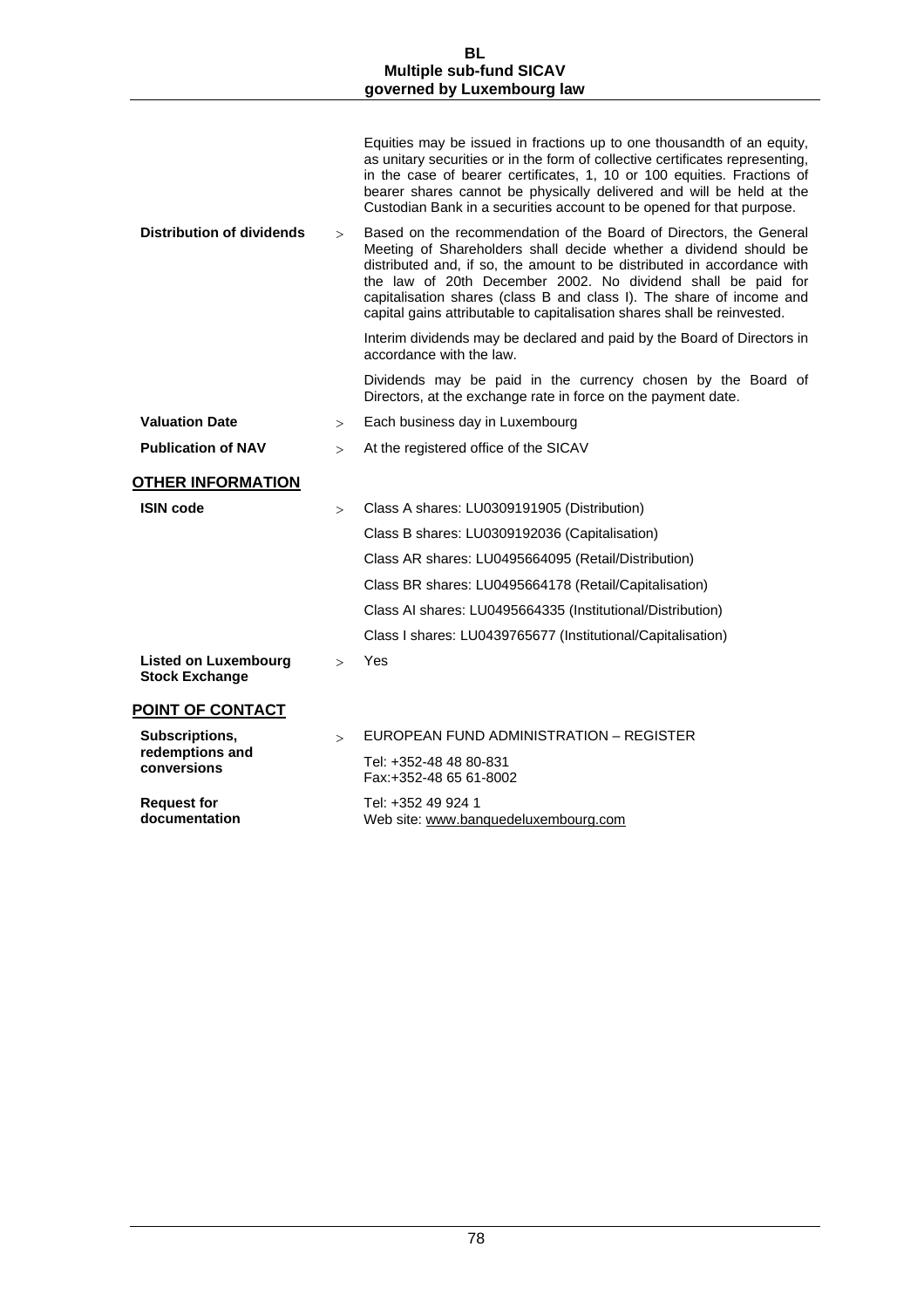| | | |
|---|---|---|
| | | Equities may be issued in fractions up to one thousandth of an equity, as unitary securities or in the form of collective certificates representing, in the case of bearer certificates, 1, 10 or 100 equities. Fractions of bearer shares cannot be physically delivered and will be held at the Custodian Bank in a securities account to be opened for that purpose. |
| **Distribution of dividends** | > | Based on the recommendation of the Board of Directors, the General Meeting of Shareholders shall decide whether a dividend should be distributed and, if so, the amount to be distributed in accordance with the law of 20th December 2002. No dividend shall be paid for capitalisation shares (class B and class I). The share of income and capital gains attributable to capitalisation shares shall be reinvested.<br><br>Interim dividends may be declared and paid by the Board of Directors in accordance with the law.<br><br>Dividends may be paid in the currency chosen by the Board of Directors, at the exchange rate in force on the payment date. |
| **Valuation Date** | > | Each business day in Luxembourg |
| **Publication of NAV** | > | At the registered office of the SICAV |

## OTHER INFORMATION

| | | |
|---|---|---|
| **ISIN code** | > | Class A shares: LU0309191905 (Distribution)<br>Class B shares: LU0309192036 (Capitalisation)<br>Class AR shares: LU0495664095 (Retail/Distribution)<br>Class BR shares: LU0495664178 (Retail/Capitalisation)<br>Class AI shares: LU0495664335 (Institutional/Distribution)<br>Class I shares: LU0439765677 (Institutional/Capitalisation) |
| **Listed on Luxembourg Stock Exchange** | > | Yes |

## POINT OF CONTACT

| | | |
|---|---|---|
| **Subscriptions, redemptions and conversions** | > | EUROPEAN FUND ADMINISTRATION – REGISTER<br>Tel: +352-48 48 80-831<br>Fax:+352-48 65 61-8002 |
| **Request for documentation** | | Tel: +352 49 924 1<br>Web site: www.banquedeluxembourg.com |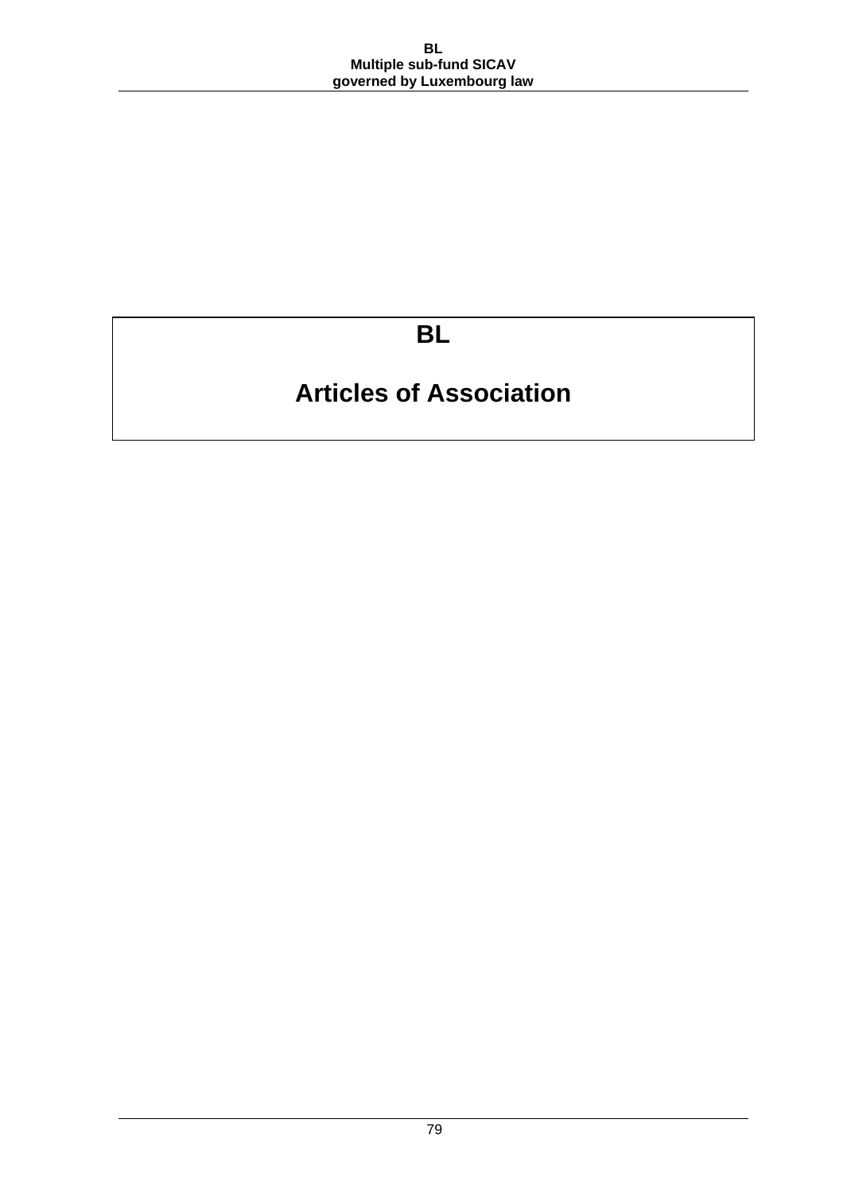# BL

# Articles of Association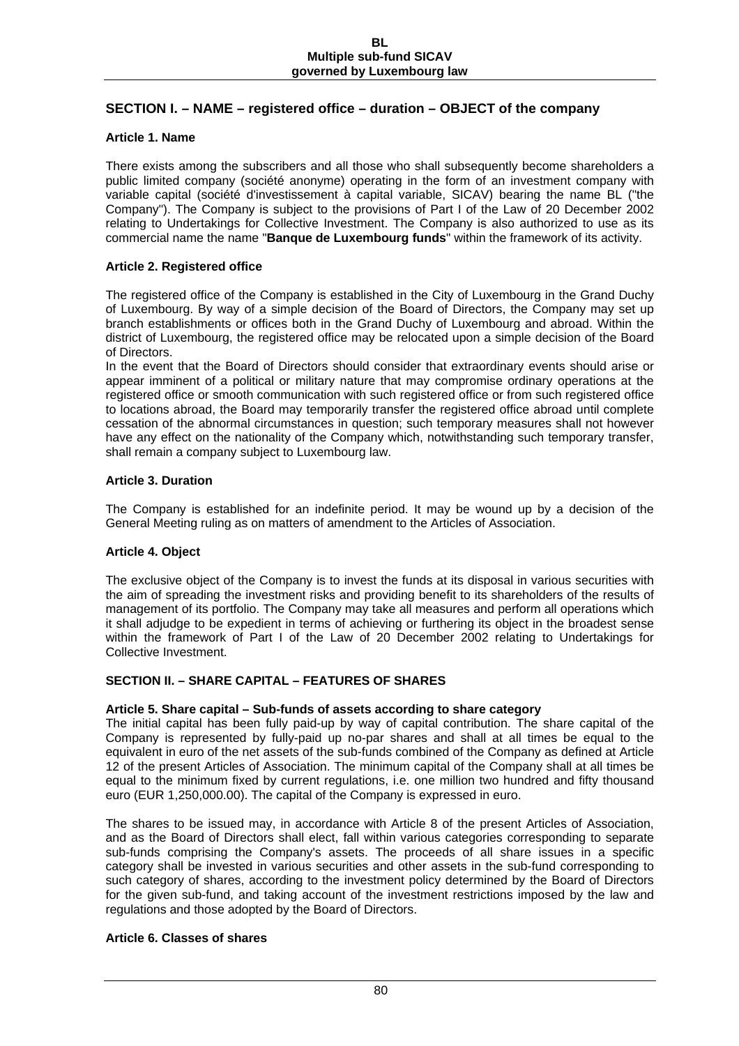## SECTION I. – NAME – registered office – duration – OBJECT of the company

### Article 1. Name

There exists among the subscribers and all those who shall subsequently become shareholders a public limited company (société anonyme) operating in the form of an investment company with variable capital (société d'investissement à capital variable, SICAV) bearing the name BL ("the Company"). The Company is subject to the provisions of Part I of the Law of 20 December 2002 relating to Undertakings for Collective Investment. The Company is also authorized to use as its commercial name the name "**Banque de Luxembourg funds**" within the framework of its activity.

### Article 2. Registered office

The registered office of the Company is established in the City of Luxembourg in the Grand Duchy of Luxembourg. By way of a simple decision of the Board of Directors, the Company may set up branch establishments or offices both in the Grand Duchy of Luxembourg and abroad. Within the district of Luxembourg, the registered office may be relocated upon a simple decision of the Board of Directors.

In the event that the Board of Directors should consider that extraordinary events should arise or appear imminent of a political or military nature that may compromise ordinary operations at the registered office or smooth communication with such registered office or from such registered office to locations abroad, the Board may temporarily transfer the registered office abroad until complete cessation of the abnormal circumstances in question; such temporary measures shall not however have any effect on the nationality of the Company which, notwithstanding such temporary transfer, shall remain a company subject to Luxembourg law.

### Article 3. Duration

The Company is established for an indefinite period. It may be wound up by a decision of the General Meeting ruling as on matters of amendment to the Articles of Association.

### Article 4. Object

The exclusive object of the Company is to invest the funds at its disposal in various securities with the aim of spreading the investment risks and providing benefit to its shareholders of the results of management of its portfolio. The Company may take all measures and perform all operations which it shall adjudge to be expedient in terms of achieving or furthering its object in the broadest sense within the framework of Part I of the Law of 20 December 2002 relating to Undertakings for Collective Investment.

## SECTION II. – SHARE CAPITAL – FEATURES OF SHARES

### Article 5. Share capital – Sub-funds of assets according to share category

The initial capital has been fully paid-up by way of capital contribution. The share capital of the Company is represented by fully-paid up no-par shares and shall at all times be equal to the equivalent in euro of the net assets of the sub-funds combined of the Company as defined at Article 12 of the present Articles of Association. The minimum capital of the Company shall at all times be equal to the minimum fixed by current regulations, i.e. one million two hundred and fifty thousand euro (EUR 1,250,000.00). The capital of the Company is expressed in euro.

The shares to be issued may, in accordance with Article 8 of the present Articles of Association, and as the Board of Directors shall elect, fall within various categories corresponding to separate sub-funds comprising the Company's assets. The proceeds of all share issues in a specific category shall be invested in various securities and other assets in the sub-fund corresponding to such category of shares, according to the investment policy determined by the Board of Directors for the given sub-fund, and taking account of the investment restrictions imposed by the law and regulations and those adopted by the Board of Directors.

### Article 6. Classes of shares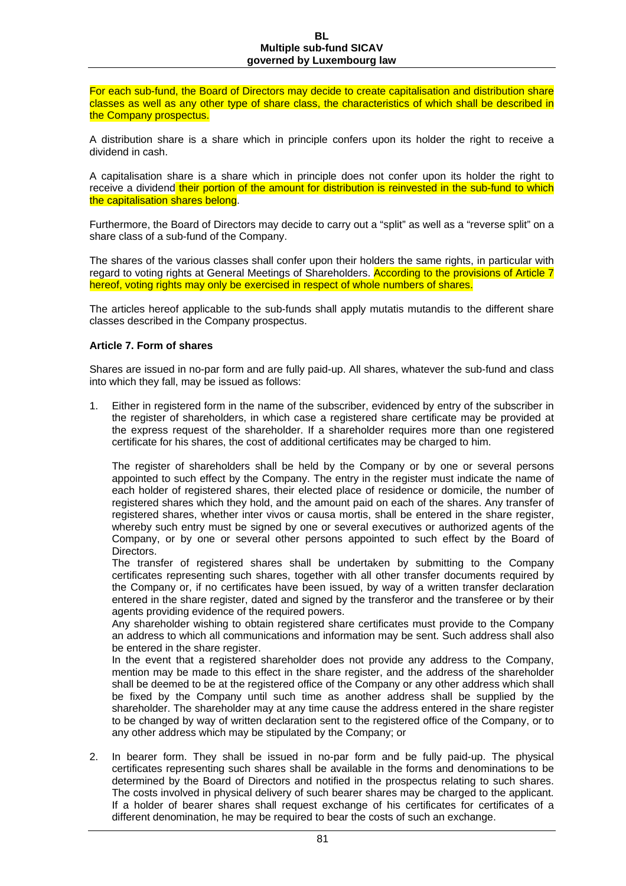For each sub-fund, the Board of Directors may decide to create capitalisation and distribution share classes as well as any other type of share class, the characteristics of which shall be described in the Company prospectus.

A distribution share is a share which in principle confers upon its holder the right to receive a dividend in cash.

A capitalisation share is a share which in principle does not confer upon its holder the right to receive a dividend their portion of the amount for distribution is reinvested in the sub-fund to which the capitalisation shares belong.

Furthermore, the Board of Directors may decide to carry out a "split" as well as a "reverse split" on a share class of a sub-fund of the Company.

The shares of the various classes shall confer upon their holders the same rights, in particular with regard to voting rights at General Meetings of Shareholders. According to the provisions of Article 7 hereof, voting rights may only be exercised in respect of whole numbers of shares.

The articles hereof applicable to the sub-funds shall apply mutatis mutandis to the different share classes described in the Company prospectus.

**Article 7. Form of shares**

Shares are issued in no-par form and are fully paid-up. All shares, whatever the sub-fund and class into which they fall, may be issued as follows:

1. Either in registered form in the name of the subscriber, evidenced by entry of the subscriber in the register of shareholders, in which case a registered share certificate may be provided at the express request of the shareholder. If a shareholder requires more than one registered certificate for his shares, the cost of additional certificates may be charged to him.

   The register of shareholders shall be held by the Company or by one or several persons appointed to such effect by the Company. The entry in the register must indicate the name of each holder of registered shares, their elected place of residence or domicile, the number of registered shares which they hold, and the amount paid on each of the shares. Any transfer of registered shares, whether inter vivos or causa mortis, shall be entered in the share register, whereby such entry must be signed by one or several executives or authorized agents of the Company, or by one or several other persons appointed to such effect by the Board of Directors.
   The transfer of registered shares shall be undertaken by submitting to the Company certificates representing such shares, together with all other transfer documents required by the Company or, if no certificates have been issued, by way of a written transfer declaration entered in the share register, dated and signed by the transferor and the transferee or by their agents providing evidence of the required powers.
   Any shareholder wishing to obtain registered share certificates must provide to the Company an address to which all communications and information may be sent. Such address shall also be entered in the share register.
   In the event that a registered shareholder does not provide any address to the Company, mention may be made to this effect in the share register, and the address of the shareholder shall be deemed to be at the registered office of the Company or any other address which shall be fixed by the Company until such time as another address shall be supplied by the shareholder. The shareholder may at any time cause the address entered in the share register to be changed by way of written declaration sent to the registered office of the Company, or to any other address which may be stipulated by the Company; or

2. In bearer form. They shall be issued in no-par form and be fully paid-up. The physical certificates representing such shares shall be available in the forms and denominations to be determined by the Board of Directors and notified in the prospectus relating to such shares. The costs involved in physical delivery of such bearer shares may be charged to the applicant. If a holder of bearer shares shall request exchange of his certificates for certificates of a different denomination, he may be required to bear the costs of such an exchange.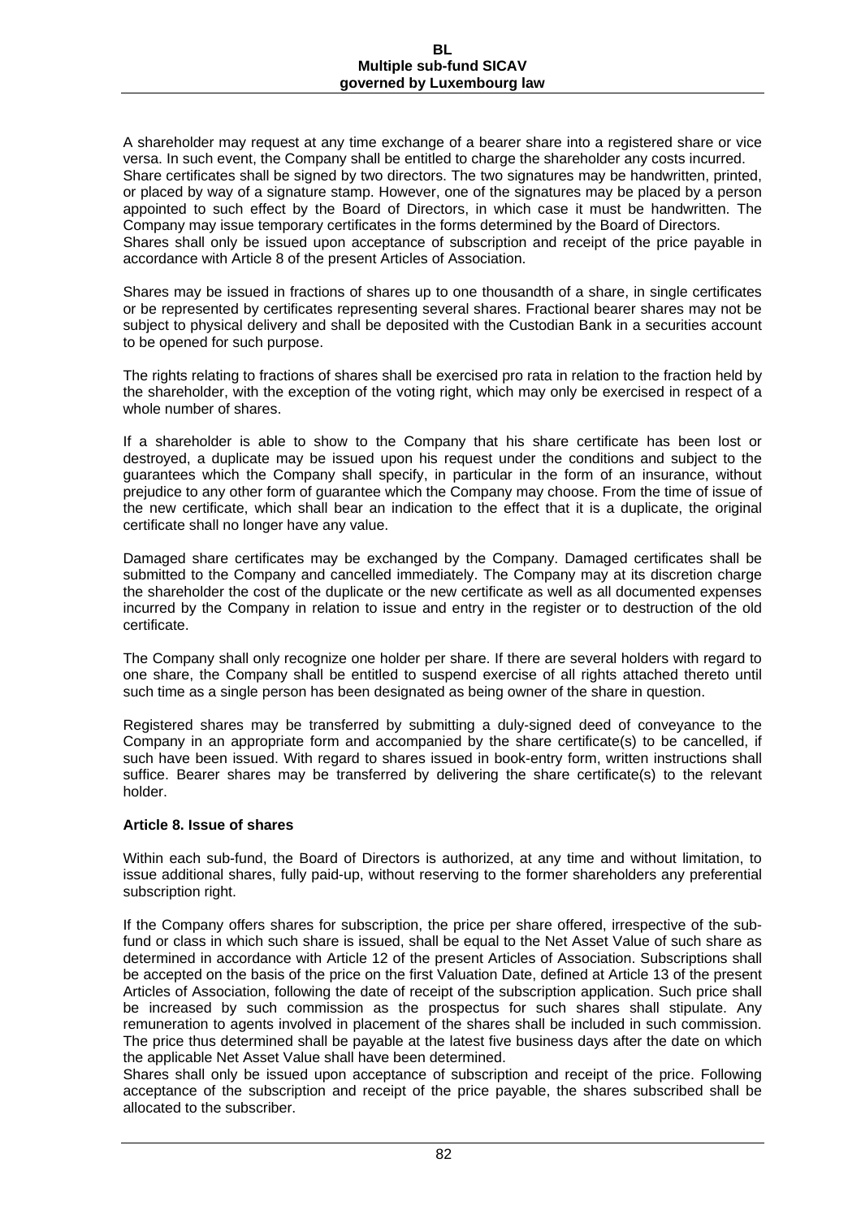A shareholder may request at any time exchange of a bearer share into a registered share or vice versa. In such event, the Company shall be entitled to charge the shareholder any costs incurred. Share certificates shall be signed by two directors. The two signatures may be handwritten, printed, or placed by way of a signature stamp. However, one of the signatures may be placed by a person appointed to such effect by the Board of Directors, in which case it must be handwritten. The Company may issue temporary certificates in the forms determined by the Board of Directors. Shares shall only be issued upon acceptance of subscription and receipt of the price payable in accordance with Article 8 of the present Articles of Association.

Shares may be issued in fractions of shares up to one thousandth of a share, in single certificates or be represented by certificates representing several shares. Fractional bearer shares may not be subject to physical delivery and shall be deposited with the Custodian Bank in a securities account to be opened for such purpose.

The rights relating to fractions of shares shall be exercised pro rata in relation to the fraction held by the shareholder, with the exception of the voting right, which may only be exercised in respect of a whole number of shares.

If a shareholder is able to show to the Company that his share certificate has been lost or destroyed, a duplicate may be issued upon his request under the conditions and subject to the guarantees which the Company shall specify, in particular in the form of an insurance, without prejudice to any other form of guarantee which the Company may choose. From the time of issue of the new certificate, which shall bear an indication to the effect that it is a duplicate, the original certificate shall no longer have any value.

Damaged share certificates may be exchanged by the Company. Damaged certificates shall be submitted to the Company and cancelled immediately. The Company may at its discretion charge the shareholder the cost of the duplicate or the new certificate as well as all documented expenses incurred by the Company in relation to issue and entry in the register or to destruction of the old certificate.

The Company shall only recognize one holder per share. If there are several holders with regard to one share, the Company shall be entitled to suspend exercise of all rights attached thereto until such time as a single person has been designated as being owner of the share in question.

Registered shares may be transferred by submitting a duly-signed deed of conveyance to the Company in an appropriate form and accompanied by the share certificate(s) to be cancelled, if such have been issued. With regard to shares issued in book-entry form, written instructions shall suffice. Bearer shares may be transferred by delivering the share certificate(s) to the relevant holder.

**Article 8. Issue of shares**

Within each sub-fund, the Board of Directors is authorized, at any time and without limitation, to issue additional shares, fully paid-up, without reserving to the former shareholders any preferential subscription right.

If the Company offers shares for subscription, the price per share offered, irrespective of the sub-fund or class in which such share is issued, shall be equal to the Net Asset Value of such share as determined in accordance with Article 12 of the present Articles of Association. Subscriptions shall be accepted on the basis of the price on the first Valuation Date, defined at Article 13 of the present Articles of Association, following the date of receipt of the subscription application. Such price shall be increased by such commission as the prospectus for such shares shall stipulate. Any remuneration to agents involved in placement of the shares shall be included in such commission. The price thus determined shall be payable at the latest five business days after the date on which the applicable Net Asset Value shall have been determined.
Shares shall only be issued upon acceptance of subscription and receipt of the price. Following acceptance of the subscription and receipt of the price payable, the shares subscribed shall be allocated to the subscriber.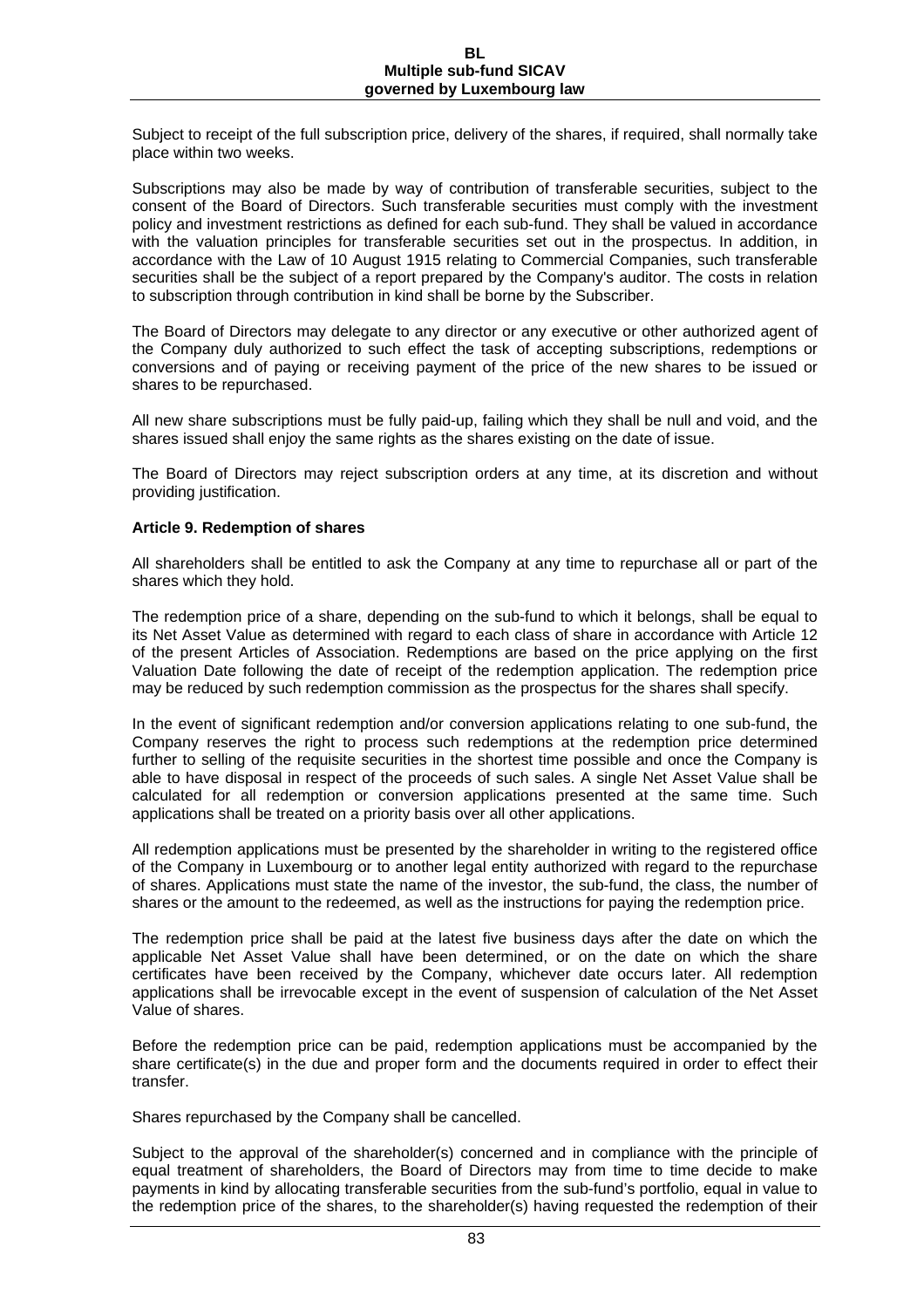Subject to receipt of the full subscription price, delivery of the shares, if required, shall normally take place within two weeks.

Subscriptions may also be made by way of contribution of transferable securities, subject to the consent of the Board of Directors. Such transferable securities must comply with the investment policy and investment restrictions as defined for each sub-fund. They shall be valued in accordance with the valuation principles for transferable securities set out in the prospectus. In addition, in accordance with the Law of 10 August 1915 relating to Commercial Companies, such transferable securities shall be the subject of a report prepared by the Company's auditor. The costs in relation to subscription through contribution in kind shall be borne by the Subscriber.

The Board of Directors may delegate to any director or any executive or other authorized agent of the Company duly authorized to such effect the task of accepting subscriptions, redemptions or conversions and of paying or receiving payment of the price of the new shares to be issued or shares to be repurchased.

All new share subscriptions must be fully paid-up, failing which they shall be null and void, and the shares issued shall enjoy the same rights as the shares existing on the date of issue.

The Board of Directors may reject subscription orders at any time, at its discretion and without providing justification.

**Article 9. Redemption of shares**

All shareholders shall be entitled to ask the Company at any time to repurchase all or part of the shares which they hold.

The redemption price of a share, depending on the sub-fund to which it belongs, shall be equal to its Net Asset Value as determined with regard to each class of share in accordance with Article 12 of the present Articles of Association. Redemptions are based on the price applying on the first Valuation Date following the date of receipt of the redemption application. The redemption price may be reduced by such redemption commission as the prospectus for the shares shall specify.

In the event of significant redemption and/or conversion applications relating to one sub-fund, the Company reserves the right to process such redemptions at the redemption price determined further to selling of the requisite securities in the shortest time possible and once the Company is able to have disposal in respect of the proceeds of such sales. A single Net Asset Value shall be calculated for all redemption or conversion applications presented at the same time. Such applications shall be treated on a priority basis over all other applications.

All redemption applications must be presented by the shareholder in writing to the registered office of the Company in Luxembourg or to another legal entity authorized with regard to the repurchase of shares. Applications must state the name of the investor, the sub-fund, the class, the number of shares or the amount to the redeemed, as well as the instructions for paying the redemption price.

The redemption price shall be paid at the latest five business days after the date on which the applicable Net Asset Value shall have been determined, or on the date on which the share certificates have been received by the Company, whichever date occurs later. All redemption applications shall be irrevocable except in the event of suspension of calculation of the Net Asset Value of shares.

Before the redemption price can be paid, redemption applications must be accompanied by the share certificate(s) in the due and proper form and the documents required in order to effect their transfer.

Shares repurchased by the Company shall be cancelled.

Subject to the approval of the shareholder(s) concerned and in compliance with the principle of equal treatment of shareholders, the Board of Directors may from time to time decide to make payments in kind by allocating transferable securities from the sub-fund's portfolio, equal in value to the redemption price of the shares, to the shareholder(s) having requested the redemption of their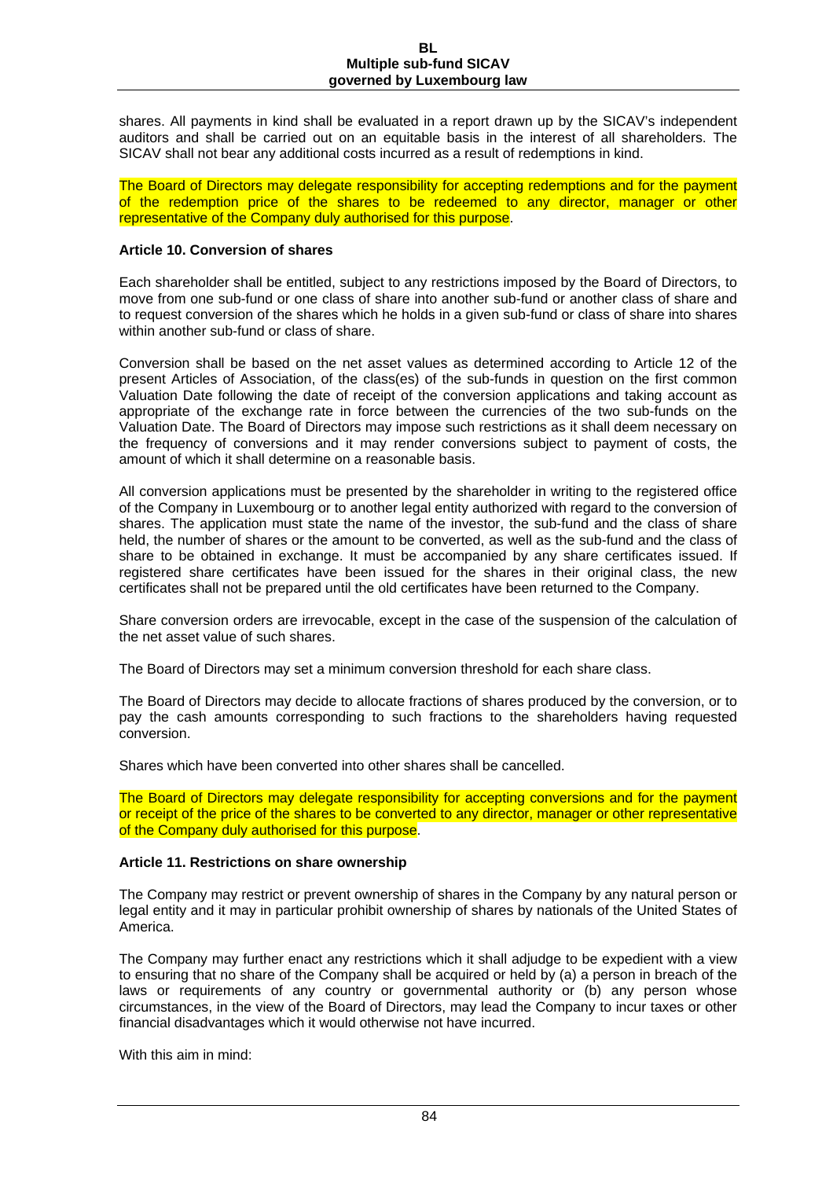shares. All payments in kind shall be evaluated in a report drawn up by the SICAV's independent auditors and shall be carried out on an equitable basis in the interest of all shareholders. The SICAV shall not bear any additional costs incurred as a result of redemptions in kind.

The Board of Directors may delegate responsibility for accepting redemptions and for the payment of the redemption price of the shares to be redeemed to any director, manager or other representative of the Company duly authorised for this purpose.

**Article 10. Conversion of shares**

Each shareholder shall be entitled, subject to any restrictions imposed by the Board of Directors, to move from one sub-fund or one class of share into another sub-fund or another class of share and to request conversion of the shares which he holds in a given sub-fund or class of share into shares within another sub-fund or class of share.

Conversion shall be based on the net asset values as determined according to Article 12 of the present Articles of Association, of the class(es) of the sub-funds in question on the first common Valuation Date following the date of receipt of the conversion applications and taking account as appropriate of the exchange rate in force between the currencies of the two sub-funds on the Valuation Date. The Board of Directors may impose such restrictions as it shall deem necessary on the frequency of conversions and it may render conversions subject to payment of costs, the amount of which it shall determine on a reasonable basis.

All conversion applications must be presented by the shareholder in writing to the registered office of the Company in Luxembourg or to another legal entity authorized with regard to the conversion of shares. The application must state the name of the investor, the sub-fund and the class of share held, the number of shares or the amount to be converted, as well as the sub-fund and the class of share to be obtained in exchange. It must be accompanied by any share certificates issued. If registered share certificates have been issued for the shares in their original class, the new certificates shall not be prepared until the old certificates have been returned to the Company.

Share conversion orders are irrevocable, except in the case of the suspension of the calculation of the net asset value of such shares.

The Board of Directors may set a minimum conversion threshold for each share class.

The Board of Directors may decide to allocate fractions of shares produced by the conversion, or to pay the cash amounts corresponding to such fractions to the shareholders having requested conversion.

Shares which have been converted into other shares shall be cancelled.

The Board of Directors may delegate responsibility for accepting conversions and for the payment or receipt of the price of the shares to be converted to any director, manager or other representative of the Company duly authorised for this purpose.

**Article 11. Restrictions on share ownership**

The Company may restrict or prevent ownership of shares in the Company by any natural person or legal entity and it may in particular prohibit ownership of shares by nationals of the United States of America.

The Company may further enact any restrictions which it shall adjudge to be expedient with a view to ensuring that no share of the Company shall be acquired or held by (a) a person in breach of the laws or requirements of any country or governmental authority or (b) any person whose circumstances, in the view of the Board of Directors, may lead the Company to incur taxes or other financial disadvantages which it would otherwise not have incurred.

With this aim in mind: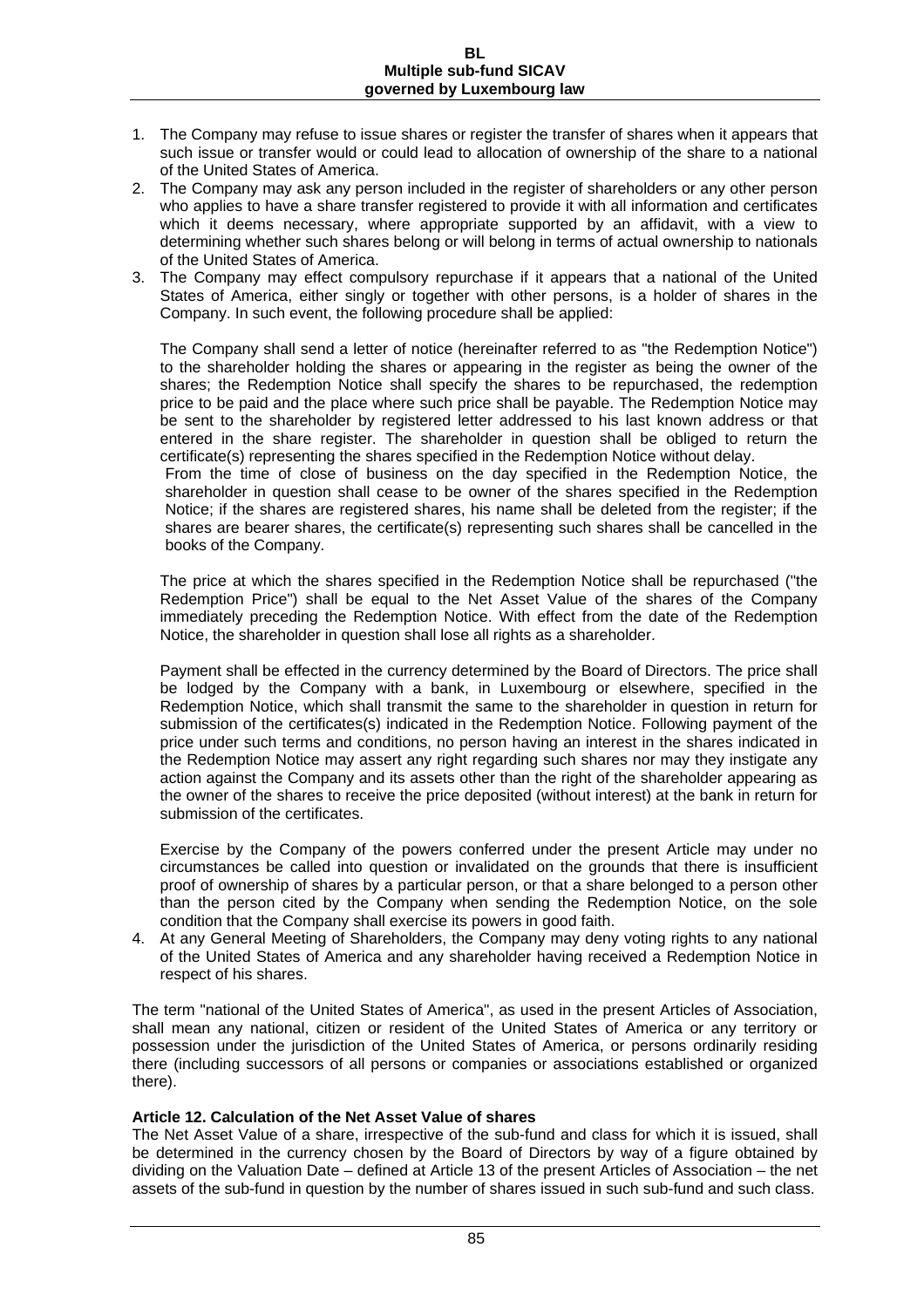1. The Company may refuse to issue shares or register the transfer of shares when it appears that such issue or transfer would or could lead to allocation of ownership of the share to a national of the United States of America.
2. The Company may ask any person included in the register of shareholders or any other person who applies to have a share transfer registered to provide it with all information and certificates which it deems necessary, where appropriate supported by an affidavit, with a view to determining whether such shares belong or will belong in terms of actual ownership to nationals of the United States of America.
3. The Company may effect compulsory repurchase if it appears that a national of the United States of America, either singly or together with other persons, is a holder of shares in the Company. In such event, the following procedure shall be applied:

   The Company shall send a letter of notice (hereinafter referred to as "the Redemption Notice") to the shareholder holding the shares or appearing in the register as being the owner of the shares; the Redemption Notice shall specify the shares to be repurchased, the redemption price to be paid and the place where such price shall be payable. The Redemption Notice may be sent to the shareholder by registered letter addressed to his last known address or that entered in the share register. The shareholder in question shall be obliged to return the certificate(s) representing the shares specified in the Redemption Notice without delay.
   From the time of close of business on the day specified in the Redemption Notice, the shareholder in question shall cease to be owner of the shares specified in the Redemption Notice; if the shares are registered shares, his name shall be deleted from the register; if the shares are bearer shares, the certificate(s) representing such shares shall be cancelled in the books of the Company.

   The price at which the shares specified in the Redemption Notice shall be repurchased ("the Redemption Price") shall be equal to the Net Asset Value of the shares of the Company immediately preceding the Redemption Notice. With effect from the date of the Redemption Notice, the shareholder in question shall lose all rights as a shareholder.

   Payment shall be effected in the currency determined by the Board of Directors. The price shall be lodged by the Company with a bank, in Luxembourg or elsewhere, specified in the Redemption Notice, which shall transmit the same to the shareholder in question in return for submission of the certificates(s) indicated in the Redemption Notice. Following payment of the price under such terms and conditions, no person having an interest in the shares indicated in the Redemption Notice may assert any right regarding such shares nor may they instigate any action against the Company and its assets other than the right of the shareholder appearing as the owner of the shares to receive the price deposited (without interest) at the bank in return for submission of the certificates.

   Exercise by the Company of the powers conferred under the present Article may under no circumstances be called into question or invalidated on the grounds that there is insufficient proof of ownership of shares by a particular person, or that a share belonged to a person other than the person cited by the Company when sending the Redemption Notice, on the sole condition that the Company shall exercise its powers in good faith.
4. At any General Meeting of Shareholders, the Company may deny voting rights to any national of the United States of America and any shareholder having received a Redemption Notice in respect of his shares.

The term "national of the United States of America", as used in the present Articles of Association, shall mean any national, citizen or resident of the United States of America or any territory or possession under the jurisdiction of the United States of America, or persons ordinarily residing there (including successors of all persons or companies or associations established or organized there).

**Article 12. Calculation of the Net Asset Value of shares**

The Net Asset Value of a share, irrespective of the sub-fund and class for which it is issued, shall be determined in the currency chosen by the Board of Directors by way of a figure obtained by dividing on the Valuation Date – defined at Article 13 of the present Articles of Association – the net assets of the sub-fund in question by the number of shares issued in such sub-fund and such class.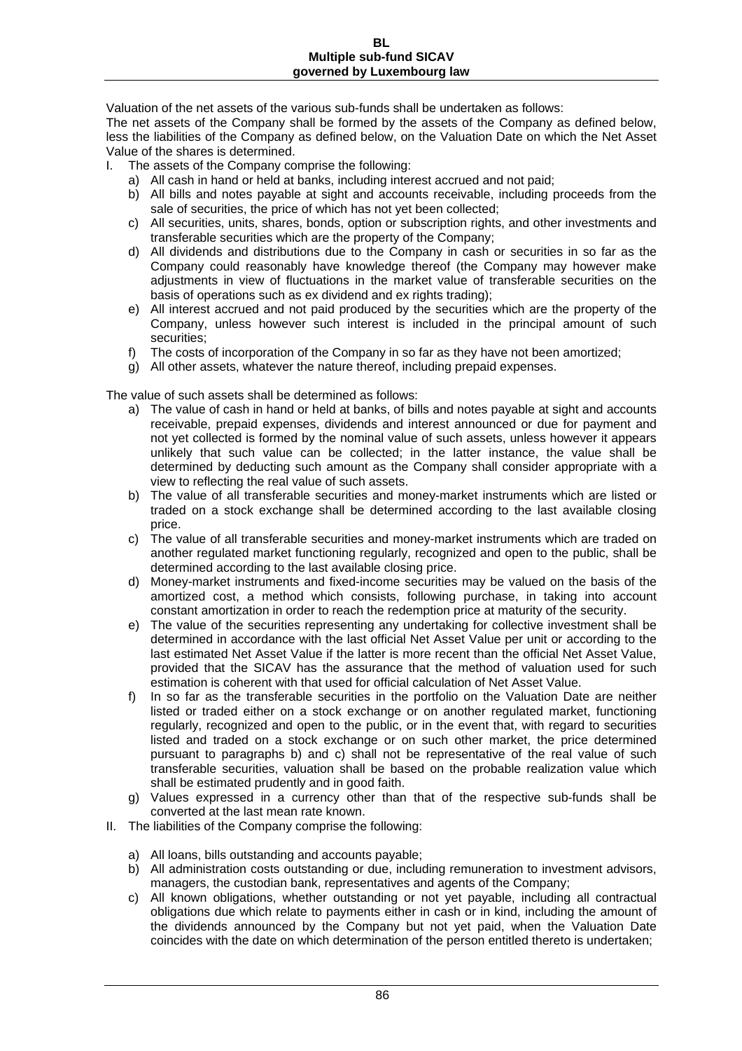Valuation of the net assets of the various sub-funds shall be undertaken as follows:

The net assets of the Company shall be formed by the assets of the Company as defined below, less the liabilities of the Company as defined below, on the Valuation Date on which the Net Asset Value of the shares is determined.

I. The assets of the Company comprise the following:
   a) All cash in hand or held at banks, including interest accrued and not paid;
   b) All bills and notes payable at sight and accounts receivable, including proceeds from the sale of securities, the price of which has not yet been collected;
   c) All securities, units, shares, bonds, option or subscription rights, and other investments and transferable securities which are the property of the Company;
   d) All dividends and distributions due to the Company in cash or securities in so far as the Company could reasonably have knowledge thereof (the Company may however make adjustments in view of fluctuations in the market value of transferable securities on the basis of operations such as ex dividend and ex rights trading);
   e) All interest accrued and not paid produced by the securities which are the property of the Company, unless however such interest is included in the principal amount of such securities;
   f) The costs of incorporation of the Company in so far as they have not been amortized;
   g) All other assets, whatever the nature thereof, including prepaid expenses.

The value of such assets shall be determined as follows:
   a) The value of cash in hand or held at banks, of bills and notes payable at sight and accounts receivable, prepaid expenses, dividends and interest announced or due for payment and not yet collected is formed by the nominal value of such assets, unless however it appears unlikely that such value can be collected; in the latter instance, the value shall be determined by deducting such amount as the Company shall consider appropriate with a view to reflecting the real value of such assets.
   b) The value of all transferable securities and money-market instruments which are listed or traded on a stock exchange shall be determined according to the last available closing price.
   c) The value of all transferable securities and money-market instruments which are traded on another regulated market functioning regularly, recognized and open to the public, shall be determined according to the last available closing price.
   d) Money-market instruments and fixed-income securities may be valued on the basis of the amortized cost, a method which consists, following purchase, in taking into account constant amortization in order to reach the redemption price at maturity of the security.
   e) The value of the securities representing any undertaking for collective investment shall be determined in accordance with the last official Net Asset Value per unit or according to the last estimated Net Asset Value if the latter is more recent than the official Net Asset Value, provided that the SICAV has the assurance that the method of valuation used for such estimation is coherent with that used for official calculation of Net Asset Value.
   f) In so far as the transferable securities in the portfolio on the Valuation Date are neither listed or traded either on a stock exchange or on another regulated market, functioning regularly, recognized and open to the public, or in the event that, with regard to securities listed and traded on a stock exchange or on such other market, the price determined pursuant to paragraphs b) and c) shall not be representative of the real value of such transferable securities, valuation shall be based on the probable realization value which shall be estimated prudently and in good faith.
   g) Values expressed in a currency other than that of the respective sub-funds shall be converted at the last mean rate known.

II. The liabilities of the Company comprise the following:
   a) All loans, bills outstanding and accounts payable;
   b) All administration costs outstanding or due, including remuneration to investment advisors, managers, the custodian bank, representatives and agents of the Company;
   c) All known obligations, whether outstanding or not yet payable, including all contractual obligations due which relate to payments either in cash or in kind, including the amount of the dividends announced by the Company but not yet paid, when the Valuation Date coincides with the date on which determination of the person entitled thereto is undertaken;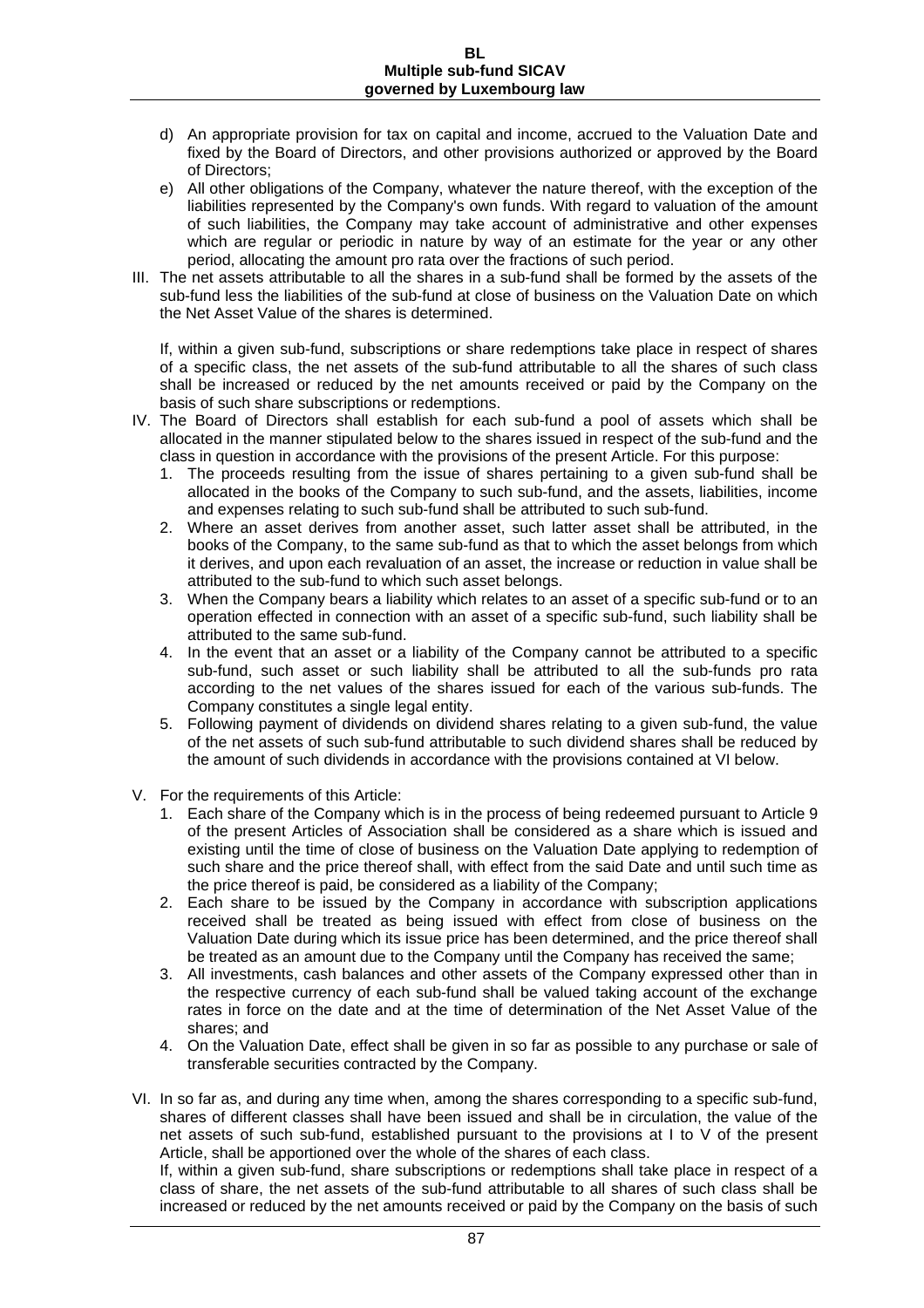d) An appropriate provision for tax on capital and income, accrued to the Valuation Date and fixed by the Board of Directors, and other provisions authorized or approved by the Board of Directors;

e) All other obligations of the Company, whatever the nature thereof, with the exception of the liabilities represented by the Company's own funds. With regard to valuation of the amount of such liabilities, the Company may take account of administrative and other expenses which are regular or periodic in nature by way of an estimate for the year or any other period, allocating the amount pro rata over the fractions of such period.

III. The net assets attributable to all the shares in a sub-fund shall be formed by the assets of the sub-fund less the liabilities of the sub-fund at close of business on the Valuation Date on which the Net Asset Value of the shares is determined.

If, within a given sub-fund, subscriptions or share redemptions take place in respect of shares of a specific class, the net assets of the sub-fund attributable to all the shares of such class shall be increased or reduced by the net amounts received or paid by the Company on the basis of such share subscriptions or redemptions.

IV. The Board of Directors shall establish for each sub-fund a pool of assets which shall be allocated in the manner stipulated below to the shares issued in respect of the sub-fund and the class in question in accordance with the provisions of the present Article. For this purpose:

1. The proceeds resulting from the issue of shares pertaining to a given sub-fund shall be allocated in the books of the Company to such sub-fund, and the assets, liabilities, income and expenses relating to such sub-fund shall be attributed to such sub-fund.
2. Where an asset derives from another asset, such latter asset shall be attributed, in the books of the Company, to the same sub-fund as that to which the asset belongs from which it derives, and upon each revaluation of an asset, the increase or reduction in value shall be attributed to the sub-fund to which such asset belongs.
3. When the Company bears a liability which relates to an asset of a specific sub-fund or to an operation effected in connection with an asset of a specific sub-fund, such liability shall be attributed to the same sub-fund.
4. In the event that an asset or a liability of the Company cannot be attributed to a specific sub-fund, such asset or such liability shall be attributed to all the sub-funds pro rata according to the net values of the shares issued for each of the various sub-funds. The Company constitutes a single legal entity.
5. Following payment of dividends on dividend shares relating to a given sub-fund, the value of the net assets of such sub-fund attributable to such dividend shares shall be reduced by the amount of such dividends in accordance with the provisions contained at VI below.

V. For the requirements of this Article:

1. Each share of the Company which is in the process of being redeemed pursuant to Article 9 of the present Articles of Association shall be considered as a share which is issued and existing until the time of close of business on the Valuation Date applying to redemption of such share and the price thereof shall, with effect from the said Date and until such time as the price thereof is paid, be considered as a liability of the Company;
2. Each share to be issued by the Company in accordance with subscription applications received shall be treated as being issued with effect from close of business on the Valuation Date during which its issue price has been determined, and the price thereof shall be treated as an amount due to the Company until the Company has received the same;
3. All investments, cash balances and other assets of the Company expressed other than in the respective currency of each sub-fund shall be valued taking account of the exchange rates in force on the date and at the time of determination of the Net Asset Value of the shares; and
4. On the Valuation Date, effect shall be given in so far as possible to any purchase or sale of transferable securities contracted by the Company.

VI. In so far as, and during any time when, among the shares corresponding to a specific sub-fund, shares of different classes shall have been issued and shall be in circulation, the value of the net assets of such sub-fund, established pursuant to the provisions at I to V of the present Article, shall be apportioned over the whole of the shares of each class.
If, within a given sub-fund, share subscriptions or redemptions shall take place in respect of a class of share, the net assets of the sub-fund attributable to all shares of such class shall be increased or reduced by the net amounts received or paid by the Company on the basis of such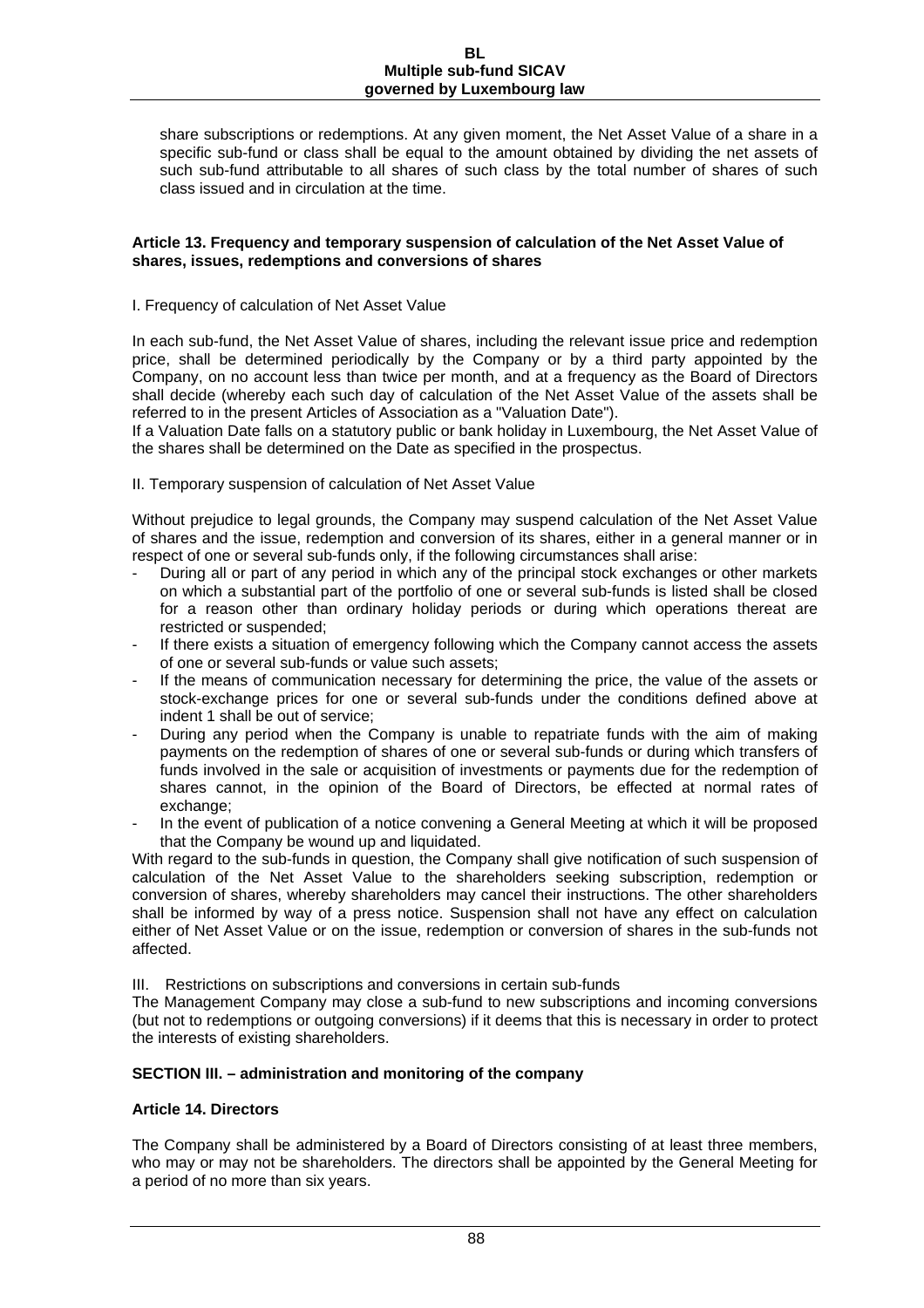share subscriptions or redemptions. At any given moment, the Net Asset Value of a share in a specific sub-fund or class shall be equal to the amount obtained by dividing the net assets of such sub-fund attributable to all shares of such class by the total number of shares of such class issued and in circulation at the time.

**Article 13. Frequency and temporary suspension of calculation of the Net Asset Value of shares, issues, redemptions and conversions of shares**

I. Frequency of calculation of Net Asset Value

In each sub-fund, the Net Asset Value of shares, including the relevant issue price and redemption price, shall be determined periodically by the Company or by a third party appointed by the Company, on no account less than twice per month, and at a frequency as the Board of Directors shall decide (whereby each such day of calculation of the Net Asset Value of the assets shall be referred to in the present Articles of Association as a "Valuation Date").
If a Valuation Date falls on a statutory public or bank holiday in Luxembourg, the Net Asset Value of the shares shall be determined on the Date as specified in the prospectus.

II. Temporary suspension of calculation of Net Asset Value

Without prejudice to legal grounds, the Company may suspend calculation of the Net Asset Value of shares and the issue, redemption and conversion of its shares, either in a general manner or in respect of one or several sub-funds only, if the following circumstances shall arise:

- During all or part of any period in which any of the principal stock exchanges or other markets on which a substantial part of the portfolio of one or several sub-funds is listed shall be closed for a reason other than ordinary holiday periods or during which operations thereat are restricted or suspended;
- If there exists a situation of emergency following which the Company cannot access the assets of one or several sub-funds or value such assets;
- If the means of communication necessary for determining the price, the value of the assets or stock-exchange prices for one or several sub-funds under the conditions defined above at indent 1 shall be out of service;
- During any period when the Company is unable to repatriate funds with the aim of making payments on the redemption of shares of one or several sub-funds or during which transfers of funds involved in the sale or acquisition of investments or payments due for the redemption of shares cannot, in the opinion of the Board of Directors, be effected at normal rates of exchange;
- In the event of publication of a notice convening a General Meeting at which it will be proposed that the Company be wound up and liquidated.

With regard to the sub-funds in question, the Company shall give notification of such suspension of calculation of the Net Asset Value to the shareholders seeking subscription, redemption or conversion of shares, whereby shareholders may cancel their instructions. The other shareholders shall be informed by way of a press notice. Suspension shall not have any effect on calculation either of Net Asset Value or on the issue, redemption or conversion of shares in the sub-funds not affected.

III. Restrictions on subscriptions and conversions in certain sub-funds
The Management Company may close a sub-fund to new subscriptions and incoming conversions (but not to redemptions or outgoing conversions) if it deems that this is necessary in order to protect the interests of existing shareholders.

## SECTION III. – administration and monitoring of the company

**Article 14. Directors**

The Company shall be administered by a Board of Directors consisting of at least three members, who may or may not be shareholders. The directors shall be appointed by the General Meeting for a period of no more than six years.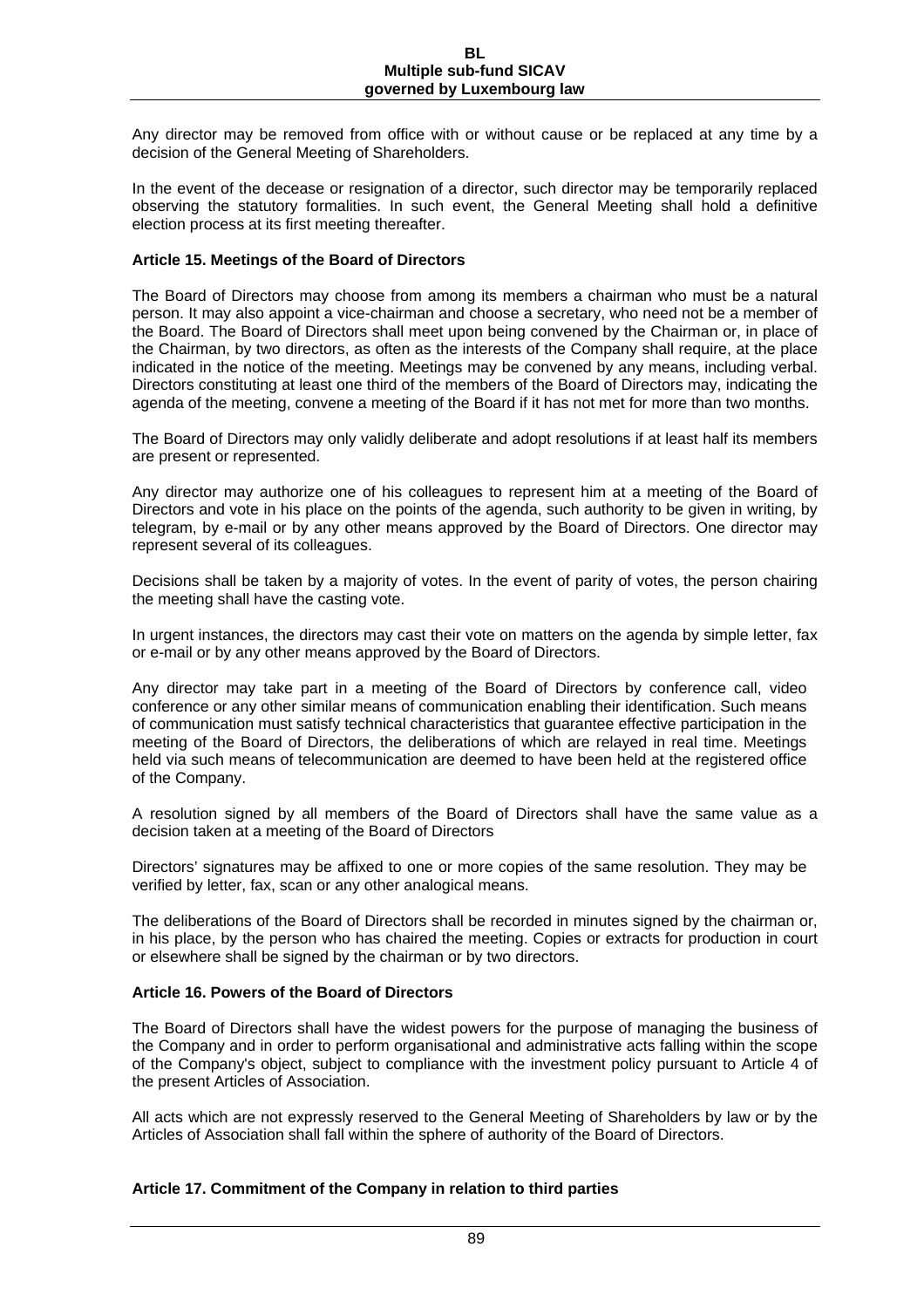Any director may be removed from office with or without cause or be replaced at any time by a decision of the General Meeting of Shareholders.

In the event of the decease or resignation of a director, such director may be temporarily replaced observing the statutory formalities. In such event, the General Meeting shall hold a definitive election process at its first meeting thereafter.

**Article 15. Meetings of the Board of Directors**

The Board of Directors may choose from among its members a chairman who must be a natural person. It may also appoint a vice-chairman and choose a secretary, who need not be a member of the Board. The Board of Directors shall meet upon being convened by the Chairman or, in place of the Chairman, by two directors, as often as the interests of the Company shall require, at the place indicated in the notice of the meeting. Meetings may be convened by any means, including verbal. Directors constituting at least one third of the members of the Board of Directors may, indicating the agenda of the meeting, convene a meeting of the Board if it has not met for more than two months.

The Board of Directors may only validly deliberate and adopt resolutions if at least half its members are present or represented.

Any director may authorize one of his colleagues to represent him at a meeting of the Board of Directors and vote in his place on the points of the agenda, such authority to be given in writing, by telegram, by e-mail or by any other means approved by the Board of Directors. One director may represent several of its colleagues.

Decisions shall be taken by a majority of votes. In the event of parity of votes, the person chairing the meeting shall have the casting vote.

In urgent instances, the directors may cast their vote on matters on the agenda by simple letter, fax or e-mail or by any other means approved by the Board of Directors.

Any director may take part in a meeting of the Board of Directors by conference call, video conference or any other similar means of communication enabling their identification. Such means of communication must satisfy technical characteristics that guarantee effective participation in the meeting of the Board of Directors, the deliberations of which are relayed in real time. Meetings held via such means of telecommunication are deemed to have been held at the registered office of the Company.

A resolution signed by all members of the Board of Directors shall have the same value as a decision taken at a meeting of the Board of Directors

Directors' signatures may be affixed to one or more copies of the same resolution. They may be verified by letter, fax, scan or any other analogical means.

The deliberations of the Board of Directors shall be recorded in minutes signed by the chairman or, in his place, by the person who has chaired the meeting. Copies or extracts for production in court or elsewhere shall be signed by the chairman or by two directors.

**Article 16. Powers of the Board of Directors**

The Board of Directors shall have the widest powers for the purpose of managing the business of the Company and in order to perform organisational and administrative acts falling within the scope of the Company's object, subject to compliance with the investment policy pursuant to Article 4 of the present Articles of Association.

All acts which are not expressly reserved to the General Meeting of Shareholders by law or by the Articles of Association shall fall within the sphere of authority of the Board of Directors.

**Article 17. Commitment of the Company in relation to third parties**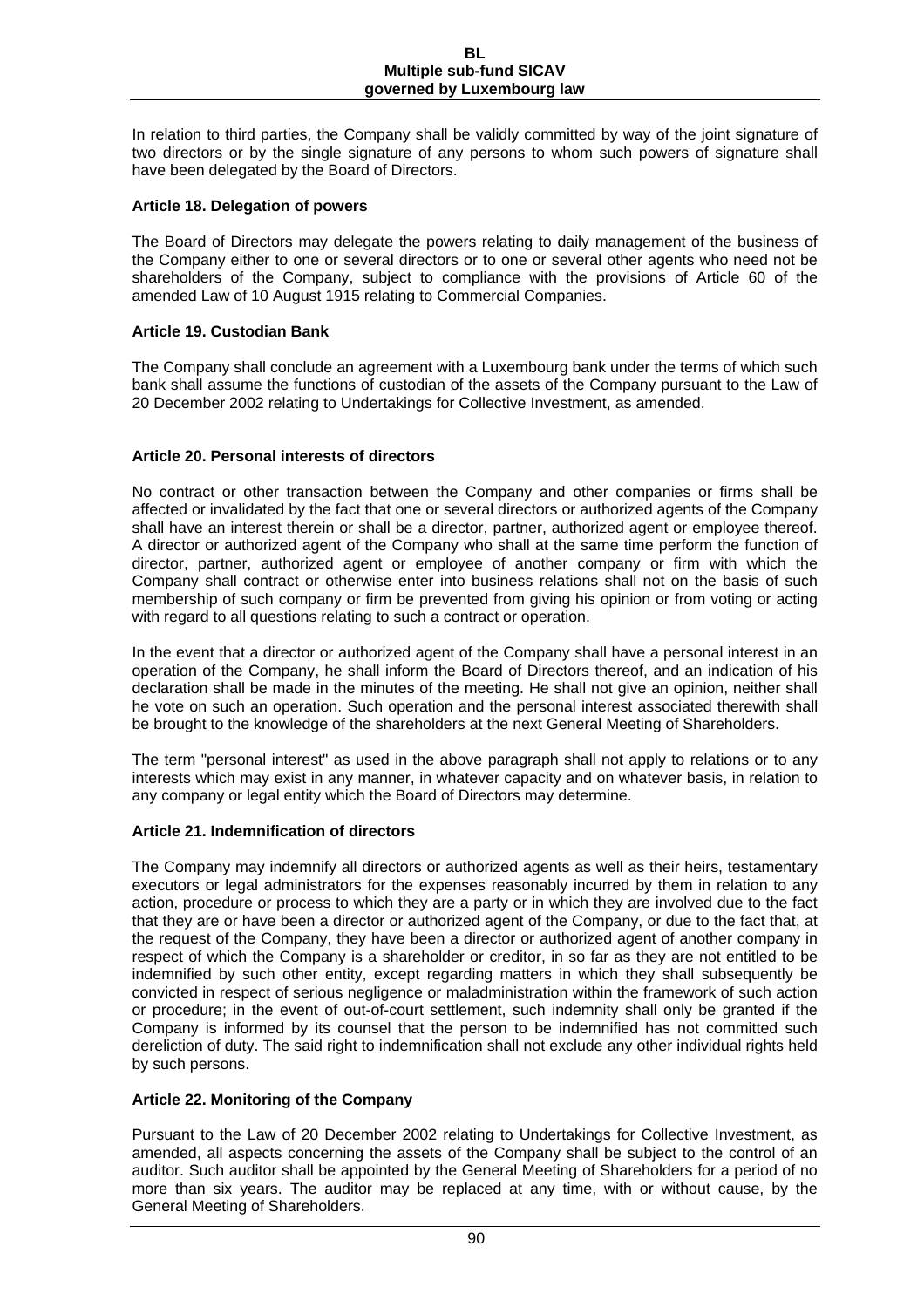In relation to third parties, the Company shall be validly committed by way of the joint signature of two directors or by the single signature of any persons to whom such powers of signature shall have been delegated by the Board of Directors.

**Article 18. Delegation of powers**

The Board of Directors may delegate the powers relating to daily management of the business of the Company either to one or several directors or to one or several other agents who need not be shareholders of the Company, subject to compliance with the provisions of Article 60 of the amended Law of 10 August 1915 relating to Commercial Companies.

**Article 19. Custodian Bank**

The Company shall conclude an agreement with a Luxembourg bank under the terms of which such bank shall assume the functions of custodian of the assets of the Company pursuant to the Law of 20 December 2002 relating to Undertakings for Collective Investment, as amended.

**Article 20. Personal interests of directors**

No contract or other transaction between the Company and other companies or firms shall be affected or invalidated by the fact that one or several directors or authorized agents of the Company shall have an interest therein or shall be a director, partner, authorized agent or employee thereof. A director or authorized agent of the Company who shall at the same time perform the function of director, partner, authorized agent or employee of another company or firm with which the Company shall contract or otherwise enter into business relations shall not on the basis of such membership of such company or firm be prevented from giving his opinion or from voting or acting with regard to all questions relating to such a contract or operation.

In the event that a director or authorized agent of the Company shall have a personal interest in an operation of the Company, he shall inform the Board of Directors thereof, and an indication of his declaration shall be made in the minutes of the meeting. He shall not give an opinion, neither shall he vote on such an operation. Such operation and the personal interest associated therewith shall be brought to the knowledge of the shareholders at the next General Meeting of Shareholders.

The term "personal interest" as used in the above paragraph shall not apply to relations or to any interests which may exist in any manner, in whatever capacity and on whatever basis, in relation to any company or legal entity which the Board of Directors may determine.

**Article 21. Indemnification of directors**

The Company may indemnify all directors or authorized agents as well as their heirs, testamentary executors or legal administrators for the expenses reasonably incurred by them in relation to any action, procedure or process to which they are a party or in which they are involved due to the fact that they are or have been a director or authorized agent of the Company, or due to the fact that, at the request of the Company, they have been a director or authorized agent of another company in respect of which the Company is a shareholder or creditor, in so far as they are not entitled to be indemnified by such other entity, except regarding matters in which they shall subsequently be convicted in respect of serious negligence or maladministration within the framework of such action or procedure; in the event of out-of-court settlement, such indemnity shall only be granted if the Company is informed by its counsel that the person to be indemnified has not committed such dereliction of duty. The said right to indemnification shall not exclude any other individual rights held by such persons.

**Article 22. Monitoring of the Company**

Pursuant to the Law of 20 December 2002 relating to Undertakings for Collective Investment, as amended, all aspects concerning the assets of the Company shall be subject to the control of an auditor. Such auditor shall be appointed by the General Meeting of Shareholders for a period of no more than six years. The auditor may be replaced at any time, with or without cause, by the General Meeting of Shareholders.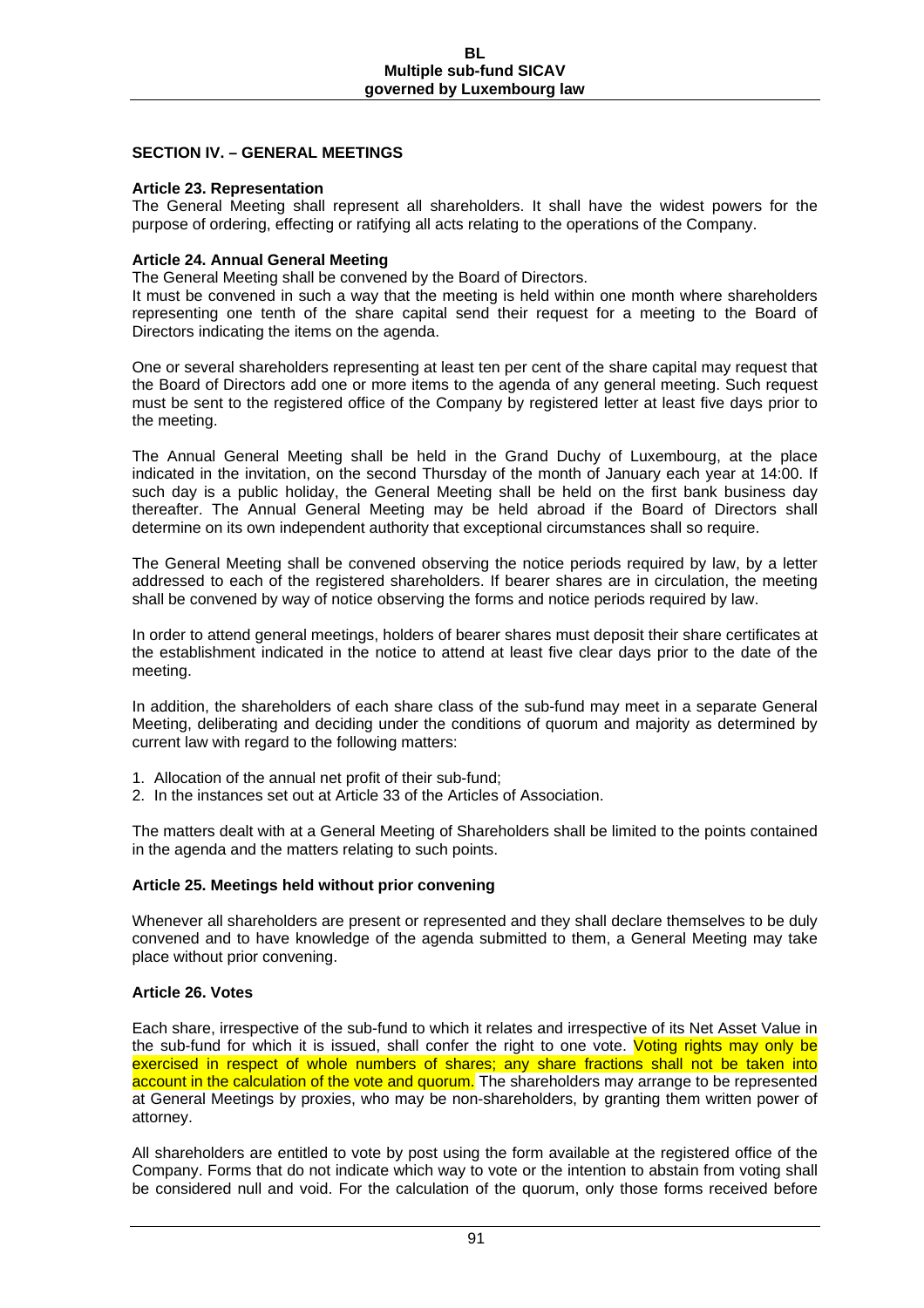## SECTION IV. – GENERAL MEETINGS

### Article 23. Representation

The General Meeting shall represent all shareholders. It shall have the widest powers for the purpose of ordering, effecting or ratifying all acts relating to the operations of the Company.

### Article 24. Annual General Meeting

The General Meeting shall be convened by the Board of Directors.

It must be convened in such a way that the meeting is held within one month where shareholders representing one tenth of the share capital send their request for a meeting to the Board of Directors indicating the items on the agenda.

One or several shareholders representing at least ten per cent of the share capital may request that the Board of Directors add one or more items to the agenda of any general meeting. Such request must be sent to the registered office of the Company by registered letter at least five days prior to the meeting.

The Annual General Meeting shall be held in the Grand Duchy of Luxembourg, at the place indicated in the invitation, on the second Thursday of the month of January each year at 14:00. If such day is a public holiday, the General Meeting shall be held on the first bank business day thereafter. The Annual General Meeting may be held abroad if the Board of Directors shall determine on its own independent authority that exceptional circumstances shall so require.

The General Meeting shall be convened observing the notice periods required by law, by a letter addressed to each of the registered shareholders. If bearer shares are in circulation, the meeting shall be convened by way of notice observing the forms and notice periods required by law.

In order to attend general meetings, holders of bearer shares must deposit their share certificates at the establishment indicated in the notice to attend at least five clear days prior to the date of the meeting.

In addition, the shareholders of each share class of the sub-fund may meet in a separate General Meeting, deliberating and deciding under the conditions of quorum and majority as determined by current law with regard to the following matters:

1. Allocation of the annual net profit of their sub-fund;
2. In the instances set out at Article 33 of the Articles of Association.

The matters dealt with at a General Meeting of Shareholders shall be limited to the points contained in the agenda and the matters relating to such points.

### Article 25. Meetings held without prior convening

Whenever all shareholders are present or represented and they shall declare themselves to be duly convened and to have knowledge of the agenda submitted to them, a General Meeting may take place without prior convening.

### Article 26. Votes

Each share, irrespective of the sub-fund to which it relates and irrespective of its Net Asset Value in the sub-fund for which it is issued, shall confer the right to one vote. Voting rights may only be exercised in respect of whole numbers of shares; any share fractions shall not be taken into account in the calculation of the vote and quorum. The shareholders may arrange to be represented at General Meetings by proxies, who may be non-shareholders, by granting them written power of attorney.

All shareholders are entitled to vote by post using the form available at the registered office of the Company. Forms that do not indicate which way to vote or the intention to abstain from voting shall be considered null and void. For the calculation of the quorum, only those forms received before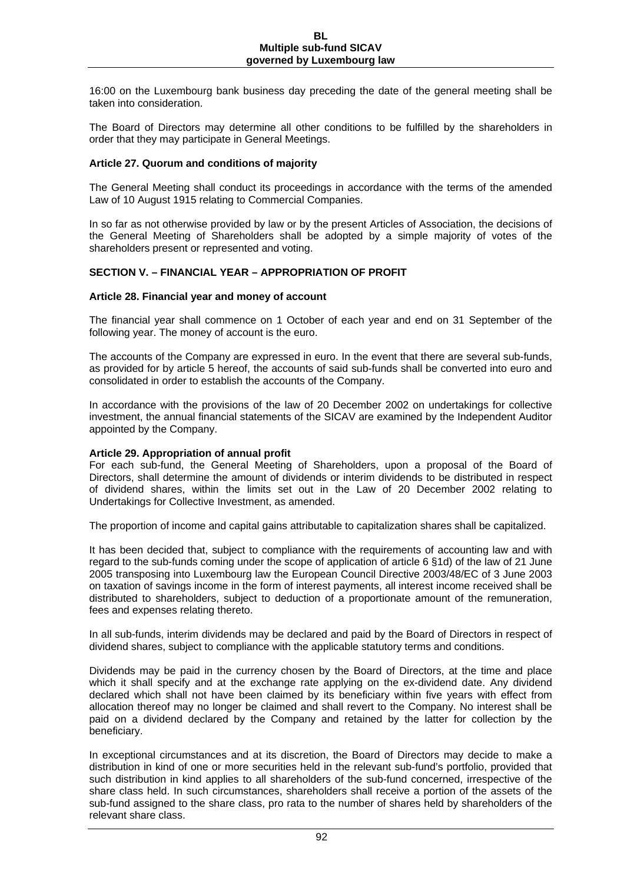16:00 on the Luxembourg bank business day preceding the date of the general meeting shall be taken into consideration.

The Board of Directors may determine all other conditions to be fulfilled by the shareholders in order that they may participate in General Meetings.

**Article 27. Quorum and conditions of majority**

The General Meeting shall conduct its proceedings in accordance with the terms of the amended Law of 10 August 1915 relating to Commercial Companies.

In so far as not otherwise provided by law or by the present Articles of Association, the decisions of the General Meeting of Shareholders shall be adopted by a simple majority of votes of the shareholders present or represented and voting.

**SECTION V. – FINANCIAL YEAR – APPROPRIATION OF PROFIT**

**Article 28. Financial year and money of account**

The financial year shall commence on 1 October of each year and end on 31 September of the following year. The money of account is the euro.

The accounts of the Company are expressed in euro. In the event that there are several sub-funds, as provided for by article 5 hereof, the accounts of said sub-funds shall be converted into euro and consolidated in order to establish the accounts of the Company.

In accordance with the provisions of the law of 20 December 2002 on undertakings for collective investment, the annual financial statements of the SICAV are examined by the Independent Auditor appointed by the Company.

**Article 29. Appropriation of annual profit**

For each sub-fund, the General Meeting of Shareholders, upon a proposal of the Board of Directors, shall determine the amount of dividends or interim dividends to be distributed in respect of dividend shares, within the limits set out in the Law of 20 December 2002 relating to Undertakings for Collective Investment, as amended.

The proportion of income and capital gains attributable to capitalization shares shall be capitalized.

It has been decided that, subject to compliance with the requirements of accounting law and with regard to the sub-funds coming under the scope of application of article 6 §1d) of the law of 21 June 2005 transposing into Luxembourg law the European Council Directive 2003/48/EC of 3 June 2003 on taxation of savings income in the form of interest payments, all interest income received shall be distributed to shareholders, subject to deduction of a proportionate amount of the remuneration, fees and expenses relating thereto.

In all sub-funds, interim dividends may be declared and paid by the Board of Directors in respect of dividend shares, subject to compliance with the applicable statutory terms and conditions.

Dividends may be paid in the currency chosen by the Board of Directors, at the time and place which it shall specify and at the exchange rate applying on the ex-dividend date. Any dividend declared which shall not have been claimed by its beneficiary within five years with effect from allocation thereof may no longer be claimed and shall revert to the Company. No interest shall be paid on a dividend declared by the Company and retained by the latter for collection by the beneficiary.

In exceptional circumstances and at its discretion, the Board of Directors may decide to make a distribution in kind of one or more securities held in the relevant sub-fund's portfolio, provided that such distribution in kind applies to all shareholders of the sub-fund concerned, irrespective of the share class held. In such circumstances, shareholders shall receive a portion of the assets of the sub-fund assigned to the share class, pro rata to the number of shares held by shareholders of the relevant share class.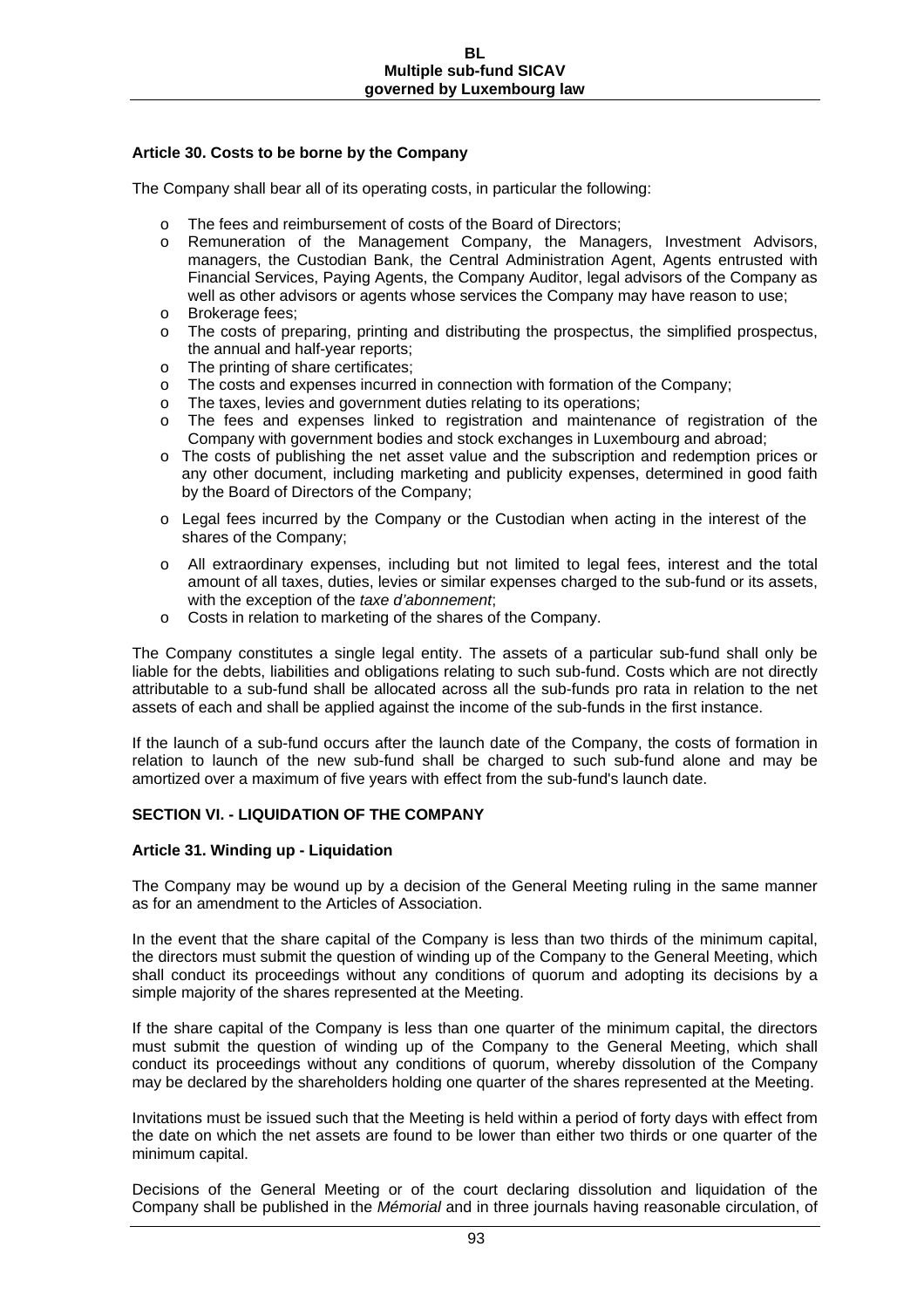### Article 30. Costs to be borne by the Company

The Company shall bear all of its operating costs, in particular the following:

- The fees and reimbursement of costs of the Board of Directors;
- Remuneration of the Management Company, the Managers, Investment Advisors, managers, the Custodian Bank, the Central Administration Agent, Agents entrusted with Financial Services, Paying Agents, the Company Auditor, legal advisors of the Company as well as other advisors or agents whose services the Company may have reason to use;
- Brokerage fees;
- The costs of preparing, printing and distributing the prospectus, the simplified prospectus, the annual and half-year reports;
- The printing of share certificates;
- The costs and expenses incurred in connection with formation of the Company;
- The taxes, levies and government duties relating to its operations;
- The fees and expenses linked to registration and maintenance of registration of the Company with government bodies and stock exchanges in Luxembourg and abroad;
- The costs of publishing the net asset value and the subscription and redemption prices or any other document, including marketing and publicity expenses, determined in good faith by the Board of Directors of the Company;
- Legal fees incurred by the Company or the Custodian when acting in the interest of the shares of the Company;
- All extraordinary expenses, including but not limited to legal fees, interest and the total amount of all taxes, duties, levies or similar expenses charged to the sub-fund or its assets, with the exception of the *taxe d'abonnement*;
- Costs in relation to marketing of the shares of the Company.

The Company constitutes a single legal entity. The assets of a particular sub-fund shall only be liable for the debts, liabilities and obligations relating to such sub-fund. Costs which are not directly attributable to a sub-fund shall be allocated across all the sub-funds pro rata in relation to the net assets of each and shall be applied against the income of the sub-funds in the first instance.

If the launch of a sub-fund occurs after the launch date of the Company, the costs of formation in relation to launch of the new sub-fund shall be charged to such sub-fund alone and may be amortized over a maximum of five years with effect from the sub-fund's launch date.

## SECTION VI. - LIQUIDATION OF THE COMPANY

### Article 31. Winding up - Liquidation

The Company may be wound up by a decision of the General Meeting ruling in the same manner as for an amendment to the Articles of Association.

In the event that the share capital of the Company is less than two thirds of the minimum capital, the directors must submit the question of winding up of the Company to the General Meeting, which shall conduct its proceedings without any conditions of quorum and adopting its decisions by a simple majority of the shares represented at the Meeting.

If the share capital of the Company is less than one quarter of the minimum capital, the directors must submit the question of winding up of the Company to the General Meeting, which shall conduct its proceedings without any conditions of quorum, whereby dissolution of the Company may be declared by the shareholders holding one quarter of the shares represented at the Meeting.

Invitations must be issued such that the Meeting is held within a period of forty days with effect from the date on which the net assets are found to be lower than either two thirds or one quarter of the minimum capital.

Decisions of the General Meeting or of the court declaring dissolution and liquidation of the Company shall be published in the *Mémorial* and in three journals having reasonable circulation, of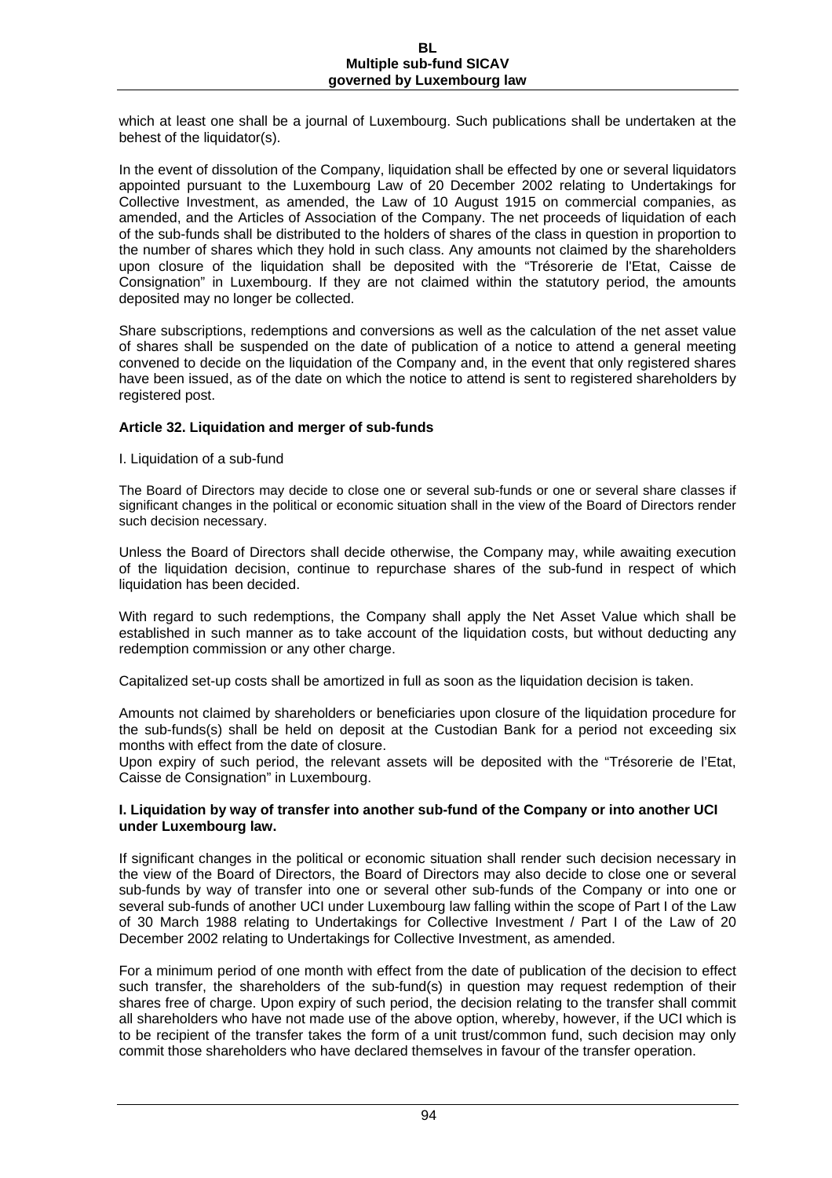which at least one shall be a journal of Luxembourg. Such publications shall be undertaken at the behest of the liquidator(s).

In the event of dissolution of the Company, liquidation shall be effected by one or several liquidators appointed pursuant to the Luxembourg Law of 20 December 2002 relating to Undertakings for Collective Investment, as amended, the Law of 10 August 1915 on commercial companies, as amended, and the Articles of Association of the Company. The net proceeds of liquidation of each of the sub-funds shall be distributed to the holders of shares of the class in question in proportion to the number of shares which they hold in such class. Any amounts not claimed by the shareholders upon closure of the liquidation shall be deposited with the "Trésorerie de l'Etat, Caisse de Consignation" in Luxembourg. If they are not claimed within the statutory period, the amounts deposited may no longer be collected.

Share subscriptions, redemptions and conversions as well as the calculation of the net asset value of shares shall be suspended on the date of publication of a notice to attend a general meeting convened to decide on the liquidation of the Company and, in the event that only registered shares have been issued, as of the date on which the notice to attend is sent to registered shareholders by registered post.

### Article 32. Liquidation and merger of sub-funds

I. Liquidation of a sub-fund

The Board of Directors may decide to close one or several sub-funds or one or several share classes if significant changes in the political or economic situation shall in the view of the Board of Directors render such decision necessary.

Unless the Board of Directors shall decide otherwise, the Company may, while awaiting execution of the liquidation decision, continue to repurchase shares of the sub-fund in respect of which liquidation has been decided.

With regard to such redemptions, the Company shall apply the Net Asset Value which shall be established in such manner as to take account of the liquidation costs, but without deducting any redemption commission or any other charge.

Capitalized set-up costs shall be amortized in full as soon as the liquidation decision is taken.

Amounts not claimed by shareholders or beneficiaries upon closure of the liquidation procedure for the sub-funds(s) shall be held on deposit at the Custodian Bank for a period not exceeding six months with effect from the date of closure.
Upon expiry of such period, the relevant assets will be deposited with the "Trésorerie de l'Etat, Caisse de Consignation" in Luxembourg.

**I. Liquidation by way of transfer into another sub-fund of the Company or into another UCI under Luxembourg law.**

If significant changes in the political or economic situation shall render such decision necessary in the view of the Board of Directors, the Board of Directors may also decide to close one or several sub-funds by way of transfer into one or several other sub-funds of the Company or into one or several sub-funds of another UCI under Luxembourg law falling within the scope of Part I of the Law of 30 March 1988 relating to Undertakings for Collective Investment / Part I of the Law of 20 December 2002 relating to Undertakings for Collective Investment, as amended.

For a minimum period of one month with effect from the date of publication of the decision to effect such transfer, the shareholders of the sub-fund(s) in question may request redemption of their shares free of charge. Upon expiry of such period, the decision relating to the transfer shall commit all shareholders who have not made use of the above option, whereby, however, if the UCI which is to be recipient of the transfer takes the form of a unit trust/common fund, such decision may only commit those shareholders who have declared themselves in favour of the transfer operation.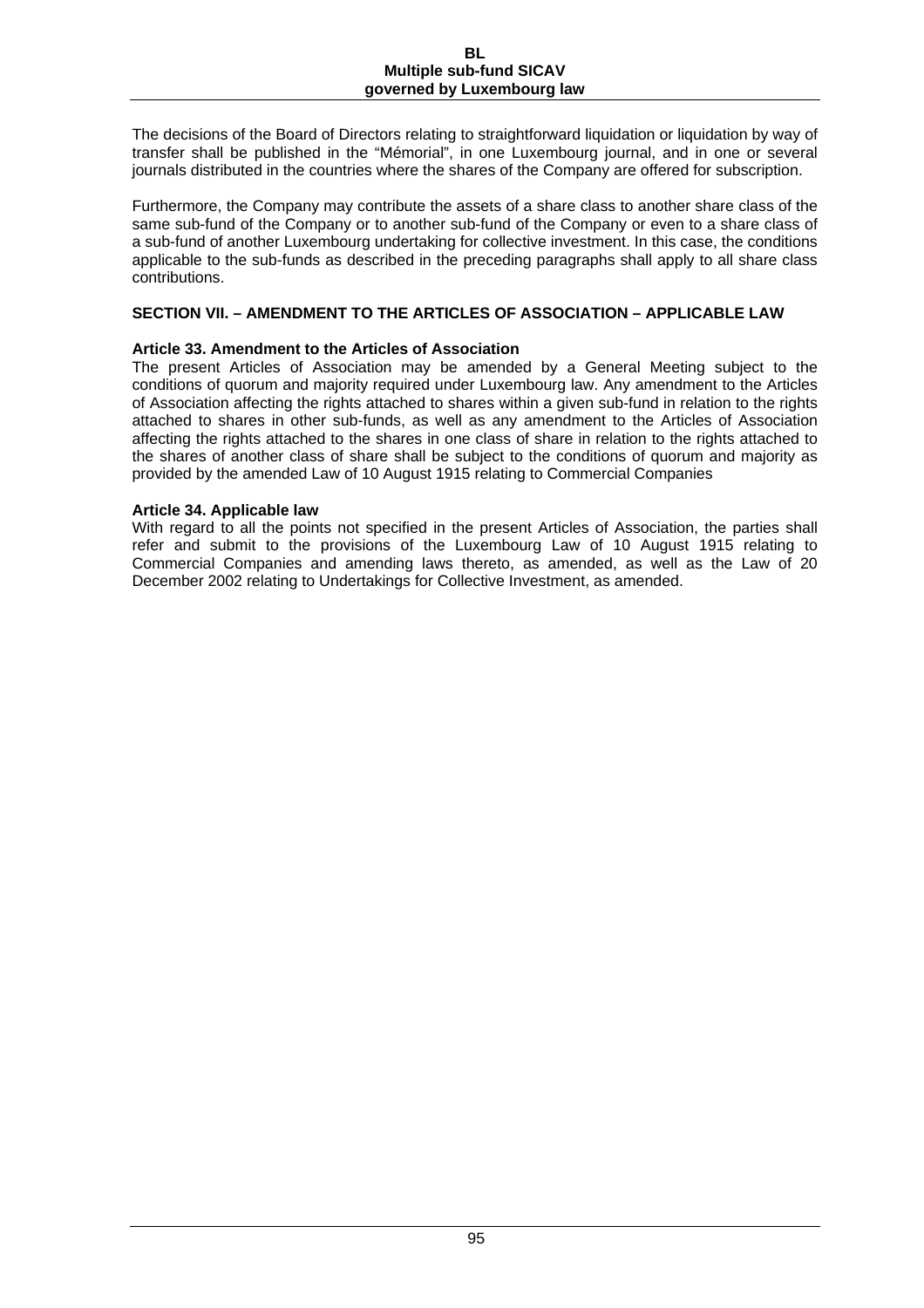The decisions of the Board of Directors relating to straightforward liquidation or liquidation by way of transfer shall be published in the "Mémorial", in one Luxembourg journal, and in one or several journals distributed in the countries where the shares of the Company are offered for subscription.

Furthermore, the Company may contribute the assets of a share class to another share class of the same sub-fund of the Company or to another sub-fund of the Company or even to a share class of a sub-fund of another Luxembourg undertaking for collective investment. In this case, the conditions applicable to the sub-funds as described in the preceding paragraphs shall apply to all share class contributions.

## SECTION VII. – AMENDMENT TO THE ARTICLES OF ASSOCIATION – APPLICABLE LAW

### Article 33. Amendment to the Articles of Association

The present Articles of Association may be amended by a General Meeting subject to the conditions of quorum and majority required under Luxembourg law. Any amendment to the Articles of Association affecting the rights attached to shares within a given sub-fund in relation to the rights attached to shares in other sub-funds, as well as any amendment to the Articles of Association affecting the rights attached to the shares in one class of share in relation to the rights attached to the shares of another class of share shall be subject to the conditions of quorum and majority as provided by the amended Law of 10 August 1915 relating to Commercial Companies

### Article 34. Applicable law

With regard to all the points not specified in the present Articles of Association, the parties shall refer and submit to the provisions of the Luxembourg Law of 10 August 1915 relating to Commercial Companies and amending laws thereto, as amended, as well as the Law of 20 December 2002 relating to Undertakings for Collective Investment, as amended.